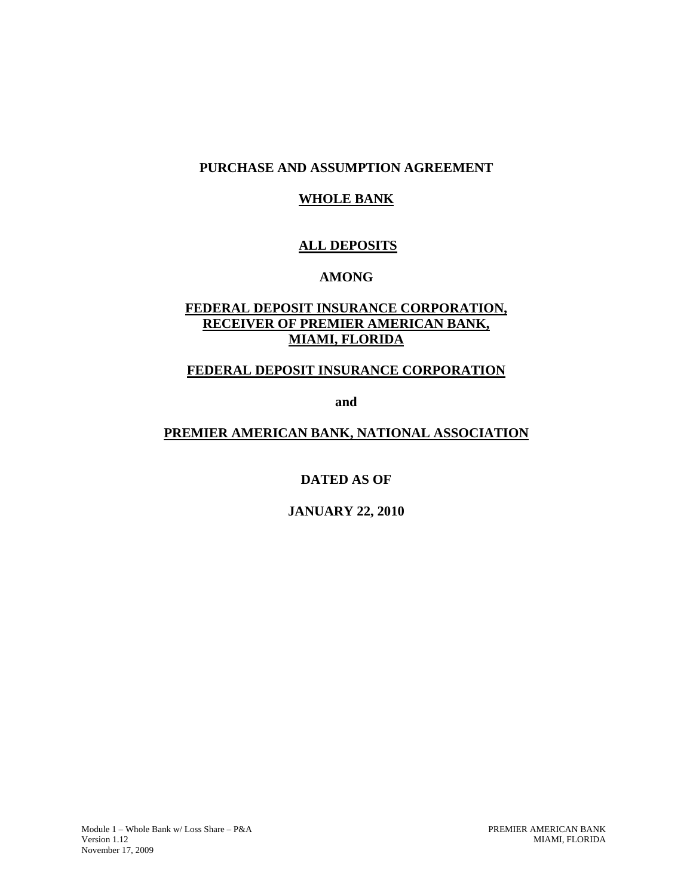# PURCHASE AND ASSUMPTION AGREEMENT

## WHOLE BANK

## ALL DEPOSITS

**AMONG**

**FEDERAL DEPOSIT INSURANCE CORPORATION,**
**RECEIVER OF PREMIER AMERICAN BANK,**
**MIAMI, FLORIDA**

**FEDERAL DEPOSIT INSURANCE CORPORATION**

**and**

**PREMIER AMERICAN BANK, NATIONAL ASSOCIATION**

**DATED AS OF**

**JANUARY 22, 2010**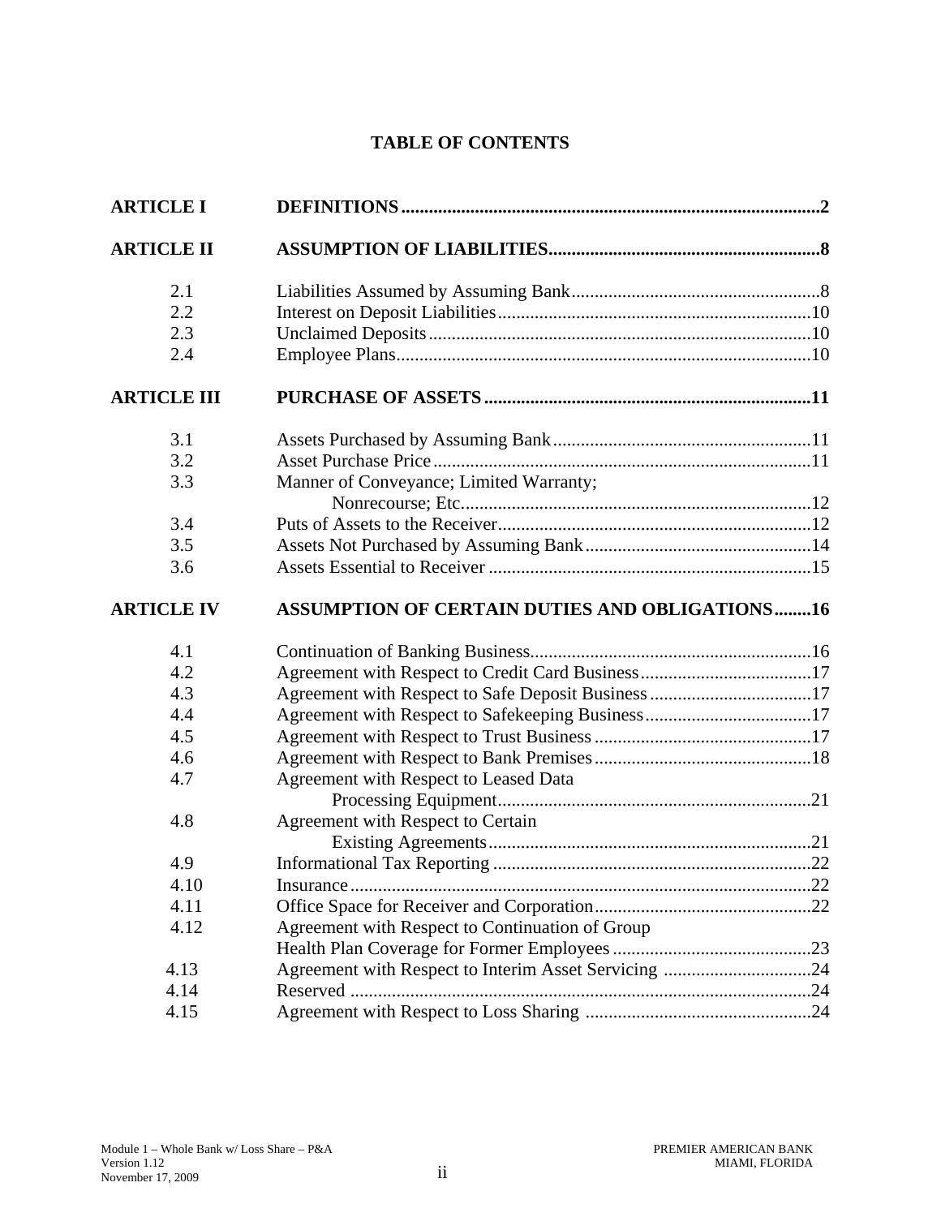## TABLE OF CONTENTS

| | | |
|---|---|---|
| **ARTICLE I** | **DEFINITIONS** | **2** |
| **ARTICLE II** | **ASSUMPTION OF LIABILITIES** | **8** |
| 2.1 | Liabilities Assumed by Assuming Bank | 8 |
| 2.2 | Interest on Deposit Liabilities | 10 |
| 2.3 | Unclaimed Deposits | 10 |
| 2.4 | Employee Plans | 10 |
| **ARTICLE III** | **PURCHASE OF ASSETS** | **11** |
| 3.1 | Assets Purchased by Assuming Bank | 11 |
| 3.2 | Asset Purchase Price | 11 |
| 3.3 | Manner of Conveyance; Limited Warranty; Nonrecourse; Etc. | 12 |
| 3.4 | Puts of Assets to the Receiver | 12 |
| 3.5 | Assets Not Purchased by Assuming Bank | 14 |
| 3.6 | Assets Essential to Receiver | 15 |
| **ARTICLE IV** | **ASSUMPTION OF CERTAIN DUTIES AND OBLIGATIONS** | **16** |
| 4.1 | Continuation of Banking Business | 16 |
| 4.2 | Agreement with Respect to Credit Card Business | 17 |
| 4.3 | Agreement with Respect to Safe Deposit Business | 17 |
| 4.4 | Agreement with Respect to Safekeeping Business | 17 |
| 4.5 | Agreement with Respect to Trust Business | 17 |
| 4.6 | Agreement with Respect to Bank Premises | 18 |
| 4.7 | Agreement with Respect to Leased Data Processing Equipment | 21 |
| 4.8 | Agreement with Respect to Certain Existing Agreements | 21 |
| 4.9 | Informational Tax Reporting | 22 |
| 4.10 | Insurance | 22 |
| 4.11 | Office Space for Receiver and Corporation | 22 |
| 4.12 | Agreement with Respect to Continuation of Group Health Plan Coverage for Former Employees | 23 |
| 4.13 | Agreement with Respect to Interim Asset Servicing | 24 |
| 4.14 | Reserved | 24 |
| 4.15 | Agreement with Respect to Loss Sharing | 24 |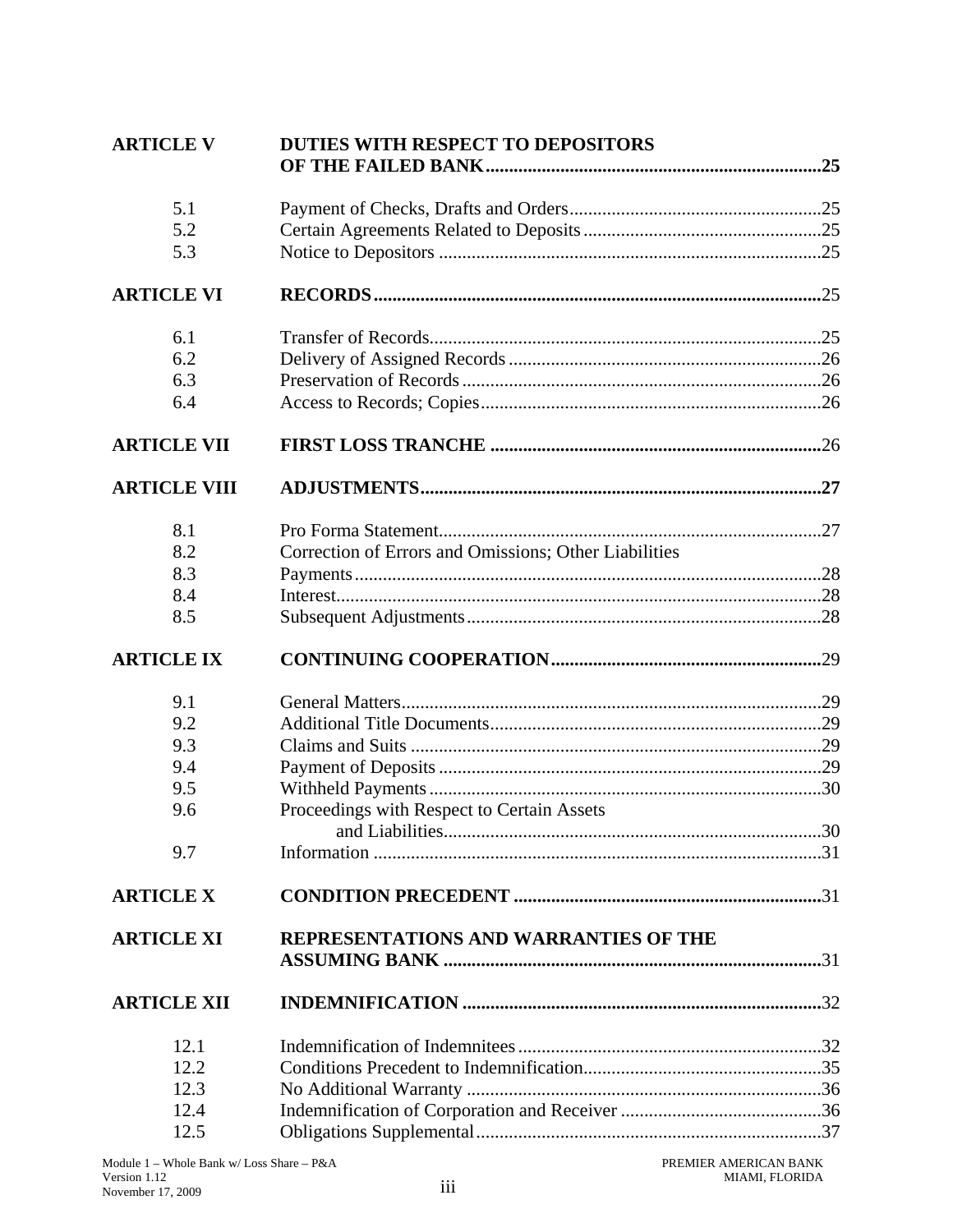| | | |
|---|---|---|
| **ARTICLE V** | **DUTIES WITH RESPECT TO DEPOSITORS OF THE FAILED BANK** | **25** |
| 5.1 | Payment of Checks, Drafts and Orders | 25 |
| 5.2 | Certain Agreements Related to Deposits | 25 |
| 5.3 | Notice to Depositors | 25 |
| **ARTICLE VI** | **RECORDS** | 25 |
| 6.1 | Transfer of Records | 25 |
| 6.2 | Delivery of Assigned Records | 26 |
| 6.3 | Preservation of Records | 26 |
| 6.4 | Access to Records; Copies | 26 |
| **ARTICLE VII** | **FIRST LOSS TRANCHE** | 26 |
| **ARTICLE VIII** | **ADJUSTMENTS** | **27** |
| 8.1 | Pro Forma Statement | 27 |
| 8.2 | Correction of Errors and Omissions; Other Liabilities | |
| 8.3 | Payments | 28 |
| 8.4 | Interest | 28 |
| 8.5 | Subsequent Adjustments | 28 |
| **ARTICLE IX** | **CONTINUING COOPERATION** | 29 |
| 9.1 | General Matters | 29 |
| 9.2 | Additional Title Documents | 29 |
| 9.3 | Claims and Suits | 29 |
| 9.4 | Payment of Deposits | 29 |
| 9.5 | Withheld Payments | 30 |
| 9.6 | Proceedings with Respect to Certain Assets and Liabilities | 30 |
| 9.7 | Information | 31 |
| **ARTICLE X** | **CONDITION PRECEDENT** | 31 |
| **ARTICLE XI** | **REPRESENTATIONS AND WARRANTIES OF THE ASSUMING BANK** | 31 |
| **ARTICLE XII** | **INDEMNIFICATION** | 32 |
| 12.1 | Indemnification of Indemnitees | 32 |
| 12.2 | Conditions Precedent to Indemnification | 35 |
| 12.3 | No Additional Warranty | 36 |
| 12.4 | Indemnification of Corporation and Receiver | 36 |
| 12.5 | Obligations Supplemental | 37 |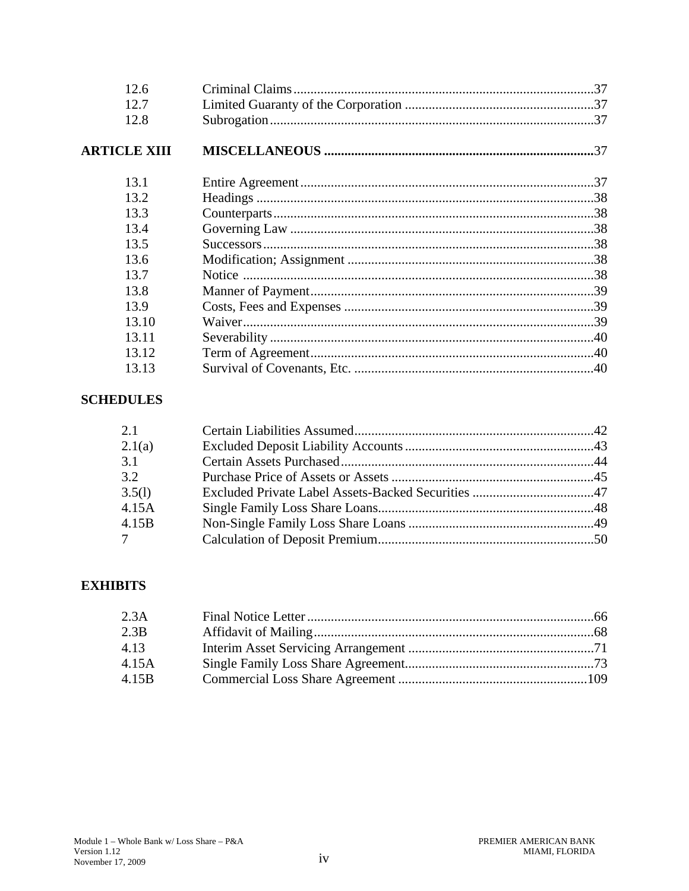| | | |
|---|---|---|
| 12.6 | Criminal Claims | 37 |
| 12.7 | Limited Guaranty of the Corporation | 37 |
| 12.8 | Subrogation | 37 |
| **ARTICLE XIII** | **MISCELLANEOUS** | **37** |
| 13.1 | Entire Agreement | 37 |
| 13.2 | Headings | 38 |
| 13.3 | Counterparts | 38 |
| 13.4 | Governing Law | 38 |
| 13.5 | Successors | 38 |
| 13.6 | Modification; Assignment | 38 |
| 13.7 | Notice | 38 |
| 13.8 | Manner of Payment | 39 |
| 13.9 | Costs, Fees and Expenses | 39 |
| 13.10 | Waiver | 39 |
| 13.11 | Severability | 40 |
| 13.12 | Term of Agreement | 40 |
| 13.13 | Survival of Covenants, Etc. | 40 |

**SCHEDULES**

| | | |
|---|---|---|
| 2.1 | Certain Liabilities Assumed | 42 |
| 2.1(a) | Excluded Deposit Liability Accounts | 43 |
| 3.1 | Certain Assets Purchased | 44 |
| 3.2 | Purchase Price of Assets or Assets | 45 |
| 3.5(l) | Excluded Private Label Assets-Backed Securities | 47 |
| 4.15A | Single Family Loss Share Loans | 48 |
| 4.15B | Non-Single Family Loss Share Loans | 49 |
| 7 | Calculation of Deposit Premium | 50 |

**EXHIBITS**

| | | |
|---|---|---|
| 2.3A | Final Notice Letter | 66 |
| 2.3B | Affidavit of Mailing | 68 |
| 4.13 | Interim Asset Servicing Arrangement | 71 |
| 4.15A | Single Family Loss Share Agreement | 73 |
| 4.15B | Commercial Loss Share Agreement | 109 |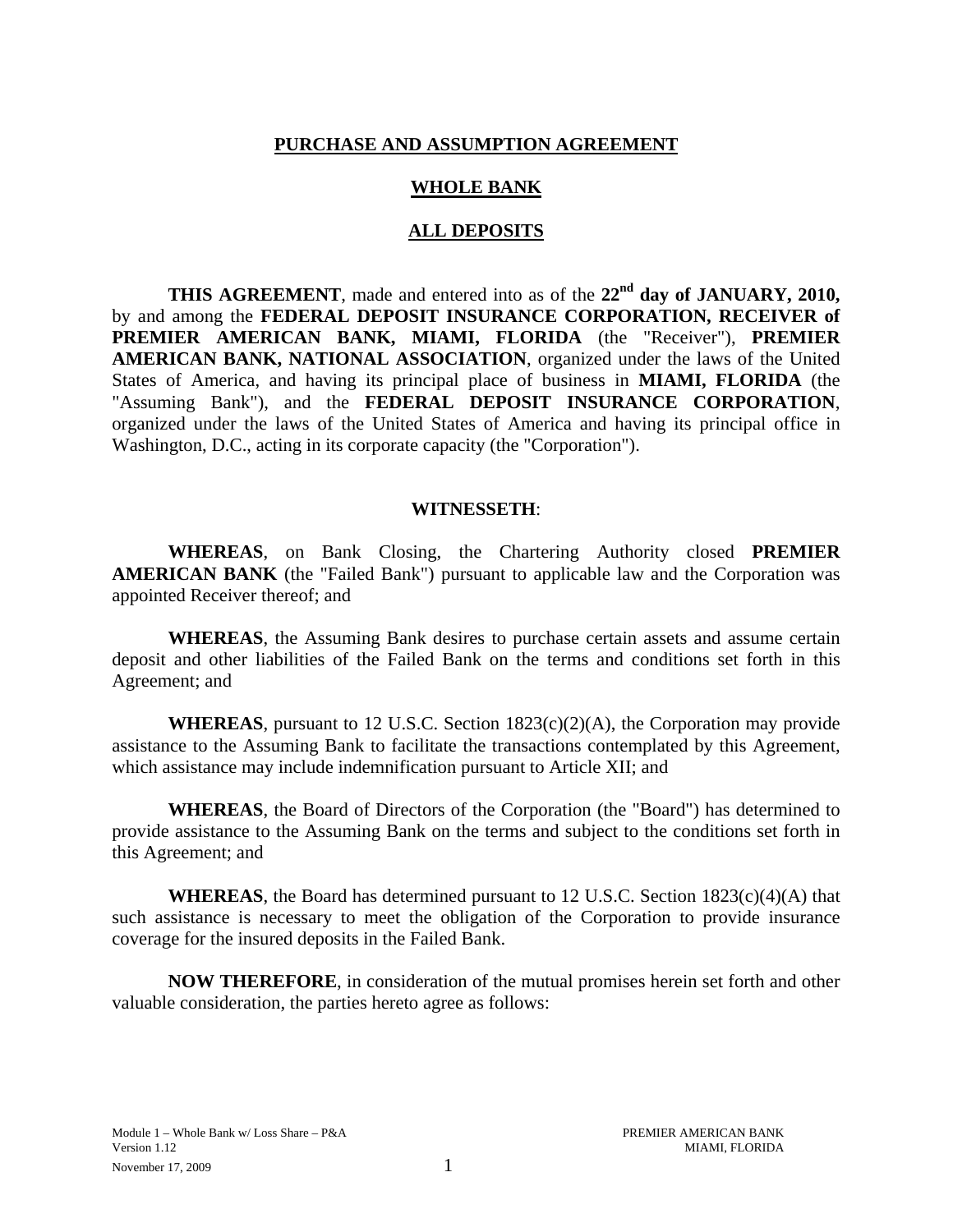**PURCHASE AND ASSUMPTION AGREEMENT**

**WHOLE BANK**

**ALL DEPOSITS**

**THIS AGREEMENT**, made and entered into as of the **22nd day of JANUARY, 2010,** by and among the **FEDERAL DEPOSIT INSURANCE CORPORATION, RECEIVER of PREMIER AMERICAN BANK, MIAMI, FLORIDA** (the "Receiver"), **PREMIER AMERICAN BANK, NATIONAL ASSOCIATION**, organized under the laws of the United States of America, and having its principal place of business in **MIAMI, FLORIDA** (the "Assuming Bank"), and the **FEDERAL DEPOSIT INSURANCE CORPORATION**, organized under the laws of the United States of America and having its principal office in Washington, D.C., acting in its corporate capacity (the "Corporation").

**WITNESSETH**:

**WHEREAS**, on Bank Closing, the Chartering Authority closed **PREMIER AMERICAN BANK** (the "Failed Bank") pursuant to applicable law and the Corporation was appointed Receiver thereof; and

**WHEREAS**, the Assuming Bank desires to purchase certain assets and assume certain deposit and other liabilities of the Failed Bank on the terms and conditions set forth in this Agreement; and

**WHEREAS**, pursuant to 12 U.S.C. Section 1823(c)(2)(A), the Corporation may provide assistance to the Assuming Bank to facilitate the transactions contemplated by this Agreement, which assistance may include indemnification pursuant to Article XII; and

**WHEREAS**, the Board of Directors of the Corporation (the "Board") has determined to provide assistance to the Assuming Bank on the terms and subject to the conditions set forth in this Agreement; and

**WHEREAS**, the Board has determined pursuant to 12 U.S.C. Section 1823(c)(4)(A) that such assistance is necessary to meet the obligation of the Corporation to provide insurance coverage for the insured deposits in the Failed Bank.

**NOW THEREFORE**, in consideration of the mutual promises herein set forth and other valuable consideration, the parties hereto agree as follows: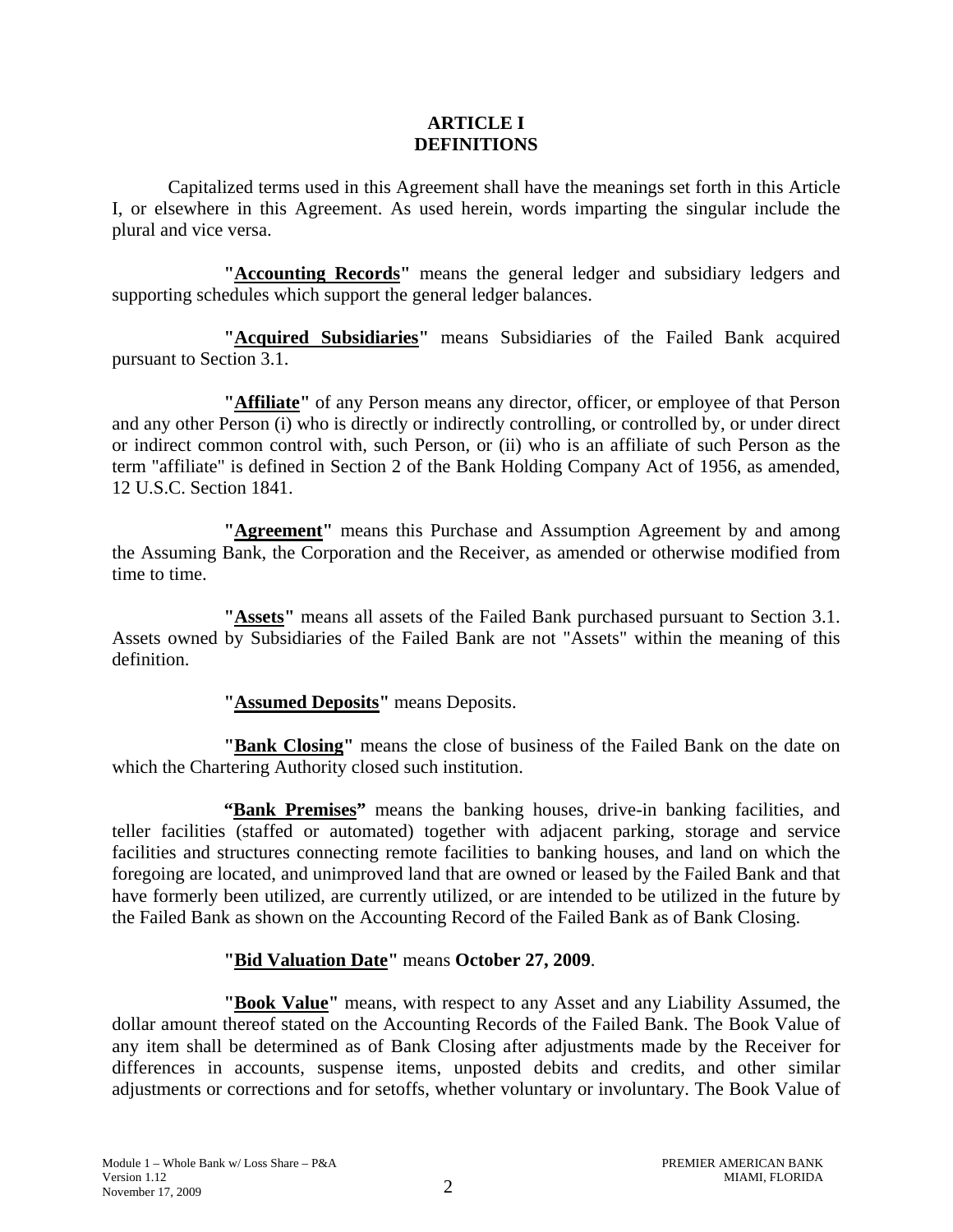# ARTICLE I
# DEFINITIONS

Capitalized terms used in this Agreement shall have the meanings set forth in this Article I, or elsewhere in this Agreement. As used herein, words imparting the singular include the plural and vice versa.

**"Accounting Records"** means the general ledger and subsidiary ledgers and supporting schedules which support the general ledger balances.

**"Acquired Subsidiaries"** means Subsidiaries of the Failed Bank acquired pursuant to Section 3.1.

**"Affiliate"** of any Person means any director, officer, or employee of that Person and any other Person (i) who is directly or indirectly controlling, or controlled by, or under direct or indirect common control with, such Person, or (ii) who is an affiliate of such Person as the term "affiliate" is defined in Section 2 of the Bank Holding Company Act of 1956, as amended, 12 U.S.C. Section 1841.

**"Agreement"** means this Purchase and Assumption Agreement by and among the Assuming Bank, the Corporation and the Receiver, as amended or otherwise modified from time to time.

**"Assets"** means all assets of the Failed Bank purchased pursuant to Section 3.1. Assets owned by Subsidiaries of the Failed Bank are not "Assets" within the meaning of this definition.

**"Assumed Deposits"** means Deposits.

**"Bank Closing"** means the close of business of the Failed Bank on the date on which the Chartering Authority closed such institution.

**"Bank Premises"** means the banking houses, drive-in banking facilities, and teller facilities (staffed or automated) together with adjacent parking, storage and service facilities and structures connecting remote facilities to banking houses, and land on which the foregoing are located, and unimproved land that are owned or leased by the Failed Bank and that have formerly been utilized, are currently utilized, or are intended to be utilized in the future by the Failed Bank as shown on the Accounting Record of the Failed Bank as of Bank Closing.

**"Bid Valuation Date"** means **October 27, 2009**.

**"Book Value"** means, with respect to any Asset and any Liability Assumed, the dollar amount thereof stated on the Accounting Records of the Failed Bank. The Book Value of any item shall be determined as of Bank Closing after adjustments made by the Receiver for differences in accounts, suspense items, unposted debits and credits, and other similar adjustments or corrections and for setoffs, whether voluntary or involuntary. The Book Value of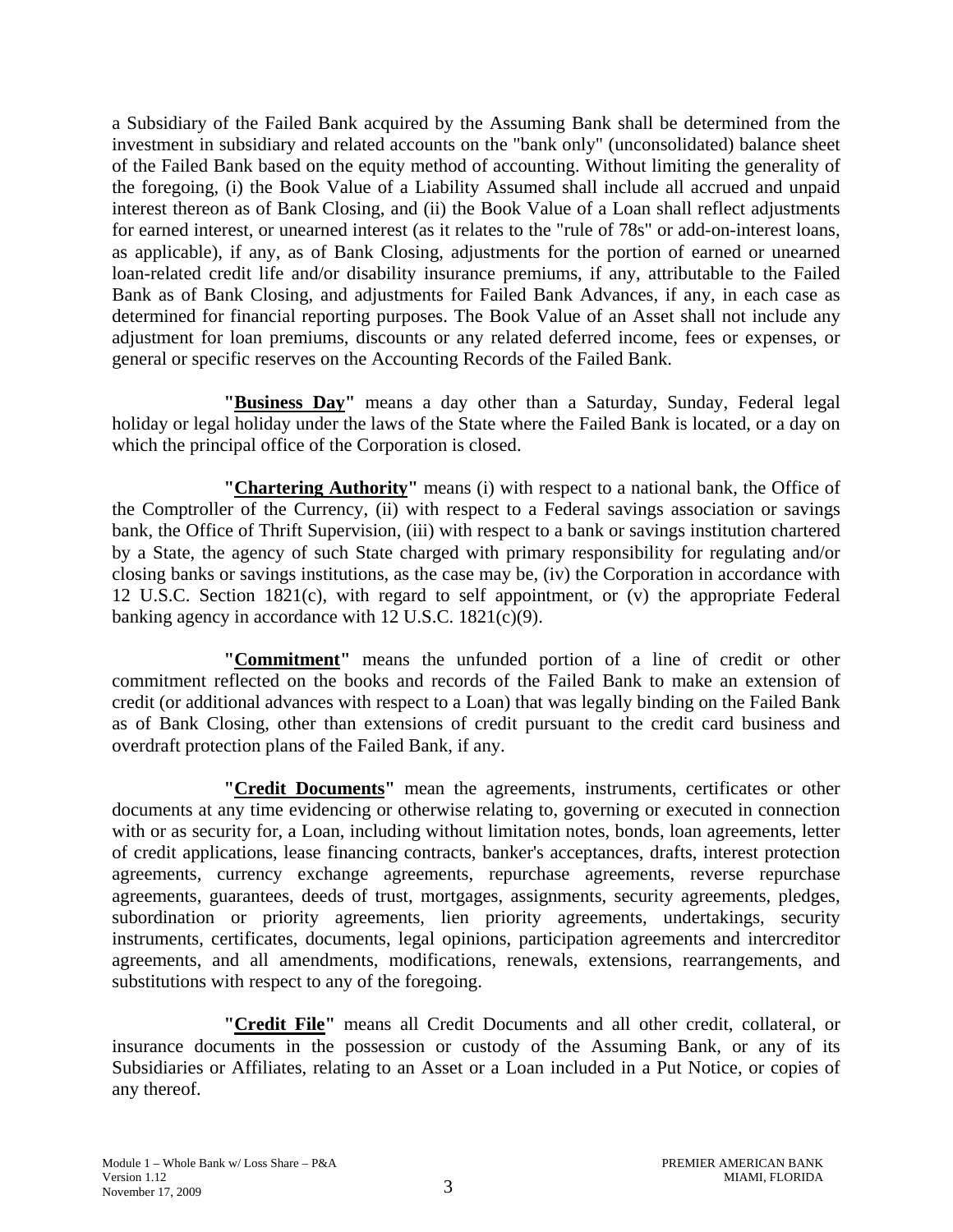a Subsidiary of the Failed Bank acquired by the Assuming Bank shall be determined from the investment in subsidiary and related accounts on the "bank only" (unconsolidated) balance sheet of the Failed Bank based on the equity method of accounting. Without limiting the generality of the foregoing, (i) the Book Value of a Liability Assumed shall include all accrued and unpaid interest thereon as of Bank Closing, and (ii) the Book Value of a Loan shall reflect adjustments for earned interest, or unearned interest (as it relates to the "rule of 78s" or add-on-interest loans, as applicable), if any, as of Bank Closing, adjustments for the portion of earned or unearned loan-related credit life and/or disability insurance premiums, if any, attributable to the Failed Bank as of Bank Closing, and adjustments for Failed Bank Advances, if any, in each case as determined for financial reporting purposes. The Book Value of an Asset shall not include any adjustment for loan premiums, discounts or any related deferred income, fees or expenses, or general or specific reserves on the Accounting Records of the Failed Bank.

**"Business Day"** means a day other than a Saturday, Sunday, Federal legal holiday or legal holiday under the laws of the State where the Failed Bank is located, or a day on which the principal office of the Corporation is closed.

**"Chartering Authority"** means (i) with respect to a national bank, the Office of the Comptroller of the Currency, (ii) with respect to a Federal savings association or savings bank, the Office of Thrift Supervision, (iii) with respect to a bank or savings institution chartered by a State, the agency of such State charged with primary responsibility for regulating and/or closing banks or savings institutions, as the case may be, (iv) the Corporation in accordance with 12 U.S.C. Section 1821(c), with regard to self appointment, or (v) the appropriate Federal banking agency in accordance with 12 U.S.C. 1821(c)(9).

**"Commitment"** means the unfunded portion of a line of credit or other commitment reflected on the books and records of the Failed Bank to make an extension of credit (or additional advances with respect to a Loan) that was legally binding on the Failed Bank as of Bank Closing, other than extensions of credit pursuant to the credit card business and overdraft protection plans of the Failed Bank, if any.

**"Credit Documents"** mean the agreements, instruments, certificates or other documents at any time evidencing or otherwise relating to, governing or executed in connection with or as security for, a Loan, including without limitation notes, bonds, loan agreements, letter of credit applications, lease financing contracts, banker's acceptances, drafts, interest protection agreements, currency exchange agreements, repurchase agreements, reverse repurchase agreements, guarantees, deeds of trust, mortgages, assignments, security agreements, pledges, subordination or priority agreements, lien priority agreements, undertakings, security instruments, certificates, documents, legal opinions, participation agreements and intercreditor agreements, and all amendments, modifications, renewals, extensions, rearrangements, and substitutions with respect to any of the foregoing.

**"Credit File"** means all Credit Documents and all other credit, collateral, or insurance documents in the possession or custody of the Assuming Bank, or any of its Subsidiaries or Affiliates, relating to an Asset or a Loan included in a Put Notice, or copies of any thereof.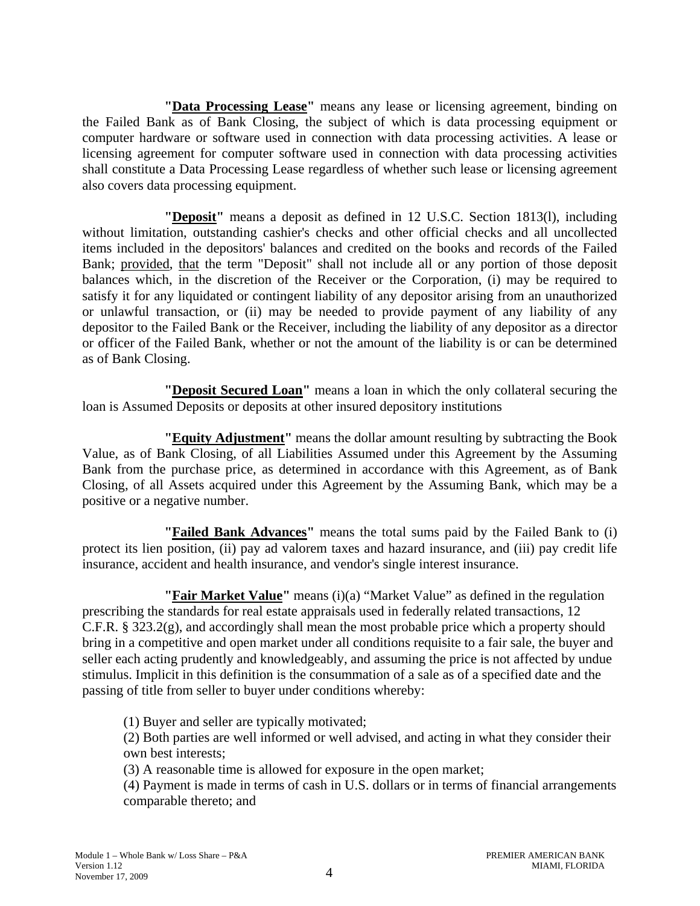**"<u>Data Processing Lease</u>"** means any lease or licensing agreement, binding on the Failed Bank as of Bank Closing, the subject of which is data processing equipment or computer hardware or software used in connection with data processing activities. A lease or licensing agreement for computer software used in connection with data processing activities shall constitute a Data Processing Lease regardless of whether such lease or licensing agreement also covers data processing equipment.

**"<u>Deposit</u>"** means a deposit as defined in 12 U.S.C. Section 1813(l), including without limitation, outstanding cashier's checks and other official checks and all uncollected items included in the depositors' balances and credited on the books and records of the Failed Bank; <u>provided</u>, <u>that</u> the term "Deposit" shall not include all or any portion of those deposit balances which, in the discretion of the Receiver or the Corporation, (i) may be required to satisfy it for any liquidated or contingent liability of any depositor arising from an unauthorized or unlawful transaction, or (ii) may be needed to provide payment of any liability of any depositor to the Failed Bank or the Receiver, including the liability of any depositor as a director or officer of the Failed Bank, whether or not the amount of the liability is or can be determined as of Bank Closing.

**"<u>Deposit Secured Loan</u>"** means a loan in which the only collateral securing the loan is Assumed Deposits or deposits at other insured depository institutions

**"<u>Equity Adjustment</u>"** means the dollar amount resulting by subtracting the Book Value, as of Bank Closing, of all Liabilities Assumed under this Agreement by the Assuming Bank from the purchase price, as determined in accordance with this Agreement, as of Bank Closing, of all Assets acquired under this Agreement by the Assuming Bank, which may be a positive or a negative number.

**"<u>Failed Bank Advances</u>"** means the total sums paid by the Failed Bank to (i) protect its lien position, (ii) pay ad valorem taxes and hazard insurance, and (iii) pay credit life insurance, accident and health insurance, and vendor's single interest insurance.

**"<u>Fair Market Value</u>"** means (i)(a) "Market Value" as defined in the regulation prescribing the standards for real estate appraisals used in federally related transactions, 12 C.F.R. § 323.2(g), and accordingly shall mean the most probable price which a property should bring in a competitive and open market under all conditions requisite to a fair sale, the buyer and seller each acting prudently and knowledgeably, and assuming the price is not affected by undue stimulus. Implicit in this definition is the consummation of a sale as of a specified date and the passing of title from seller to buyer under conditions whereby:

(1) Buyer and seller are typically motivated;

(2) Both parties are well informed or well advised, and acting in what they consider their own best interests;

(3) A reasonable time is allowed for exposure in the open market;

(4) Payment is made in terms of cash in U.S. dollars or in terms of financial arrangements comparable thereto; and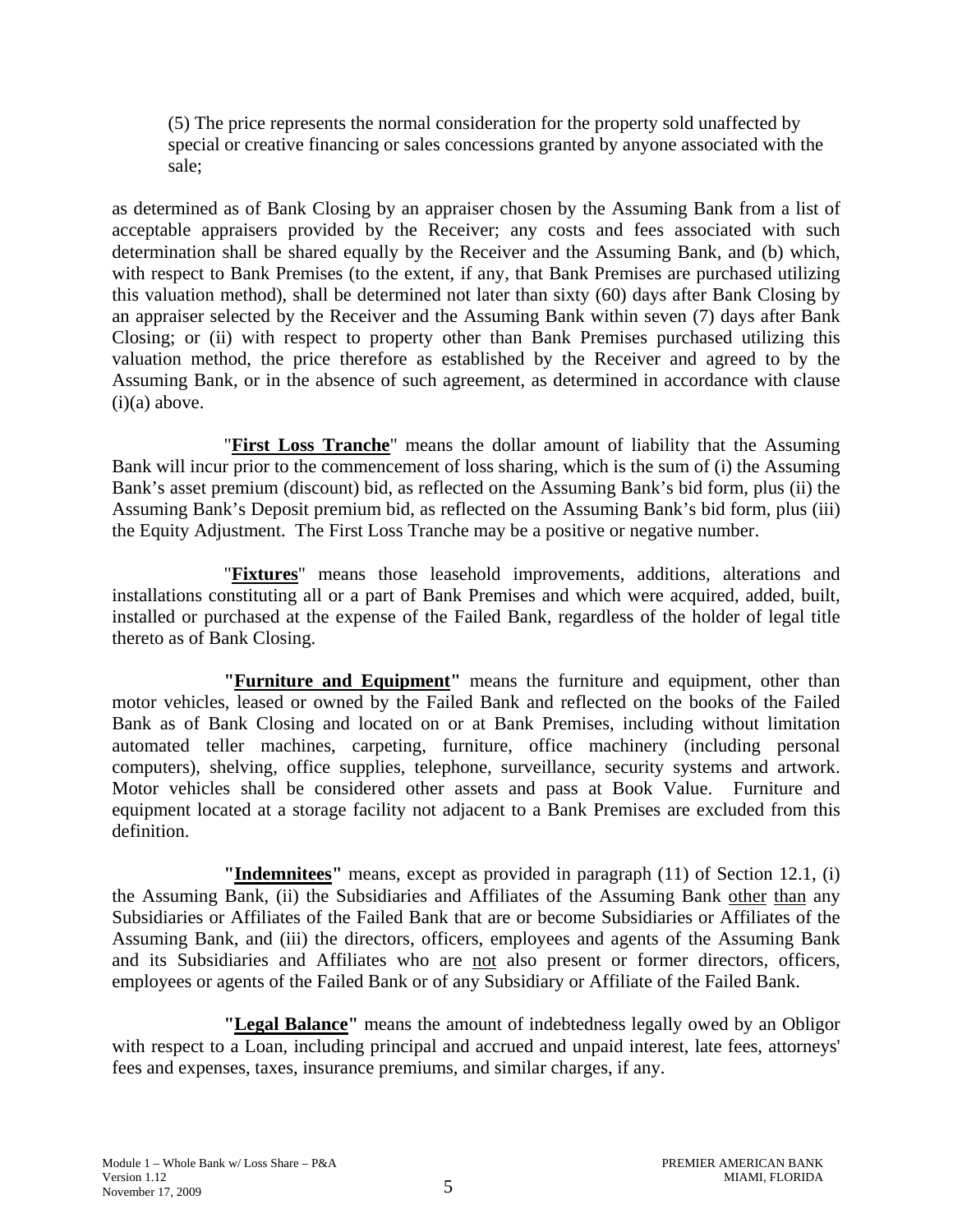(5) The price represents the normal consideration for the property sold unaffected by special or creative financing or sales concessions granted by anyone associated with the sale;

as determined as of Bank Closing by an appraiser chosen by the Assuming Bank from a list of acceptable appraisers provided by the Receiver; any costs and fees associated with such determination shall be shared equally by the Receiver and the Assuming Bank, and (b) which, with respect to Bank Premises (to the extent, if any, that Bank Premises are purchased utilizing this valuation method), shall be determined not later than sixty (60) days after Bank Closing by an appraiser selected by the Receiver and the Assuming Bank within seven (7) days after Bank Closing; or (ii) with respect to property other than Bank Premises purchased utilizing this valuation method, the price therefore as established by the Receiver and agreed to by the Assuming Bank, or in the absence of such agreement, as determined in accordance with clause (i)(a) above.

"**First Loss Tranche**" means the dollar amount of liability that the Assuming Bank will incur prior to the commencement of loss sharing, which is the sum of (i) the Assuming Bank's asset premium (discount) bid, as reflected on the Assuming Bank's bid form, plus (ii) the Assuming Bank's Deposit premium bid, as reflected on the Assuming Bank's bid form, plus (iii) the Equity Adjustment. The First Loss Tranche may be a positive or negative number.

"**Fixtures**" means those leasehold improvements, additions, alterations and installations constituting all or a part of Bank Premises and which were acquired, added, built, installed or purchased at the expense of the Failed Bank, regardless of the holder of legal title thereto as of Bank Closing.

**"Furniture and Equipment"** means the furniture and equipment, other than motor vehicles, leased or owned by the Failed Bank and reflected on the books of the Failed Bank as of Bank Closing and located on or at Bank Premises, including without limitation automated teller machines, carpeting, furniture, office machinery (including personal computers), shelving, office supplies, telephone, surveillance, security systems and artwork. Motor vehicles shall be considered other assets and pass at Book Value. Furniture and equipment located at a storage facility not adjacent to a Bank Premises are excluded from this definition.

**"Indemnitees"** means, except as provided in paragraph (11) of Section 12.1, (i) the Assuming Bank, (ii) the Subsidiaries and Affiliates of the Assuming Bank other than any Subsidiaries or Affiliates of the Failed Bank that are or become Subsidiaries or Affiliates of the Assuming Bank, and (iii) the directors, officers, employees and agents of the Assuming Bank and its Subsidiaries and Affiliates who are not also present or former directors, officers, employees or agents of the Failed Bank or of any Subsidiary or Affiliate of the Failed Bank.

**"Legal Balance"** means the amount of indebtedness legally owed by an Obligor with respect to a Loan, including principal and accrued and unpaid interest, late fees, attorneys' fees and expenses, taxes, insurance premiums, and similar charges, if any.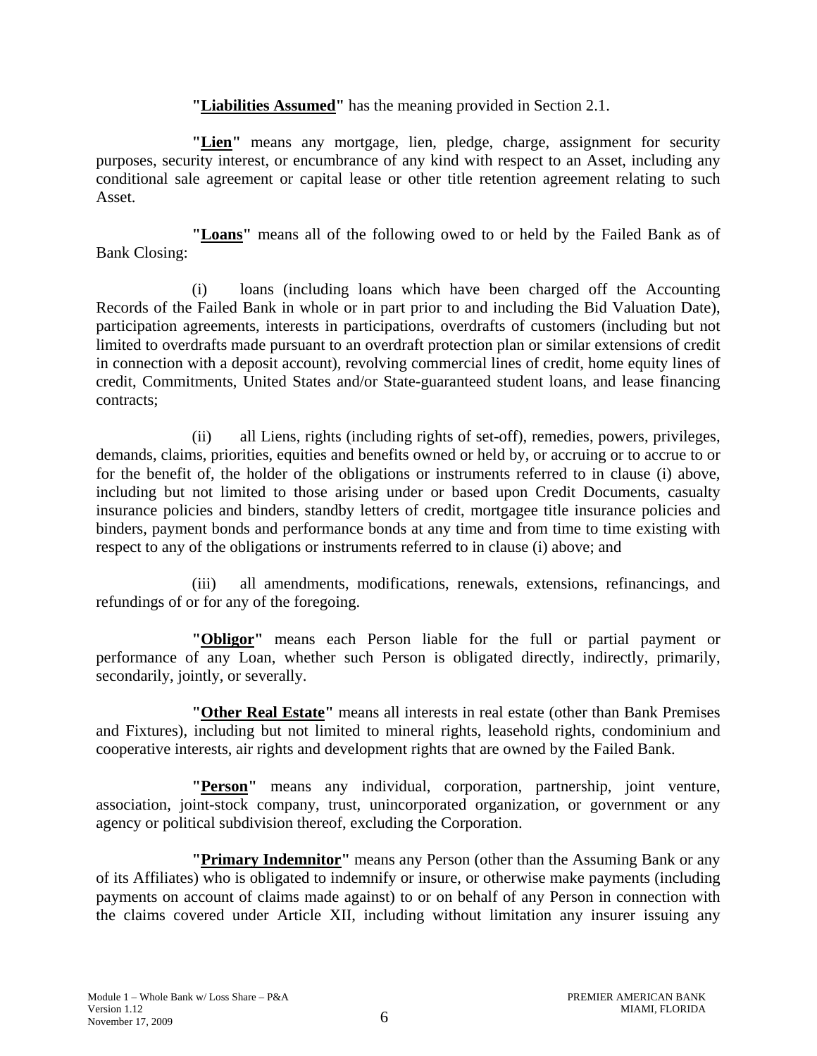**"Liabilities Assumed"** has the meaning provided in Section 2.1.

**"Lien"** means any mortgage, lien, pledge, charge, assignment for security purposes, security interest, or encumbrance of any kind with respect to an Asset, including any conditional sale agreement or capital lease or other title retention agreement relating to such Asset.

**"Loans"** means all of the following owed to or held by the Failed Bank as of Bank Closing:

(i) loans (including loans which have been charged off the Accounting Records of the Failed Bank in whole or in part prior to and including the Bid Valuation Date), participation agreements, interests in participations, overdrafts of customers (including but not limited to overdrafts made pursuant to an overdraft protection plan or similar extensions of credit in connection with a deposit account), revolving commercial lines of credit, home equity lines of credit, Commitments, United States and/or State-guaranteed student loans, and lease financing contracts;

(ii) all Liens, rights (including rights of set-off), remedies, powers, privileges, demands, claims, priorities, equities and benefits owned or held by, or accruing or to accrue to or for the benefit of, the holder of the obligations or instruments referred to in clause (i) above, including but not limited to those arising under or based upon Credit Documents, casualty insurance policies and binders, standby letters of credit, mortgagee title insurance policies and binders, payment bonds and performance bonds at any time and from time to time existing with respect to any of the obligations or instruments referred to in clause (i) above; and

(iii) all amendments, modifications, renewals, extensions, refinancings, and refundings of or for any of the foregoing.

**"Obligor"** means each Person liable for the full or partial payment or performance of any Loan, whether such Person is obligated directly, indirectly, primarily, secondarily, jointly, or severally.

**"Other Real Estate"** means all interests in real estate (other than Bank Premises and Fixtures), including but not limited to mineral rights, leasehold rights, condominium and cooperative interests, air rights and development rights that are owned by the Failed Bank.

**"Person"** means any individual, corporation, partnership, joint venture, association, joint-stock company, trust, unincorporated organization, or government or any agency or political subdivision thereof, excluding the Corporation.

**"Primary Indemnitor"** means any Person (other than the Assuming Bank or any of its Affiliates) who is obligated to indemnify or insure, or otherwise make payments (including payments on account of claims made against) to or on behalf of any Person in connection with the claims covered under Article XII, including without limitation any insurer issuing any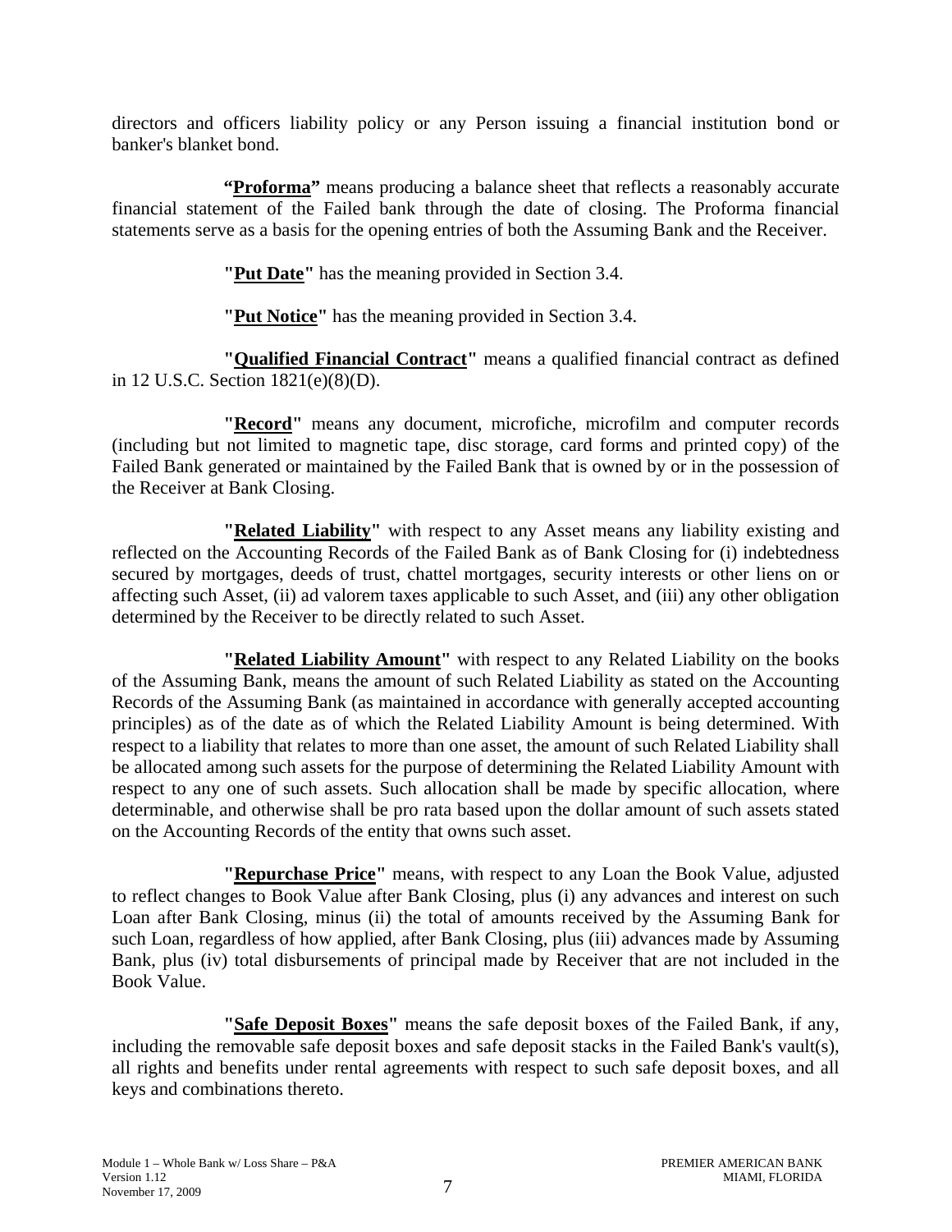directors and officers liability policy or any Person issuing a financial institution bond or banker's blanket bond.

**"Proforma"** means producing a balance sheet that reflects a reasonably accurate financial statement of the Failed bank through the date of closing. The Proforma financial statements serve as a basis for the opening entries of both the Assuming Bank and the Receiver.

**"Put Date"** has the meaning provided in Section 3.4.

**"Put Notice"** has the meaning provided in Section 3.4.

**"Qualified Financial Contract"** means a qualified financial contract as defined in 12 U.S.C. Section 1821(e)(8)(D).

**"Record"** means any document, microfiche, microfilm and computer records (including but not limited to magnetic tape, disc storage, card forms and printed copy) of the Failed Bank generated or maintained by the Failed Bank that is owned by or in the possession of the Receiver at Bank Closing.

**"Related Liability"** with respect to any Asset means any liability existing and reflected on the Accounting Records of the Failed Bank as of Bank Closing for (i) indebtedness secured by mortgages, deeds of trust, chattel mortgages, security interests or other liens on or affecting such Asset, (ii) ad valorem taxes applicable to such Asset, and (iii) any other obligation determined by the Receiver to be directly related to such Asset.

**"Related Liability Amount"** with respect to any Related Liability on the books of the Assuming Bank, means the amount of such Related Liability as stated on the Accounting Records of the Assuming Bank (as maintained in accordance with generally accepted accounting principles) as of the date as of which the Related Liability Amount is being determined. With respect to a liability that relates to more than one asset, the amount of such Related Liability shall be allocated among such assets for the purpose of determining the Related Liability Amount with respect to any one of such assets. Such allocation shall be made by specific allocation, where determinable, and otherwise shall be pro rata based upon the dollar amount of such assets stated on the Accounting Records of the entity that owns such asset.

**"Repurchase Price"** means, with respect to any Loan the Book Value, adjusted to reflect changes to Book Value after Bank Closing, plus (i) any advances and interest on such Loan after Bank Closing, minus (ii) the total of amounts received by the Assuming Bank for such Loan, regardless of how applied, after Bank Closing, plus (iii) advances made by Assuming Bank, plus (iv) total disbursements of principal made by Receiver that are not included in the Book Value.

**"Safe Deposit Boxes"** means the safe deposit boxes of the Failed Bank, if any, including the removable safe deposit boxes and safe deposit stacks in the Failed Bank's vault(s), all rights and benefits under rental agreements with respect to such safe deposit boxes, and all keys and combinations thereto.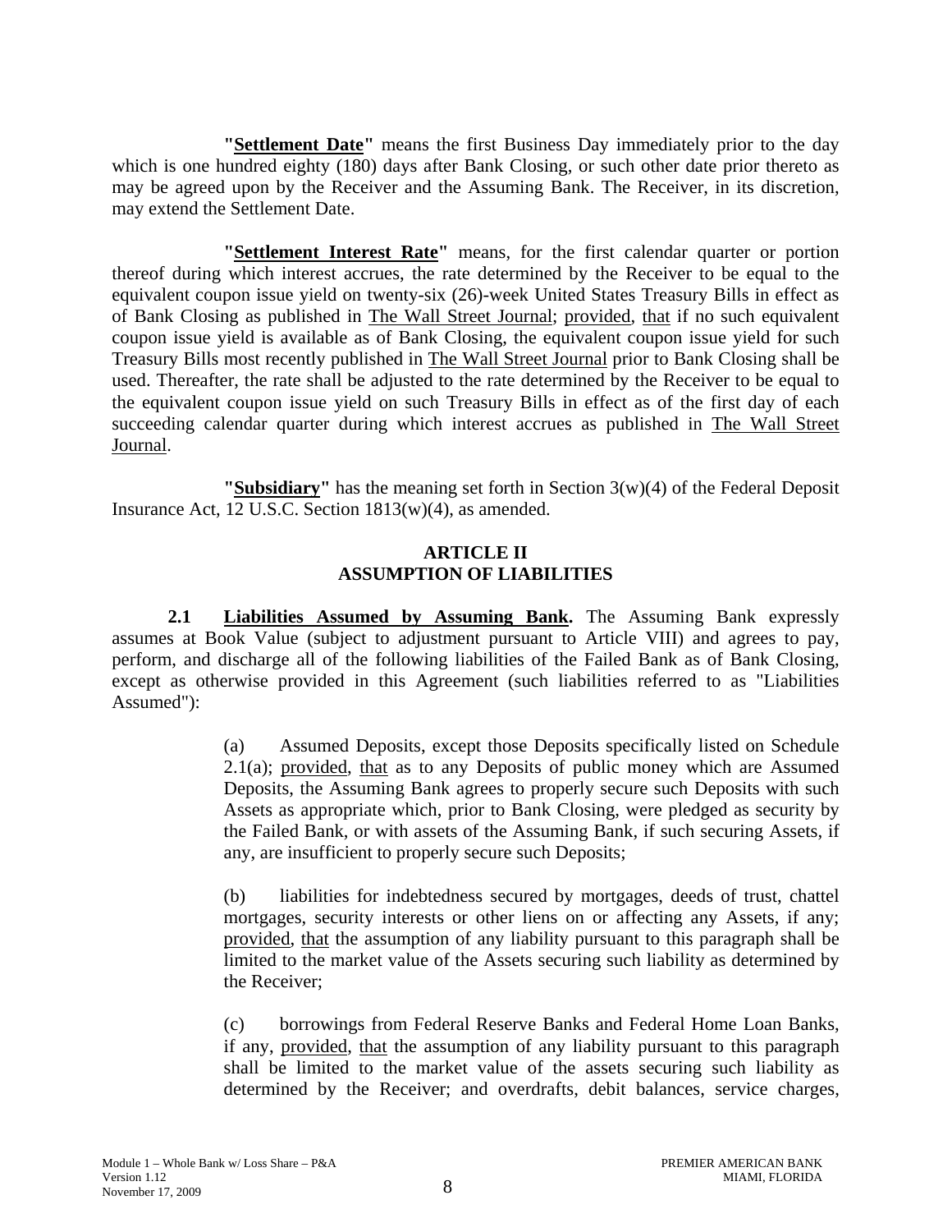**"Settlement Date"** means the first Business Day immediately prior to the day which is one hundred eighty (180) days after Bank Closing, or such other date prior thereto as may be agreed upon by the Receiver and the Assuming Bank. The Receiver, in its discretion, may extend the Settlement Date.

**"Settlement Interest Rate"** means, for the first calendar quarter or portion thereof during which interest accrues, the rate determined by the Receiver to be equal to the equivalent coupon issue yield on twenty-six (26)-week United States Treasury Bills in effect as of Bank Closing as published in The Wall Street Journal; provided, that if no such equivalent coupon issue yield is available as of Bank Closing, the equivalent coupon issue yield for such Treasury Bills most recently published in The Wall Street Journal prior to Bank Closing shall be used. Thereafter, the rate shall be adjusted to the rate determined by the Receiver to be equal to the equivalent coupon issue yield on such Treasury Bills in effect as of the first day of each succeeding calendar quarter during which interest accrues as published in The Wall Street Journal.

**"Subsidiary"** has the meaning set forth in Section 3(w)(4) of the Federal Deposit Insurance Act, 12 U.S.C. Section 1813(w)(4), as amended.

## ARTICLE II
## ASSUMPTION OF LIABILITIES

**2.1 Liabilities Assumed by Assuming Bank.** The Assuming Bank expressly assumes at Book Value (subject to adjustment pursuant to Article VIII) and agrees to pay, perform, and discharge all of the following liabilities of the Failed Bank as of Bank Closing, except as otherwise provided in this Agreement (such liabilities referred to as "Liabilities Assumed"):

(a) Assumed Deposits, except those Deposits specifically listed on Schedule 2.1(a); provided, that as to any Deposits of public money which are Assumed Deposits, the Assuming Bank agrees to properly secure such Deposits with such Assets as appropriate which, prior to Bank Closing, were pledged as security by the Failed Bank, or with assets of the Assuming Bank, if such securing Assets, if any, are insufficient to properly secure such Deposits;

(b) liabilities for indebtedness secured by mortgages, deeds of trust, chattel mortgages, security interests or other liens on or affecting any Assets, if any; provided, that the assumption of any liability pursuant to this paragraph shall be limited to the market value of the Assets securing such liability as determined by the Receiver;

(c) borrowings from Federal Reserve Banks and Federal Home Loan Banks, if any, provided, that the assumption of any liability pursuant to this paragraph shall be limited to the market value of the assets securing such liability as determined by the Receiver; and overdrafts, debit balances, service charges,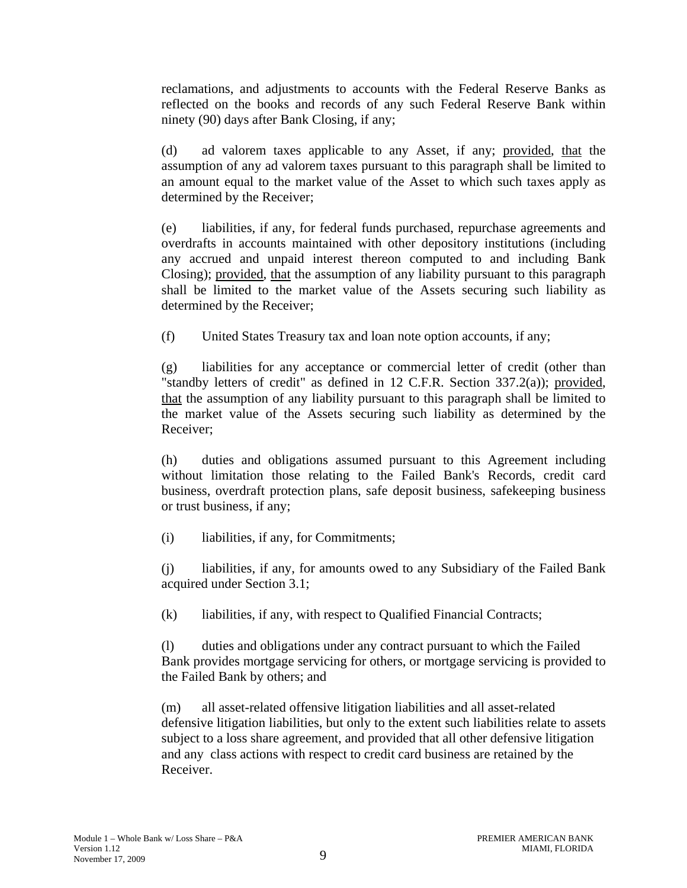reclamations, and adjustments to accounts with the Federal Reserve Banks as reflected on the books and records of any such Federal Reserve Bank within ninety (90) days after Bank Closing, if any;

(d) ad valorem taxes applicable to any Asset, if any; provided, that the assumption of any ad valorem taxes pursuant to this paragraph shall be limited to an amount equal to the market value of the Asset to which such taxes apply as determined by the Receiver;

(e) liabilities, if any, for federal funds purchased, repurchase agreements and overdrafts in accounts maintained with other depository institutions (including any accrued and unpaid interest thereon computed to and including Bank Closing); provided, that the assumption of any liability pursuant to this paragraph shall be limited to the market value of the Assets securing such liability as determined by the Receiver;

(f) United States Treasury tax and loan note option accounts, if any;

(g) liabilities for any acceptance or commercial letter of credit (other than "standby letters of credit" as defined in 12 C.F.R. Section 337.2(a)); provided, that the assumption of any liability pursuant to this paragraph shall be limited to the market value of the Assets securing such liability as determined by the Receiver;

(h) duties and obligations assumed pursuant to this Agreement including without limitation those relating to the Failed Bank's Records, credit card business, overdraft protection plans, safe deposit business, safekeeping business or trust business, if any;

(i) liabilities, if any, for Commitments;

(j) liabilities, if any, for amounts owed to any Subsidiary of the Failed Bank acquired under Section 3.1;

(k) liabilities, if any, with respect to Qualified Financial Contracts;

(l) duties and obligations under any contract pursuant to which the Failed Bank provides mortgage servicing for others, or mortgage servicing is provided to the Failed Bank by others; and

(m) all asset-related offensive litigation liabilities and all asset-related defensive litigation liabilities, but only to the extent such liabilities relate to assets subject to a loss share agreement, and provided that all other defensive litigation and any class actions with respect to credit card business are retained by the Receiver.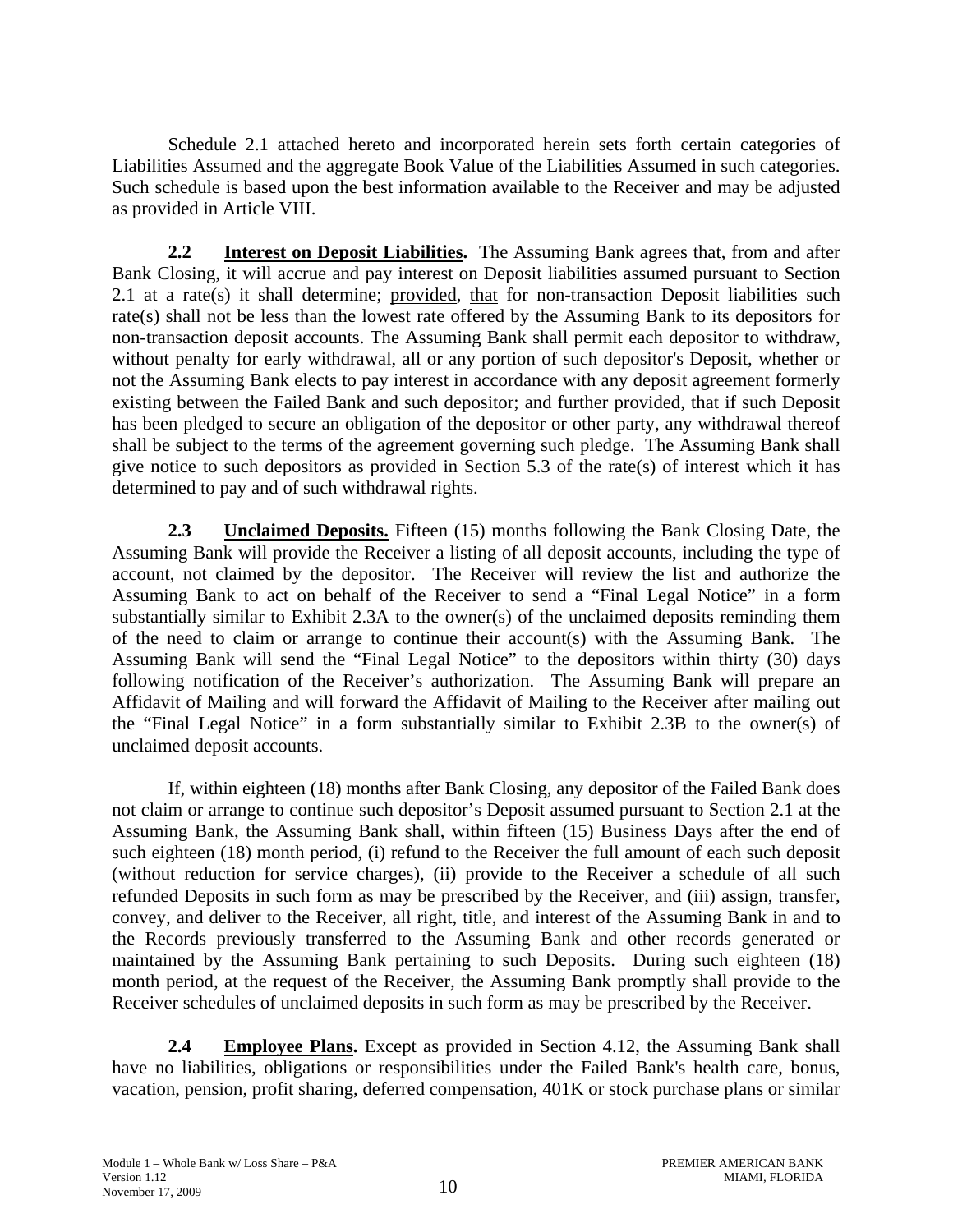Schedule 2.1 attached hereto and incorporated herein sets forth certain categories of Liabilities Assumed and the aggregate Book Value of the Liabilities Assumed in such categories. Such schedule is based upon the best information available to the Receiver and may be adjusted as provided in Article VIII.

**2.2 Interest on Deposit Liabilities.** The Assuming Bank agrees that, from and after Bank Closing, it will accrue and pay interest on Deposit liabilities assumed pursuant to Section 2.1 at a rate(s) it shall determine; provided, that for non-transaction Deposit liabilities such rate(s) shall not be less than the lowest rate offered by the Assuming Bank to its depositors for non-transaction deposit accounts. The Assuming Bank shall permit each depositor to withdraw, without penalty for early withdrawal, all or any portion of such depositor's Deposit, whether or not the Assuming Bank elects to pay interest in accordance with any deposit agreement formerly existing between the Failed Bank and such depositor; and further provided, that if such Deposit has been pledged to secure an obligation of the depositor or other party, any withdrawal thereof shall be subject to the terms of the agreement governing such pledge. The Assuming Bank shall give notice to such depositors as provided in Section 5.3 of the rate(s) of interest which it has determined to pay and of such withdrawal rights.

**2.3 Unclaimed Deposits.** Fifteen (15) months following the Bank Closing Date, the Assuming Bank will provide the Receiver a listing of all deposit accounts, including the type of account, not claimed by the depositor. The Receiver will review the list and authorize the Assuming Bank to act on behalf of the Receiver to send a "Final Legal Notice" in a form substantially similar to Exhibit 2.3A to the owner(s) of the unclaimed deposits reminding them of the need to claim or arrange to continue their account(s) with the Assuming Bank. The Assuming Bank will send the "Final Legal Notice" to the depositors within thirty (30) days following notification of the Receiver's authorization. The Assuming Bank will prepare an Affidavit of Mailing and will forward the Affidavit of Mailing to the Receiver after mailing out the "Final Legal Notice" in a form substantially similar to Exhibit 2.3B to the owner(s) of unclaimed deposit accounts.

If, within eighteen (18) months after Bank Closing, any depositor of the Failed Bank does not claim or arrange to continue such depositor's Deposit assumed pursuant to Section 2.1 at the Assuming Bank, the Assuming Bank shall, within fifteen (15) Business Days after the end of such eighteen (18) month period, (i) refund to the Receiver the full amount of each such deposit (without reduction for service charges), (ii) provide to the Receiver a schedule of all such refunded Deposits in such form as may be prescribed by the Receiver, and (iii) assign, transfer, convey, and deliver to the Receiver, all right, title, and interest of the Assuming Bank in and to the Records previously transferred to the Assuming Bank and other records generated or maintained by the Assuming Bank pertaining to such Deposits. During such eighteen (18) month period, at the request of the Receiver, the Assuming Bank promptly shall provide to the Receiver schedules of unclaimed deposits in such form as may be prescribed by the Receiver.

**2.4 Employee Plans.** Except as provided in Section 4.12, the Assuming Bank shall have no liabilities, obligations or responsibilities under the Failed Bank's health care, bonus, vacation, pension, profit sharing, deferred compensation, 401K or stock purchase plans or similar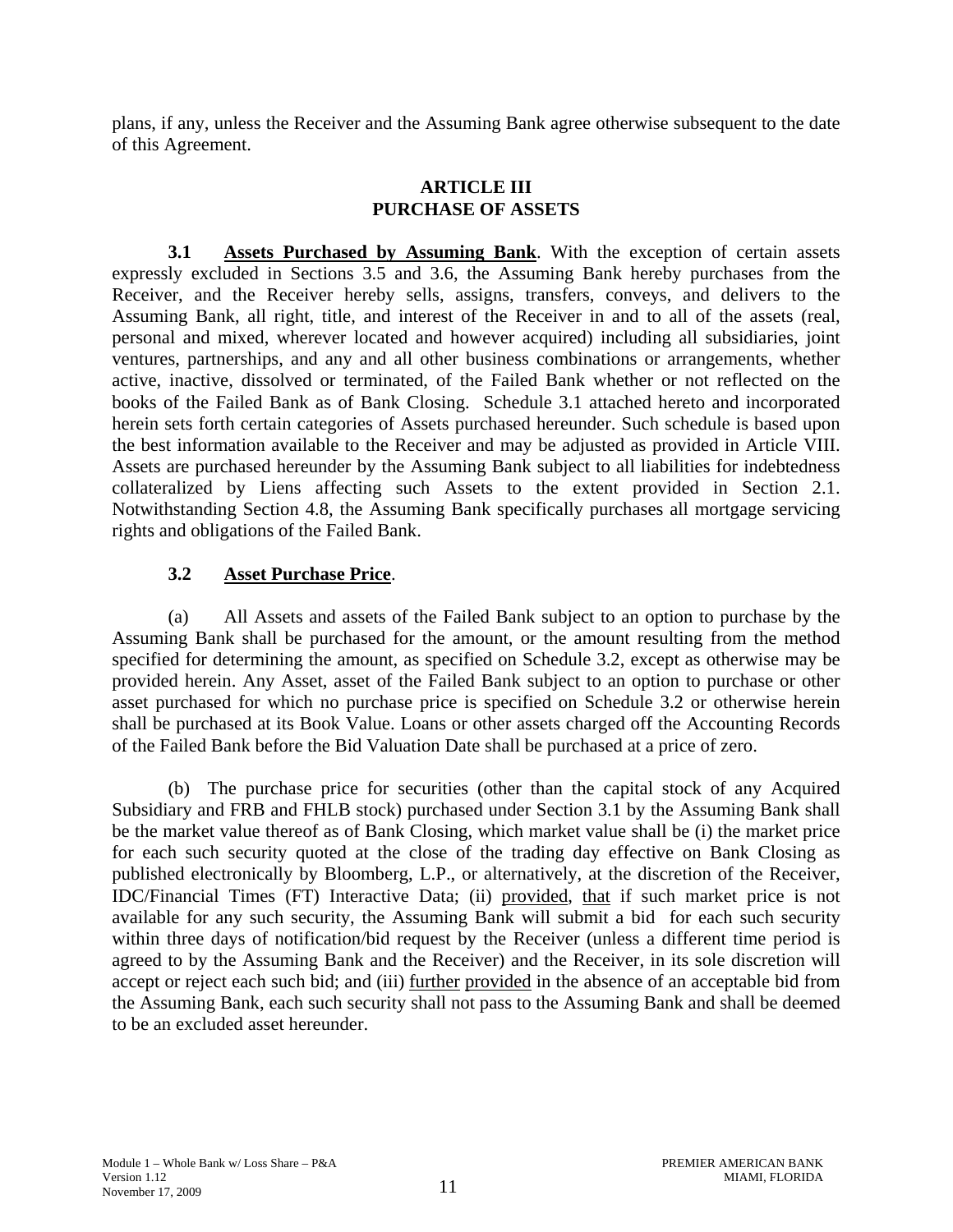plans, if any, unless the Receiver and the Assuming Bank agree otherwise subsequent to the date of this Agreement.

## ARTICLE III
## PURCHASE OF ASSETS

**3.1 Assets Purchased by Assuming Bank**. With the exception of certain assets expressly excluded in Sections 3.5 and 3.6, the Assuming Bank hereby purchases from the Receiver, and the Receiver hereby sells, assigns, transfers, conveys, and delivers to the Assuming Bank, all right, title, and interest of the Receiver in and to all of the assets (real, personal and mixed, wherever located and however acquired) including all subsidiaries, joint ventures, partnerships, and any and all other business combinations or arrangements, whether active, inactive, dissolved or terminated, of the Failed Bank whether or not reflected on the books of the Failed Bank as of Bank Closing. Schedule 3.1 attached hereto and incorporated herein sets forth certain categories of Assets purchased hereunder. Such schedule is based upon the best information available to the Receiver and may be adjusted as provided in Article VIII. Assets are purchased hereunder by the Assuming Bank subject to all liabilities for indebtedness collateralized by Liens affecting such Assets to the extent provided in Section 2.1. Notwithstanding Section 4.8, the Assuming Bank specifically purchases all mortgage servicing rights and obligations of the Failed Bank.

**3.2 Asset Purchase Price**.

(a) All Assets and assets of the Failed Bank subject to an option to purchase by the Assuming Bank shall be purchased for the amount, or the amount resulting from the method specified for determining the amount, as specified on Schedule 3.2, except as otherwise may be provided herein. Any Asset, asset of the Failed Bank subject to an option to purchase or other asset purchased for which no purchase price is specified on Schedule 3.2 or otherwise herein shall be purchased at its Book Value. Loans or other assets charged off the Accounting Records of the Failed Bank before the Bid Valuation Date shall be purchased at a price of zero.

(b) The purchase price for securities (other than the capital stock of any Acquired Subsidiary and FRB and FHLB stock) purchased under Section 3.1 by the Assuming Bank shall be the market value thereof as of Bank Closing, which market value shall be (i) the market price for each such security quoted at the close of the trading day effective on Bank Closing as published electronically by Bloomberg, L.P., or alternatively, at the discretion of the Receiver, IDC/Financial Times (FT) Interactive Data; (ii) provided, that if such market price is not available for any such security, the Assuming Bank will submit a bid for each such security within three days of notification/bid request by the Receiver (unless a different time period is agreed to by the Assuming Bank and the Receiver) and the Receiver, in its sole discretion will accept or reject each such bid; and (iii) further provided in the absence of an acceptable bid from the Assuming Bank, each such security shall not pass to the Assuming Bank and shall be deemed to be an excluded asset hereunder.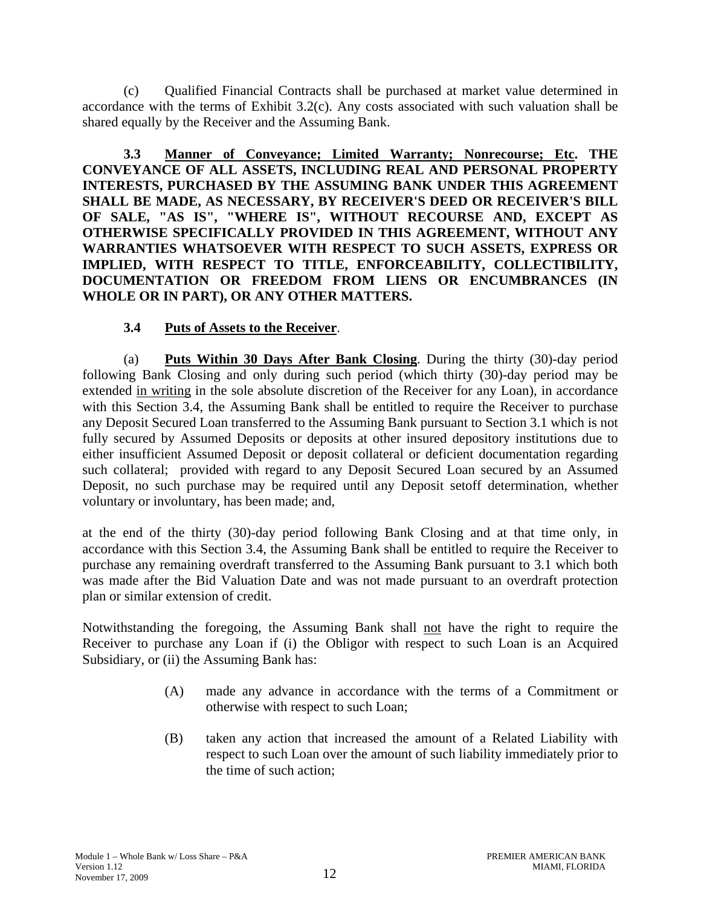(c) Qualified Financial Contracts shall be purchased at market value determined in accordance with the terms of Exhibit 3.2(c). Any costs associated with such valuation shall be shared equally by the Receiver and the Assuming Bank.

**3.3 Manner of Conveyance; Limited Warranty; Nonrecourse; Etc. THE CONVEYANCE OF ALL ASSETS, INCLUDING REAL AND PERSONAL PROPERTY INTERESTS, PURCHASED BY THE ASSUMING BANK UNDER THIS AGREEMENT SHALL BE MADE, AS NECESSARY, BY RECEIVER'S DEED OR RECEIVER'S BILL OF SALE, "AS IS", "WHERE IS", WITHOUT RECOURSE AND, EXCEPT AS OTHERWISE SPECIFICALLY PROVIDED IN THIS AGREEMENT, WITHOUT ANY WARRANTIES WHATSOEVER WITH RESPECT TO SUCH ASSETS, EXPRESS OR IMPLIED, WITH RESPECT TO TITLE, ENFORCEABILITY, COLLECTIBILITY, DOCUMENTATION OR FREEDOM FROM LIENS OR ENCUMBRANCES (IN WHOLE OR IN PART), OR ANY OTHER MATTERS.**

**3.4 Puts of Assets to the Receiver**.

(a) **Puts Within 30 Days After Bank Closing**. During the thirty (30)-day period following Bank Closing and only during such period (which thirty (30)-day period may be extended in writing in the sole absolute discretion of the Receiver for any Loan), in accordance with this Section 3.4, the Assuming Bank shall be entitled to require the Receiver to purchase any Deposit Secured Loan transferred to the Assuming Bank pursuant to Section 3.1 which is not fully secured by Assumed Deposits or deposits at other insured depository institutions due to either insufficient Assumed Deposit or deposit collateral or deficient documentation regarding such collateral; provided with regard to any Deposit Secured Loan secured by an Assumed Deposit, no such purchase may be required until any Deposit setoff determination, whether voluntary or involuntary, has been made; and,

at the end of the thirty (30)-day period following Bank Closing and at that time only, in accordance with this Section 3.4, the Assuming Bank shall be entitled to require the Receiver to purchase any remaining overdraft transferred to the Assuming Bank pursuant to 3.1 which both was made after the Bid Valuation Date and was not made pursuant to an overdraft protection plan or similar extension of credit.

Notwithstanding the foregoing, the Assuming Bank shall not have the right to require the Receiver to purchase any Loan if (i) the Obligor with respect to such Loan is an Acquired Subsidiary, or (ii) the Assuming Bank has:

(A) made any advance in accordance with the terms of a Commitment or otherwise with respect to such Loan;

(B) taken any action that increased the amount of a Related Liability with respect to such Loan over the amount of such liability immediately prior to the time of such action;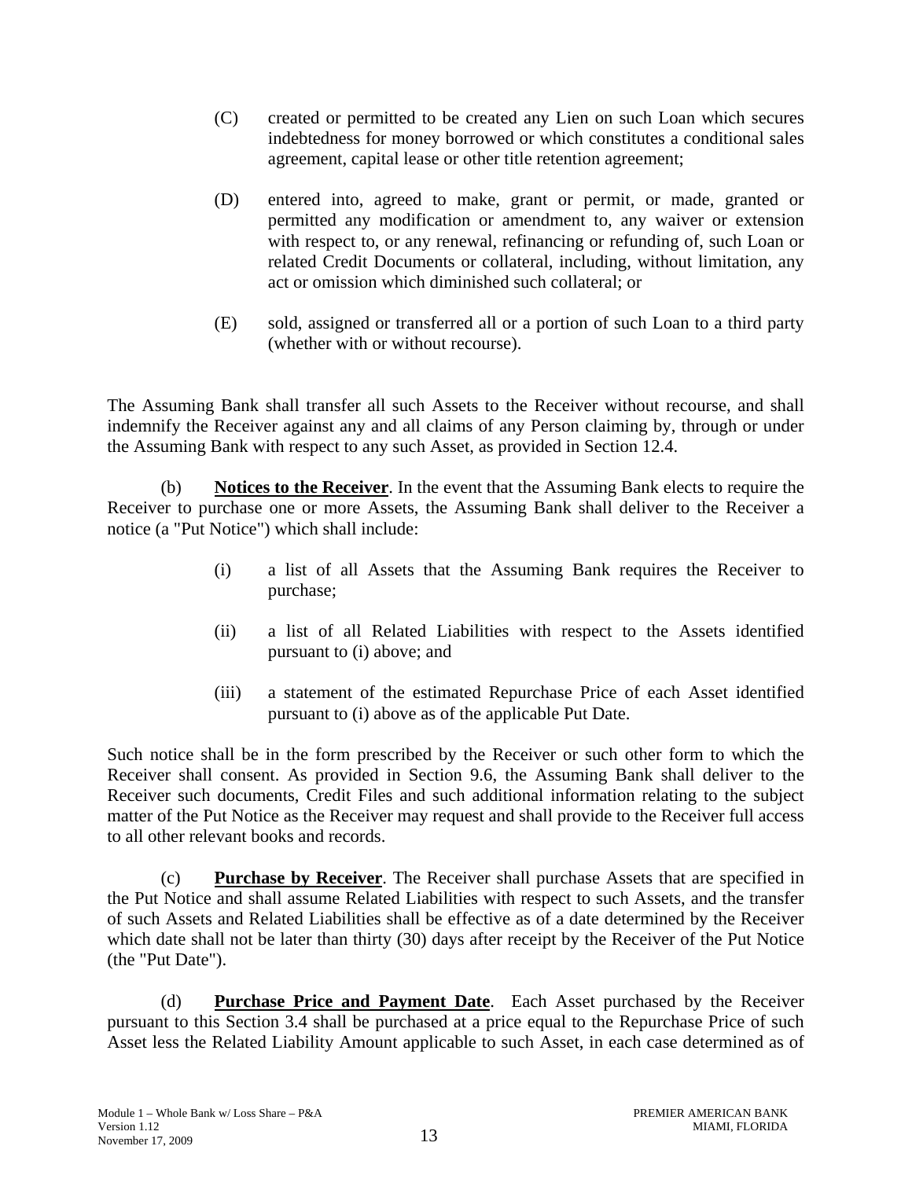(C) created or permitted to be created any Lien on such Loan which secures indebtedness for money borrowed or which constitutes a conditional sales agreement, capital lease or other title retention agreement;

(D) entered into, agreed to make, grant or permit, or made, granted or permitted any modification or amendment to, any waiver or extension with respect to, or any renewal, refinancing or refunding of, such Loan or related Credit Documents or collateral, including, without limitation, any act or omission which diminished such collateral; or

(E) sold, assigned or transferred all or a portion of such Loan to a third party (whether with or without recourse).

The Assuming Bank shall transfer all such Assets to the Receiver without recourse, and shall indemnify the Receiver against any and all claims of any Person claiming by, through or under the Assuming Bank with respect to any such Asset, as provided in Section 12.4.

(b) **Notices to the Receiver**. In the event that the Assuming Bank elects to require the Receiver to purchase one or more Assets, the Assuming Bank shall deliver to the Receiver a notice (a "Put Notice") which shall include:

(i) a list of all Assets that the Assuming Bank requires the Receiver to purchase;

(ii) a list of all Related Liabilities with respect to the Assets identified pursuant to (i) above; and

(iii) a statement of the estimated Repurchase Price of each Asset identified pursuant to (i) above as of the applicable Put Date.

Such notice shall be in the form prescribed by the Receiver or such other form to which the Receiver shall consent. As provided in Section 9.6, the Assuming Bank shall deliver to the Receiver such documents, Credit Files and such additional information relating to the subject matter of the Put Notice as the Receiver may request and shall provide to the Receiver full access to all other relevant books and records.

(c) **Purchase by Receiver**. The Receiver shall purchase Assets that are specified in the Put Notice and shall assume Related Liabilities with respect to such Assets, and the transfer of such Assets and Related Liabilities shall be effective as of a date determined by the Receiver which date shall not be later than thirty (30) days after receipt by the Receiver of the Put Notice (the "Put Date").

(d) **Purchase Price and Payment Date**. Each Asset purchased by the Receiver pursuant to this Section 3.4 shall be purchased at a price equal to the Repurchase Price of such Asset less the Related Liability Amount applicable to such Asset, in each case determined as of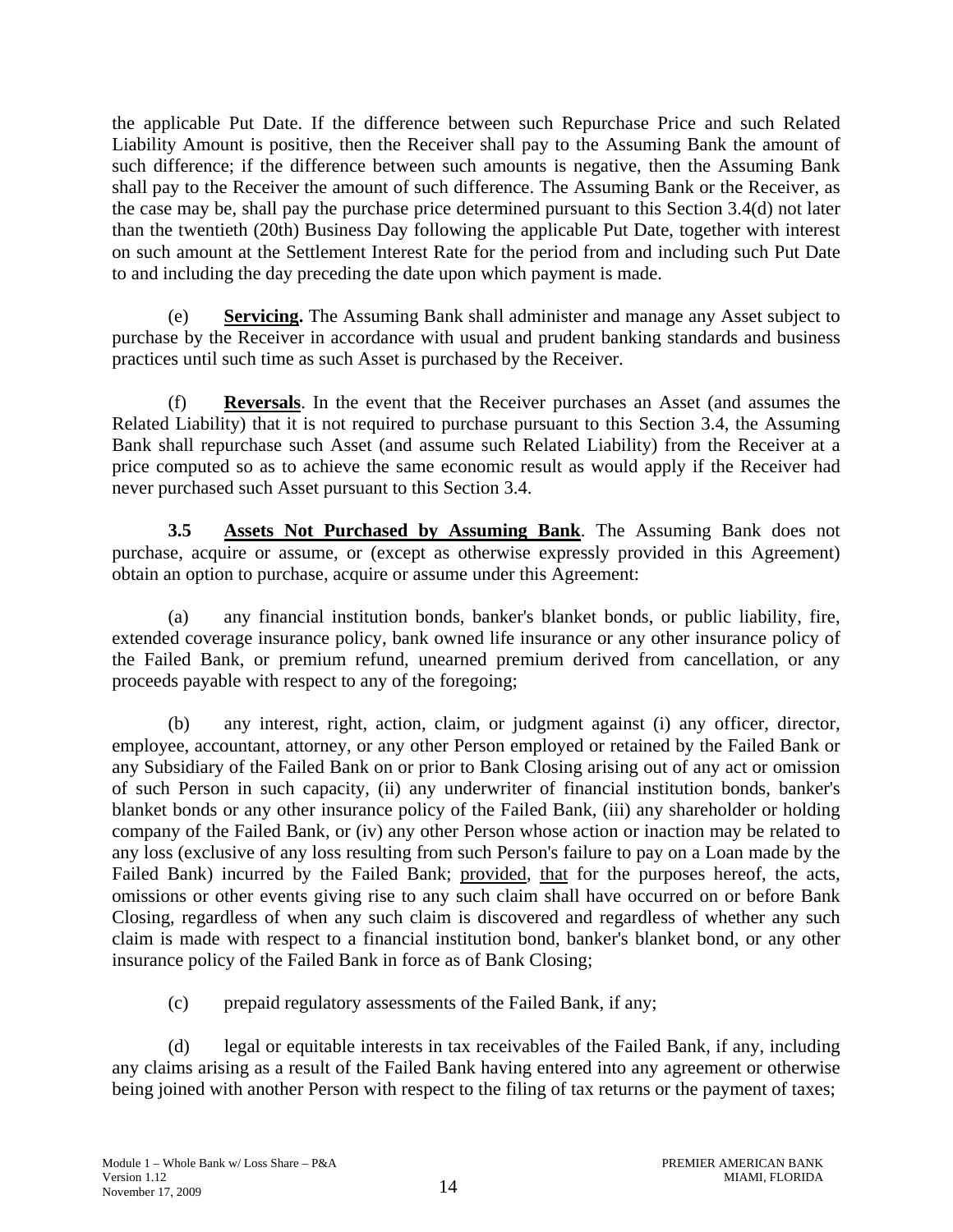the applicable Put Date. If the difference between such Repurchase Price and such Related Liability Amount is positive, then the Receiver shall pay to the Assuming Bank the amount of such difference; if the difference between such amounts is negative, then the Assuming Bank shall pay to the Receiver the amount of such difference. The Assuming Bank or the Receiver, as the case may be, shall pay the purchase price determined pursuant to this Section 3.4(d) not later than the twentieth (20th) Business Day following the applicable Put Date, together with interest on such amount at the Settlement Interest Rate for the period from and including such Put Date to and including the day preceding the date upon which payment is made.

(e) **Servicing.** The Assuming Bank shall administer and manage any Asset subject to purchase by the Receiver in accordance with usual and prudent banking standards and business practices until such time as such Asset is purchased by the Receiver.

(f) **Reversals**. In the event that the Receiver purchases an Asset (and assumes the Related Liability) that it is not required to purchase pursuant to this Section 3.4, the Assuming Bank shall repurchase such Asset (and assume such Related Liability) from the Receiver at a price computed so as to achieve the same economic result as would apply if the Receiver had never purchased such Asset pursuant to this Section 3.4.

**3.5 Assets Not Purchased by Assuming Bank**. The Assuming Bank does not purchase, acquire or assume, or (except as otherwise expressly provided in this Agreement) obtain an option to purchase, acquire or assume under this Agreement:

(a) any financial institution bonds, banker's blanket bonds, or public liability, fire, extended coverage insurance policy, bank owned life insurance or any other insurance policy of the Failed Bank, or premium refund, unearned premium derived from cancellation, or any proceeds payable with respect to any of the foregoing;

(b) any interest, right, action, claim, or judgment against (i) any officer, director, employee, accountant, attorney, or any other Person employed or retained by the Failed Bank or any Subsidiary of the Failed Bank on or prior to Bank Closing arising out of any act or omission of such Person in such capacity, (ii) any underwriter of financial institution bonds, banker's blanket bonds or any other insurance policy of the Failed Bank, (iii) any shareholder or holding company of the Failed Bank, or (iv) any other Person whose action or inaction may be related to any loss (exclusive of any loss resulting from such Person's failure to pay on a Loan made by the Failed Bank) incurred by the Failed Bank; provided, that for the purposes hereof, the acts, omissions or other events giving rise to any such claim shall have occurred on or before Bank Closing, regardless of when any such claim is discovered and regardless of whether any such claim is made with respect to a financial institution bond, banker's blanket bond, or any other insurance policy of the Failed Bank in force as of Bank Closing;

(c) prepaid regulatory assessments of the Failed Bank, if any;

(d) legal or equitable interests in tax receivables of the Failed Bank, if any, including any claims arising as a result of the Failed Bank having entered into any agreement or otherwise being joined with another Person with respect to the filing of tax returns or the payment of taxes;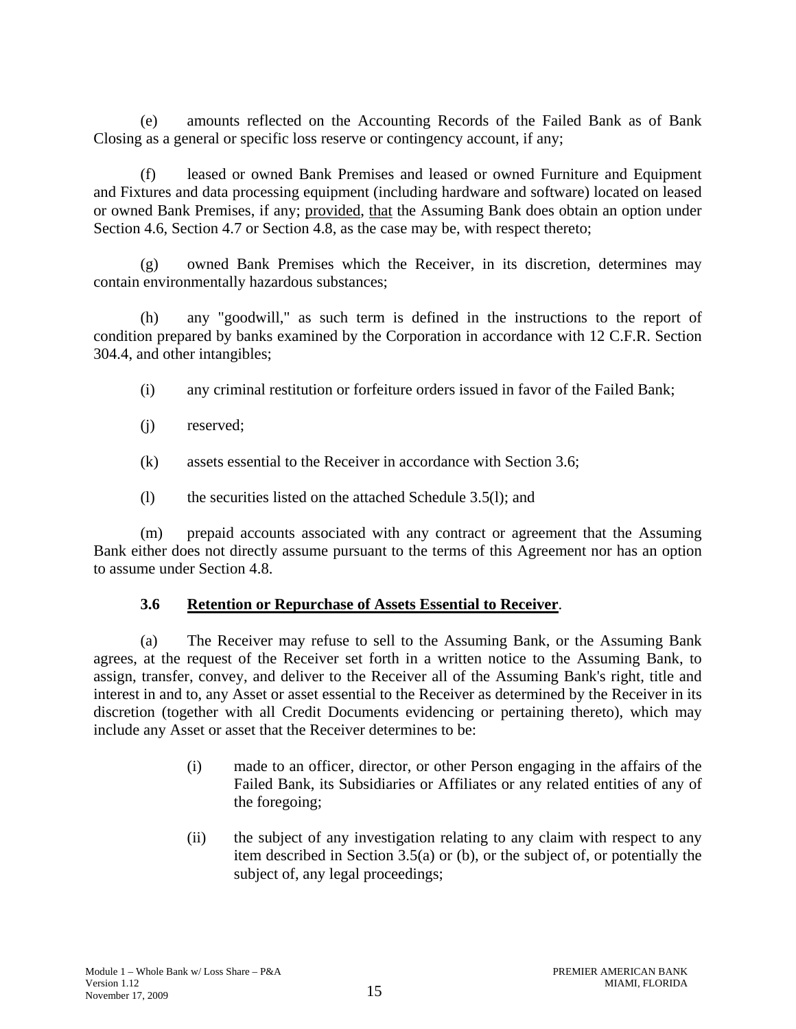(e) amounts reflected on the Accounting Records of the Failed Bank as of Bank Closing as a general or specific loss reserve or contingency account, if any;

(f) leased or owned Bank Premises and leased or owned Furniture and Equipment and Fixtures and data processing equipment (including hardware and software) located on leased or owned Bank Premises, if any; provided, that the Assuming Bank does obtain an option under Section 4.6, Section 4.7 or Section 4.8, as the case may be, with respect thereto;

(g) owned Bank Premises which the Receiver, in its discretion, determines may contain environmentally hazardous substances;

(h) any "goodwill," as such term is defined in the instructions to the report of condition prepared by banks examined by the Corporation in accordance with 12 C.F.R. Section 304.4, and other intangibles;

(i) any criminal restitution or forfeiture orders issued in favor of the Failed Bank;

(j) reserved;

(k) assets essential to the Receiver in accordance with Section 3.6;

(l) the securities listed on the attached Schedule 3.5(l); and

(m) prepaid accounts associated with any contract or agreement that the Assuming Bank either does not directly assume pursuant to the terms of this Agreement nor has an option to assume under Section 4.8.

### 3.6 Retention or Repurchase of Assets Essential to Receiver.

(a) The Receiver may refuse to sell to the Assuming Bank, or the Assuming Bank agrees, at the request of the Receiver set forth in a written notice to the Assuming Bank, to assign, transfer, convey, and deliver to the Receiver all of the Assuming Bank's right, title and interest in and to, any Asset or asset essential to the Receiver as determined by the Receiver in its discretion (together with all Credit Documents evidencing or pertaining thereto), which may include any Asset or asset that the Receiver determines to be:

> (i) made to an officer, director, or other Person engaging in the affairs of the Failed Bank, its Subsidiaries or Affiliates or any related entities of any of the foregoing;
>
> (ii) the subject of any investigation relating to any claim with respect to any item described in Section 3.5(a) or (b), or the subject of, or potentially the subject of, any legal proceedings;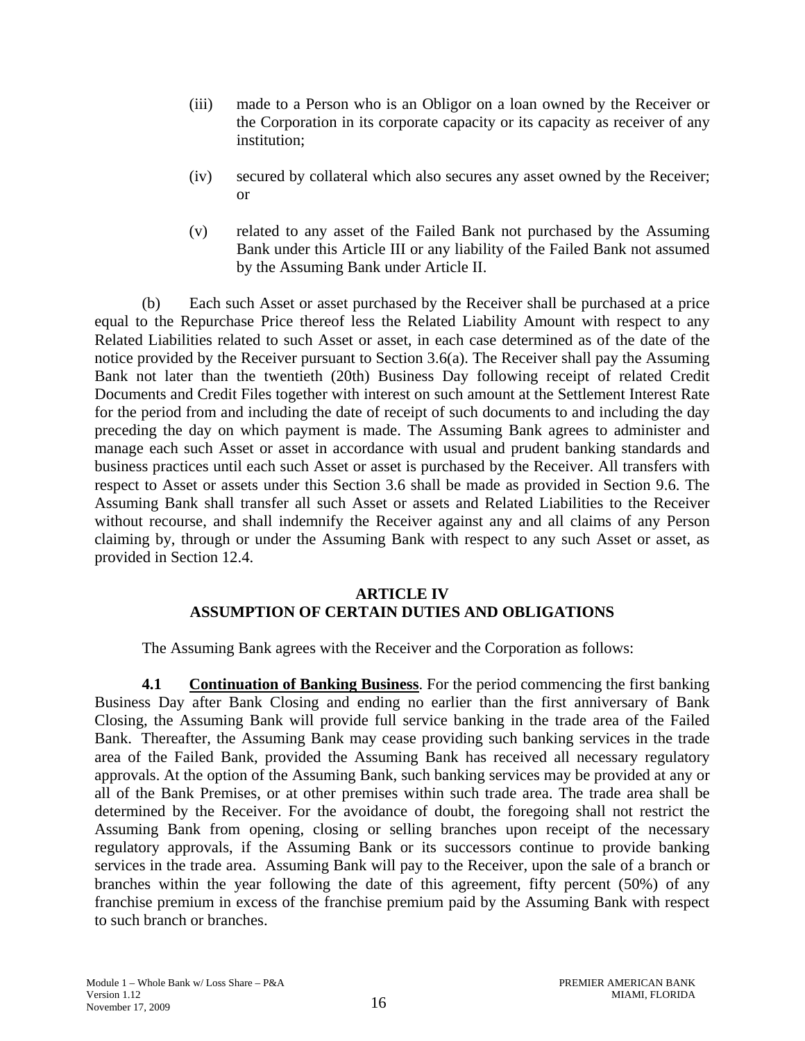(iii) made to a Person who is an Obligor on a loan owned by the Receiver or the Corporation in its corporate capacity or its capacity as receiver of any institution;

(iv) secured by collateral which also secures any asset owned by the Receiver; or

(v) related to any asset of the Failed Bank not purchased by the Assuming Bank under this Article III or any liability of the Failed Bank not assumed by the Assuming Bank under Article II.

(b) Each such Asset or asset purchased by the Receiver shall be purchased at a price equal to the Repurchase Price thereof less the Related Liability Amount with respect to any Related Liabilities related to such Asset or asset, in each case determined as of the date of the notice provided by the Receiver pursuant to Section 3.6(a). The Receiver shall pay the Assuming Bank not later than the twentieth (20th) Business Day following receipt of related Credit Documents and Credit Files together with interest on such amount at the Settlement Interest Rate for the period from and including the date of receipt of such documents to and including the day preceding the day on which payment is made. The Assuming Bank agrees to administer and manage each such Asset or asset in accordance with usual and prudent banking standards and business practices until each such Asset or asset is purchased by the Receiver. All transfers with respect to Asset or assets under this Section 3.6 shall be made as provided in Section 9.6. The Assuming Bank shall transfer all such Asset or assets and Related Liabilities to the Receiver without recourse, and shall indemnify the Receiver against any and all claims of any Person claiming by, through or under the Assuming Bank with respect to any such Asset or asset, as provided in Section 12.4.

## ARTICLE IV
## ASSUMPTION OF CERTAIN DUTIES AND OBLIGATIONS

The Assuming Bank agrees with the Receiver and the Corporation as follows:

**4.1 Continuation of Banking Business**. For the period commencing the first banking Business Day after Bank Closing and ending no earlier than the first anniversary of Bank Closing, the Assuming Bank will provide full service banking in the trade area of the Failed Bank. Thereafter, the Assuming Bank may cease providing such banking services in the trade area of the Failed Bank, provided the Assuming Bank has received all necessary regulatory approvals. At the option of the Assuming Bank, such banking services may be provided at any or all of the Bank Premises, or at other premises within such trade area. The trade area shall be determined by the Receiver. For the avoidance of doubt, the foregoing shall not restrict the Assuming Bank from opening, closing or selling branches upon receipt of the necessary regulatory approvals, if the Assuming Bank or its successors continue to provide banking services in the trade area. Assuming Bank will pay to the Receiver, upon the sale of a branch or branches within the year following the date of this agreement, fifty percent (50%) of any franchise premium in excess of the franchise premium paid by the Assuming Bank with respect to such branch or branches.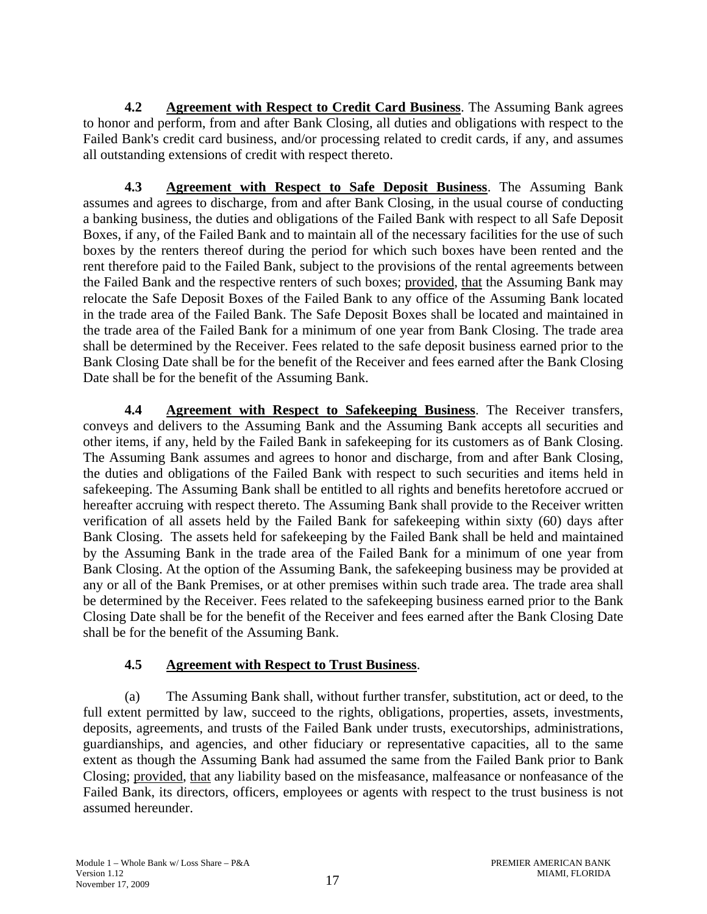**4.2 Agreement with Respect to Credit Card Business**. The Assuming Bank agrees to honor and perform, from and after Bank Closing, all duties and obligations with respect to the Failed Bank's credit card business, and/or processing related to credit cards, if any, and assumes all outstanding extensions of credit with respect thereto.

**4.3 Agreement with Respect to Safe Deposit Business**. The Assuming Bank assumes and agrees to discharge, from and after Bank Closing, in the usual course of conducting a banking business, the duties and obligations of the Failed Bank with respect to all Safe Deposit Boxes, if any, of the Failed Bank and to maintain all of the necessary facilities for the use of such boxes by the renters thereof during the period for which such boxes have been rented and the rent therefore paid to the Failed Bank, subject to the provisions of the rental agreements between the Failed Bank and the respective renters of such boxes; provided, that the Assuming Bank may relocate the Safe Deposit Boxes of the Failed Bank to any office of the Assuming Bank located in the trade area of the Failed Bank. The Safe Deposit Boxes shall be located and maintained in the trade area of the Failed Bank for a minimum of one year from Bank Closing. The trade area shall be determined by the Receiver. Fees related to the safe deposit business earned prior to the Bank Closing Date shall be for the benefit of the Receiver and fees earned after the Bank Closing Date shall be for the benefit of the Assuming Bank.

**4.4 Agreement with Respect to Safekeeping Business**. The Receiver transfers, conveys and delivers to the Assuming Bank and the Assuming Bank accepts all securities and other items, if any, held by the Failed Bank in safekeeping for its customers as of Bank Closing. The Assuming Bank assumes and agrees to honor and discharge, from and after Bank Closing, the duties and obligations of the Failed Bank with respect to such securities and items held in safekeeping. The Assuming Bank shall be entitled to all rights and benefits heretofore accrued or hereafter accruing with respect thereto. The Assuming Bank shall provide to the Receiver written verification of all assets held by the Failed Bank for safekeeping within sixty (60) days after Bank Closing. The assets held for safekeeping by the Failed Bank shall be held and maintained by the Assuming Bank in the trade area of the Failed Bank for a minimum of one year from Bank Closing. At the option of the Assuming Bank, the safekeeping business may be provided at any or all of the Bank Premises, or at other premises within such trade area. The trade area shall be determined by the Receiver. Fees related to the safekeeping business earned prior to the Bank Closing Date shall be for the benefit of the Receiver and fees earned after the Bank Closing Date shall be for the benefit of the Assuming Bank.

**4.5 Agreement with Respect to Trust Business**.

(a) The Assuming Bank shall, without further transfer, substitution, act or deed, to the full extent permitted by law, succeed to the rights, obligations, properties, assets, investments, deposits, agreements, and trusts of the Failed Bank under trusts, executorships, administrations, guardianships, and agencies, and other fiduciary or representative capacities, all to the same extent as though the Assuming Bank had assumed the same from the Failed Bank prior to Bank Closing; provided, that any liability based on the misfeasance, malfeasance or nonfeasance of the Failed Bank, its directors, officers, employees or agents with respect to the trust business is not assumed hereunder.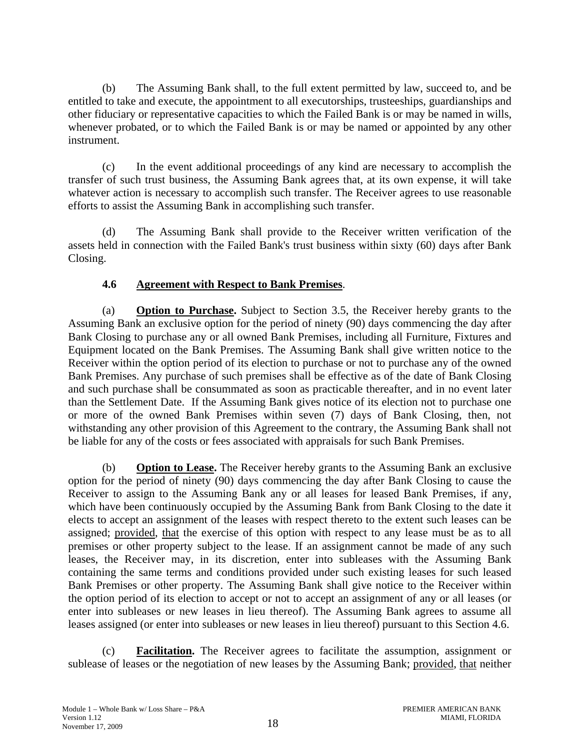(b) The Assuming Bank shall, to the full extent permitted by law, succeed to, and be entitled to take and execute, the appointment to all executorships, trusteeships, guardianships and other fiduciary or representative capacities to which the Failed Bank is or may be named in wills, whenever probated, or to which the Failed Bank is or may be named or appointed by any other instrument.

(c) In the event additional proceedings of any kind are necessary to accomplish the transfer of such trust business, the Assuming Bank agrees that, at its own expense, it will take whatever action is necessary to accomplish such transfer. The Receiver agrees to use reasonable efforts to assist the Assuming Bank in accomplishing such transfer.

(d) The Assuming Bank shall provide to the Receiver written verification of the assets held in connection with the Failed Bank's trust business within sixty (60) days after Bank Closing.

**4.6 Agreement with Respect to Bank Premises.**

(a) **Option to Purchase.** Subject to Section 3.5, the Receiver hereby grants to the Assuming Bank an exclusive option for the period of ninety (90) days commencing the day after Bank Closing to purchase any or all owned Bank Premises, including all Furniture, Fixtures and Equipment located on the Bank Premises. The Assuming Bank shall give written notice to the Receiver within the option period of its election to purchase or not to purchase any of the owned Bank Premises. Any purchase of such premises shall be effective as of the date of Bank Closing and such purchase shall be consummated as soon as practicable thereafter, and in no event later than the Settlement Date. If the Assuming Bank gives notice of its election not to purchase one or more of the owned Bank Premises within seven (7) days of Bank Closing, then, not withstanding any other provision of this Agreement to the contrary, the Assuming Bank shall not be liable for any of the costs or fees associated with appraisals for such Bank Premises.

(b) **Option to Lease.** The Receiver hereby grants to the Assuming Bank an exclusive option for the period of ninety (90) days commencing the day after Bank Closing to cause the Receiver to assign to the Assuming Bank any or all leases for leased Bank Premises, if any, which have been continuously occupied by the Assuming Bank from Bank Closing to the date it elects to accept an assignment of the leases with respect thereto to the extent such leases can be assigned; provided, that the exercise of this option with respect to any lease must be as to all premises or other property subject to the lease. If an assignment cannot be made of any such leases, the Receiver may, in its discretion, enter into subleases with the Assuming Bank containing the same terms and conditions provided under such existing leases for such leased Bank Premises or other property. The Assuming Bank shall give notice to the Receiver within the option period of its election to accept or not to accept an assignment of any or all leases (or enter into subleases or new leases in lieu thereof). The Assuming Bank agrees to assume all leases assigned (or enter into subleases or new leases in lieu thereof) pursuant to this Section 4.6.

(c) **Facilitation.** The Receiver agrees to facilitate the assumption, assignment or sublease of leases or the negotiation of new leases by the Assuming Bank; provided, that neither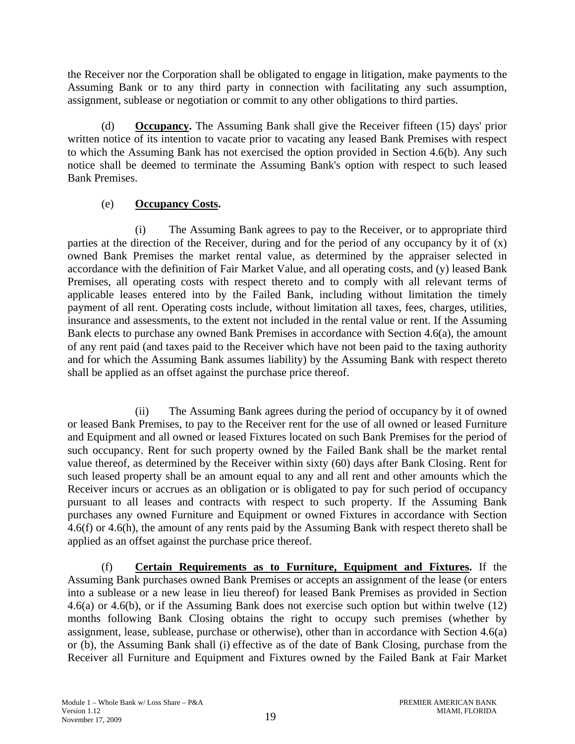the Receiver nor the Corporation shall be obligated to engage in litigation, make payments to the Assuming Bank or to any third party in connection with facilitating any such assumption, assignment, sublease or negotiation or commit to any other obligations to third parties.

(d) **Occupancy.** The Assuming Bank shall give the Receiver fifteen (15) days' prior written notice of its intention to vacate prior to vacating any leased Bank Premises with respect to which the Assuming Bank has not exercised the option provided in Section 4.6(b). Any such notice shall be deemed to terminate the Assuming Bank's option with respect to such leased Bank Premises.

(e) **Occupancy Costs.**

(i) The Assuming Bank agrees to pay to the Receiver, or to appropriate third parties at the direction of the Receiver, during and for the period of any occupancy by it of (x) owned Bank Premises the market rental value, as determined by the appraiser selected in accordance with the definition of Fair Market Value, and all operating costs, and (y) leased Bank Premises, all operating costs with respect thereto and to comply with all relevant terms of applicable leases entered into by the Failed Bank, including without limitation the timely payment of all rent. Operating costs include, without limitation all taxes, fees, charges, utilities, insurance and assessments, to the extent not included in the rental value or rent. If the Assuming Bank elects to purchase any owned Bank Premises in accordance with Section 4.6(a), the amount of any rent paid (and taxes paid to the Receiver which have not been paid to the taxing authority and for which the Assuming Bank assumes liability) by the Assuming Bank with respect thereto shall be applied as an offset against the purchase price thereof.

(ii) The Assuming Bank agrees during the period of occupancy by it of owned or leased Bank Premises, to pay to the Receiver rent for the use of all owned or leased Furniture and Equipment and all owned or leased Fixtures located on such Bank Premises for the period of such occupancy. Rent for such property owned by the Failed Bank shall be the market rental value thereof, as determined by the Receiver within sixty (60) days after Bank Closing. Rent for such leased property shall be an amount equal to any and all rent and other amounts which the Receiver incurs or accrues as an obligation or is obligated to pay for such period of occupancy pursuant to all leases and contracts with respect to such property. If the Assuming Bank purchases any owned Furniture and Equipment or owned Fixtures in accordance with Section 4.6(f) or 4.6(h), the amount of any rents paid by the Assuming Bank with respect thereto shall be applied as an offset against the purchase price thereof.

(f) **Certain Requirements as to Furniture, Equipment and Fixtures.** If the Assuming Bank purchases owned Bank Premises or accepts an assignment of the lease (or enters into a sublease or a new lease in lieu thereof) for leased Bank Premises as provided in Section 4.6(a) or 4.6(b), or if the Assuming Bank does not exercise such option but within twelve (12) months following Bank Closing obtains the right to occupy such premises (whether by assignment, lease, sublease, purchase or otherwise), other than in accordance with Section 4.6(a) or (b), the Assuming Bank shall (i) effective as of the date of Bank Closing, purchase from the Receiver all Furniture and Equipment and Fixtures owned by the Failed Bank at Fair Market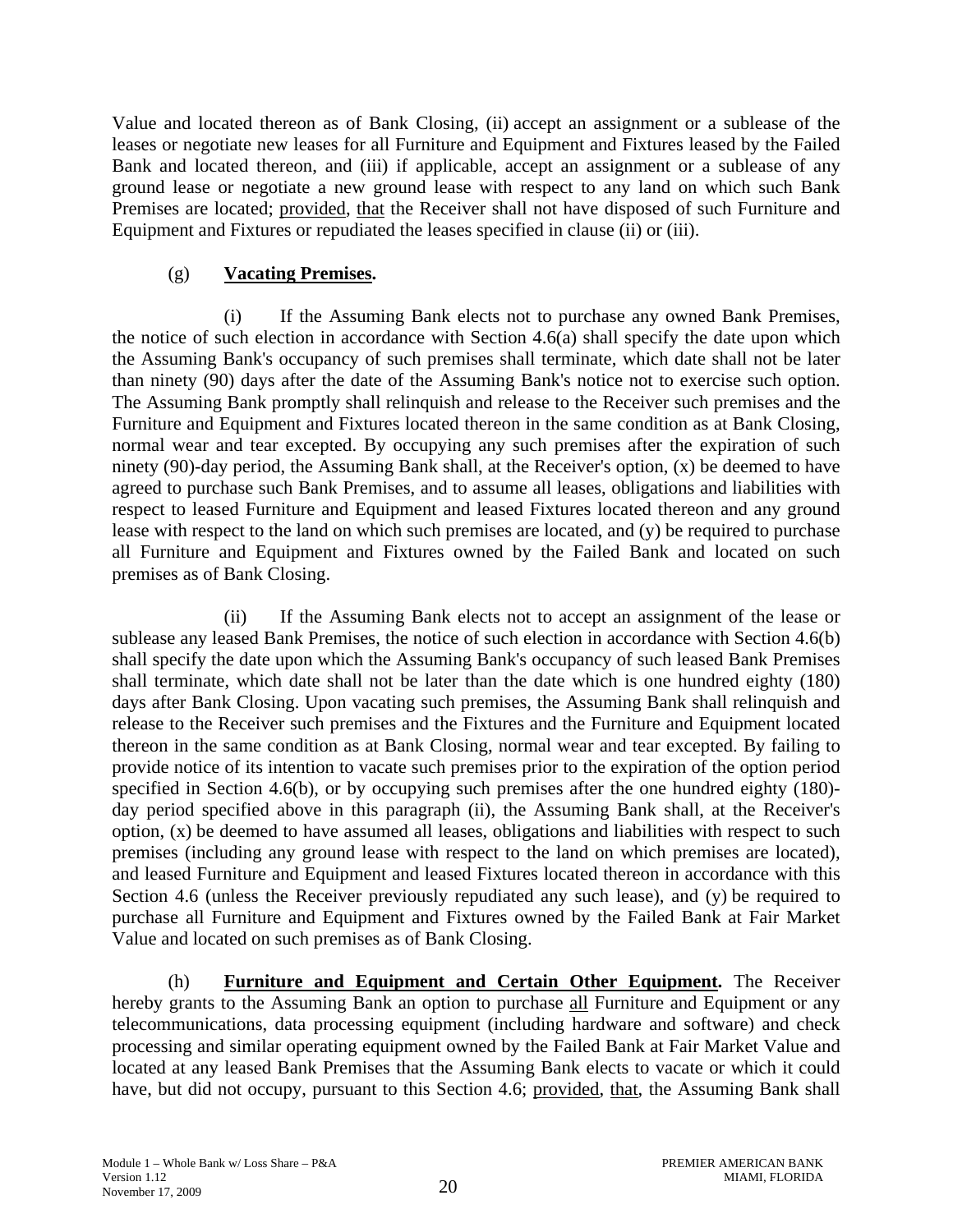Value and located thereon as of Bank Closing, (ii) accept an assignment or a sublease of the leases or negotiate new leases for all Furniture and Equipment and Fixtures leased by the Failed Bank and located thereon, and (iii) if applicable, accept an assignment or a sublease of any ground lease or negotiate a new ground lease with respect to any land on which such Bank Premises are located; provided, that the Receiver shall not have disposed of such Furniture and Equipment and Fixtures or repudiated the leases specified in clause (ii) or (iii).

(g) **Vacating Premises.**

(i) If the Assuming Bank elects not to purchase any owned Bank Premises, the notice of such election in accordance with Section 4.6(a) shall specify the date upon which the Assuming Bank's occupancy of such premises shall terminate, which date shall not be later than ninety (90) days after the date of the Assuming Bank's notice not to exercise such option. The Assuming Bank promptly shall relinquish and release to the Receiver such premises and the Furniture and Equipment and Fixtures located thereon in the same condition as at Bank Closing, normal wear and tear excepted. By occupying any such premises after the expiration of such ninety (90)-day period, the Assuming Bank shall, at the Receiver's option, (x) be deemed to have agreed to purchase such Bank Premises, and to assume all leases, obligations and liabilities with respect to leased Furniture and Equipment and leased Fixtures located thereon and any ground lease with respect to the land on which such premises are located, and (y) be required to purchase all Furniture and Equipment and Fixtures owned by the Failed Bank and located on such premises as of Bank Closing.

(ii) If the Assuming Bank elects not to accept an assignment of the lease or sublease any leased Bank Premises, the notice of such election in accordance with Section 4.6(b) shall specify the date upon which the Assuming Bank's occupancy of such leased Bank Premises shall terminate, which date shall not be later than the date which is one hundred eighty (180) days after Bank Closing. Upon vacating such premises, the Assuming Bank shall relinquish and release to the Receiver such premises and the Fixtures and the Furniture and Equipment located thereon in the same condition as at Bank Closing, normal wear and tear excepted. By failing to provide notice of its intention to vacate such premises prior to the expiration of the option period specified in Section 4.6(b), or by occupying such premises after the one hundred eighty (180)-day period specified above in this paragraph (ii), the Assuming Bank shall, at the Receiver's option, (x) be deemed to have assumed all leases, obligations and liabilities with respect to such premises (including any ground lease with respect to the land on which premises are located), and leased Furniture and Equipment and leased Fixtures located thereon in accordance with this Section 4.6 (unless the Receiver previously repudiated any such lease), and (y) be required to purchase all Furniture and Equipment and Fixtures owned by the Failed Bank at Fair Market Value and located on such premises as of Bank Closing.

(h) **Furniture and Equipment and Certain Other Equipment.** The Receiver hereby grants to the Assuming Bank an option to purchase all Furniture and Equipment or any telecommunications, data processing equipment (including hardware and software) and check processing and similar operating equipment owned by the Failed Bank at Fair Market Value and located at any leased Bank Premises that the Assuming Bank elects to vacate or which it could have, but did not occupy, pursuant to this Section 4.6; provided, that, the Assuming Bank shall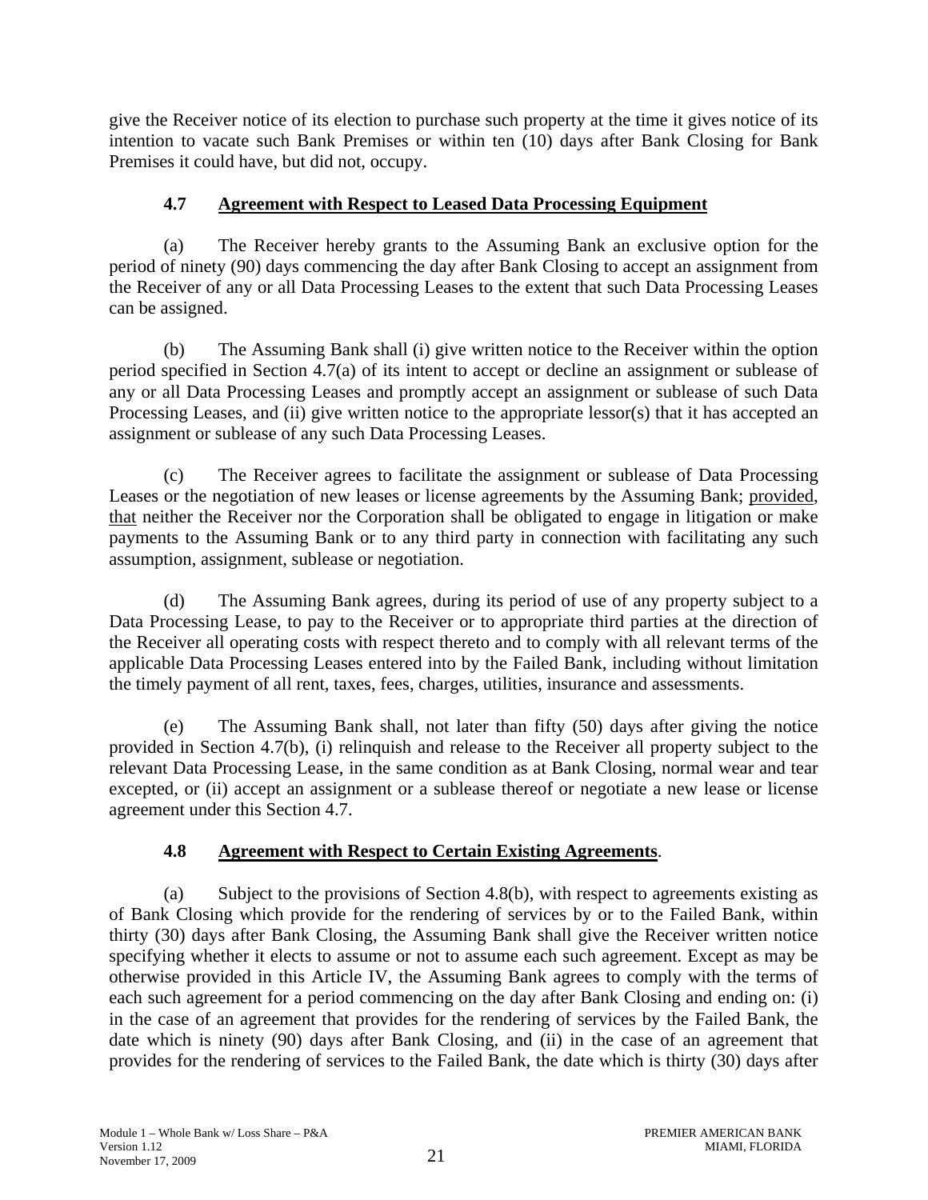give the Receiver notice of its election to purchase such property at the time it gives notice of its intention to vacate such Bank Premises or within ten (10) days after Bank Closing for Bank Premises it could have, but did not, occupy.

### 4.7 Agreement with Respect to Leased Data Processing Equipment

(a) The Receiver hereby grants to the Assuming Bank an exclusive option for the period of ninety (90) days commencing the day after Bank Closing to accept an assignment from the Receiver of any or all Data Processing Leases to the extent that such Data Processing Leases can be assigned.

(b) The Assuming Bank shall (i) give written notice to the Receiver within the option period specified in Section 4.7(a) of its intent to accept or decline an assignment or sublease of any or all Data Processing Leases and promptly accept an assignment or sublease of such Data Processing Leases, and (ii) give written notice to the appropriate lessor(s) that it has accepted an assignment or sublease of any such Data Processing Leases.

(c) The Receiver agrees to facilitate the assignment or sublease of Data Processing Leases or the negotiation of new leases or license agreements by the Assuming Bank; provided, that neither the Receiver nor the Corporation shall be obligated to engage in litigation or make payments to the Assuming Bank or to any third party in connection with facilitating any such assumption, assignment, sublease or negotiation.

(d) The Assuming Bank agrees, during its period of use of any property subject to a Data Processing Lease, to pay to the Receiver or to appropriate third parties at the direction of the Receiver all operating costs with respect thereto and to comply with all relevant terms of the applicable Data Processing Leases entered into by the Failed Bank, including without limitation the timely payment of all rent, taxes, fees, charges, utilities, insurance and assessments.

(e) The Assuming Bank shall, not later than fifty (50) days after giving the notice provided in Section 4.7(b), (i) relinquish and release to the Receiver all property subject to the relevant Data Processing Lease, in the same condition as at Bank Closing, normal wear and tear excepted, or (ii) accept an assignment or a sublease thereof or negotiate a new lease or license agreement under this Section 4.7.

### 4.8 Agreement with Respect to Certain Existing Agreements.

(a) Subject to the provisions of Section 4.8(b), with respect to agreements existing as of Bank Closing which provide for the rendering of services by or to the Failed Bank, within thirty (30) days after Bank Closing, the Assuming Bank shall give the Receiver written notice specifying whether it elects to assume or not to assume each such agreement. Except as may be otherwise provided in this Article IV, the Assuming Bank agrees to comply with the terms of each such agreement for a period commencing on the day after Bank Closing and ending on: (i) in the case of an agreement that provides for the rendering of services by the Failed Bank, the date which is ninety (90) days after Bank Closing, and (ii) in the case of an agreement that provides for the rendering of services to the Failed Bank, the date which is thirty (30) days after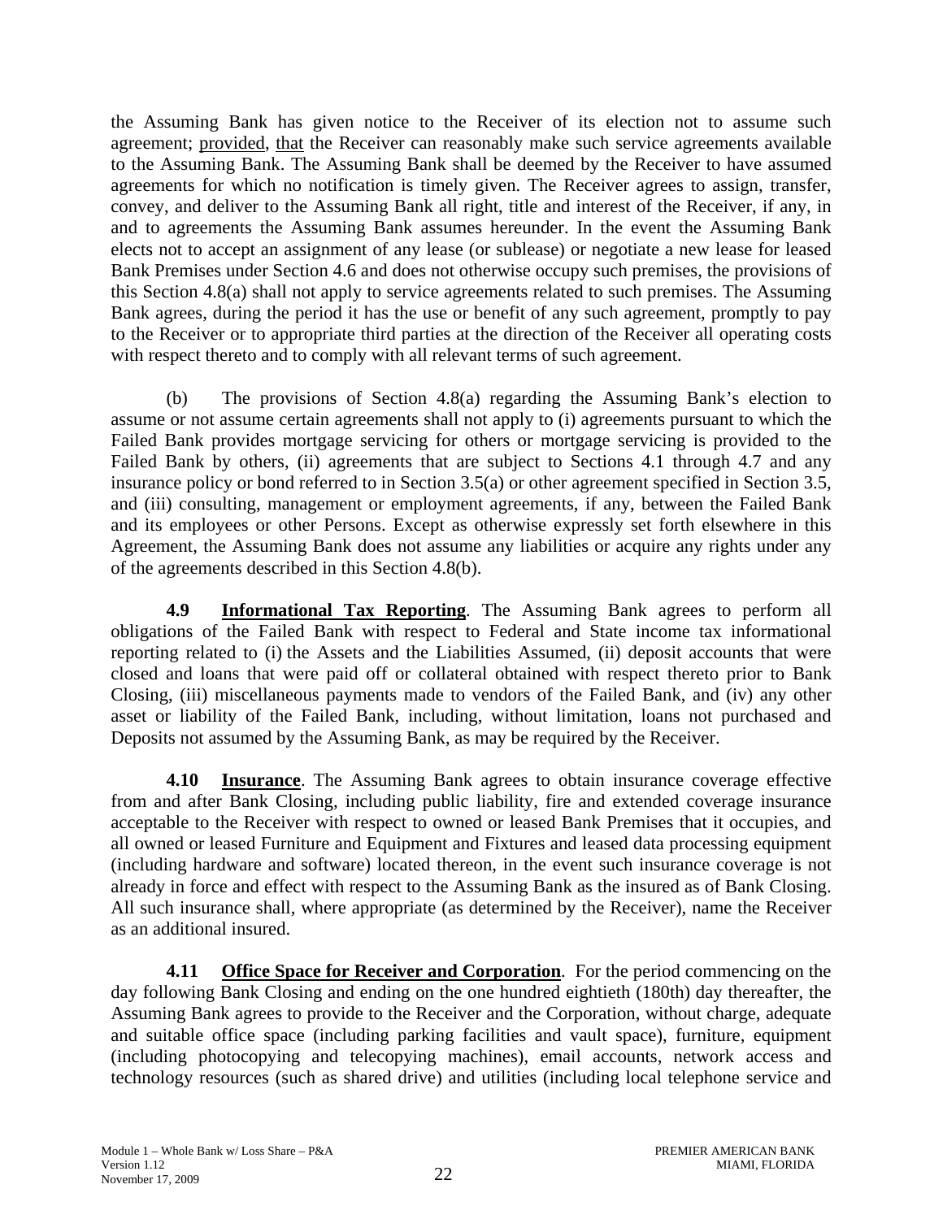the Assuming Bank has given notice to the Receiver of its election not to assume such agreement; provided, that the Receiver can reasonably make such service agreements available to the Assuming Bank. The Assuming Bank shall be deemed by the Receiver to have assumed agreements for which no notification is timely given. The Receiver agrees to assign, transfer, convey, and deliver to the Assuming Bank all right, title and interest of the Receiver, if any, in and to agreements the Assuming Bank assumes hereunder. In the event the Assuming Bank elects not to accept an assignment of any lease (or sublease) or negotiate a new lease for leased Bank Premises under Section 4.6 and does not otherwise occupy such premises, the provisions of this Section 4.8(a) shall not apply to service agreements related to such premises. The Assuming Bank agrees, during the period it has the use or benefit of any such agreement, promptly to pay to the Receiver or to appropriate third parties at the direction of the Receiver all operating costs with respect thereto and to comply with all relevant terms of such agreement.

(b) The provisions of Section 4.8(a) regarding the Assuming Bank's election to assume or not assume certain agreements shall not apply to (i) agreements pursuant to which the Failed Bank provides mortgage servicing for others or mortgage servicing is provided to the Failed Bank by others, (ii) agreements that are subject to Sections 4.1 through 4.7 and any insurance policy or bond referred to in Section 3.5(a) or other agreement specified in Section 3.5, and (iii) consulting, management or employment agreements, if any, between the Failed Bank and its employees or other Persons. Except as otherwise expressly set forth elsewhere in this Agreement, the Assuming Bank does not assume any liabilities or acquire any rights under any of the agreements described in this Section 4.8(b).

**4.9 Informational Tax Reporting**. The Assuming Bank agrees to perform all obligations of the Failed Bank with respect to Federal and State income tax informational reporting related to (i) the Assets and the Liabilities Assumed, (ii) deposit accounts that were closed and loans that were paid off or collateral obtained with respect thereto prior to Bank Closing, (iii) miscellaneous payments made to vendors of the Failed Bank, and (iv) any other asset or liability of the Failed Bank, including, without limitation, loans not purchased and Deposits not assumed by the Assuming Bank, as may be required by the Receiver.

**4.10 Insurance**. The Assuming Bank agrees to obtain insurance coverage effective from and after Bank Closing, including public liability, fire and extended coverage insurance acceptable to the Receiver with respect to owned or leased Bank Premises that it occupies, and all owned or leased Furniture and Equipment and Fixtures and leased data processing equipment (including hardware and software) located thereon, in the event such insurance coverage is not already in force and effect with respect to the Assuming Bank as the insured as of Bank Closing. All such insurance shall, where appropriate (as determined by the Receiver), name the Receiver as an additional insured.

**4.11 Office Space for Receiver and Corporation**. For the period commencing on the day following Bank Closing and ending on the one hundred eightieth (180th) day thereafter, the Assuming Bank agrees to provide to the Receiver and the Corporation, without charge, adequate and suitable office space (including parking facilities and vault space), furniture, equipment (including photocopying and telecopying machines), email accounts, network access and technology resources (such as shared drive) and utilities (including local telephone service and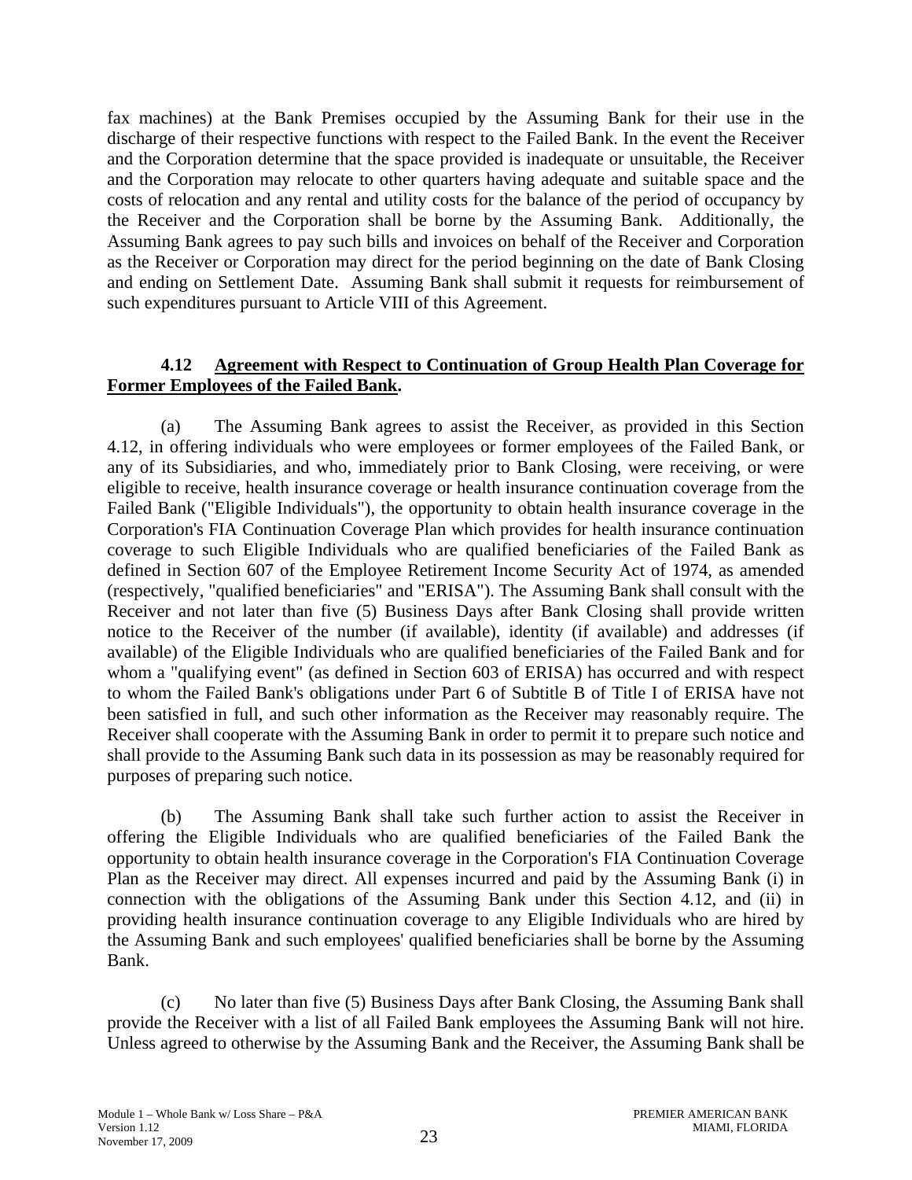fax machines) at the Bank Premises occupied by the Assuming Bank for their use in the discharge of their respective functions with respect to the Failed Bank. In the event the Receiver and the Corporation determine that the space provided is inadequate or unsuitable, the Receiver and the Corporation may relocate to other quarters having adequate and suitable space and the costs of relocation and any rental and utility costs for the balance of the period of occupancy by the Receiver and the Corporation shall be borne by the Assuming Bank. Additionally, the Assuming Bank agrees to pay such bills and invoices on behalf of the Receiver and Corporation as the Receiver or Corporation may direct for the period beginning on the date of Bank Closing and ending on Settlement Date. Assuming Bank shall submit it requests for reimbursement of such expenditures pursuant to Article VIII of this Agreement.

**4.12 <u>Agreement with Respect to Continuation of Group Health Plan Coverage for Former Employees of the Failed Bank</u>.**

(a) The Assuming Bank agrees to assist the Receiver, as provided in this Section 4.12, in offering individuals who were employees or former employees of the Failed Bank, or any of its Subsidiaries, and who, immediately prior to Bank Closing, were receiving, or were eligible to receive, health insurance coverage or health insurance continuation coverage from the Failed Bank ("Eligible Individuals"), the opportunity to obtain health insurance coverage in the Corporation's FIA Continuation Coverage Plan which provides for health insurance continuation coverage to such Eligible Individuals who are qualified beneficiaries of the Failed Bank as defined in Section 607 of the Employee Retirement Income Security Act of 1974, as amended (respectively, "qualified beneficiaries" and "ERISA"). The Assuming Bank shall consult with the Receiver and not later than five (5) Business Days after Bank Closing shall provide written notice to the Receiver of the number (if available), identity (if available) and addresses (if available) of the Eligible Individuals who are qualified beneficiaries of the Failed Bank and for whom a "qualifying event" (as defined in Section 603 of ERISA) has occurred and with respect to whom the Failed Bank's obligations under Part 6 of Subtitle B of Title I of ERISA have not been satisfied in full, and such other information as the Receiver may reasonably require. The Receiver shall cooperate with the Assuming Bank in order to permit it to prepare such notice and shall provide to the Assuming Bank such data in its possession as may be reasonably required for purposes of preparing such notice.

(b) The Assuming Bank shall take such further action to assist the Receiver in offering the Eligible Individuals who are qualified beneficiaries of the Failed Bank the opportunity to obtain health insurance coverage in the Corporation's FIA Continuation Coverage Plan as the Receiver may direct. All expenses incurred and paid by the Assuming Bank (i) in connection with the obligations of the Assuming Bank under this Section 4.12, and (ii) in providing health insurance continuation coverage to any Eligible Individuals who are hired by the Assuming Bank and such employees' qualified beneficiaries shall be borne by the Assuming Bank.

(c) No later than five (5) Business Days after Bank Closing, the Assuming Bank shall provide the Receiver with a list of all Failed Bank employees the Assuming Bank will not hire. Unless agreed to otherwise by the Assuming Bank and the Receiver, the Assuming Bank shall be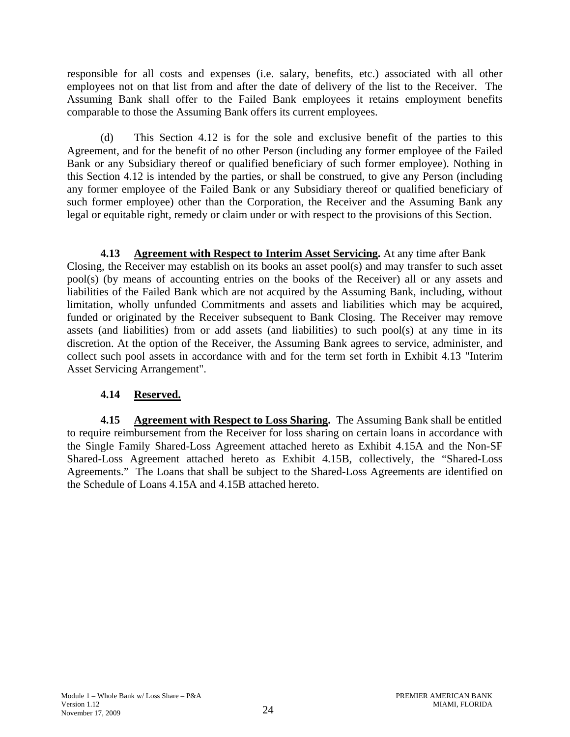responsible for all costs and expenses (i.e. salary, benefits, etc.) associated with all other employees not on that list from and after the date of delivery of the list to the Receiver. The Assuming Bank shall offer to the Failed Bank employees it retains employment benefits comparable to those the Assuming Bank offers its current employees.

(d) This Section 4.12 is for the sole and exclusive benefit of the parties to this Agreement, and for the benefit of no other Person (including any former employee of the Failed Bank or any Subsidiary thereof or qualified beneficiary of such former employee). Nothing in this Section 4.12 is intended by the parties, or shall be construed, to give any Person (including any former employee of the Failed Bank or any Subsidiary thereof or qualified beneficiary of such former employee) other than the Corporation, the Receiver and the Assuming Bank any legal or equitable right, remedy or claim under or with respect to the provisions of this Section.

**4.13 Agreement with Respect to Interim Asset Servicing.** At any time after Bank Closing, the Receiver may establish on its books an asset pool(s) and may transfer to such asset pool(s) (by means of accounting entries on the books of the Receiver) all or any assets and liabilities of the Failed Bank which are not acquired by the Assuming Bank, including, without limitation, wholly unfunded Commitments and assets and liabilities which may be acquired, funded or originated by the Receiver subsequent to Bank Closing. The Receiver may remove assets (and liabilities) from or add assets (and liabilities) to such pool(s) at any time in its discretion. At the option of the Receiver, the Assuming Bank agrees to service, administer, and collect such pool assets in accordance with and for the term set forth in Exhibit 4.13 "Interim Asset Servicing Arrangement".

**4.14 Reserved.**

**4.15 Agreement with Respect to Loss Sharing.** The Assuming Bank shall be entitled to require reimbursement from the Receiver for loss sharing on certain loans in accordance with the Single Family Shared-Loss Agreement attached hereto as Exhibit 4.15A and the Non-SF Shared-Loss Agreement attached hereto as Exhibit 4.15B, collectively, the "Shared-Loss Agreements." The Loans that shall be subject to the Shared-Loss Agreements are identified on the Schedule of Loans 4.15A and 4.15B attached hereto.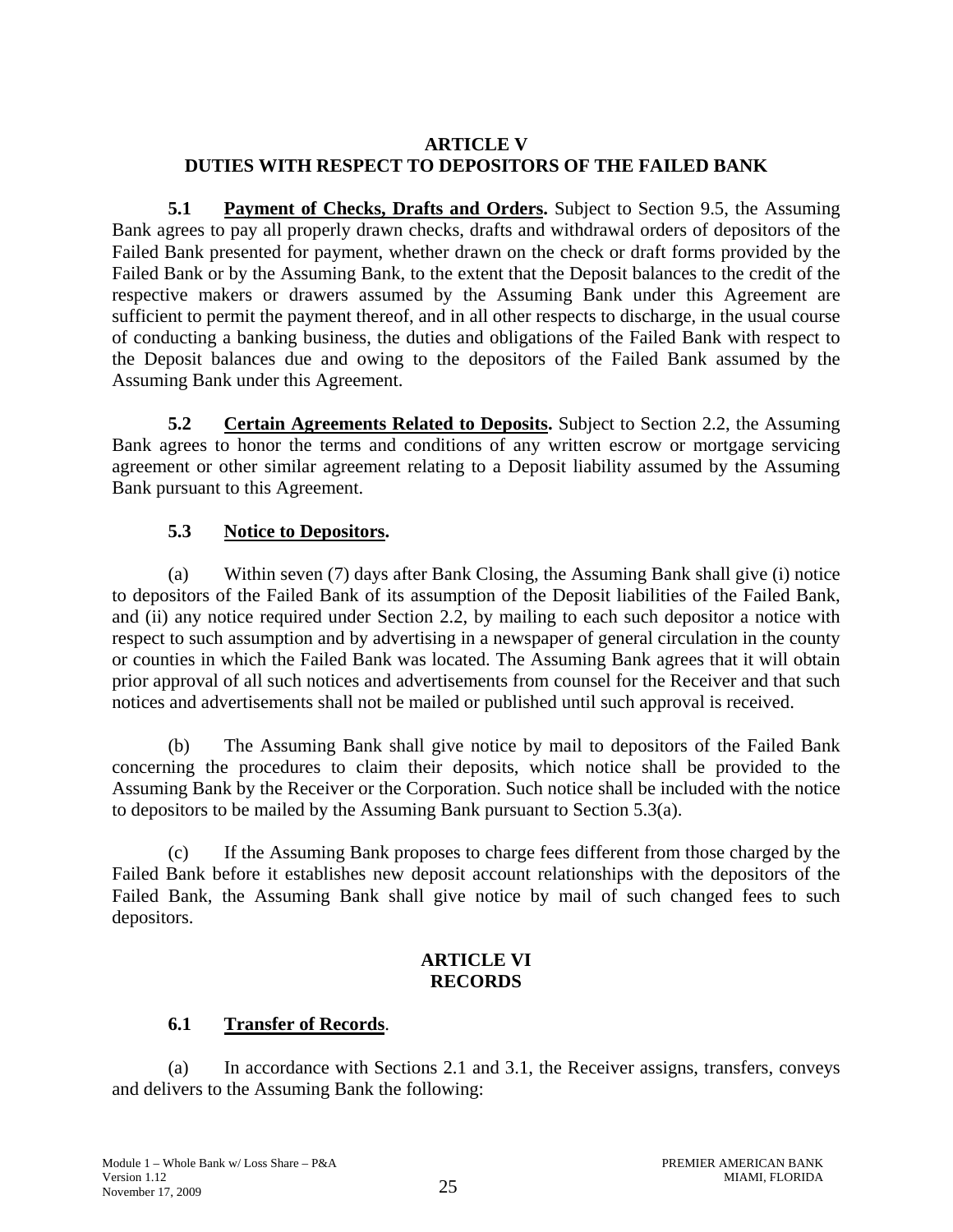## ARTICLE V
## DUTIES WITH RESPECT TO DEPOSITORS OF THE FAILED BANK

**5.1 Payment of Checks, Drafts and Orders.** Subject to Section 9.5, the Assuming Bank agrees to pay all properly drawn checks, drafts and withdrawal orders of depositors of the Failed Bank presented for payment, whether drawn on the check or draft forms provided by the Failed Bank or by the Assuming Bank, to the extent that the Deposit balances to the credit of the respective makers or drawers assumed by the Assuming Bank under this Agreement are sufficient to permit the payment thereof, and in all other respects to discharge, in the usual course of conducting a banking business, the duties and obligations of the Failed Bank with respect to the Deposit balances due and owing to the depositors of the Failed Bank assumed by the Assuming Bank under this Agreement.

**5.2 Certain Agreements Related to Deposits.** Subject to Section 2.2, the Assuming Bank agrees to honor the terms and conditions of any written escrow or mortgage servicing agreement or other similar agreement relating to a Deposit liability assumed by the Assuming Bank pursuant to this Agreement.

**5.3 Notice to Depositors.**

(a) Within seven (7) days after Bank Closing, the Assuming Bank shall give (i) notice to depositors of the Failed Bank of its assumption of the Deposit liabilities of the Failed Bank, and (ii) any notice required under Section 2.2, by mailing to each such depositor a notice with respect to such assumption and by advertising in a newspaper of general circulation in the county or counties in which the Failed Bank was located. The Assuming Bank agrees that it will obtain prior approval of all such notices and advertisements from counsel for the Receiver and that such notices and advertisements shall not be mailed or published until such approval is received.

(b) The Assuming Bank shall give notice by mail to depositors of the Failed Bank concerning the procedures to claim their deposits, which notice shall be provided to the Assuming Bank by the Receiver or the Corporation. Such notice shall be included with the notice to depositors to be mailed by the Assuming Bank pursuant to Section 5.3(a).

(c) If the Assuming Bank proposes to charge fees different from those charged by the Failed Bank before it establishes new deposit account relationships with the depositors of the Failed Bank, the Assuming Bank shall give notice by mail of such changed fees to such depositors.

## ARTICLE VI
## RECORDS

**6.1 Transfer of Records.**

(a) In accordance with Sections 2.1 and 3.1, the Receiver assigns, transfers, conveys and delivers to the Assuming Bank the following: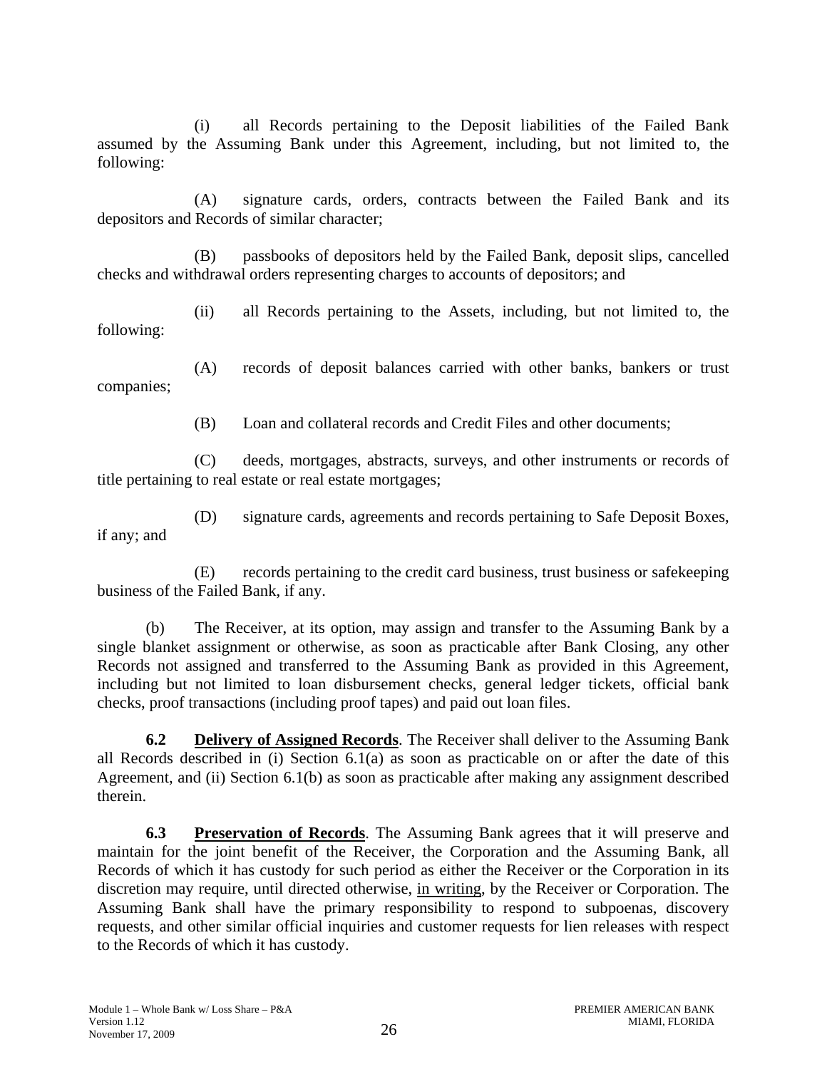(i) all Records pertaining to the Deposit liabilities of the Failed Bank assumed by the Assuming Bank under this Agreement, including, but not limited to, the following:

(A) signature cards, orders, contracts between the Failed Bank and its depositors and Records of similar character;

(B) passbooks of depositors held by the Failed Bank, deposit slips, cancelled checks and withdrawal orders representing charges to accounts of depositors; and

(ii) all Records pertaining to the Assets, including, but not limited to, the following:

(A) records of deposit balances carried with other banks, bankers or trust companies;

(B) Loan and collateral records and Credit Files and other documents;

(C) deeds, mortgages, abstracts, surveys, and other instruments or records of title pertaining to real estate or real estate mortgages;

(D) signature cards, agreements and records pertaining to Safe Deposit Boxes, if any; and

(E) records pertaining to the credit card business, trust business or safekeeping business of the Failed Bank, if any.

(b) The Receiver, at its option, may assign and transfer to the Assuming Bank by a single blanket assignment or otherwise, as soon as practicable after Bank Closing, any other Records not assigned and transferred to the Assuming Bank as provided in this Agreement, including but not limited to loan disbursement checks, general ledger tickets, official bank checks, proof transactions (including proof tapes) and paid out loan files.

**6.2 Delivery of Assigned Records**. The Receiver shall deliver to the Assuming Bank all Records described in (i) Section 6.1(a) as soon as practicable on or after the date of this Agreement, and (ii) Section 6.1(b) as soon as practicable after making any assignment described therein.

**6.3 Preservation of Records**. The Assuming Bank agrees that it will preserve and maintain for the joint benefit of the Receiver, the Corporation and the Assuming Bank, all Records of which it has custody for such period as either the Receiver or the Corporation in its discretion may require, until directed otherwise, in writing, by the Receiver or Corporation. The Assuming Bank shall have the primary responsibility to respond to subpoenas, discovery requests, and other similar official inquiries and customer requests for lien releases with respect to the Records of which it has custody.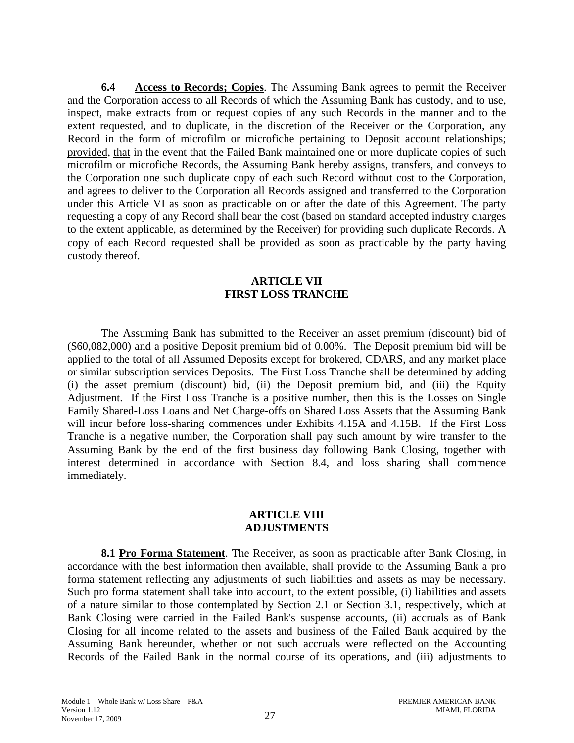**6.4 Access to Records; Copies**. The Assuming Bank agrees to permit the Receiver and the Corporation access to all Records of which the Assuming Bank has custody, and to use, inspect, make extracts from or request copies of any such Records in the manner and to the extent requested, and to duplicate, in the discretion of the Receiver or the Corporation, any Record in the form of microfilm or microfiche pertaining to Deposit account relationships; provided, that in the event that the Failed Bank maintained one or more duplicate copies of such microfilm or microfiche Records, the Assuming Bank hereby assigns, transfers, and conveys to the Corporation one such duplicate copy of each such Record without cost to the Corporation, and agrees to deliver to the Corporation all Records assigned and transferred to the Corporation under this Article VI as soon as practicable on or after the date of this Agreement. The party requesting a copy of any Record shall bear the cost (based on standard accepted industry charges to the extent applicable, as determined by the Receiver) for providing such duplicate Records. A copy of each Record requested shall be provided as soon as practicable by the party having custody thereof.

## ARTICLE VII
## FIRST LOSS TRANCHE

The Assuming Bank has submitted to the Receiver an asset premium (discount) bid of ($60,082,000) and a positive Deposit premium bid of 0.00%. The Deposit premium bid will be applied to the total of all Assumed Deposits except for brokered, CDARS, and any market place or similar subscription services Deposits. The First Loss Tranche shall be determined by adding (i) the asset premium (discount) bid, (ii) the Deposit premium bid, and (iii) the Equity Adjustment. If the First Loss Tranche is a positive number, then this is the Losses on Single Family Shared-Loss Loans and Net Charge-offs on Shared Loss Assets that the Assuming Bank will incur before loss-sharing commences under Exhibits 4.15A and 4.15B. If the First Loss Tranche is a negative number, the Corporation shall pay such amount by wire transfer to the Assuming Bank by the end of the first business day following Bank Closing, together with interest determined in accordance with Section 8.4, and loss sharing shall commence immediately.

## ARTICLE VIII
## ADJUSTMENTS

**8.1 Pro Forma Statement**. The Receiver, as soon as practicable after Bank Closing, in accordance with the best information then available, shall provide to the Assuming Bank a pro forma statement reflecting any adjustments of such liabilities and assets as may be necessary. Such pro forma statement shall take into account, to the extent possible, (i) liabilities and assets of a nature similar to those contemplated by Section 2.1 or Section 3.1, respectively, which at Bank Closing were carried in the Failed Bank's suspense accounts, (ii) accruals as of Bank Closing for all income related to the assets and business of the Failed Bank acquired by the Assuming Bank hereunder, whether or not such accruals were reflected on the Accounting Records of the Failed Bank in the normal course of its operations, and (iii) adjustments to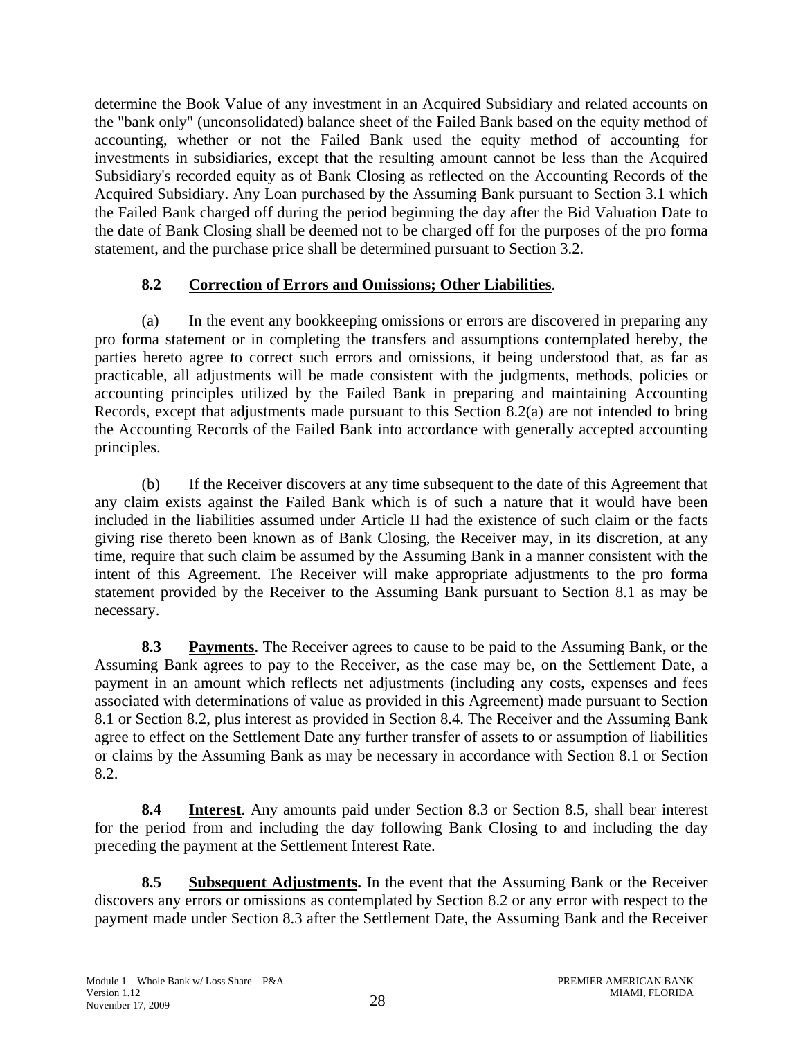determine the Book Value of any investment in an Acquired Subsidiary and related accounts on the "bank only" (unconsolidated) balance sheet of the Failed Bank based on the equity method of accounting, whether or not the Failed Bank used the equity method of accounting for investments in subsidiaries, except that the resulting amount cannot be less than the Acquired Subsidiary's recorded equity as of Bank Closing as reflected on the Accounting Records of the Acquired Subsidiary. Any Loan purchased by the Assuming Bank pursuant to Section 3.1 which the Failed Bank charged off during the period beginning the day after the Bid Valuation Date to the date of Bank Closing shall be deemed not to be charged off for the purposes of the pro forma statement, and the purchase price shall be determined pursuant to Section 3.2.

### 8.2 Correction of Errors and Omissions; Other Liabilities.

(a) In the event any bookkeeping omissions or errors are discovered in preparing any pro forma statement or in completing the transfers and assumptions contemplated hereby, the parties hereto agree to correct such errors and omissions, it being understood that, as far as practicable, all adjustments will be made consistent with the judgments, methods, policies or accounting principles utilized by the Failed Bank in preparing and maintaining Accounting Records, except that adjustments made pursuant to this Section 8.2(a) are not intended to bring the Accounting Records of the Failed Bank into accordance with generally accepted accounting principles.

(b) If the Receiver discovers at any time subsequent to the date of this Agreement that any claim exists against the Failed Bank which is of such a nature that it would have been included in the liabilities assumed under Article II had the existence of such claim or the facts giving rise thereto been known as of Bank Closing, the Receiver may, in its discretion, at any time, require that such claim be assumed by the Assuming Bank in a manner consistent with the intent of this Agreement. The Receiver will make appropriate adjustments to the pro forma statement provided by the Receiver to the Assuming Bank pursuant to Section 8.1 as may be necessary.

**8.3 Payments**. The Receiver agrees to cause to be paid to the Assuming Bank, or the Assuming Bank agrees to pay to the Receiver, as the case may be, on the Settlement Date, a payment in an amount which reflects net adjustments (including any costs, expenses and fees associated with determinations of value as provided in this Agreement) made pursuant to Section 8.1 or Section 8.2, plus interest as provided in Section 8.4. The Receiver and the Assuming Bank agree to effect on the Settlement Date any further transfer of assets to or assumption of liabilities or claims by the Assuming Bank as may be necessary in accordance with Section 8.1 or Section 8.2.

**8.4 Interest**. Any amounts paid under Section 8.3 or Section 8.5, shall bear interest for the period from and including the day following Bank Closing to and including the day preceding the payment at the Settlement Interest Rate.

**8.5 Subsequent Adjustments.** In the event that the Assuming Bank or the Receiver discovers any errors or omissions as contemplated by Section 8.2 or any error with respect to the payment made under Section 8.3 after the Settlement Date, the Assuming Bank and the Receiver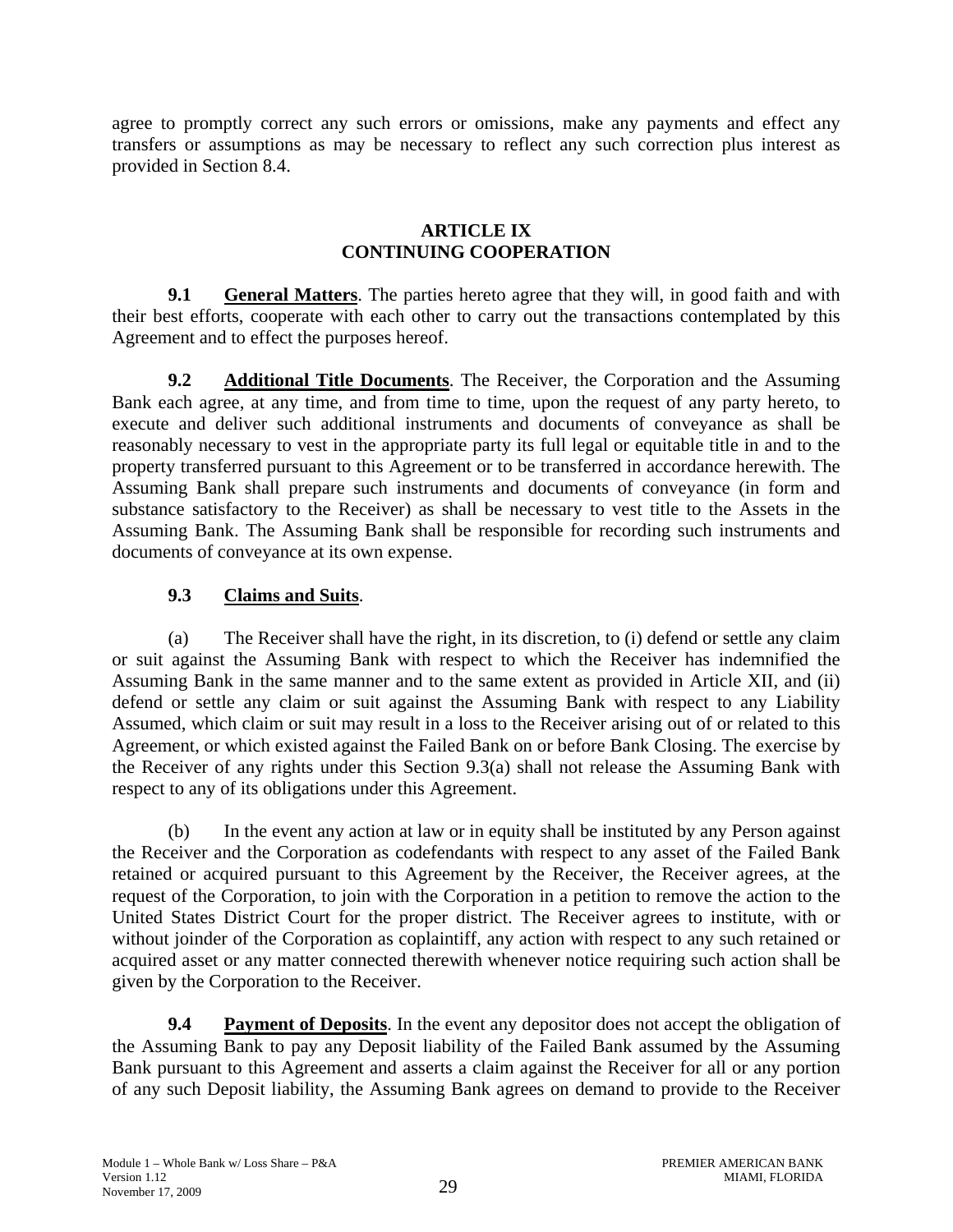agree to promptly correct any such errors or omissions, make any payments and effect any transfers or assumptions as may be necessary to reflect any such correction plus interest as provided in Section 8.4.

## ARTICLE IX
## CONTINUING COOPERATION

**9.1 General Matters**. The parties hereto agree that they will, in good faith and with their best efforts, cooperate with each other to carry out the transactions contemplated by this Agreement and to effect the purposes hereof.

**9.2 Additional Title Documents**. The Receiver, the Corporation and the Assuming Bank each agree, at any time, and from time to time, upon the request of any party hereto, to execute and deliver such additional instruments and documents of conveyance as shall be reasonably necessary to vest in the appropriate party its full legal or equitable title in and to the property transferred pursuant to this Agreement or to be transferred in accordance herewith. The Assuming Bank shall prepare such instruments and documents of conveyance (in form and substance satisfactory to the Receiver) as shall be necessary to vest title to the Assets in the Assuming Bank. The Assuming Bank shall be responsible for recording such instruments and documents of conveyance at its own expense.

**9.3 Claims and Suits**.

(a) The Receiver shall have the right, in its discretion, to (i) defend or settle any claim or suit against the Assuming Bank with respect to which the Receiver has indemnified the Assuming Bank in the same manner and to the same extent as provided in Article XII, and (ii) defend or settle any claim or suit against the Assuming Bank with respect to any Liability Assumed, which claim or suit may result in a loss to the Receiver arising out of or related to this Agreement, or which existed against the Failed Bank on or before Bank Closing. The exercise by the Receiver of any rights under this Section 9.3(a) shall not release the Assuming Bank with respect to any of its obligations under this Agreement.

(b) In the event any action at law or in equity shall be instituted by any Person against the Receiver and the Corporation as codefendants with respect to any asset of the Failed Bank retained or acquired pursuant to this Agreement by the Receiver, the Receiver agrees, at the request of the Corporation, to join with the Corporation in a petition to remove the action to the United States District Court for the proper district. The Receiver agrees to institute, with or without joinder of the Corporation as coplaintiff, any action with respect to any such retained or acquired asset or any matter connected therewith whenever notice requiring such action shall be given by the Corporation to the Receiver.

**9.4 Payment of Deposits**. In the event any depositor does not accept the obligation of the Assuming Bank to pay any Deposit liability of the Failed Bank assumed by the Assuming Bank pursuant to this Agreement and asserts a claim against the Receiver for all or any portion of any such Deposit liability, the Assuming Bank agrees on demand to provide to the Receiver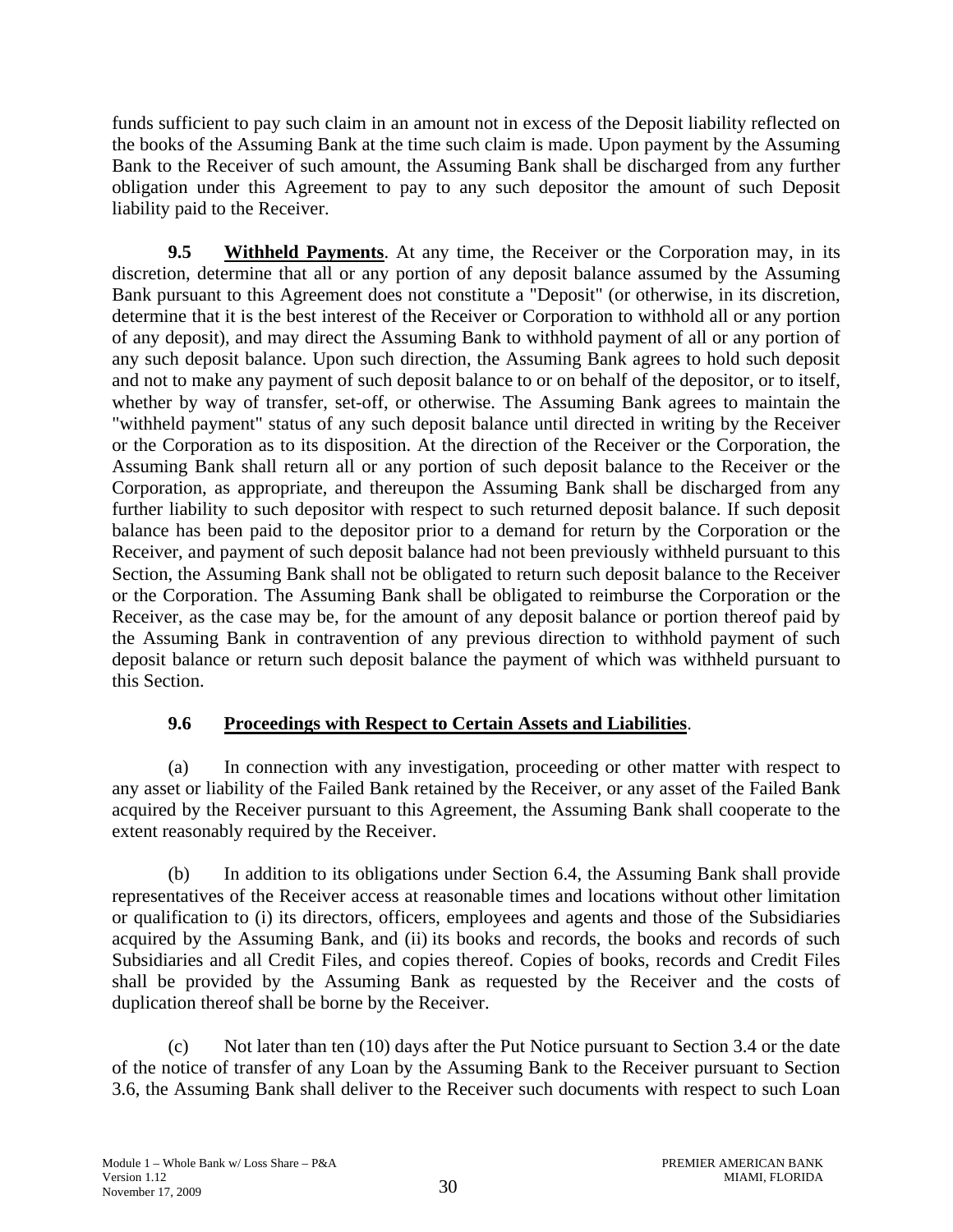funds sufficient to pay such claim in an amount not in excess of the Deposit liability reflected on the books of the Assuming Bank at the time such claim is made. Upon payment by the Assuming Bank to the Receiver of such amount, the Assuming Bank shall be discharged from any further obligation under this Agreement to pay to any such depositor the amount of such Deposit liability paid to the Receiver.

**9.5 Withheld Payments**. At any time, the Receiver or the Corporation may, in its discretion, determine that all or any portion of any deposit balance assumed by the Assuming Bank pursuant to this Agreement does not constitute a "Deposit" (or otherwise, in its discretion, determine that it is the best interest of the Receiver or Corporation to withhold all or any portion of any deposit), and may direct the Assuming Bank to withhold payment of all or any portion of any such deposit balance. Upon such direction, the Assuming Bank agrees to hold such deposit and not to make any payment of such deposit balance to or on behalf of the depositor, or to itself, whether by way of transfer, set-off, or otherwise. The Assuming Bank agrees to maintain the "withheld payment" status of any such deposit balance until directed in writing by the Receiver or the Corporation as to its disposition. At the direction of the Receiver or the Corporation, the Assuming Bank shall return all or any portion of such deposit balance to the Receiver or the Corporation, as appropriate, and thereupon the Assuming Bank shall be discharged from any further liability to such depositor with respect to such returned deposit balance. If such deposit balance has been paid to the depositor prior to a demand for return by the Corporation or the Receiver, and payment of such deposit balance had not been previously withheld pursuant to this Section, the Assuming Bank shall not be obligated to return such deposit balance to the Receiver or the Corporation. The Assuming Bank shall be obligated to reimburse the Corporation or the Receiver, as the case may be, for the amount of any deposit balance or portion thereof paid by the Assuming Bank in contravention of any previous direction to withhold payment of such deposit balance or return such deposit balance the payment of which was withheld pursuant to this Section.

**9.6 Proceedings with Respect to Certain Assets and Liabilities**.

(a) In connection with any investigation, proceeding or other matter with respect to any asset or liability of the Failed Bank retained by the Receiver, or any asset of the Failed Bank acquired by the Receiver pursuant to this Agreement, the Assuming Bank shall cooperate to the extent reasonably required by the Receiver.

(b) In addition to its obligations under Section 6.4, the Assuming Bank shall provide representatives of the Receiver access at reasonable times and locations without other limitation or qualification to (i) its directors, officers, employees and agents and those of the Subsidiaries acquired by the Assuming Bank, and (ii) its books and records, the books and records of such Subsidiaries and all Credit Files, and copies thereof. Copies of books, records and Credit Files shall be provided by the Assuming Bank as requested by the Receiver and the costs of duplication thereof shall be borne by the Receiver.

(c) Not later than ten (10) days after the Put Notice pursuant to Section 3.4 or the date of the notice of transfer of any Loan by the Assuming Bank to the Receiver pursuant to Section 3.6, the Assuming Bank shall deliver to the Receiver such documents with respect to such Loan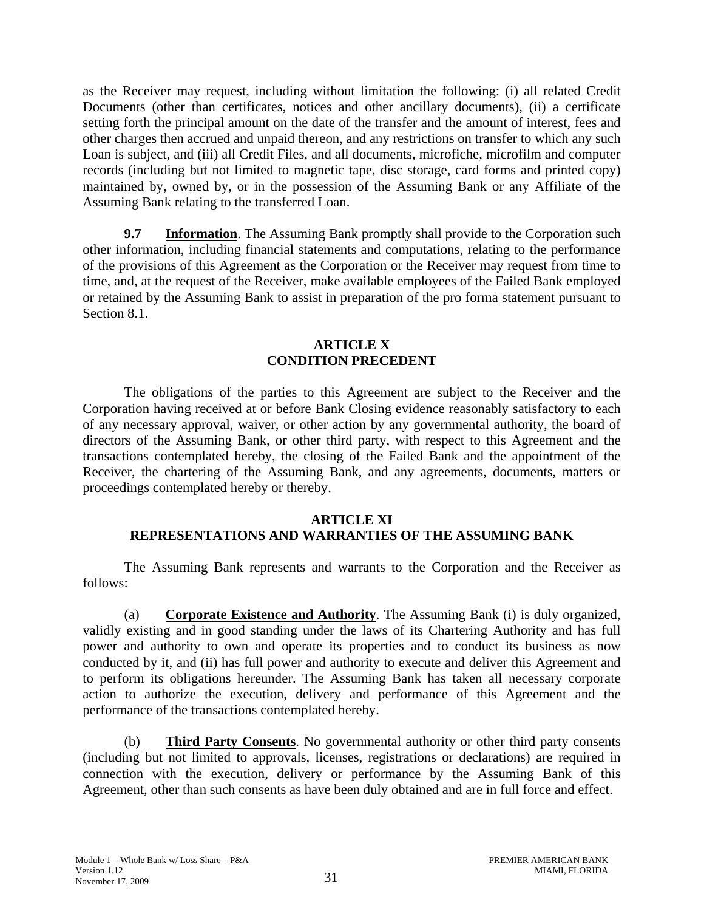as the Receiver may request, including without limitation the following: (i) all related Credit Documents (other than certificates, notices and other ancillary documents), (ii) a certificate setting forth the principal amount on the date of the transfer and the amount of interest, fees and other charges then accrued and unpaid thereon, and any restrictions on transfer to which any such Loan is subject, and (iii) all Credit Files, and all documents, microfiche, microfilm and computer records (including but not limited to magnetic tape, disc storage, card forms and printed copy) maintained by, owned by, or in the possession of the Assuming Bank or any Affiliate of the Assuming Bank relating to the transferred Loan.

**9.7 Information**. The Assuming Bank promptly shall provide to the Corporation such other information, including financial statements and computations, relating to the performance of the provisions of this Agreement as the Corporation or the Receiver may request from time to time, and, at the request of the Receiver, make available employees of the Failed Bank employed or retained by the Assuming Bank to assist in preparation of the pro forma statement pursuant to Section 8.1.

## ARTICLE X
## CONDITION PRECEDENT

The obligations of the parties to this Agreement are subject to the Receiver and the Corporation having received at or before Bank Closing evidence reasonably satisfactory to each of any necessary approval, waiver, or other action by any governmental authority, the board of directors of the Assuming Bank, or other third party, with respect to this Agreement and the transactions contemplated hereby, the closing of the Failed Bank and the appointment of the Receiver, the chartering of the Assuming Bank, and any agreements, documents, matters or proceedings contemplated hereby or thereby.

## ARTICLE XI
## REPRESENTATIONS AND WARRANTIES OF THE ASSUMING BANK

The Assuming Bank represents and warrants to the Corporation and the Receiver as follows:

(a) **Corporate Existence and Authority**. The Assuming Bank (i) is duly organized, validly existing and in good standing under the laws of its Chartering Authority and has full power and authority to own and operate its properties and to conduct its business as now conducted by it, and (ii) has full power and authority to execute and deliver this Agreement and to perform its obligations hereunder. The Assuming Bank has taken all necessary corporate action to authorize the execution, delivery and performance of this Agreement and the performance of the transactions contemplated hereby.

(b) **Third Party Consents**. No governmental authority or other third party consents (including but not limited to approvals, licenses, registrations or declarations) are required in connection with the execution, delivery or performance by the Assuming Bank of this Agreement, other than such consents as have been duly obtained and are in full force and effect.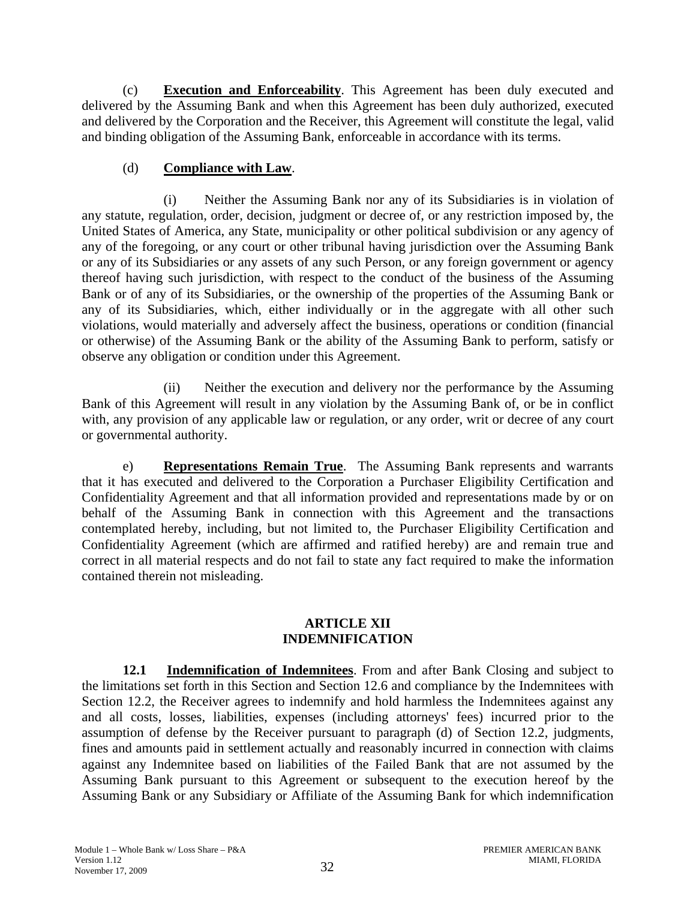(c) **Execution and Enforceability**. This Agreement has been duly executed and delivered by the Assuming Bank and when this Agreement has been duly authorized, executed and delivered by the Corporation and the Receiver, this Agreement will constitute the legal, valid and binding obligation of the Assuming Bank, enforceable in accordance with its terms.

(d) **Compliance with Law**.

(i) Neither the Assuming Bank nor any of its Subsidiaries is in violation of any statute, regulation, order, decision, judgment or decree of, or any restriction imposed by, the United States of America, any State, municipality or other political subdivision or any agency of any of the foregoing, or any court or other tribunal having jurisdiction over the Assuming Bank or any of its Subsidiaries or any assets of any such Person, or any foreign government or agency thereof having such jurisdiction, with respect to the conduct of the business of the Assuming Bank or of any of its Subsidiaries, or the ownership of the properties of the Assuming Bank or any of its Subsidiaries, which, either individually or in the aggregate with all other such violations, would materially and adversely affect the business, operations or condition (financial or otherwise) of the Assuming Bank or the ability of the Assuming Bank to perform, satisfy or observe any obligation or condition under this Agreement.

(ii) Neither the execution and delivery nor the performance by the Assuming Bank of this Agreement will result in any violation by the Assuming Bank of, or be in conflict with, any provision of any applicable law or regulation, or any order, writ or decree of any court or governmental authority.

e) **Representations Remain True**. The Assuming Bank represents and warrants that it has executed and delivered to the Corporation a Purchaser Eligibility Certification and Confidentiality Agreement and that all information provided and representations made by or on behalf of the Assuming Bank in connection with this Agreement and the transactions contemplated hereby, including, but not limited to, the Purchaser Eligibility Certification and Confidentiality Agreement (which are affirmed and ratified hereby) are and remain true and correct in all material respects and do not fail to state any fact required to make the information contained therein not misleading.

## ARTICLE XII
## INDEMNIFICATION

**12.1 Indemnification of Indemnitees**. From and after Bank Closing and subject to the limitations set forth in this Section and Section 12.6 and compliance by the Indemnitees with Section 12.2, the Receiver agrees to indemnify and hold harmless the Indemnitees against any and all costs, losses, liabilities, expenses (including attorneys' fees) incurred prior to the assumption of defense by the Receiver pursuant to paragraph (d) of Section 12.2, judgments, fines and amounts paid in settlement actually and reasonably incurred in connection with claims against any Indemnitee based on liabilities of the Failed Bank that are not assumed by the Assuming Bank pursuant to this Agreement or subsequent to the execution hereof by the Assuming Bank or any Subsidiary or Affiliate of the Assuming Bank for which indemnification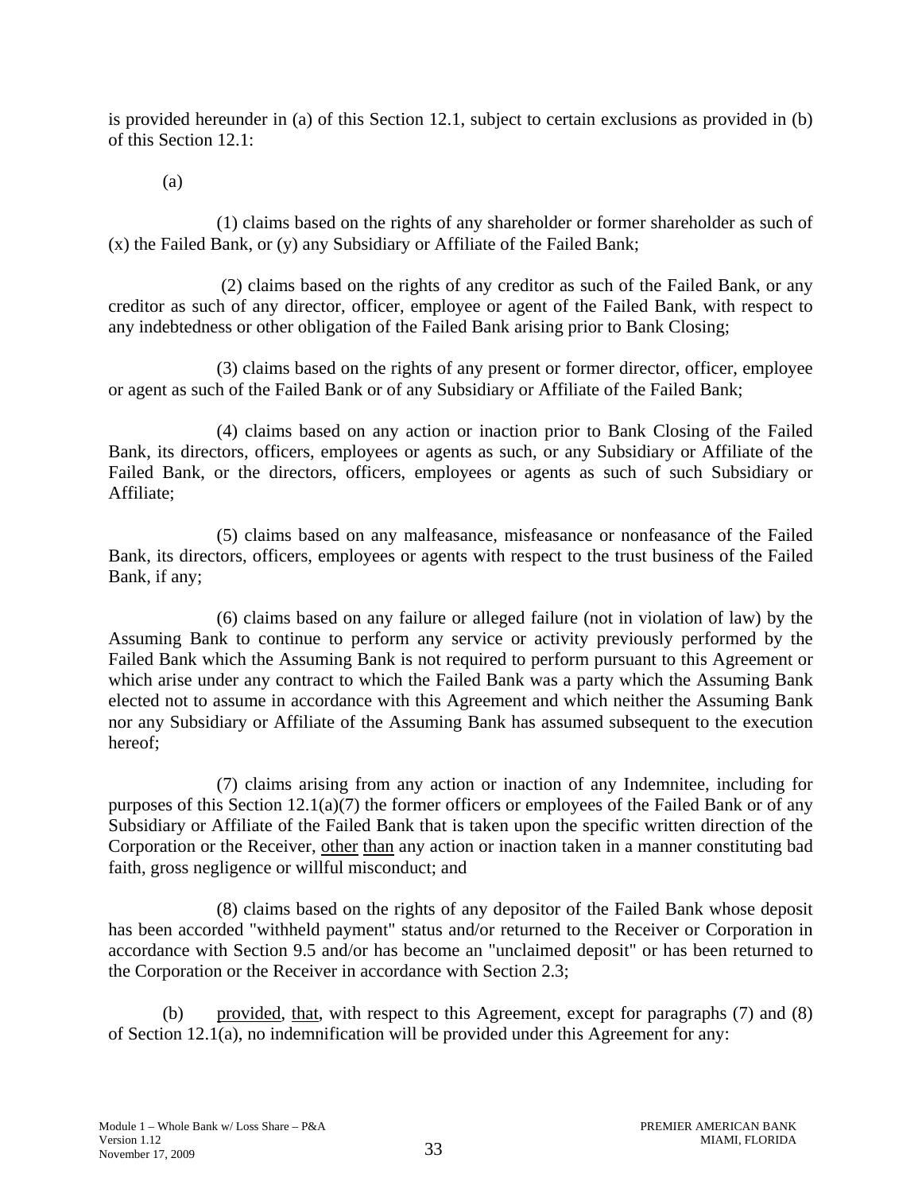is provided hereunder in (a) of this Section 12.1, subject to certain exclusions as provided in (b) of this Section 12.1:

(a)

(1) claims based on the rights of any shareholder or former shareholder as such of (x) the Failed Bank, or (y) any Subsidiary or Affiliate of the Failed Bank;

(2) claims based on the rights of any creditor as such of the Failed Bank, or any creditor as such of any director, officer, employee or agent of the Failed Bank, with respect to any indebtedness or other obligation of the Failed Bank arising prior to Bank Closing;

(3) claims based on the rights of any present or former director, officer, employee or agent as such of the Failed Bank or of any Subsidiary or Affiliate of the Failed Bank;

(4) claims based on any action or inaction prior to Bank Closing of the Failed Bank, its directors, officers, employees or agents as such, or any Subsidiary or Affiliate of the Failed Bank, or the directors, officers, employees or agents as such of such Subsidiary or Affiliate;

(5) claims based on any malfeasance, misfeasance or nonfeasance of the Failed Bank, its directors, officers, employees or agents with respect to the trust business of the Failed Bank, if any;

(6) claims based on any failure or alleged failure (not in violation of law) by the Assuming Bank to continue to perform any service or activity previously performed by the Failed Bank which the Assuming Bank is not required to perform pursuant to this Agreement or which arise under any contract to which the Failed Bank was a party which the Assuming Bank elected not to assume in accordance with this Agreement and which neither the Assuming Bank nor any Subsidiary or Affiliate of the Assuming Bank has assumed subsequent to the execution hereof;

(7) claims arising from any action or inaction of any Indemnitee, including for purposes of this Section 12.1(a)(7) the former officers or employees of the Failed Bank or of any Subsidiary or Affiliate of the Failed Bank that is taken upon the specific written direction of the Corporation or the Receiver, other than any action or inaction taken in a manner constituting bad faith, gross negligence or willful misconduct; and

(8) claims based on the rights of any depositor of the Failed Bank whose deposit has been accorded "withheld payment" status and/or returned to the Receiver or Corporation in accordance with Section 9.5 and/or has become an "unclaimed deposit" or has been returned to the Corporation or the Receiver in accordance with Section 2.3;

(b) provided, that, with respect to this Agreement, except for paragraphs (7) and (8) of Section 12.1(a), no indemnification will be provided under this Agreement for any: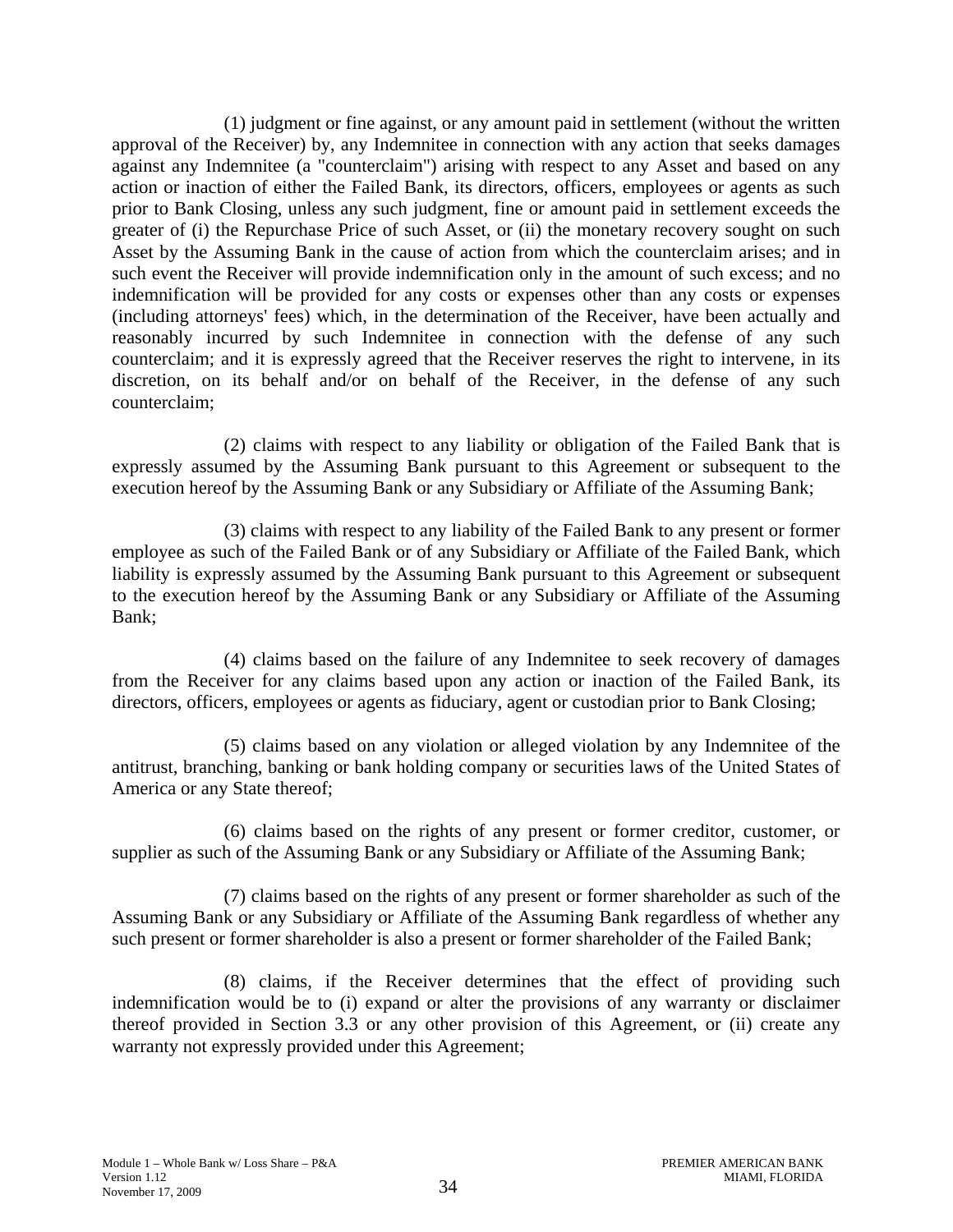(1) judgment or fine against, or any amount paid in settlement (without the written approval of the Receiver) by, any Indemnitee in connection with any action that seeks damages against any Indemnitee (a "counterclaim") arising with respect to any Asset and based on any action or inaction of either the Failed Bank, its directors, officers, employees or agents as such prior to Bank Closing, unless any such judgment, fine or amount paid in settlement exceeds the greater of (i) the Repurchase Price of such Asset, or (ii) the monetary recovery sought on such Asset by the Assuming Bank in the cause of action from which the counterclaim arises; and in such event the Receiver will provide indemnification only in the amount of such excess; and no indemnification will be provided for any costs or expenses other than any costs or expenses (including attorneys' fees) which, in the determination of the Receiver, have been actually and reasonably incurred by such Indemnitee in connection with the defense of any such counterclaim; and it is expressly agreed that the Receiver reserves the right to intervene, in its discretion, on its behalf and/or on behalf of the Receiver, in the defense of any such counterclaim;

(2) claims with respect to any liability or obligation of the Failed Bank that is expressly assumed by the Assuming Bank pursuant to this Agreement or subsequent to the execution hereof by the Assuming Bank or any Subsidiary or Affiliate of the Assuming Bank;

(3) claims with respect to any liability of the Failed Bank to any present or former employee as such of the Failed Bank or of any Subsidiary or Affiliate of the Failed Bank, which liability is expressly assumed by the Assuming Bank pursuant to this Agreement or subsequent to the execution hereof by the Assuming Bank or any Subsidiary or Affiliate of the Assuming Bank;

(4) claims based on the failure of any Indemnitee to seek recovery of damages from the Receiver for any claims based upon any action or inaction of the Failed Bank, its directors, officers, employees or agents as fiduciary, agent or custodian prior to Bank Closing;

(5) claims based on any violation or alleged violation by any Indemnitee of the antitrust, branching, banking or bank holding company or securities laws of the United States of America or any State thereof;

(6) claims based on the rights of any present or former creditor, customer, or supplier as such of the Assuming Bank or any Subsidiary or Affiliate of the Assuming Bank;

(7) claims based on the rights of any present or former shareholder as such of the Assuming Bank or any Subsidiary or Affiliate of the Assuming Bank regardless of whether any such present or former shareholder is also a present or former shareholder of the Failed Bank;

(8) claims, if the Receiver determines that the effect of providing such indemnification would be to (i) expand or alter the provisions of any warranty or disclaimer thereof provided in Section 3.3 or any other provision of this Agreement, or (ii) create any warranty not expressly provided under this Agreement;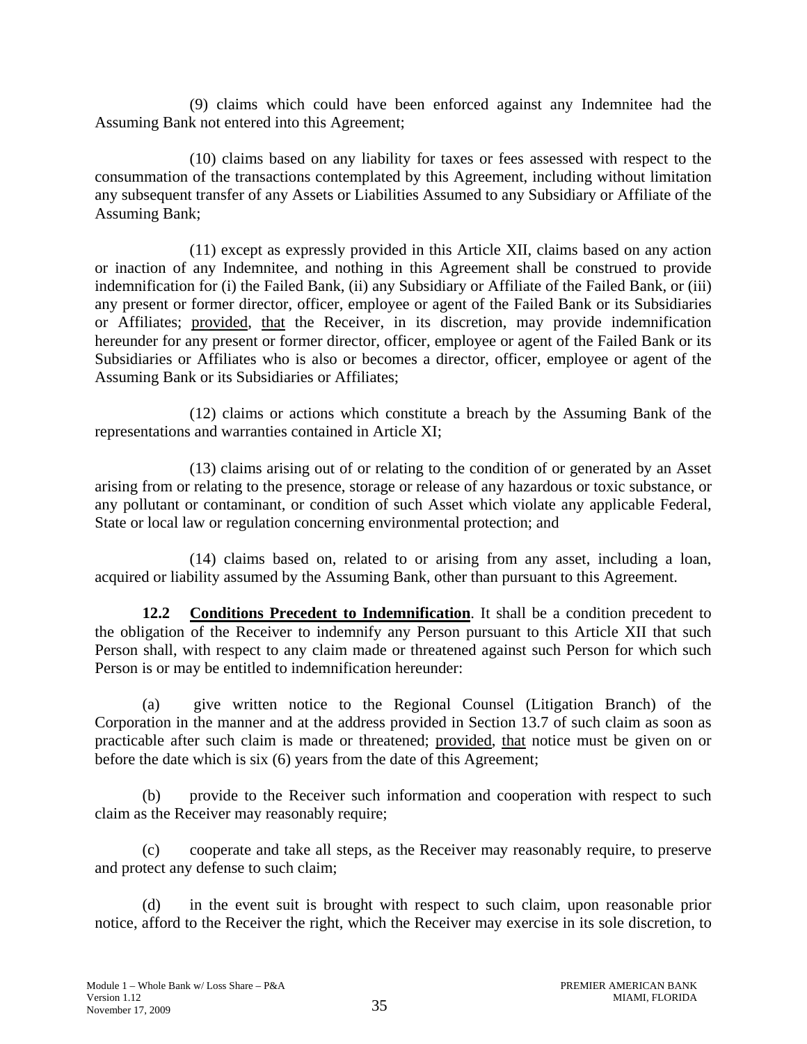(9) claims which could have been enforced against any Indemnitee had the Assuming Bank not entered into this Agreement;

(10) claims based on any liability for taxes or fees assessed with respect to the consummation of the transactions contemplated by this Agreement, including without limitation any subsequent transfer of any Assets or Liabilities Assumed to any Subsidiary or Affiliate of the Assuming Bank;

(11) except as expressly provided in this Article XII, claims based on any action or inaction of any Indemnitee, and nothing in this Agreement shall be construed to provide indemnification for (i) the Failed Bank, (ii) any Subsidiary or Affiliate of the Failed Bank, or (iii) any present or former director, officer, employee or agent of the Failed Bank or its Subsidiaries or Affiliates; provided, that the Receiver, in its discretion, may provide indemnification hereunder for any present or former director, officer, employee or agent of the Failed Bank or its Subsidiaries or Affiliates who is also or becomes a director, officer, employee or agent of the Assuming Bank or its Subsidiaries or Affiliates;

(12) claims or actions which constitute a breach by the Assuming Bank of the representations and warranties contained in Article XI;

(13) claims arising out of or relating to the condition of or generated by an Asset arising from or relating to the presence, storage or release of any hazardous or toxic substance, or any pollutant or contaminant, or condition of such Asset which violate any applicable Federal, State or local law or regulation concerning environmental protection; and

(14) claims based on, related to or arising from any asset, including a loan, acquired or liability assumed by the Assuming Bank, other than pursuant to this Agreement.

**12.2 Conditions Precedent to Indemnification**. It shall be a condition precedent to the obligation of the Receiver to indemnify any Person pursuant to this Article XII that such Person shall, with respect to any claim made or threatened against such Person for which such Person is or may be entitled to indemnification hereunder:

(a) give written notice to the Regional Counsel (Litigation Branch) of the Corporation in the manner and at the address provided in Section 13.7 of such claim as soon as practicable after such claim is made or threatened; provided, that notice must be given on or before the date which is six (6) years from the date of this Agreement;

(b) provide to the Receiver such information and cooperation with respect to such claim as the Receiver may reasonably require;

(c) cooperate and take all steps, as the Receiver may reasonably require, to preserve and protect any defense to such claim;

(d) in the event suit is brought with respect to such claim, upon reasonable prior notice, afford to the Receiver the right, which the Receiver may exercise in its sole discretion, to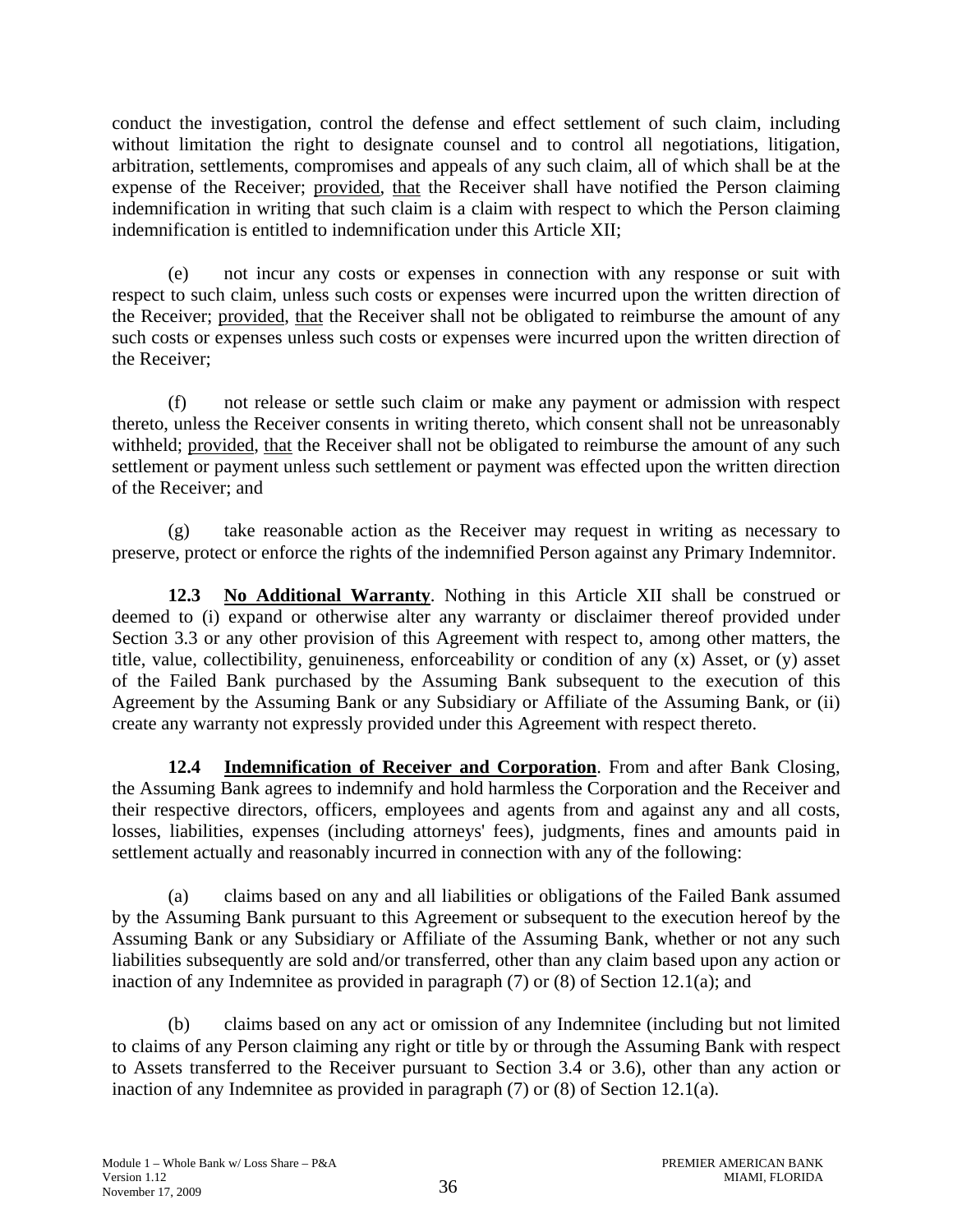conduct the investigation, control the defense and effect settlement of such claim, including without limitation the right to designate counsel and to control all negotiations, litigation, arbitration, settlements, compromises and appeals of any such claim, all of which shall be at the expense of the Receiver; provided, that the Receiver shall have notified the Person claiming indemnification in writing that such claim is a claim with respect to which the Person claiming indemnification is entitled to indemnification under this Article XII;

(e) not incur any costs or expenses in connection with any response or suit with respect to such claim, unless such costs or expenses were incurred upon the written direction of the Receiver; provided, that the Receiver shall not be obligated to reimburse the amount of any such costs or expenses unless such costs or expenses were incurred upon the written direction of the Receiver;

(f) not release or settle such claim or make any payment or admission with respect thereto, unless the Receiver consents in writing thereto, which consent shall not be unreasonably withheld; provided, that the Receiver shall not be obligated to reimburse the amount of any such settlement or payment unless such settlement or payment was effected upon the written direction of the Receiver; and

(g) take reasonable action as the Receiver may request in writing as necessary to preserve, protect or enforce the rights of the indemnified Person against any Primary Indemnitor.

**12.3 No Additional Warranty**. Nothing in this Article XII shall be construed or deemed to (i) expand or otherwise alter any warranty or disclaimer thereof provided under Section 3.3 or any other provision of this Agreement with respect to, among other matters, the title, value, collectibility, genuineness, enforceability or condition of any (x) Asset, or (y) asset of the Failed Bank purchased by the Assuming Bank subsequent to the execution of this Agreement by the Assuming Bank or any Subsidiary or Affiliate of the Assuming Bank, or (ii) create any warranty not expressly provided under this Agreement with respect thereto.

**12.4 Indemnification of Receiver and Corporation**. From and after Bank Closing, the Assuming Bank agrees to indemnify and hold harmless the Corporation and the Receiver and their respective directors, officers, employees and agents from and against any and all costs, losses, liabilities, expenses (including attorneys' fees), judgments, fines and amounts paid in settlement actually and reasonably incurred in connection with any of the following:

(a) claims based on any and all liabilities or obligations of the Failed Bank assumed by the Assuming Bank pursuant to this Agreement or subsequent to the execution hereof by the Assuming Bank or any Subsidiary or Affiliate of the Assuming Bank, whether or not any such liabilities subsequently are sold and/or transferred, other than any claim based upon any action or inaction of any Indemnitee as provided in paragraph (7) or (8) of Section 12.1(a); and

(b) claims based on any act or omission of any Indemnitee (including but not limited to claims of any Person claiming any right or title by or through the Assuming Bank with respect to Assets transferred to the Receiver pursuant to Section 3.4 or 3.6), other than any action or inaction of any Indemnitee as provided in paragraph (7) or (8) of Section 12.1(a).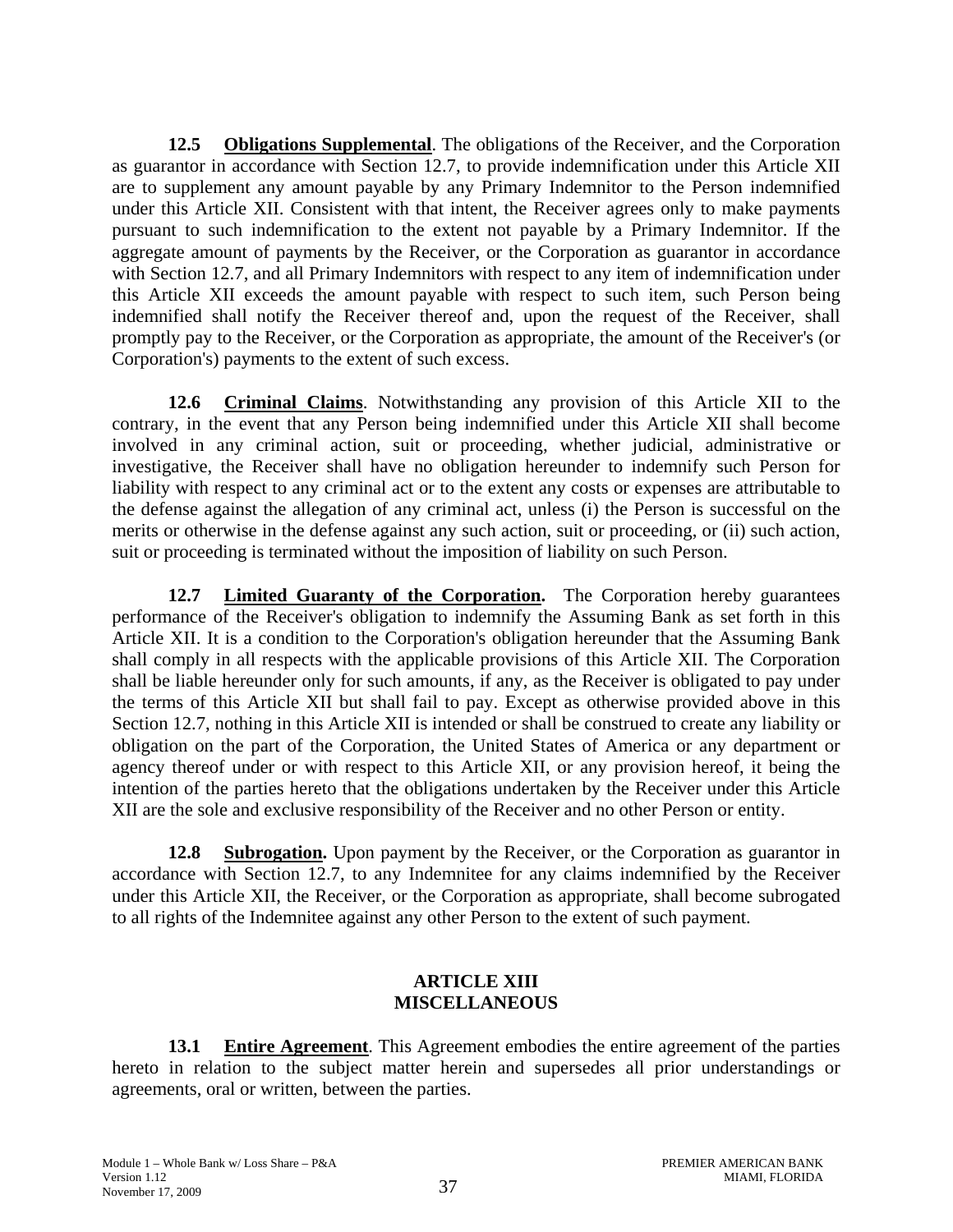**12.5 Obligations Supplemental**. The obligations of the Receiver, and the Corporation as guarantor in accordance with Section 12.7, to provide indemnification under this Article XII are to supplement any amount payable by any Primary Indemnitor to the Person indemnified under this Article XII. Consistent with that intent, the Receiver agrees only to make payments pursuant to such indemnification to the extent not payable by a Primary Indemnitor. If the aggregate amount of payments by the Receiver, or the Corporation as guarantor in accordance with Section 12.7, and all Primary Indemnitors with respect to any item of indemnification under this Article XII exceeds the amount payable with respect to such item, such Person being indemnified shall notify the Receiver thereof and, upon the request of the Receiver, shall promptly pay to the Receiver, or the Corporation as appropriate, the amount of the Receiver's (or Corporation's) payments to the extent of such excess.

**12.6 Criminal Claims**. Notwithstanding any provision of this Article XII to the contrary, in the event that any Person being indemnified under this Article XII shall become involved in any criminal action, suit or proceeding, whether judicial, administrative or investigative, the Receiver shall have no obligation hereunder to indemnify such Person for liability with respect to any criminal act or to the extent any costs or expenses are attributable to the defense against the allegation of any criminal act, unless (i) the Person is successful on the merits or otherwise in the defense against any such action, suit or proceeding, or (ii) such action, suit or proceeding is terminated without the imposition of liability on such Person.

**12.7 Limited Guaranty of the Corporation.** The Corporation hereby guarantees performance of the Receiver's obligation to indemnify the Assuming Bank as set forth in this Article XII. It is a condition to the Corporation's obligation hereunder that the Assuming Bank shall comply in all respects with the applicable provisions of this Article XII. The Corporation shall be liable hereunder only for such amounts, if any, as the Receiver is obligated to pay under the terms of this Article XII but shall fail to pay. Except as otherwise provided above in this Section 12.7, nothing in this Article XII is intended or shall be construed to create any liability or obligation on the part of the Corporation, the United States of America or any department or agency thereof under or with respect to this Article XII, or any provision hereof, it being the intention of the parties hereto that the obligations undertaken by the Receiver under this Article XII are the sole and exclusive responsibility of the Receiver and no other Person or entity.

**12.8 Subrogation.** Upon payment by the Receiver, or the Corporation as guarantor in accordance with Section 12.7, to any Indemnitee for any claims indemnified by the Receiver under this Article XII, the Receiver, or the Corporation as appropriate, shall become subrogated to all rights of the Indemnitee against any other Person to the extent of such payment.

## ARTICLE XIII
## MISCELLANEOUS

**13.1 Entire Agreement**. This Agreement embodies the entire agreement of the parties hereto in relation to the subject matter herein and supersedes all prior understandings or agreements, oral or written, between the parties.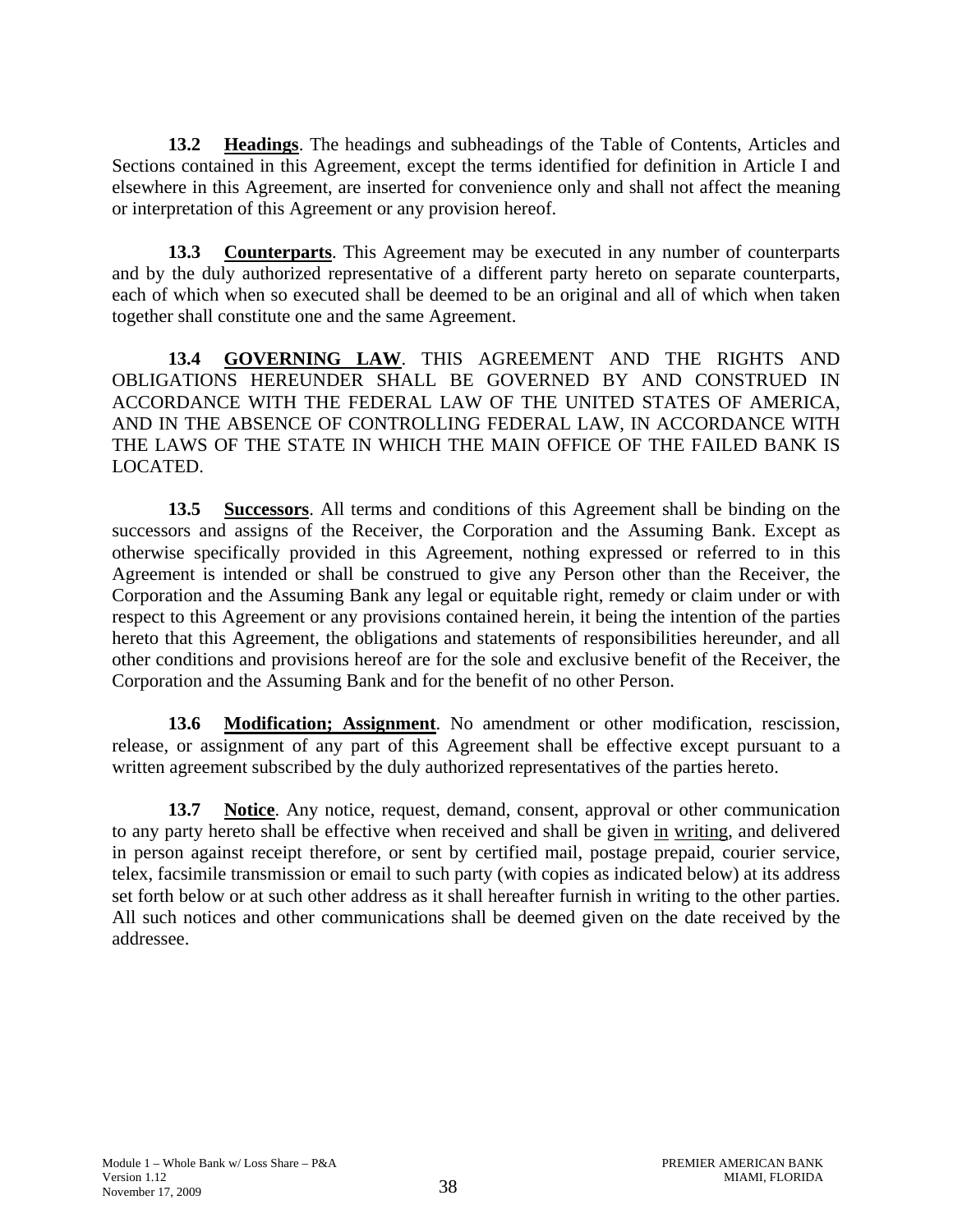**13.2 <u>Headings</u>**. The headings and subheadings of the Table of Contents, Articles and Sections contained in this Agreement, except the terms identified for definition in Article I and elsewhere in this Agreement, are inserted for convenience only and shall not affect the meaning or interpretation of this Agreement or any provision hereof.

**13.3 <u>Counterparts</u>**. This Agreement may be executed in any number of counterparts and by the duly authorized representative of a different party hereto on separate counterparts, each of which when so executed shall be deemed to be an original and all of which when taken together shall constitute one and the same Agreement.

**13.4 <u>GOVERNING LAW</u>**. THIS AGREEMENT AND THE RIGHTS AND OBLIGATIONS HEREUNDER SHALL BE GOVERNED BY AND CONSTRUED IN ACCORDANCE WITH THE FEDERAL LAW OF THE UNITED STATES OF AMERICA, AND IN THE ABSENCE OF CONTROLLING FEDERAL LAW, IN ACCORDANCE WITH THE LAWS OF THE STATE IN WHICH THE MAIN OFFICE OF THE FAILED BANK IS LOCATED.

**13.5 <u>Successors</u>**. All terms and conditions of this Agreement shall be binding on the successors and assigns of the Receiver, the Corporation and the Assuming Bank. Except as otherwise specifically provided in this Agreement, nothing expressed or referred to in this Agreement is intended or shall be construed to give any Person other than the Receiver, the Corporation and the Assuming Bank any legal or equitable right, remedy or claim under or with respect to this Agreement or any provisions contained herein, it being the intention of the parties hereto that this Agreement, the obligations and statements of responsibilities hereunder, and all other conditions and provisions hereof are for the sole and exclusive benefit of the Receiver, the Corporation and the Assuming Bank and for the benefit of no other Person.

**13.6 <u>Modification; Assignment</u>**. No amendment or other modification, rescission, release, or assignment of any part of this Agreement shall be effective except pursuant to a written agreement subscribed by the duly authorized representatives of the parties hereto.

**13.7 <u>Notice</u>**. Any notice, request, demand, consent, approval or other communication to any party hereto shall be effective when received and shall be given <u>in writing</u>, and delivered in person against receipt therefore, or sent by certified mail, postage prepaid, courier service, telex, facsimile transmission or email to such party (with copies as indicated below) at its address set forth below or at such other address as it shall hereafter furnish in writing to the other parties. All such notices and other communications shall be deemed given on the date received by the addressee.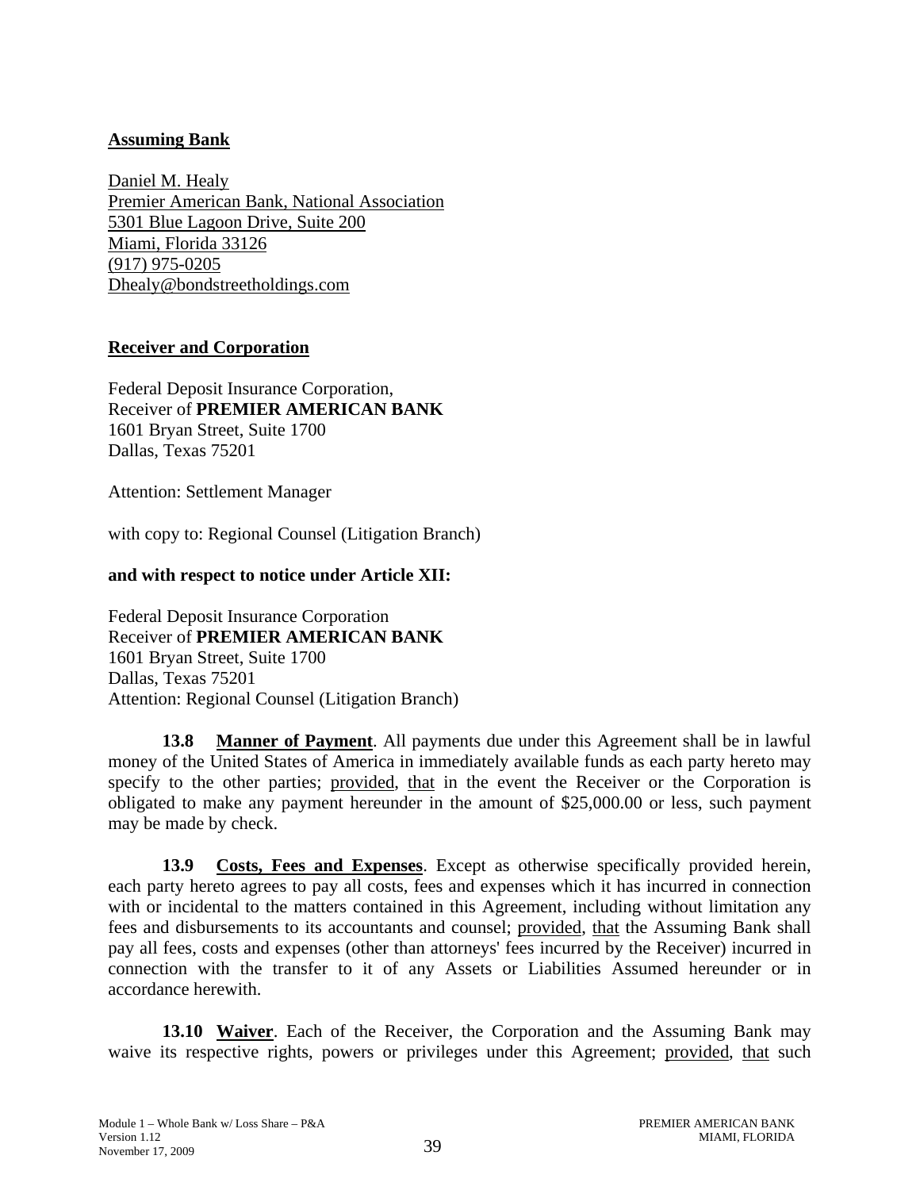**Assuming Bank**

Daniel M. Healy
Premier American Bank, National Association
5301 Blue Lagoon Drive, Suite 200
Miami, Florida 33126
(917) 975-0205
Dhealy@bondstreetholdings.com

**Receiver and Corporation**

Federal Deposit Insurance Corporation,
Receiver of **PREMIER AMERICAN BANK**
1601 Bryan Street, Suite 1700
Dallas, Texas 75201

Attention: Settlement Manager

with copy to: Regional Counsel (Litigation Branch)

**and with respect to notice under Article XII:**

Federal Deposit Insurance Corporation
Receiver of **PREMIER AMERICAN BANK**
1601 Bryan Street, Suite 1700
Dallas, Texas 75201
Attention: Regional Counsel (Litigation Branch)

**13.8 Manner of Payment**. All payments due under this Agreement shall be in lawful money of the United States of America in immediately available funds as each party hereto may specify to the other parties; provided, that in the event the Receiver or the Corporation is obligated to make any payment hereunder in the amount of $25,000.00 or less, such payment may be made by check.

**13.9 Costs, Fees and Expenses**. Except as otherwise specifically provided herein, each party hereto agrees to pay all costs, fees and expenses which it has incurred in connection with or incidental to the matters contained in this Agreement, including without limitation any fees and disbursements to its accountants and counsel; provided, that the Assuming Bank shall pay all fees, costs and expenses (other than attorneys' fees incurred by the Receiver) incurred in connection with the transfer to it of any Assets or Liabilities Assumed hereunder or in accordance herewith.

**13.10 Waiver**. Each of the Receiver, the Corporation and the Assuming Bank may waive its respective rights, powers or privileges under this Agreement; provided, that such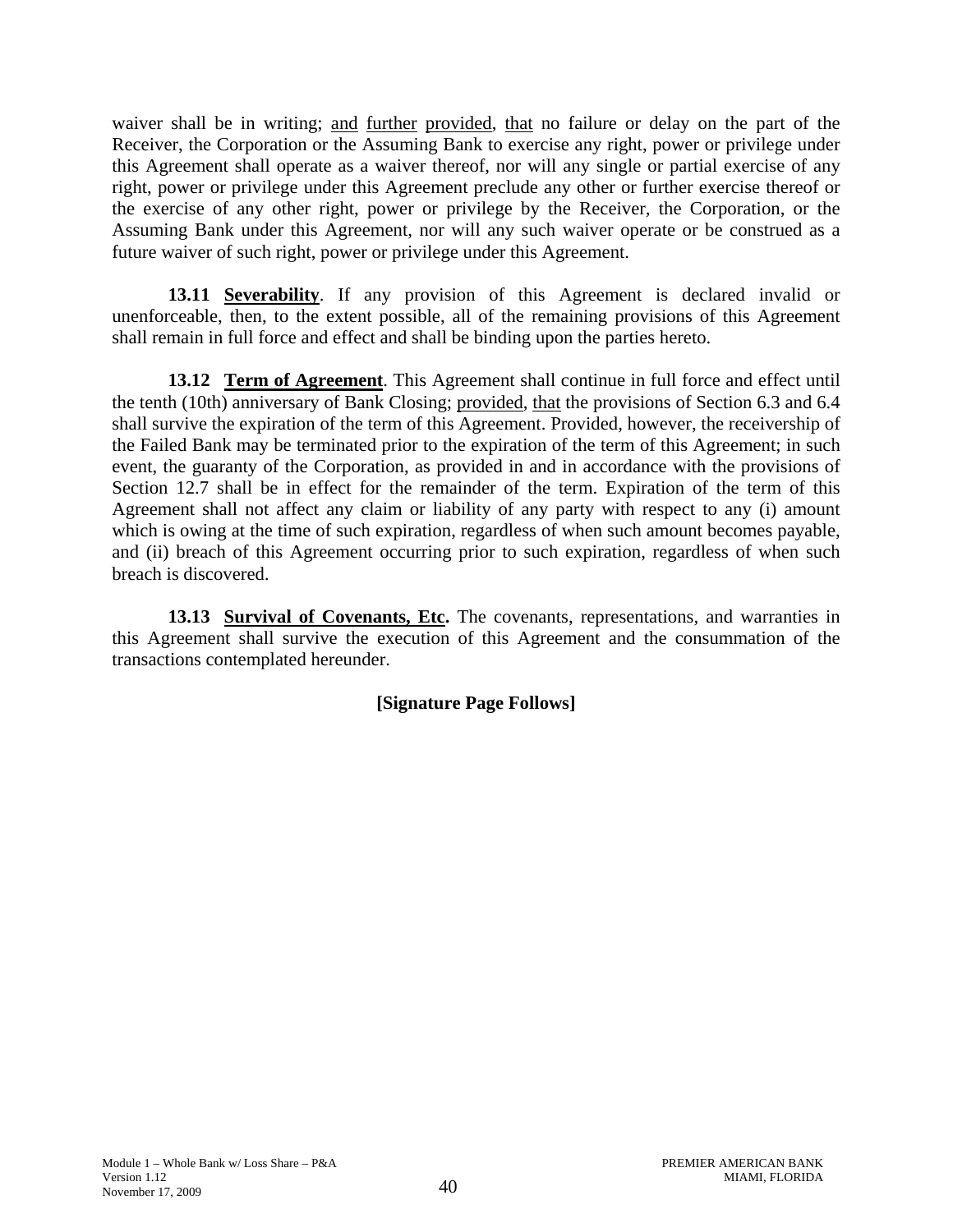waiver shall be in writing; and further provided, that no failure or delay on the part of the Receiver, the Corporation or the Assuming Bank to exercise any right, power or privilege under this Agreement shall operate as a waiver thereof, nor will any single or partial exercise of any right, power or privilege under this Agreement preclude any other or further exercise thereof or the exercise of any other right, power or privilege by the Receiver, the Corporation, or the Assuming Bank under this Agreement, nor will any such waiver operate or be construed as a future waiver of such right, power or privilege under this Agreement.

**13.11 Severability**. If any provision of this Agreement is declared invalid or unenforceable, then, to the extent possible, all of the remaining provisions of this Agreement shall remain in full force and effect and shall be binding upon the parties hereto.

**13.12 Term of Agreement**. This Agreement shall continue in full force and effect until the tenth (10th) anniversary of Bank Closing; provided, that the provisions of Section 6.3 and 6.4 shall survive the expiration of the term of this Agreement. Provided, however, the receivership of the Failed Bank may be terminated prior to the expiration of the term of this Agreement; in such event, the guaranty of the Corporation, as provided in and in accordance with the provisions of Section 12.7 shall be in effect for the remainder of the term. Expiration of the term of this Agreement shall not affect any claim or liability of any party with respect to any (i) amount which is owing at the time of such expiration, regardless of when such amount becomes payable, and (ii) breach of this Agreement occurring prior to such expiration, regardless of when such breach is discovered.

**13.13 Survival of Covenants, Etc.** The covenants, representations, and warranties in this Agreement shall survive the execution of this Agreement and the consummation of the transactions contemplated hereunder.

**[Signature Page Follows]**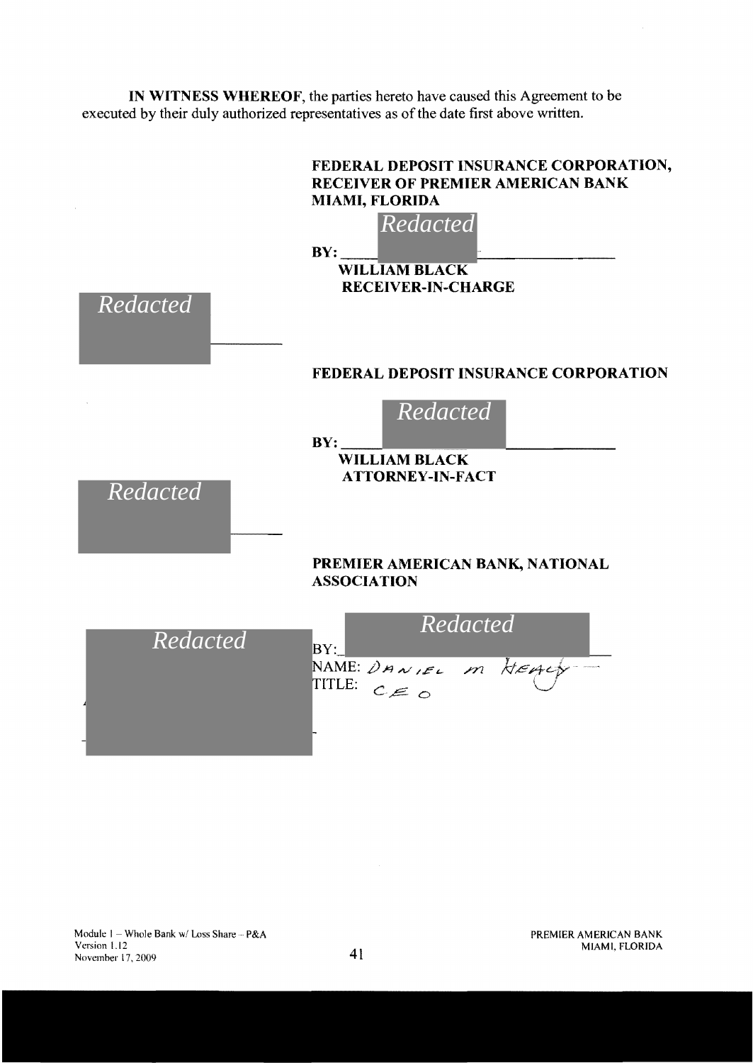**IN WITNESS WHEREOF**, the parties hereto have caused this Agreement to be executed by their duly authorized representatives as of the date first above written.

**FEDERAL DEPOSIT INSURANCE CORPORATION, RECEIVER OF PREMIER AMERICAN BANK MIAMI, FLORIDA**

*Redacted*

**BY:** ______________________

**WILLIAM BLACK**
**RECEIVER-IN-CHARGE**

*Redacted*

**FEDERAL DEPOSIT INSURANCE CORPORATION**

*Redacted*

**BY:** ______________________

**WILLIAM BLACK**
**ATTORNEY-IN-FACT**

*Redacted*

**PREMIER AMERICAN BANK, NATIONAL ASSOCIATION**

*Redacted*

*Redacted*

BY: ______________________

NAME: DANIEL M HEALY

TITLE: CEO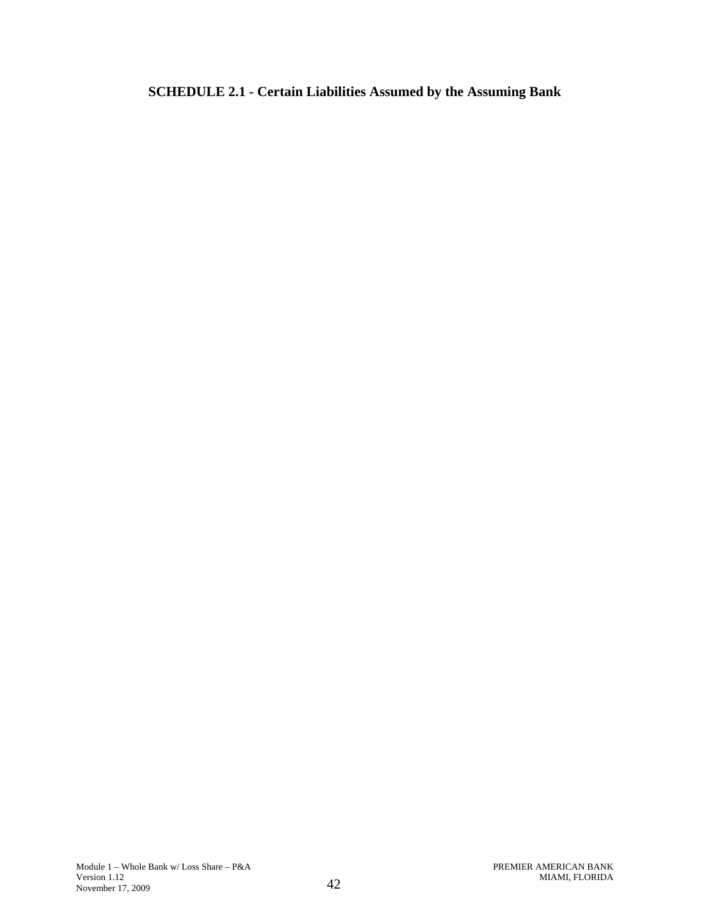**SCHEDULE 2.1 - Certain Liabilities Assumed by the Assuming Bank**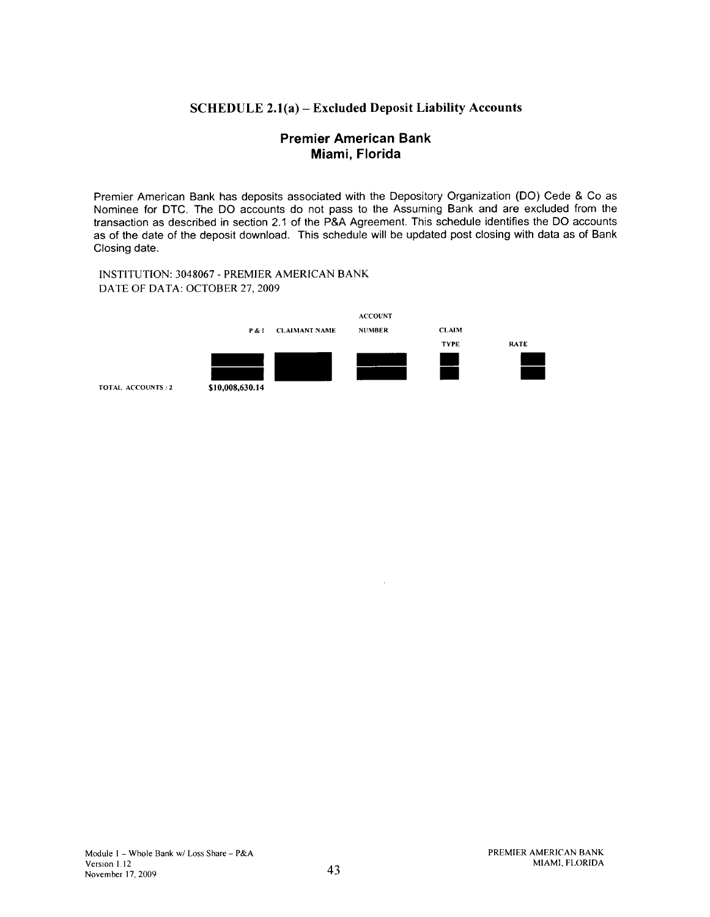## SCHEDULE 2.1(a) – Excluded Deposit Liability Accounts

### Premier American Bank
### Miami, Florida

Premier American Bank has deposits associated with the Depository Organization (DO) Cede & Co as Nominee for DTC. The DO accounts do not pass to the Assuming Bank and are excluded from the transaction as described in section 2.1 of the P&A Agreement. This schedule identifies the DO accounts as of the date of the deposit download. This schedule will be updated post closing with data as of Bank Closing date.

INSTITUTION: 3048067 - PREMIER AMERICAN BANK
DATE OF DATA: OCTOBER 27, 2009

| | P & I | CLAIMANT NAME | ACCOUNT NUMBER | CLAIM TYPE | RATE |
|---|---|---|---|---|---|
| | [redacted] | [redacted] | [redacted] | [redacted] | [redacted] |
| | [redacted] | | [redacted] | [redacted] | [redacted] |
| TOTAL ACCOUNTS : 2 | $10,008,630.14 | | | | |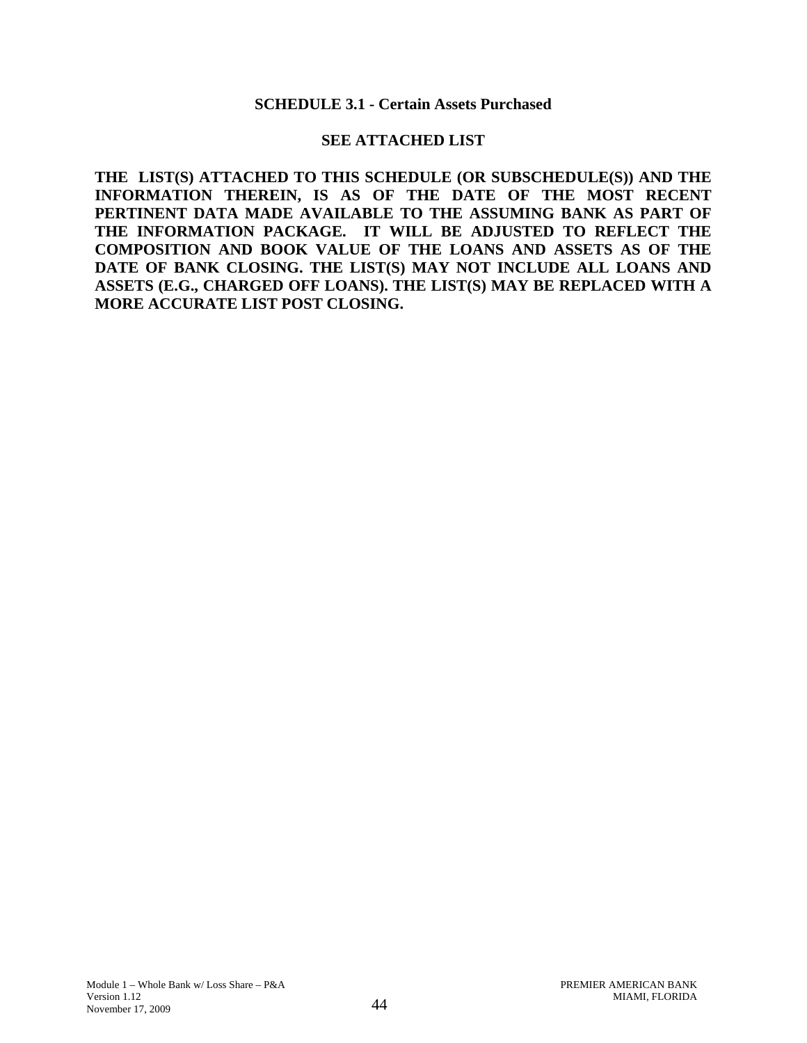## SCHEDULE 3.1 - Certain Assets Purchased

**SEE ATTACHED LIST**

**THE LIST(S) ATTACHED TO THIS SCHEDULE (OR SUBSCHEDULE(S)) AND THE INFORMATION THEREIN, IS AS OF THE DATE OF THE MOST RECENT PERTINENT DATA MADE AVAILABLE TO THE ASSUMING BANK AS PART OF THE INFORMATION PACKAGE. IT WILL BE ADJUSTED TO REFLECT THE COMPOSITION AND BOOK VALUE OF THE LOANS AND ASSETS AS OF THE DATE OF BANK CLOSING. THE LIST(S) MAY NOT INCLUDE ALL LOANS AND ASSETS (E.G., CHARGED OFF LOANS). THE LIST(S) MAY BE REPLACED WITH A MORE ACCURATE LIST POST CLOSING.**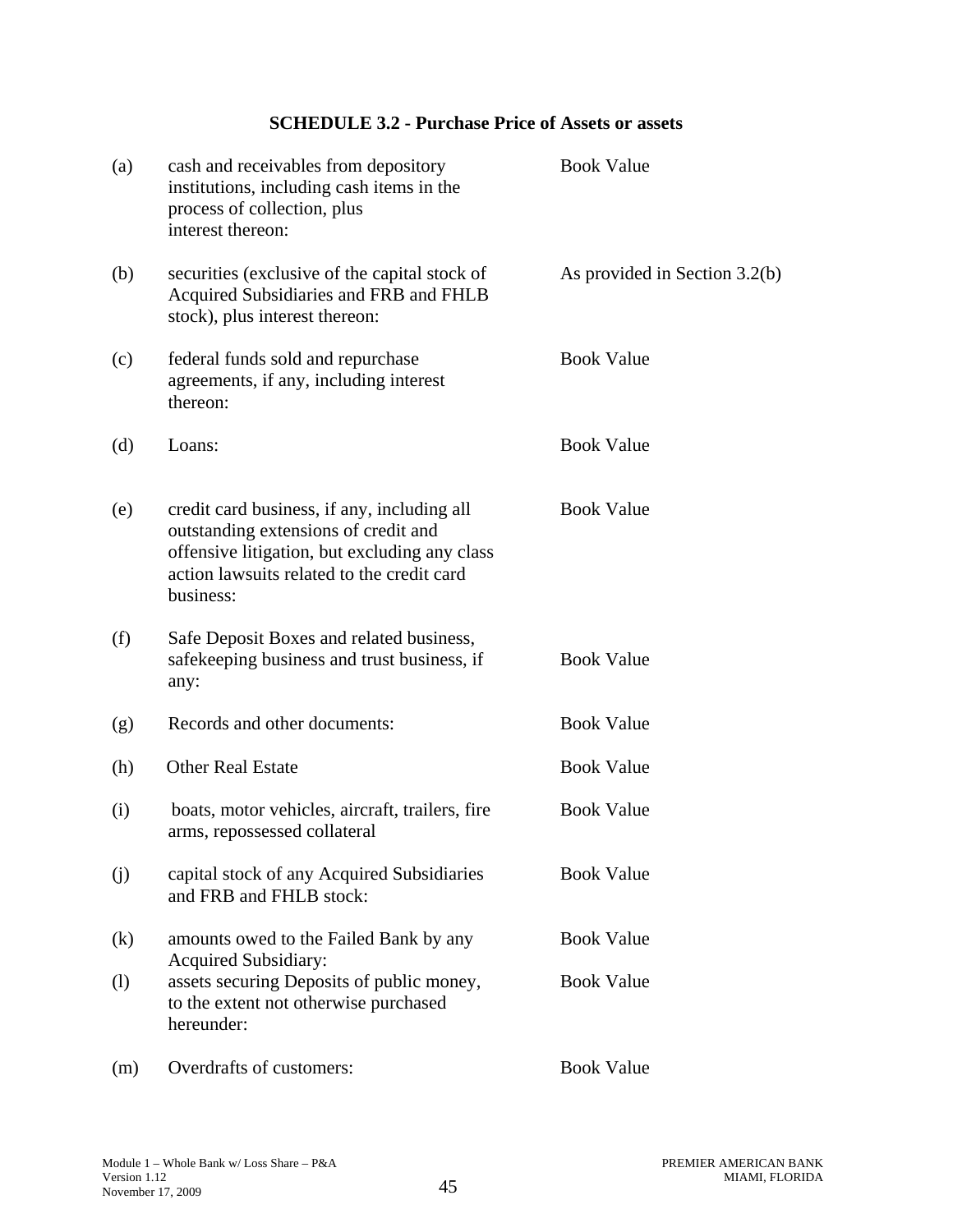# SCHEDULE 3.2 - Purchase Price of Assets or assets

| | | |
|---|---|---|
| (a) | cash and receivables from depository institutions, including cash items in the process of collection, plus interest thereon: | Book Value |
| (b) | securities (exclusive of the capital stock of Acquired Subsidiaries and FRB and FHLB stock), plus interest thereon: | As provided in Section 3.2(b) |
| (c) | federal funds sold and repurchase agreements, if any, including interest thereon: | Book Value |
| (d) | Loans: | Book Value |
| (e) | credit card business, if any, including all outstanding extensions of credit and offensive litigation, but excluding any class action lawsuits related to the credit card business: | Book Value |
| (f) | Safe Deposit Boxes and related business, safekeeping business and trust business, if any: | Book Value |
| (g) | Records and other documents: | Book Value |
| (h) | Other Real Estate | Book Value |
| (i) | boats, motor vehicles, aircraft, trailers, fire arms, repossessed collateral | Book Value |
| (j) | capital stock of any Acquired Subsidiaries and FRB and FHLB stock: | Book Value |
| (k) | amounts owed to the Failed Bank by any Acquired Subsidiary: | Book Value |
| (l) | assets securing Deposits of public money, to the extent not otherwise purchased hereunder: | Book Value |
| (m) | Overdrafts of customers: | Book Value |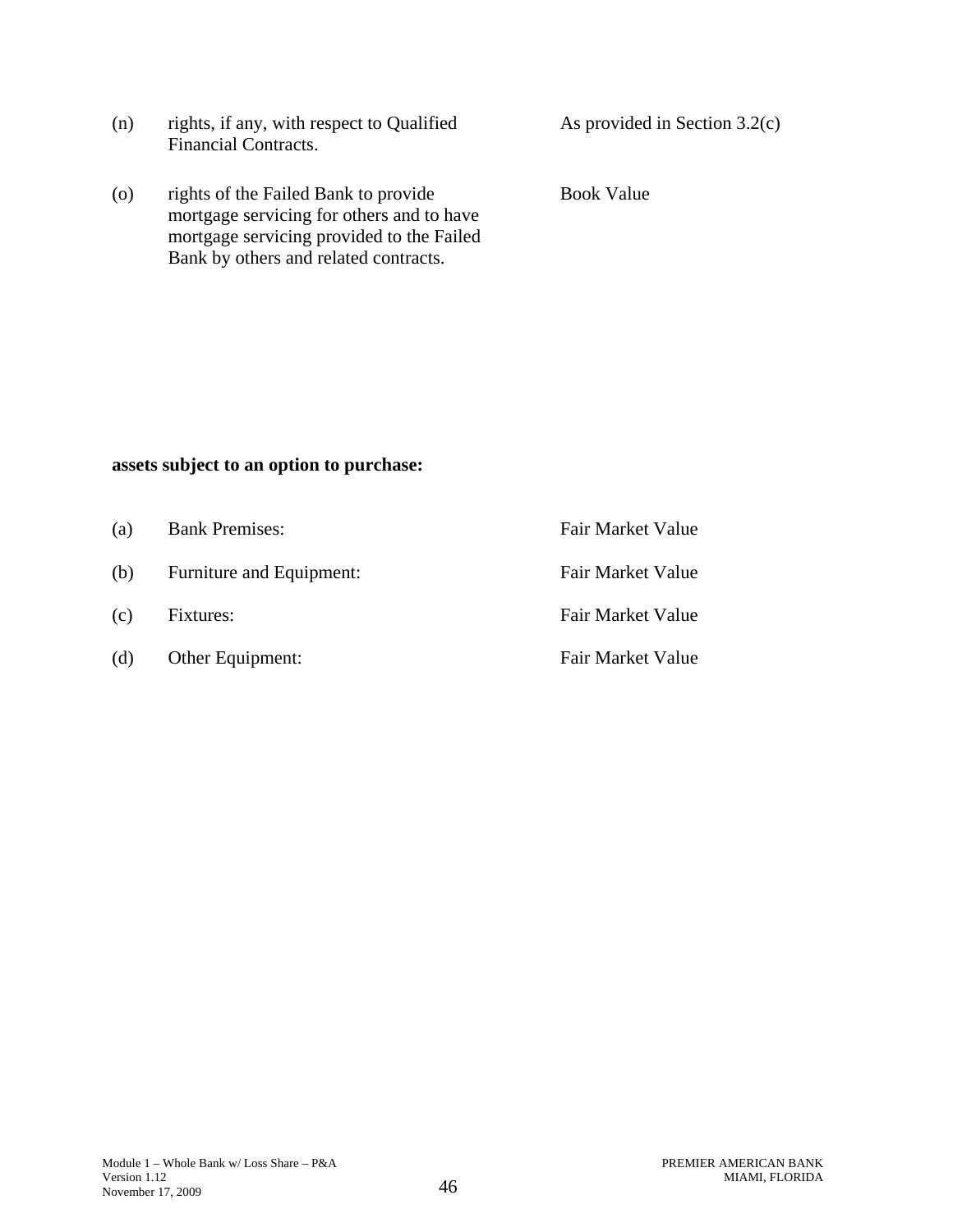| | | |
|---|---|---|
| (n) | rights, if any, with respect to Qualified Financial Contracts. | As provided in Section 3.2(c) |
| (o) | rights of the Failed Bank to provide mortgage servicing for others and to have mortgage servicing provided to the Failed Bank by others and related contracts. | Book Value |

**assets subject to an option to purchase:**

| | | |
|---|---|---|
| (a) | Bank Premises: | Fair Market Value |
| (b) | Furniture and Equipment: | Fair Market Value |
| (c) | Fixtures: | Fair Market Value |
| (d) | Other Equipment: | Fair Market Value |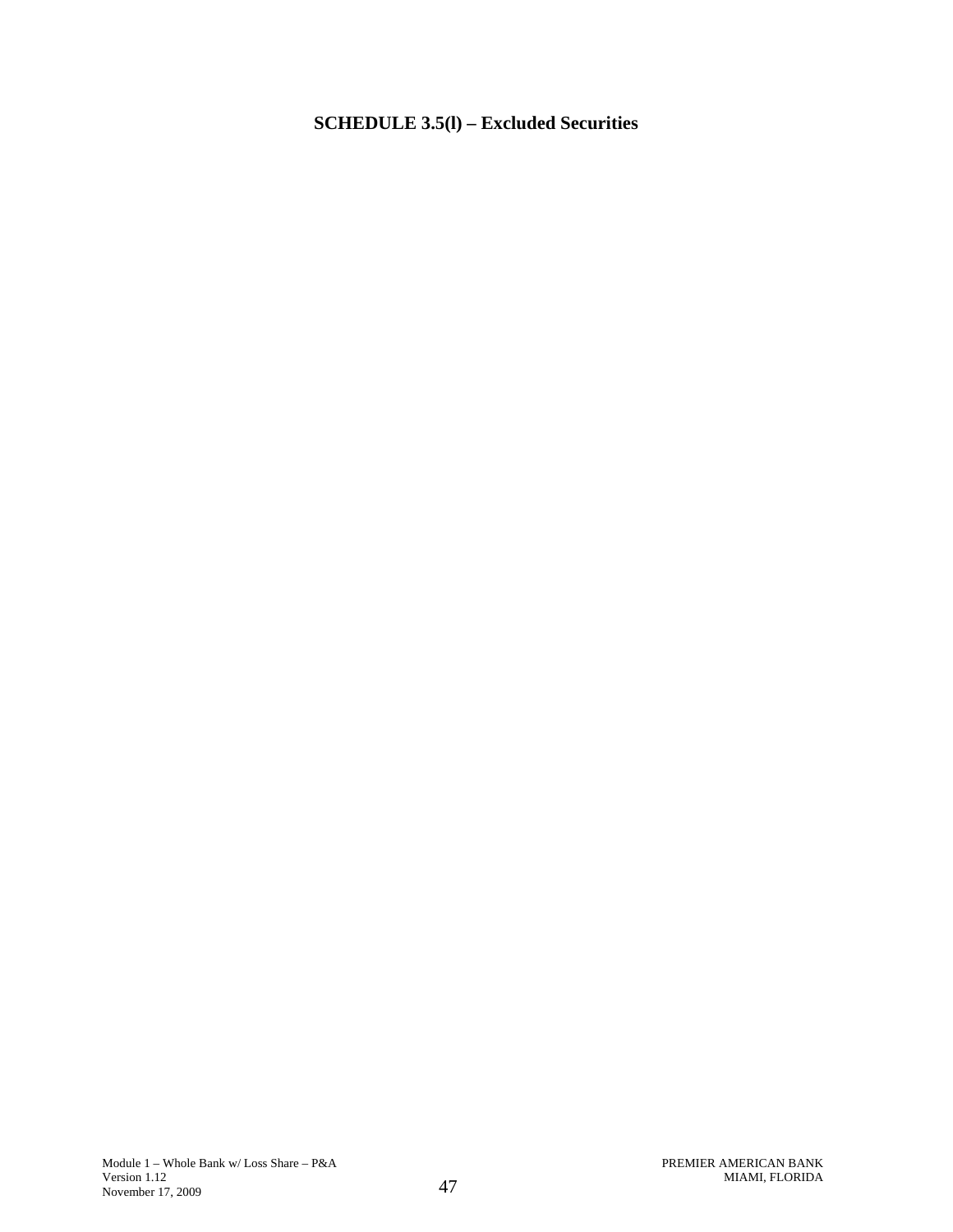# SCHEDULE 3.5(l) – Excluded Securities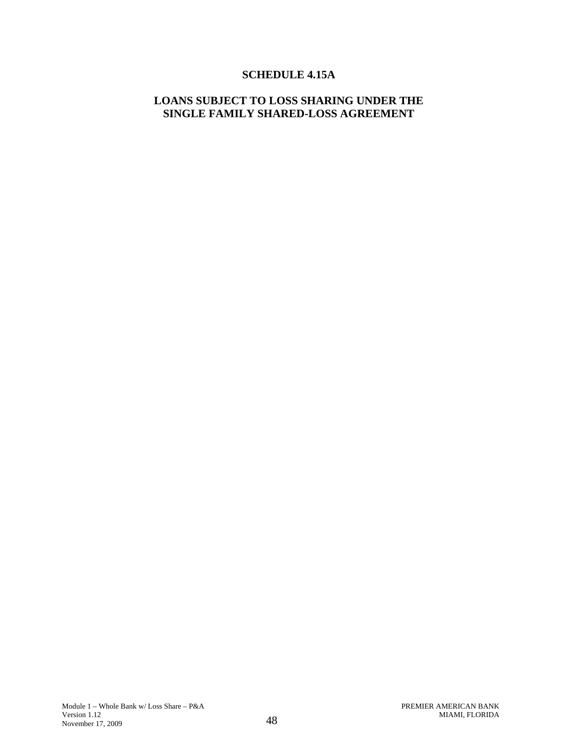# SCHEDULE 4.15A

## LOANS SUBJECT TO LOSS SHARING UNDER THE SINGLE FAMILY SHARED-LOSS AGREEMENT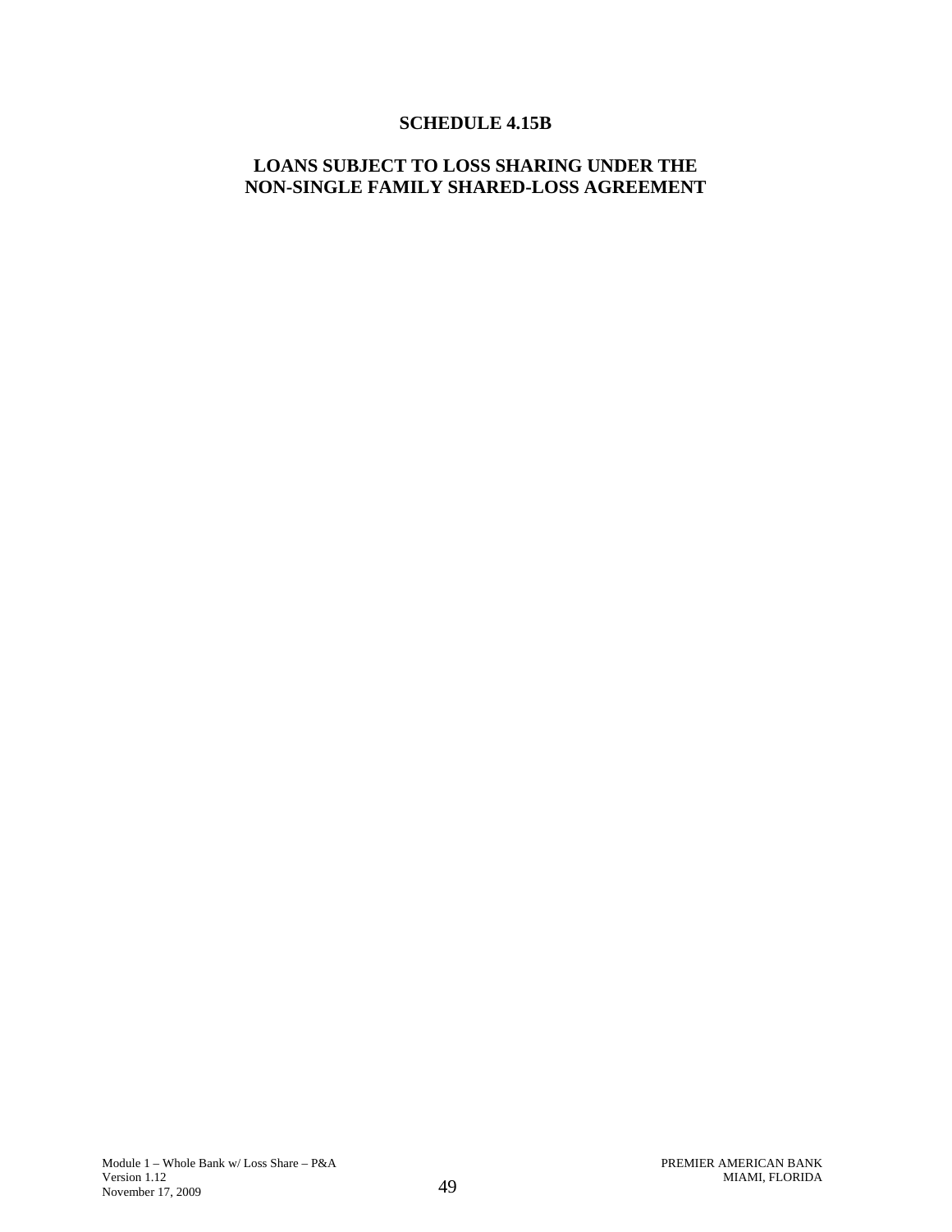# SCHEDULE 4.15B

## LOANS SUBJECT TO LOSS SHARING UNDER THE NON-SINGLE FAMILY SHARED-LOSS AGREEMENT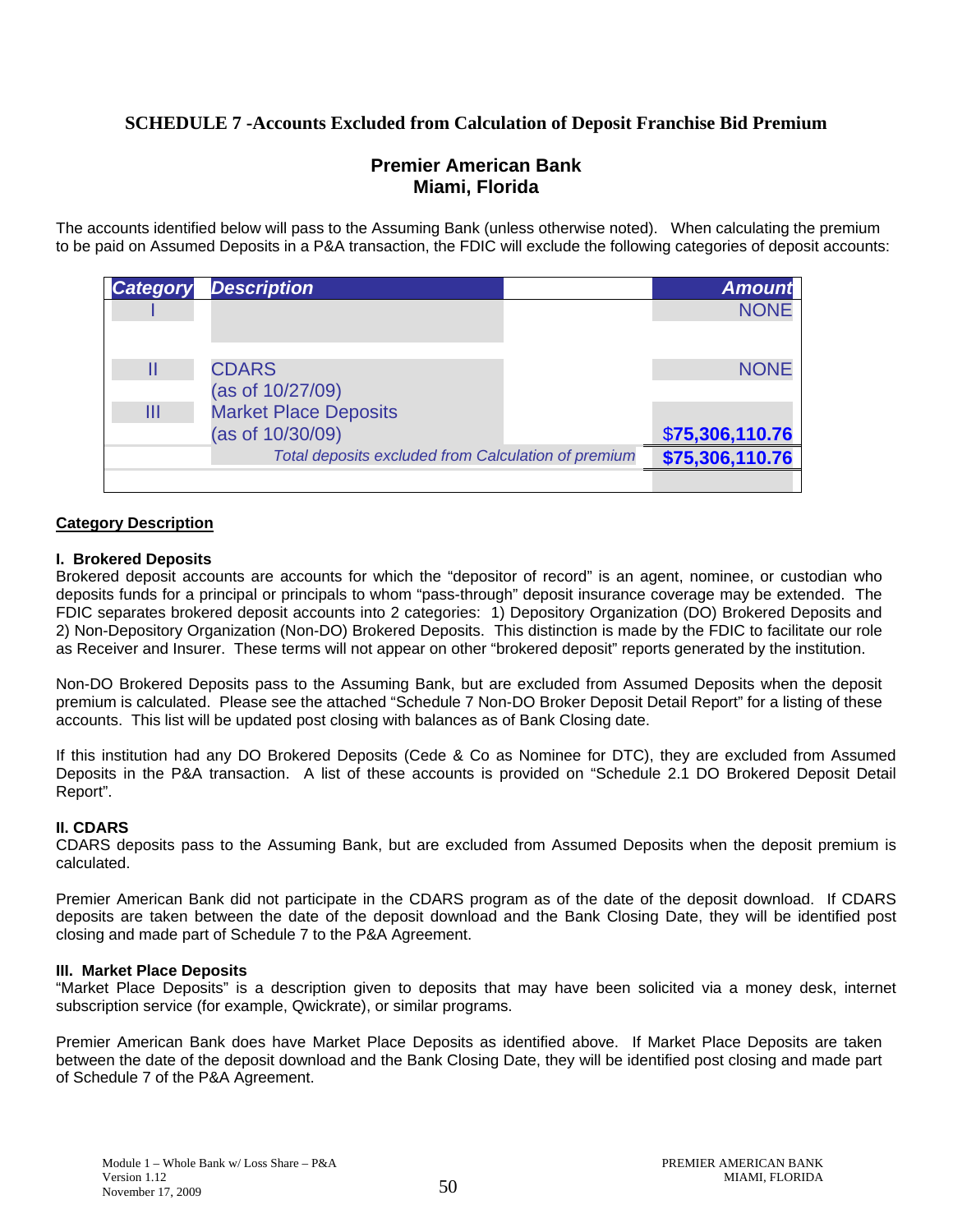# SCHEDULE 7 -Accounts Excluded from Calculation of Deposit Franchise Bid Premium

## Premier American Bank
## Miami, Florida

The accounts identified below will pass to the Assuming Bank (unless otherwise noted). When calculating the premium to be paid on Assumed Deposits in a P&A transaction, the FDIC will exclude the following categories of deposit accounts:

| Category | Description | | Amount |
|---|---|---|---|
| I | | | NONE |
| II | CDARS (as of 10/27/09) | | NONE |
| III | Market Place Deposits (as of 10/30/09) | | $75,306,110.76 |
| | *Total deposits excluded from Calculation of premium* | | $75,306,110.76 |

**Category Description**

**I. Brokered Deposits**
Brokered deposit accounts are accounts for which the "depositor of record" is an agent, nominee, or custodian who deposits funds for a principal or principals to whom "pass-through" deposit insurance coverage may be extended. The FDIC separates brokered deposit accounts into 2 categories: 1) Depository Organization (DO) Brokered Deposits and 2) Non-Depository Organization (Non-DO) Brokered Deposits. This distinction is made by the FDIC to facilitate our role as Receiver and Insurer. These terms will not appear on other "brokered deposit" reports generated by the institution.

Non-DO Brokered Deposits pass to the Assuming Bank, but are excluded from Assumed Deposits when the deposit premium is calculated. Please see the attached "Schedule 7 Non-DO Broker Deposit Detail Report" for a listing of these accounts. This list will be updated post closing with balances as of Bank Closing date.

If this institution had any DO Brokered Deposits (Cede & Co as Nominee for DTC), they are excluded from Assumed Deposits in the P&A transaction. A list of these accounts is provided on "Schedule 2.1 DO Brokered Deposit Detail Report".

**II. CDARS**
CDARS deposits pass to the Assuming Bank, but are excluded from Assumed Deposits when the deposit premium is calculated.

Premier American Bank did not participate in the CDARS program as of the date of the deposit download. If CDARS deposits are taken between the date of the deposit download and the Bank Closing Date, they will be identified post closing and made part of Schedule 7 to the P&A Agreement.

**III. Market Place Deposits**
"Market Place Deposits" is a description given to deposits that may have been solicited via a money desk, internet subscription service (for example, Qwickrate), or similar programs.

Premier American Bank does have Market Place Deposits as identified above. If Market Place Deposits are taken between the date of the deposit download and the Bank Closing Date, they will be identified post closing and made part of Schedule 7 of the P&A Agreement.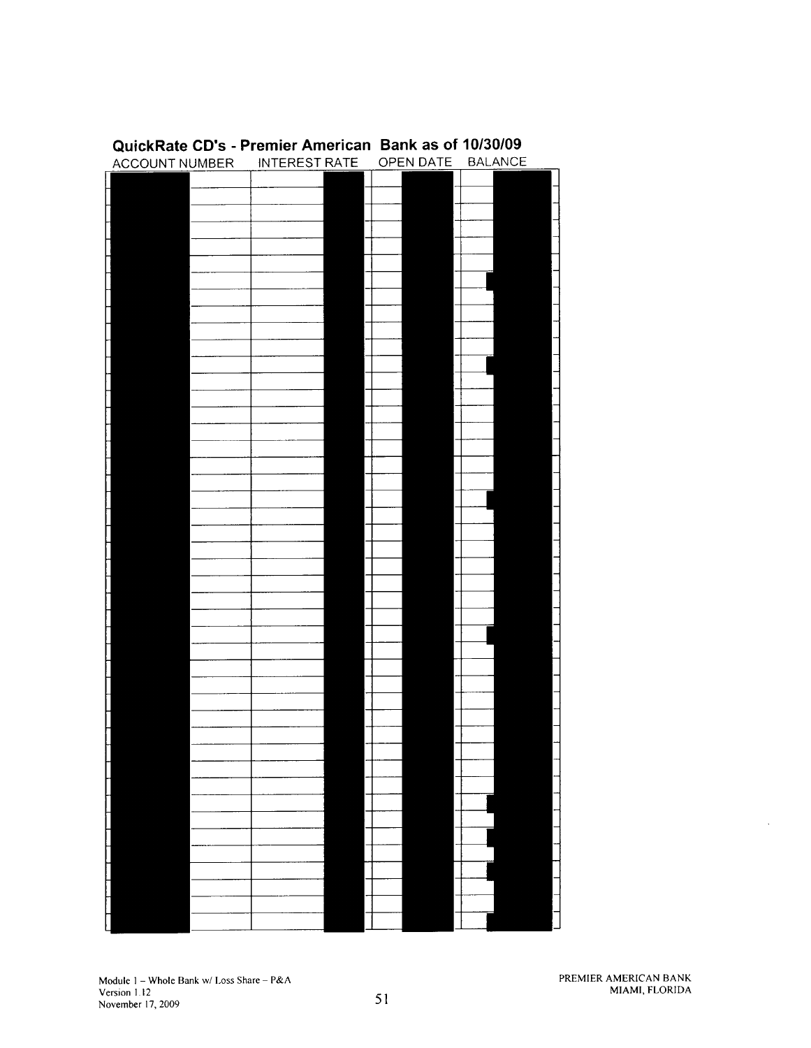## QuickRate CD's - Premier American Bank as of 10/30/09

| ACCOUNT NUMBER | INTEREST RATE | OPEN DATE | BALANCE |
|---|---|---|---|
| | | | |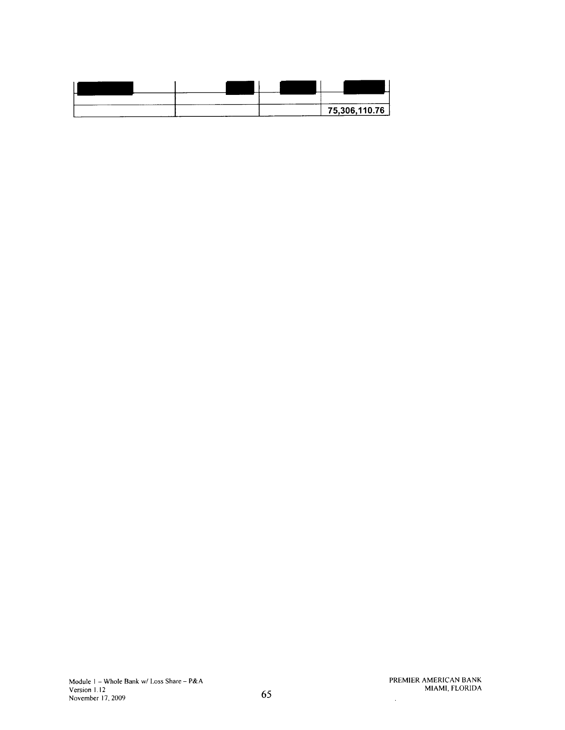| | | | |
|---|---|---|---|
| | | | 75,306,110.76 |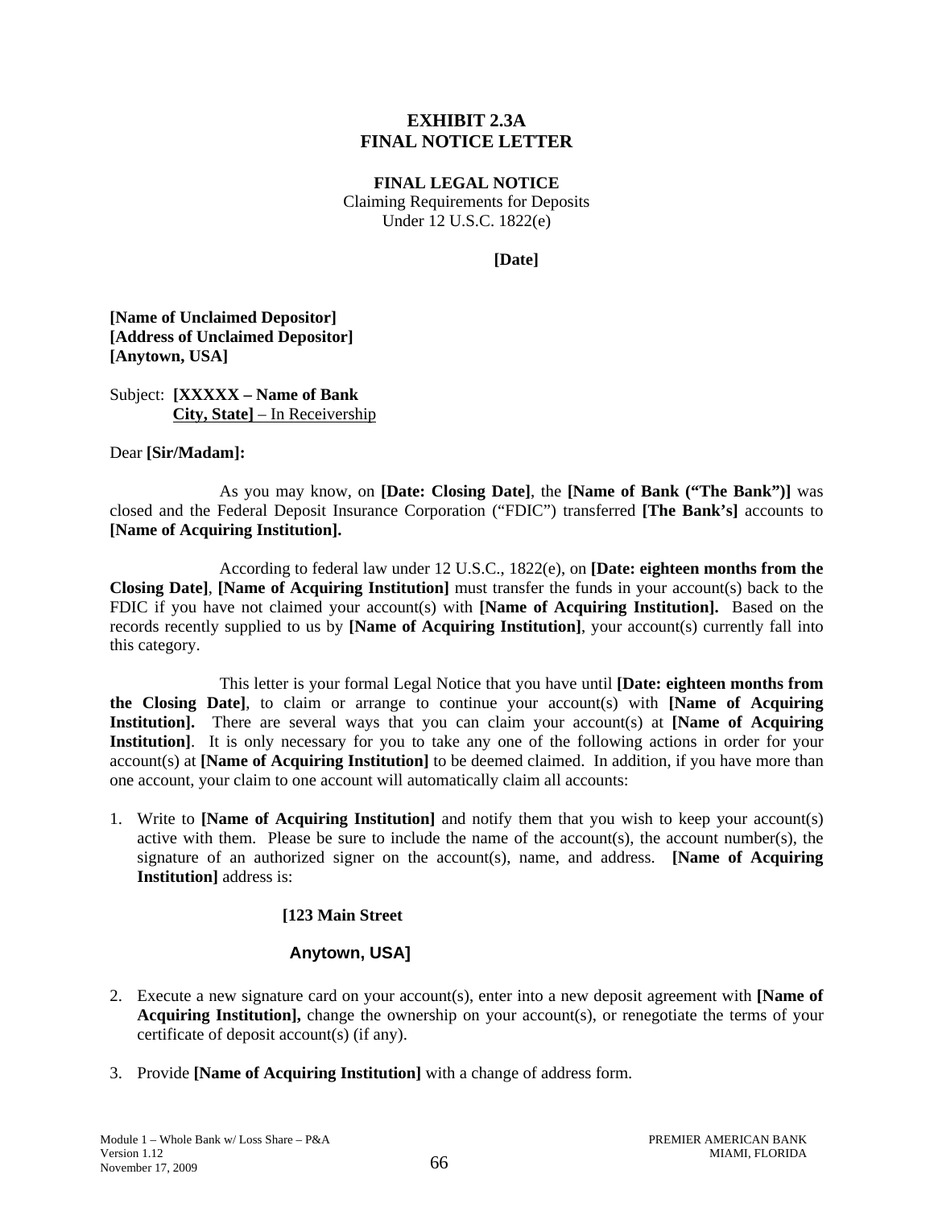# EXHIBIT 2.3A
# FINAL NOTICE LETTER

**FINAL LEGAL NOTICE**
Claiming Requirements for Deposits
Under 12 U.S.C. 1822(e)

**[Date]**

**[Name of Unclaimed Depositor]**
**[Address of Unclaimed Depositor]**
**[Anytown, USA]**

Subject: **[XXXXX – Name of Bank**
**City, State]** – In Receivership

Dear **[Sir/Madam]:**

As you may know, on **[Date: Closing Date]**, the **[Name of Bank ("The Bank")]** was closed and the Federal Deposit Insurance Corporation ("FDIC") transferred **[The Bank's]** accounts to **[Name of Acquiring Institution].**

According to federal law under 12 U.S.C., 1822(e), on **[Date: eighteen months from the Closing Date]**, **[Name of Acquiring Institution]** must transfer the funds in your account(s) back to the FDIC if you have not claimed your account(s) with **[Name of Acquiring Institution].** Based on the records recently supplied to us by **[Name of Acquiring Institution]**, your account(s) currently fall into this category.

This letter is your formal Legal Notice that you have until **[Date: eighteen months from the Closing Date]**, to claim or arrange to continue your account(s) with **[Name of Acquiring Institution].** There are several ways that you can claim your account(s) at **[Name of Acquiring Institution]**. It is only necessary for you to take any one of the following actions in order for your account(s) at **[Name of Acquiring Institution]** to be deemed claimed. In addition, if you have more than one account, your claim to one account will automatically claim all accounts:

1. Write to **[Name of Acquiring Institution]** and notify them that you wish to keep your account(s) active with them. Please be sure to include the name of the account(s), the account number(s), the signature of an authorized signer on the account(s), name, and address. **[Name of Acquiring Institution]** address is:

   **[123 Main Street**

   **Anytown, USA]**

2. Execute a new signature card on your account(s), enter into a new deposit agreement with **[Name of Acquiring Institution],** change the ownership on your account(s), or renegotiate the terms of your certificate of deposit account(s) (if any).

3. Provide **[Name of Acquiring Institution]** with a change of address form.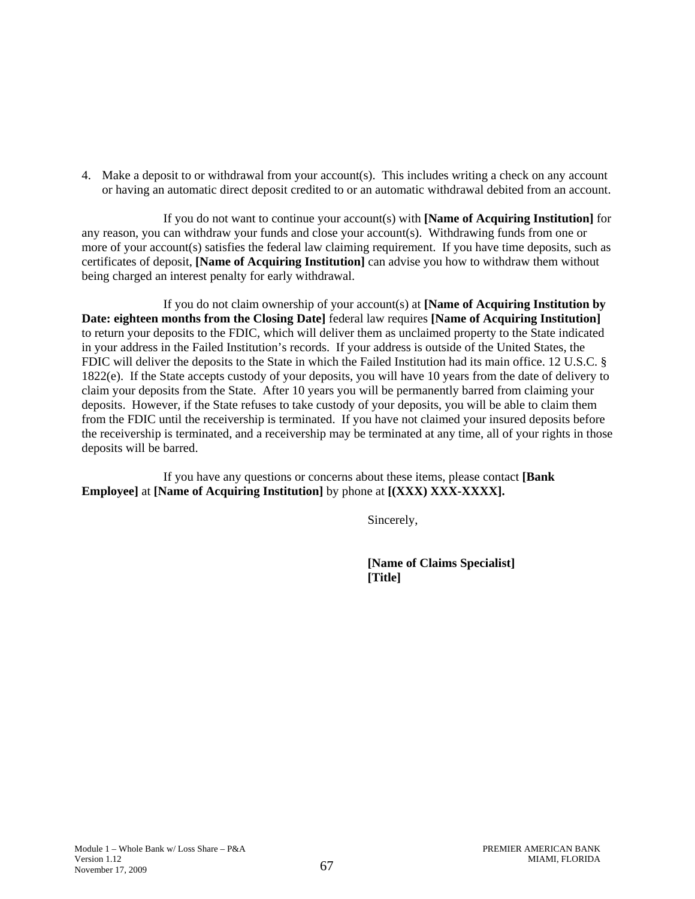4. Make a deposit to or withdrawal from your account(s). This includes writing a check on any account or having an automatic direct deposit credited to or an automatic withdrawal debited from an account.

If you do not want to continue your account(s) with **[Name of Acquiring Institution]** for any reason, you can withdraw your funds and close your account(s). Withdrawing funds from one or more of your account(s) satisfies the federal law claiming requirement. If you have time deposits, such as certificates of deposit, **[Name of Acquiring Institution]** can advise you how to withdraw them without being charged an interest penalty for early withdrawal.

If you do not claim ownership of your account(s) at **[Name of Acquiring Institution by Date: eighteen months from the Closing Date]** federal law requires **[Name of Acquiring Institution]** to return your deposits to the FDIC, which will deliver them as unclaimed property to the State indicated in your address in the Failed Institution's records. If your address is outside of the United States, the FDIC will deliver the deposits to the State in which the Failed Institution had its main office. 12 U.S.C. § 1822(e). If the State accepts custody of your deposits, you will have 10 years from the date of delivery to claim your deposits from the State. After 10 years you will be permanently barred from claiming your deposits. However, if the State refuses to take custody of your deposits, you will be able to claim them from the FDIC until the receivership is terminated. If you have not claimed your insured deposits before the receivership is terminated, and a receivership may be terminated at any time, all of your rights in those deposits will be barred.

If you have any questions or concerns about these items, please contact **[Bank Employee]** at **[Name of Acquiring Institution]** by phone at **[(XXX) XXX-XXXX].**

Sincerely,

**[Name of Claims Specialist]**
**[Title]**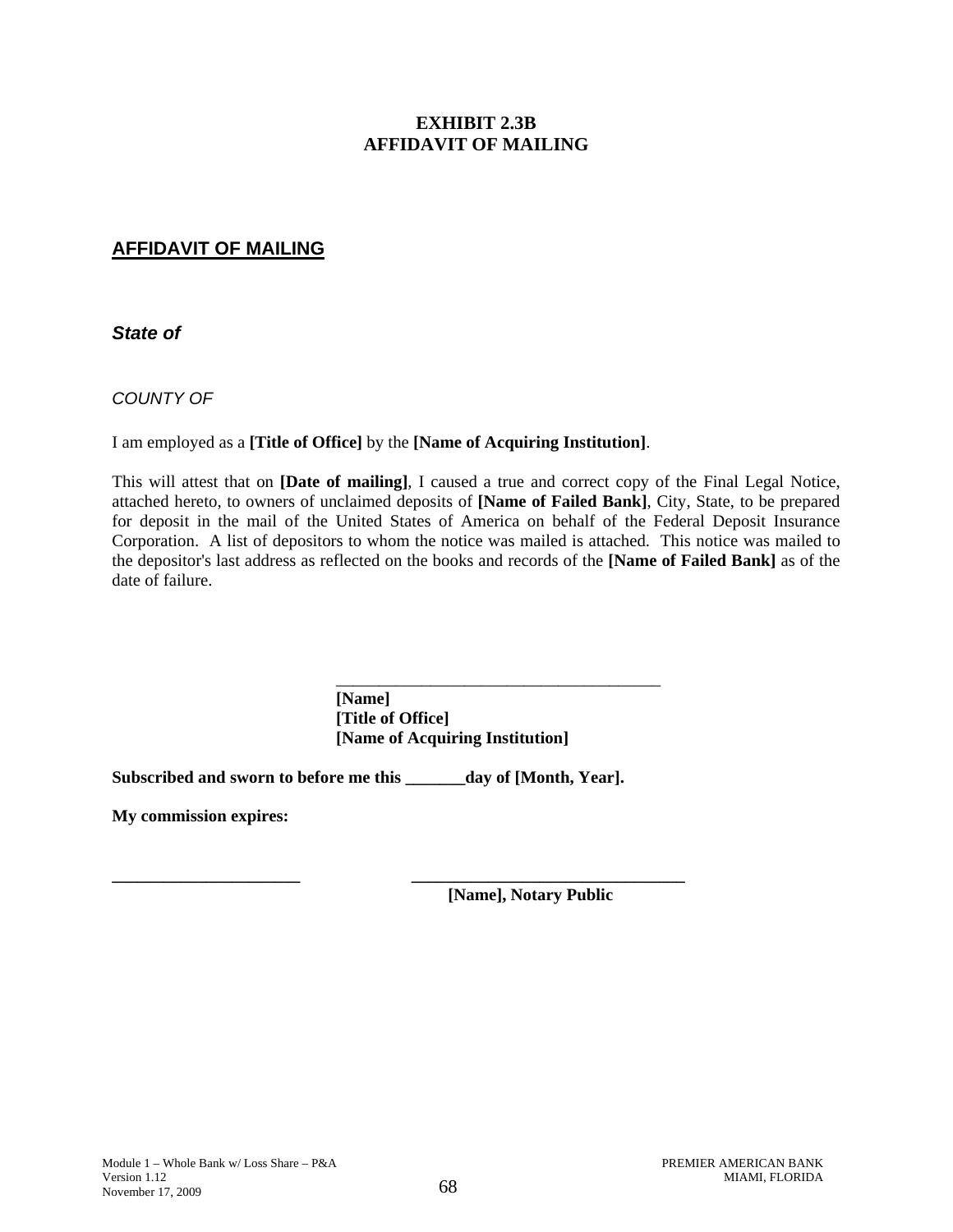# EXHIBIT 2.3B
# AFFIDAVIT OF MAILING

## AFFIDAVIT OF MAILING

***State of***

*COUNTY OF*

I am employed as a **[Title of Office]** by the **[Name of Acquiring Institution]**.

This will attest that on **[Date of mailing]**, I caused a true and correct copy of the Final Legal Notice, attached hereto, to owners of unclaimed deposits of **[Name of Failed Bank]**, City, State, to be prepared for deposit in the mail of the United States of America on behalf of the Federal Deposit Insurance Corporation. A list of depositors to whom the notice was mailed is attached. This notice was mailed to the depositor's last address as reflected on the books and records of the **[Name of Failed Bank]** as of the date of failure.

\_\_\_\_\_\_\_\_\_\_\_\_\_\_\_\_\_\_\_\_\_\_\_\_\_\_\_\_\_\_\_\_\_\_\_\_\_\_\_\_
**[Name]**
**[Title of Office]**
**[Name of Acquiring Institution]**

**Subscribed and sworn to before me this \_\_\_\_\_\_\_day of [Month, Year].**

**My commission expires:**

**\_\_\_\_\_\_\_\_\_\_\_\_\_\_\_\_\_\_\_\_\_\_\_**    **\_\_\_\_\_\_\_\_\_\_\_\_\_\_\_\_\_\_\_\_\_\_\_\_\_\_\_\_\_\_\_\_\_\_**
**[Name], Notary Public**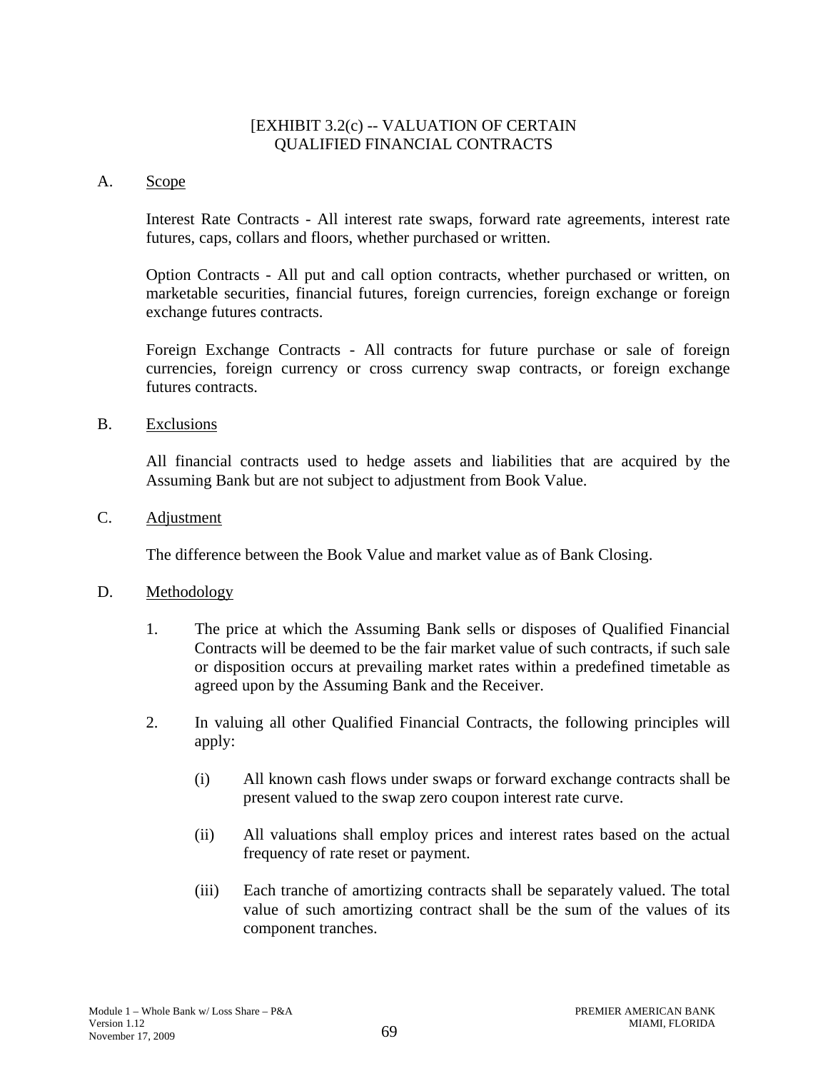# [EXHIBIT 3.2(c) -- VALUATION OF CERTAIN QUALIFIED FINANCIAL CONTRACTS

A. Scope

Interest Rate Contracts - All interest rate swaps, forward rate agreements, interest rate futures, caps, collars and floors, whether purchased or written.

Option Contracts - All put and call option contracts, whether purchased or written, on marketable securities, financial futures, foreign currencies, foreign exchange or foreign exchange futures contracts.

Foreign Exchange Contracts - All contracts for future purchase or sale of foreign currencies, foreign currency or cross currency swap contracts, or foreign exchange futures contracts.

B. Exclusions

All financial contracts used to hedge assets and liabilities that are acquired by the Assuming Bank but are not subject to adjustment from Book Value.

C. Adjustment

The difference between the Book Value and market value as of Bank Closing.

D. Methodology

1. The price at which the Assuming Bank sells or disposes of Qualified Financial Contracts will be deemed to be the fair market value of such contracts, if such sale or disposition occurs at prevailing market rates within a predefined timetable as agreed upon by the Assuming Bank and the Receiver.

2. In valuing all other Qualified Financial Contracts, the following principles will apply:

   (i) All known cash flows under swaps or forward exchange contracts shall be present valued to the swap zero coupon interest rate curve.

   (ii) All valuations shall employ prices and interest rates based on the actual frequency of rate reset or payment.

   (iii) Each tranche of amortizing contracts shall be separately valued. The total value of such amortizing contract shall be the sum of the values of its component tranches.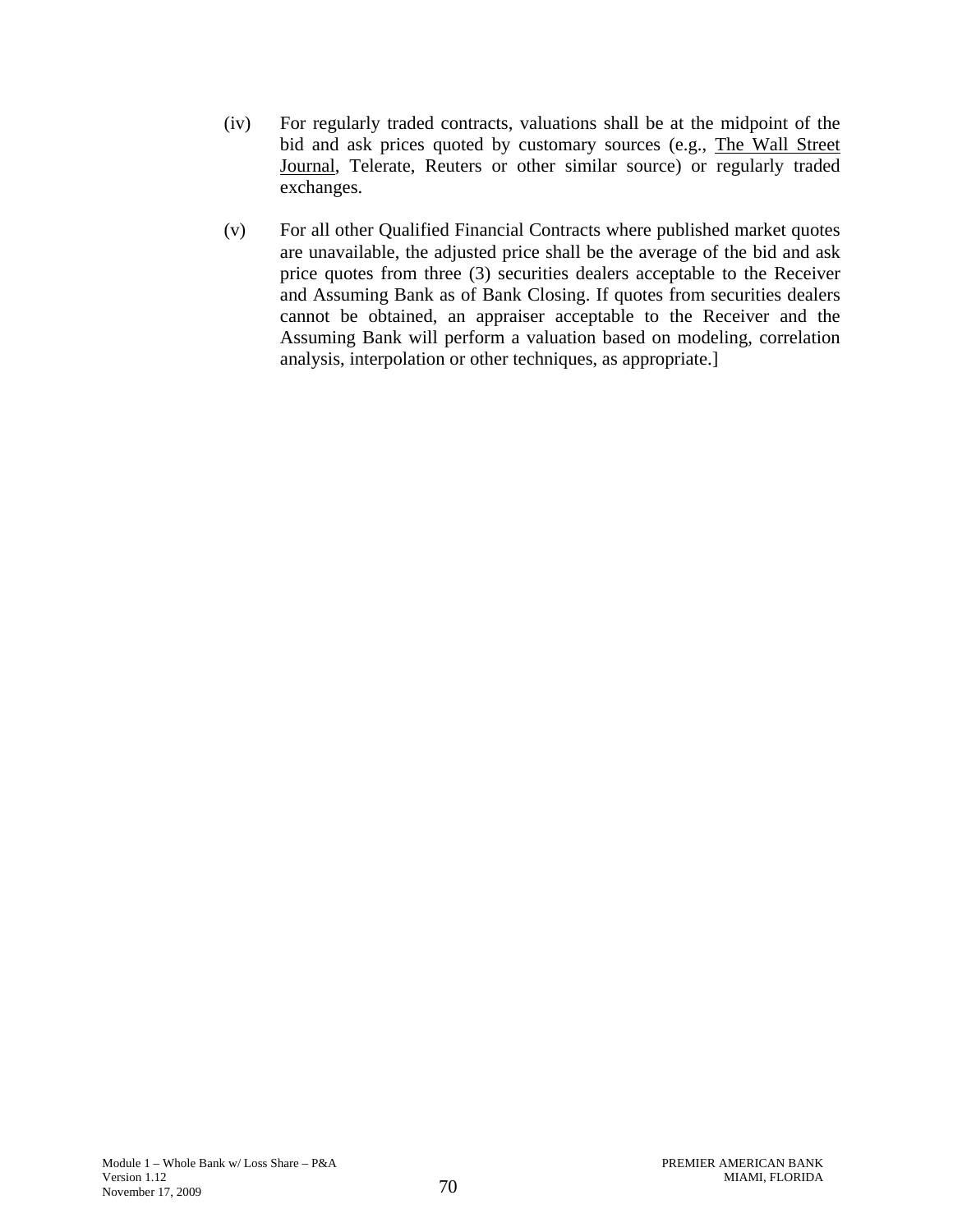(iv) For regularly traded contracts, valuations shall be at the midpoint of the bid and ask prices quoted by customary sources (e.g., The Wall Street Journal, Telerate, Reuters or other similar source) or regularly traded exchanges.

(v) For all other Qualified Financial Contracts where published market quotes are unavailable, the adjusted price shall be the average of the bid and ask price quotes from three (3) securities dealers acceptable to the Receiver and Assuming Bank as of Bank Closing. If quotes from securities dealers cannot be obtained, an appraiser acceptable to the Receiver and the Assuming Bank will perform a valuation based on modeling, correlation analysis, interpolation or other techniques, as appropriate.]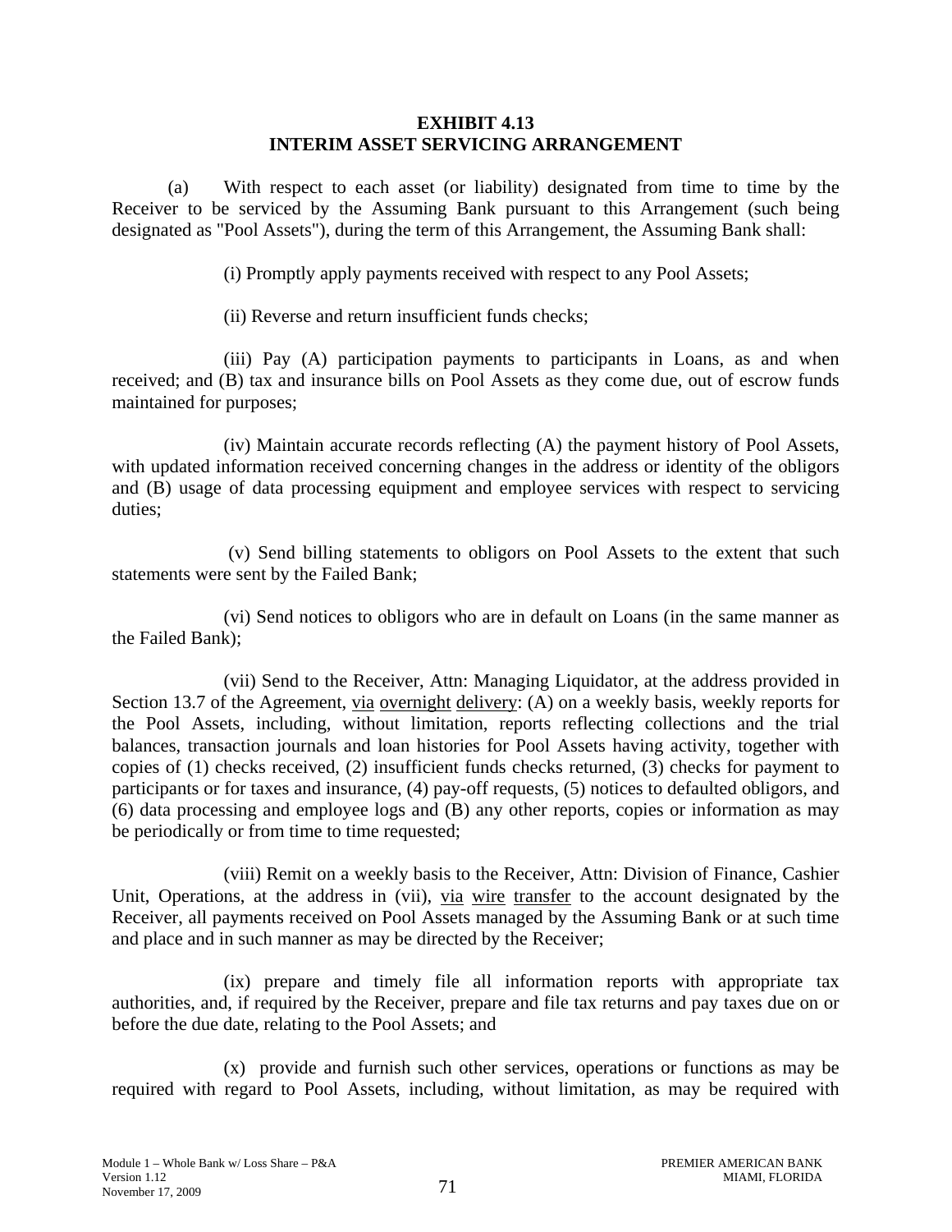**EXHIBIT 4.13**
**INTERIM ASSET SERVICING ARRANGEMENT**

(a) With respect to each asset (or liability) designated from time to time by the Receiver to be serviced by the Assuming Bank pursuant to this Arrangement (such being designated as "Pool Assets"), during the term of this Arrangement, the Assuming Bank shall:

(i) Promptly apply payments received with respect to any Pool Assets;

(ii) Reverse and return insufficient funds checks;

(iii) Pay (A) participation payments to participants in Loans, as and when received; and (B) tax and insurance bills on Pool Assets as they come due, out of escrow funds maintained for purposes;

(iv) Maintain accurate records reflecting (A) the payment history of Pool Assets, with updated information received concerning changes in the address or identity of the obligors and (B) usage of data processing equipment and employee services with respect to servicing duties;

(v) Send billing statements to obligors on Pool Assets to the extent that such statements were sent by the Failed Bank;

(vi) Send notices to obligors who are in default on Loans (in the same manner as the Failed Bank);

(vii) Send to the Receiver, Attn: Managing Liquidator, at the address provided in Section 13.7 of the Agreement, via overnight delivery: (A) on a weekly basis, weekly reports for the Pool Assets, including, without limitation, reports reflecting collections and the trial balances, transaction journals and loan histories for Pool Assets having activity, together with copies of (1) checks received, (2) insufficient funds checks returned, (3) checks for payment to participants or for taxes and insurance, (4) pay-off requests, (5) notices to defaulted obligors, and (6) data processing and employee logs and (B) any other reports, copies or information as may be periodically or from time to time requested;

(viii) Remit on a weekly basis to the Receiver, Attn: Division of Finance, Cashier Unit, Operations, at the address in (vii), via wire transfer to the account designated by the Receiver, all payments received on Pool Assets managed by the Assuming Bank or at such time and place and in such manner as may be directed by the Receiver;

(ix) prepare and timely file all information reports with appropriate tax authorities, and, if required by the Receiver, prepare and file tax returns and pay taxes due on or before the due date, relating to the Pool Assets; and

(x) provide and furnish such other services, operations or functions as may be required with regard to Pool Assets, including, without limitation, as may be required with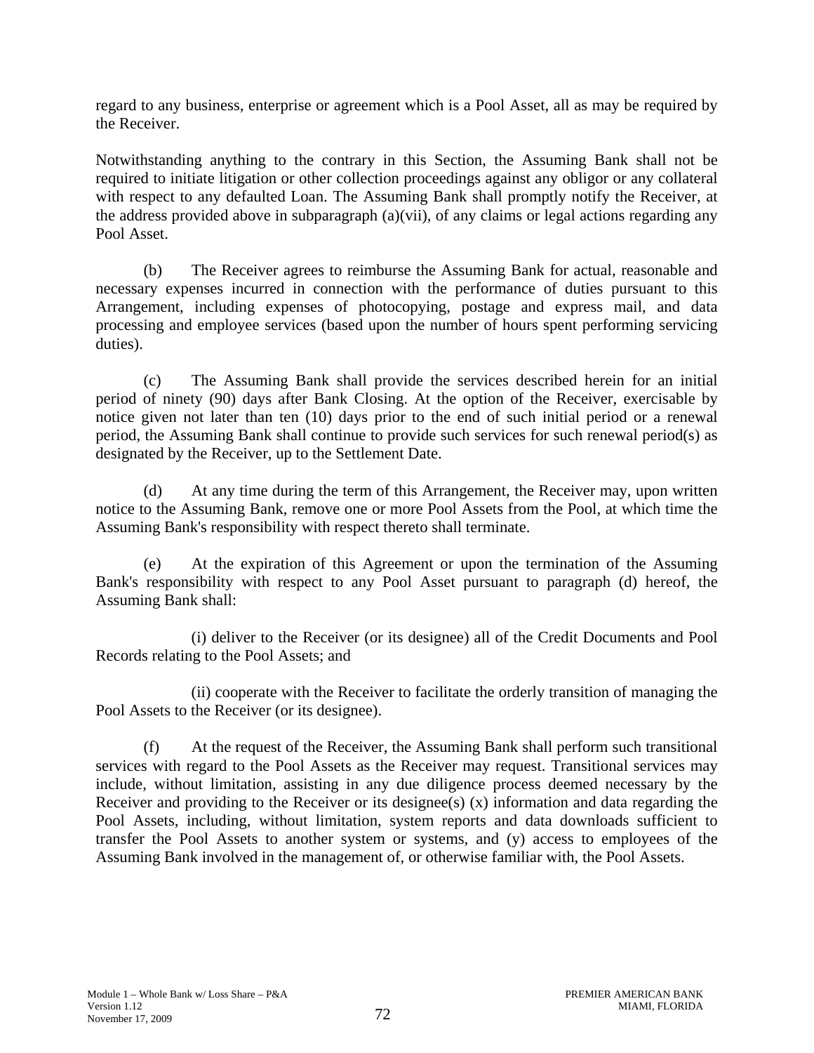regard to any business, enterprise or agreement which is a Pool Asset, all as may be required by the Receiver.

Notwithstanding anything to the contrary in this Section, the Assuming Bank shall not be required to initiate litigation or other collection proceedings against any obligor or any collateral with respect to any defaulted Loan. The Assuming Bank shall promptly notify the Receiver, at the address provided above in subparagraph (a)(vii), of any claims or legal actions regarding any Pool Asset.

(b) The Receiver agrees to reimburse the Assuming Bank for actual, reasonable and necessary expenses incurred in connection with the performance of duties pursuant to this Arrangement, including expenses of photocopying, postage and express mail, and data processing and employee services (based upon the number of hours spent performing servicing duties).

(c) The Assuming Bank shall provide the services described herein for an initial period of ninety (90) days after Bank Closing. At the option of the Receiver, exercisable by notice given not later than ten (10) days prior to the end of such initial period or a renewal period, the Assuming Bank shall continue to provide such services for such renewal period(s) as designated by the Receiver, up to the Settlement Date.

(d) At any time during the term of this Arrangement, the Receiver may, upon written notice to the Assuming Bank, remove one or more Pool Assets from the Pool, at which time the Assuming Bank's responsibility with respect thereto shall terminate.

(e) At the expiration of this Agreement or upon the termination of the Assuming Bank's responsibility with respect to any Pool Asset pursuant to paragraph (d) hereof, the Assuming Bank shall:

(i) deliver to the Receiver (or its designee) all of the Credit Documents and Pool Records relating to the Pool Assets; and

(ii) cooperate with the Receiver to facilitate the orderly transition of managing the Pool Assets to the Receiver (or its designee).

(f) At the request of the Receiver, the Assuming Bank shall perform such transitional services with regard to the Pool Assets as the Receiver may request. Transitional services may include, without limitation, assisting in any due diligence process deemed necessary by the Receiver and providing to the Receiver or its designee(s) (x) information and data regarding the Pool Assets, including, without limitation, system reports and data downloads sufficient to transfer the Pool Assets to another system or systems, and (y) access to employees of the Assuming Bank involved in the management of, or otherwise familiar with, the Pool Assets.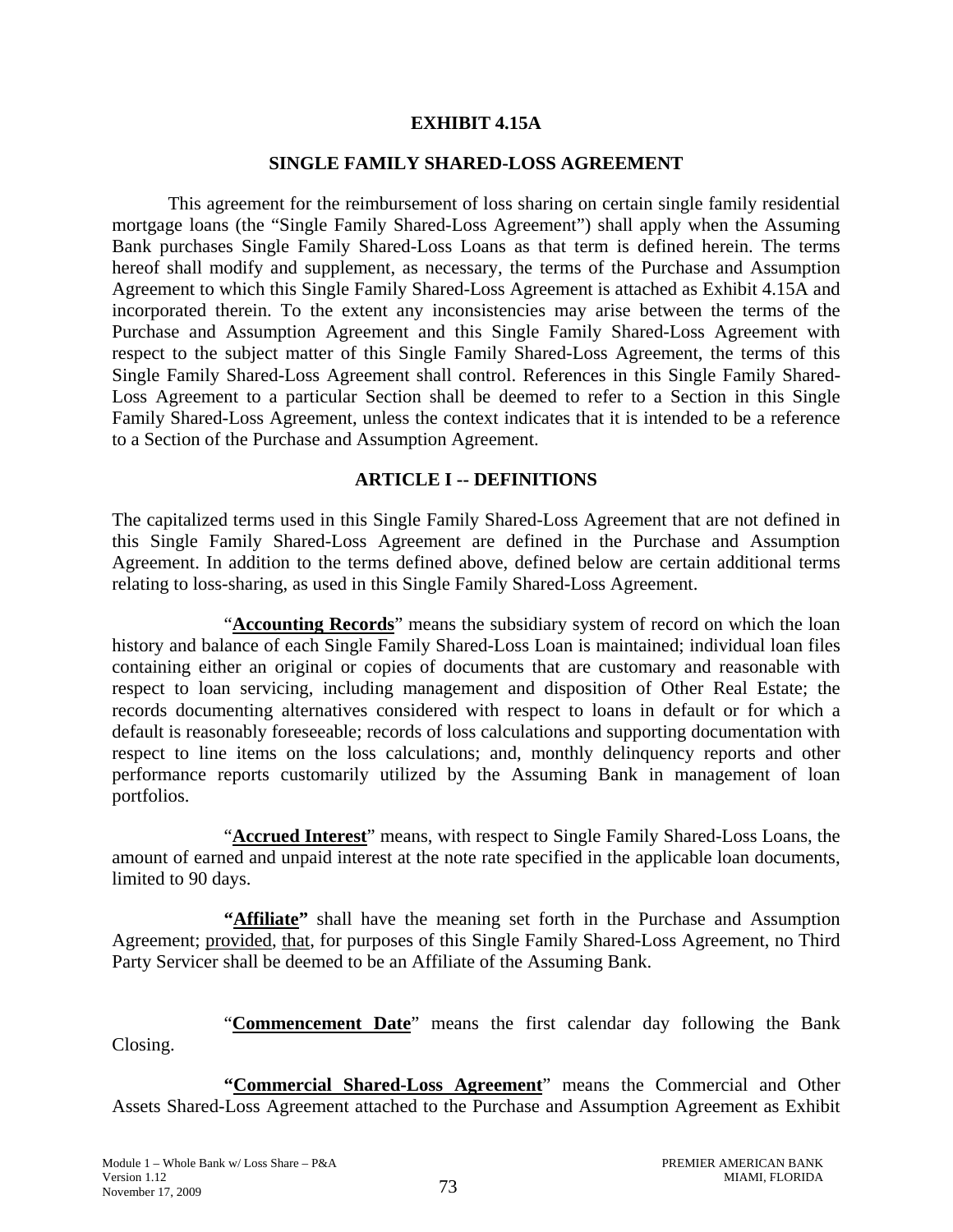**EXHIBIT 4.15A**

**SINGLE FAMILY SHARED-LOSS AGREEMENT**

This agreement for the reimbursement of loss sharing on certain single family residential mortgage loans (the "Single Family Shared-Loss Agreement") shall apply when the Assuming Bank purchases Single Family Shared-Loss Loans as that term is defined herein. The terms hereof shall modify and supplement, as necessary, the terms of the Purchase and Assumption Agreement to which this Single Family Shared-Loss Agreement is attached as Exhibit 4.15A and incorporated therein. To the extent any inconsistencies may arise between the terms of the Purchase and Assumption Agreement and this Single Family Shared-Loss Agreement with respect to the subject matter of this Single Family Shared-Loss Agreement, the terms of this Single Family Shared-Loss Agreement shall control. References in this Single Family Shared-Loss Agreement to a particular Section shall be deemed to refer to a Section in this Single Family Shared-Loss Agreement, unless the context indicates that it is intended to be a reference to a Section of the Purchase and Assumption Agreement.

**ARTICLE I -- DEFINITIONS**

The capitalized terms used in this Single Family Shared-Loss Agreement that are not defined in this Single Family Shared-Loss Agreement are defined in the Purchase and Assumption Agreement. In addition to the terms defined above, defined below are certain additional terms relating to loss-sharing, as used in this Single Family Shared-Loss Agreement.

"**Accounting Records**" means the subsidiary system of record on which the loan history and balance of each Single Family Shared-Loss Loan is maintained; individual loan files containing either an original or copies of documents that are customary and reasonable with respect to loan servicing, including management and disposition of Other Real Estate; the records documenting alternatives considered with respect to loans in default or for which a default is reasonably foreseeable; records of loss calculations and supporting documentation with respect to line items on the loss calculations; and, monthly delinquency reports and other performance reports customarily utilized by the Assuming Bank in management of loan portfolios.

"**Accrued Interest**" means, with respect to Single Family Shared-Loss Loans, the amount of earned and unpaid interest at the note rate specified in the applicable loan documents, limited to 90 days.

**"Affiliate"** shall have the meaning set forth in the Purchase and Assumption Agreement; provided, that, for purposes of this Single Family Shared-Loss Agreement, no Third Party Servicer shall be deemed to be an Affiliate of the Assuming Bank.

"**Commencement Date**" means the first calendar day following the Bank Closing.

**"Commercial Shared-Loss Agreement**" means the Commercial and Other Assets Shared-Loss Agreement attached to the Purchase and Assumption Agreement as Exhibit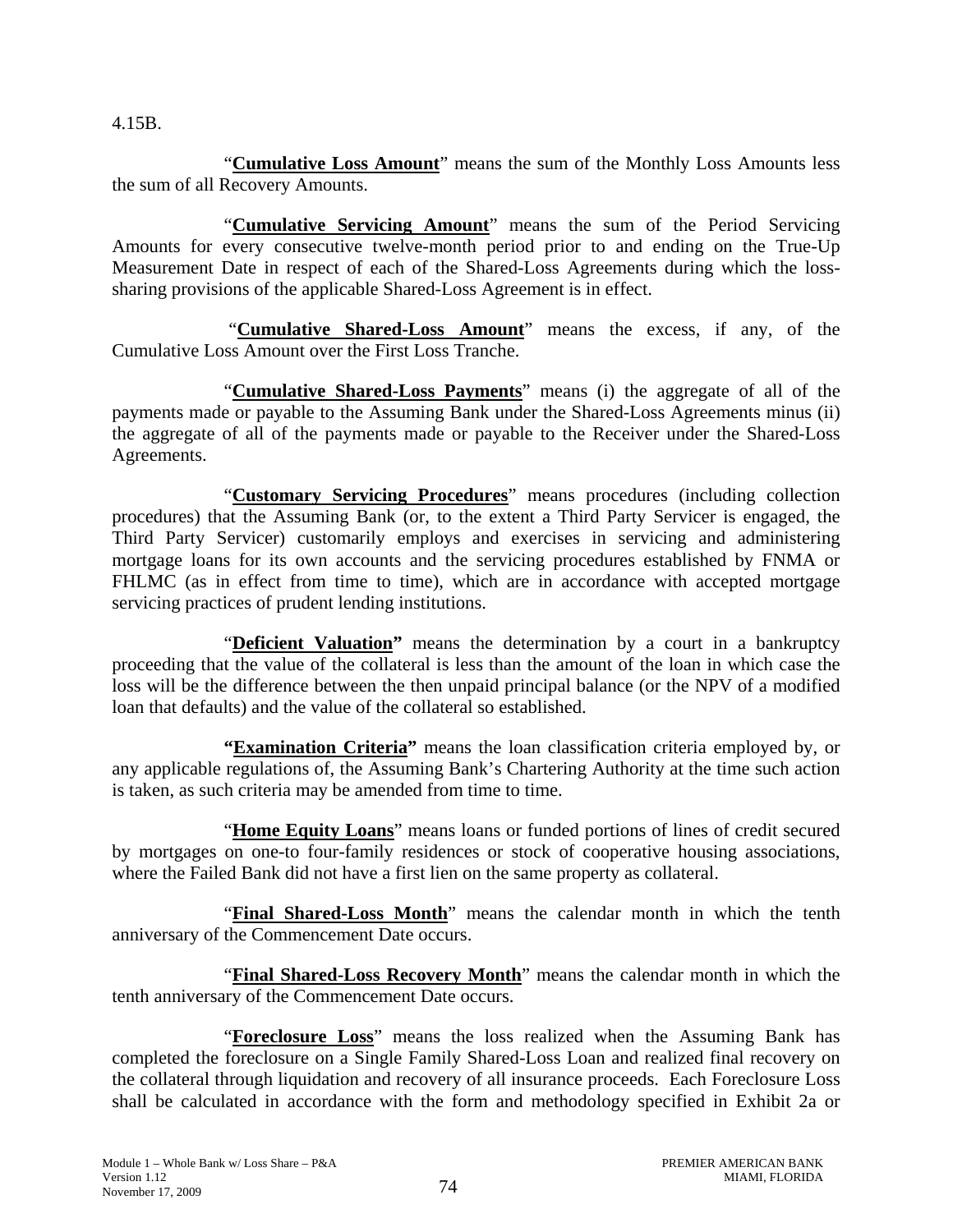4.15B.

"**Cumulative Loss Amount**" means the sum of the Monthly Loss Amounts less the sum of all Recovery Amounts.

"**Cumulative Servicing Amount**" means the sum of the Period Servicing Amounts for every consecutive twelve-month period prior to and ending on the True-Up Measurement Date in respect of each of the Shared-Loss Agreements during which the loss-sharing provisions of the applicable Shared-Loss Agreement is in effect.

"**Cumulative Shared-Loss Amount**" means the excess, if any, of the Cumulative Loss Amount over the First Loss Tranche.

"**Cumulative Shared-Loss Payments**" means (i) the aggregate of all of the payments made or payable to the Assuming Bank under the Shared-Loss Agreements minus (ii) the aggregate of all of the payments made or payable to the Receiver under the Shared-Loss Agreements.

"**Customary Servicing Procedures**" means procedures (including collection procedures) that the Assuming Bank (or, to the extent a Third Party Servicer is engaged, the Third Party Servicer) customarily employs and exercises in servicing and administering mortgage loans for its own accounts and the servicing procedures established by FNMA or FHLMC (as in effect from time to time), which are in accordance with accepted mortgage servicing practices of prudent lending institutions.

"**Deficient Valuation**" means the determination by a court in a bankruptcy proceeding that the value of the collateral is less than the amount of the loan in which case the loss will be the difference between the then unpaid principal balance (or the NPV of a modified loan that defaults) and the value of the collateral so established.

**"Examination Criteria"** means the loan classification criteria employed by, or any applicable regulations of, the Assuming Bank's Chartering Authority at the time such action is taken, as such criteria may be amended from time to time.

"**Home Equity Loans**" means loans or funded portions of lines of credit secured by mortgages on one-to four-family residences or stock of cooperative housing associations, where the Failed Bank did not have a first lien on the same property as collateral.

"**Final Shared-Loss Month**" means the calendar month in which the tenth anniversary of the Commencement Date occurs.

"**Final Shared-Loss Recovery Month**" means the calendar month in which the tenth anniversary of the Commencement Date occurs.

"**Foreclosure Loss**" means the loss realized when the Assuming Bank has completed the foreclosure on a Single Family Shared-Loss Loan and realized final recovery on the collateral through liquidation and recovery of all insurance proceeds. Each Foreclosure Loss shall be calculated in accordance with the form and methodology specified in Exhibit 2a or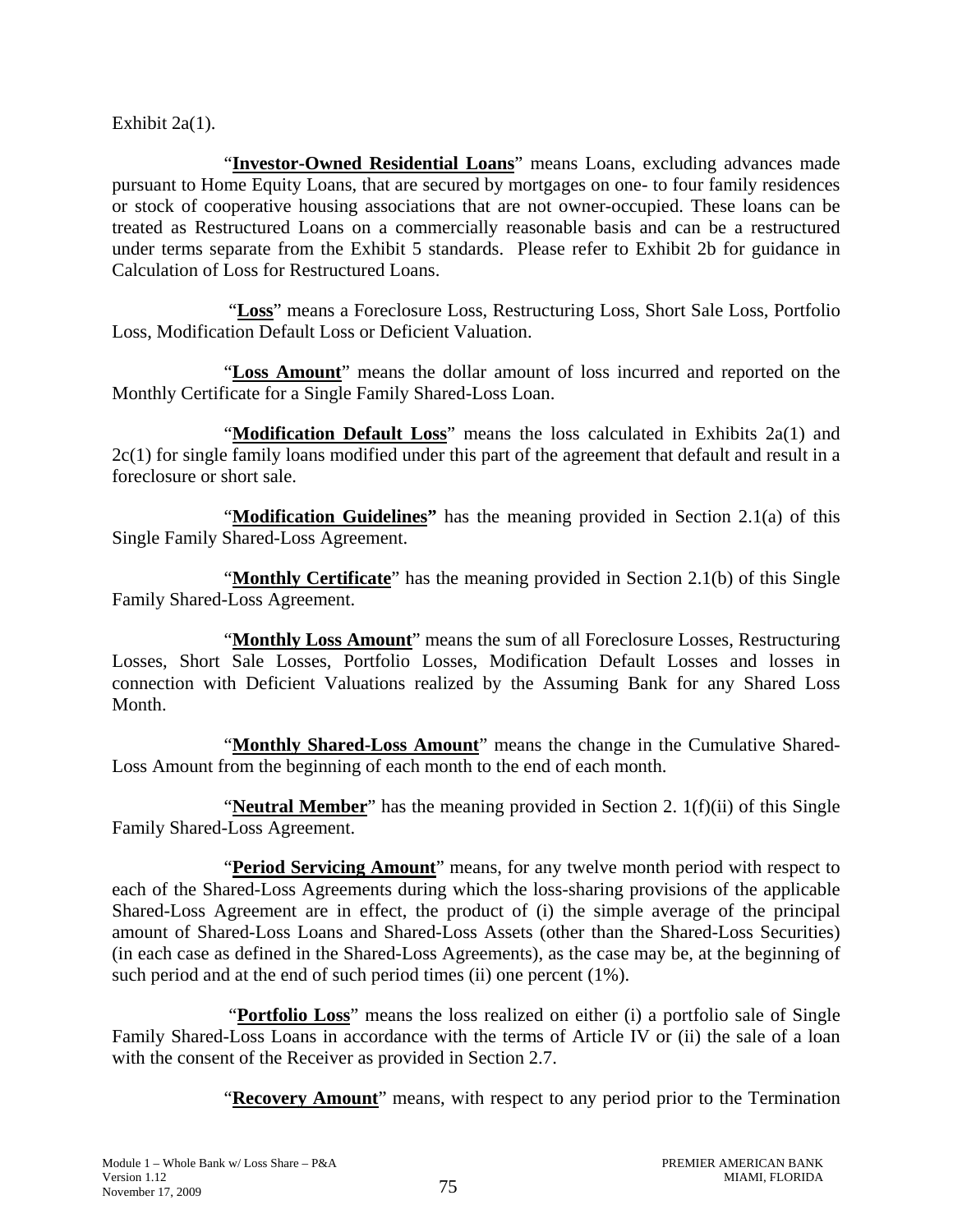Exhibit 2a(1).

"**Investor-Owned Residential Loans**" means Loans, excluding advances made pursuant to Home Equity Loans, that are secured by mortgages on one- to four family residences or stock of cooperative housing associations that are not owner-occupied. These loans can be treated as Restructured Loans on a commercially reasonable basis and can be a restructured under terms separate from the Exhibit 5 standards. Please refer to Exhibit 2b for guidance in Calculation of Loss for Restructured Loans.

"**Loss**" means a Foreclosure Loss, Restructuring Loss, Short Sale Loss, Portfolio Loss, Modification Default Loss or Deficient Valuation.

"**Loss Amount**" means the dollar amount of loss incurred and reported on the Monthly Certificate for a Single Family Shared-Loss Loan.

"**Modification Default Loss**" means the loss calculated in Exhibits 2a(1) and 2c(1) for single family loans modified under this part of the agreement that default and result in a foreclosure or short sale.

"**Modification Guidelines**" has the meaning provided in Section 2.1(a) of this Single Family Shared-Loss Agreement.

"**Monthly Certificate**" has the meaning provided in Section 2.1(b) of this Single Family Shared-Loss Agreement.

"**Monthly Loss Amount**" means the sum of all Foreclosure Losses, Restructuring Losses, Short Sale Losses, Portfolio Losses, Modification Default Losses and losses in connection with Deficient Valuations realized by the Assuming Bank for any Shared Loss Month.

"**Monthly Shared-Loss Amount**" means the change in the Cumulative Shared-Loss Amount from the beginning of each month to the end of each month.

"**Neutral Member**" has the meaning provided in Section 2. 1(f)(ii) of this Single Family Shared-Loss Agreement.

"**Period Servicing Amount**" means, for any twelve month period with respect to each of the Shared-Loss Agreements during which the loss-sharing provisions of the applicable Shared-Loss Agreement are in effect, the product of (i) the simple average of the principal amount of Shared-Loss Loans and Shared-Loss Assets (other than the Shared-Loss Securities) (in each case as defined in the Shared-Loss Agreements), as the case may be, at the beginning of such period and at the end of such period times (ii) one percent (1%).

"**Portfolio Loss**" means the loss realized on either (i) a portfolio sale of Single Family Shared-Loss Loans in accordance with the terms of Article IV or (ii) the sale of a loan with the consent of the Receiver as provided in Section 2.7.

"**Recovery Amount**" means, with respect to any period prior to the Termination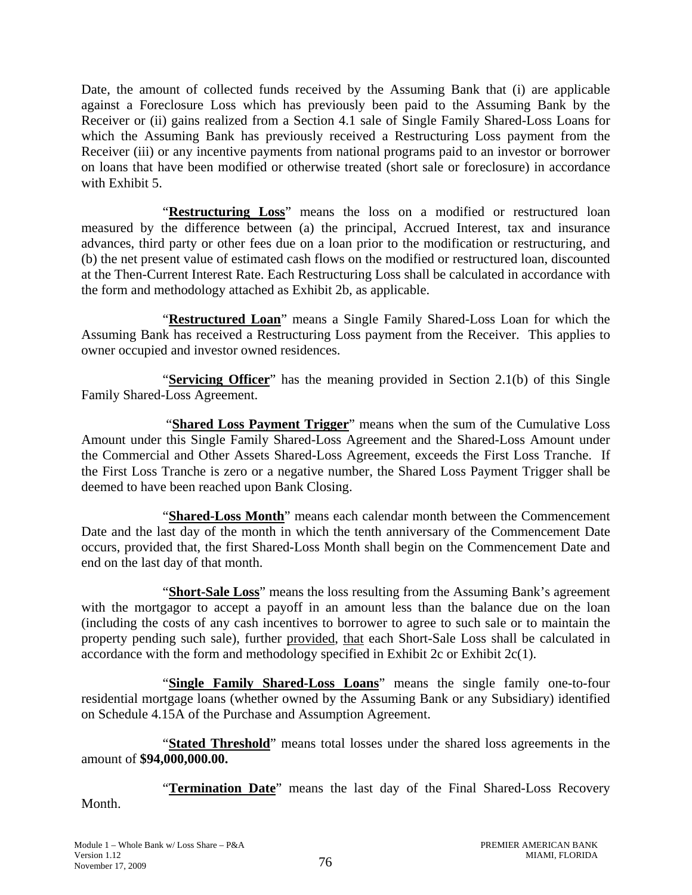Date, the amount of collected funds received by the Assuming Bank that (i) are applicable against a Foreclosure Loss which has previously been paid to the Assuming Bank by the Receiver or (ii) gains realized from a Section 4.1 sale of Single Family Shared-Loss Loans for which the Assuming Bank has previously received a Restructuring Loss payment from the Receiver (iii) or any incentive payments from national programs paid to an investor or borrower on loans that have been modified or otherwise treated (short sale or foreclosure) in accordance with Exhibit 5.

"**Restructuring Loss**" means the loss on a modified or restructured loan measured by the difference between (a) the principal, Accrued Interest, tax and insurance advances, third party or other fees due on a loan prior to the modification or restructuring, and (b) the net present value of estimated cash flows on the modified or restructured loan, discounted at the Then-Current Interest Rate. Each Restructuring Loss shall be calculated in accordance with the form and methodology attached as Exhibit 2b, as applicable.

"**Restructured Loan**" means a Single Family Shared-Loss Loan for which the Assuming Bank has received a Restructuring Loss payment from the Receiver. This applies to owner occupied and investor owned residences.

"**Servicing Officer**" has the meaning provided in Section 2.1(b) of this Single Family Shared-Loss Agreement.

"**Shared Loss Payment Trigger**" means when the sum of the Cumulative Loss Amount under this Single Family Shared-Loss Agreement and the Shared-Loss Amount under the Commercial and Other Assets Shared-Loss Agreement, exceeds the First Loss Tranche. If the First Loss Tranche is zero or a negative number, the Shared Loss Payment Trigger shall be deemed to have been reached upon Bank Closing.

"**Shared-Loss Month**" means each calendar month between the Commencement Date and the last day of the month in which the tenth anniversary of the Commencement Date occurs, provided that, the first Shared-Loss Month shall begin on the Commencement Date and end on the last day of that month.

"**Short-Sale Loss**" means the loss resulting from the Assuming Bank's agreement with the mortgagor to accept a payoff in an amount less than the balance due on the loan (including the costs of any cash incentives to borrower to agree to such sale or to maintain the property pending such sale), further provided, that each Short-Sale Loss shall be calculated in accordance with the form and methodology specified in Exhibit 2c or Exhibit 2c(1).

"**Single Family Shared-Loss Loans**" means the single family one-to-four residential mortgage loans (whether owned by the Assuming Bank or any Subsidiary) identified on Schedule 4.15A of the Purchase and Assumption Agreement.

"**Stated Threshold**" means total losses under the shared loss agreements in the amount of **$94,000,000.00.**

"**Termination Date**" means the last day of the Final Shared-Loss Recovery Month.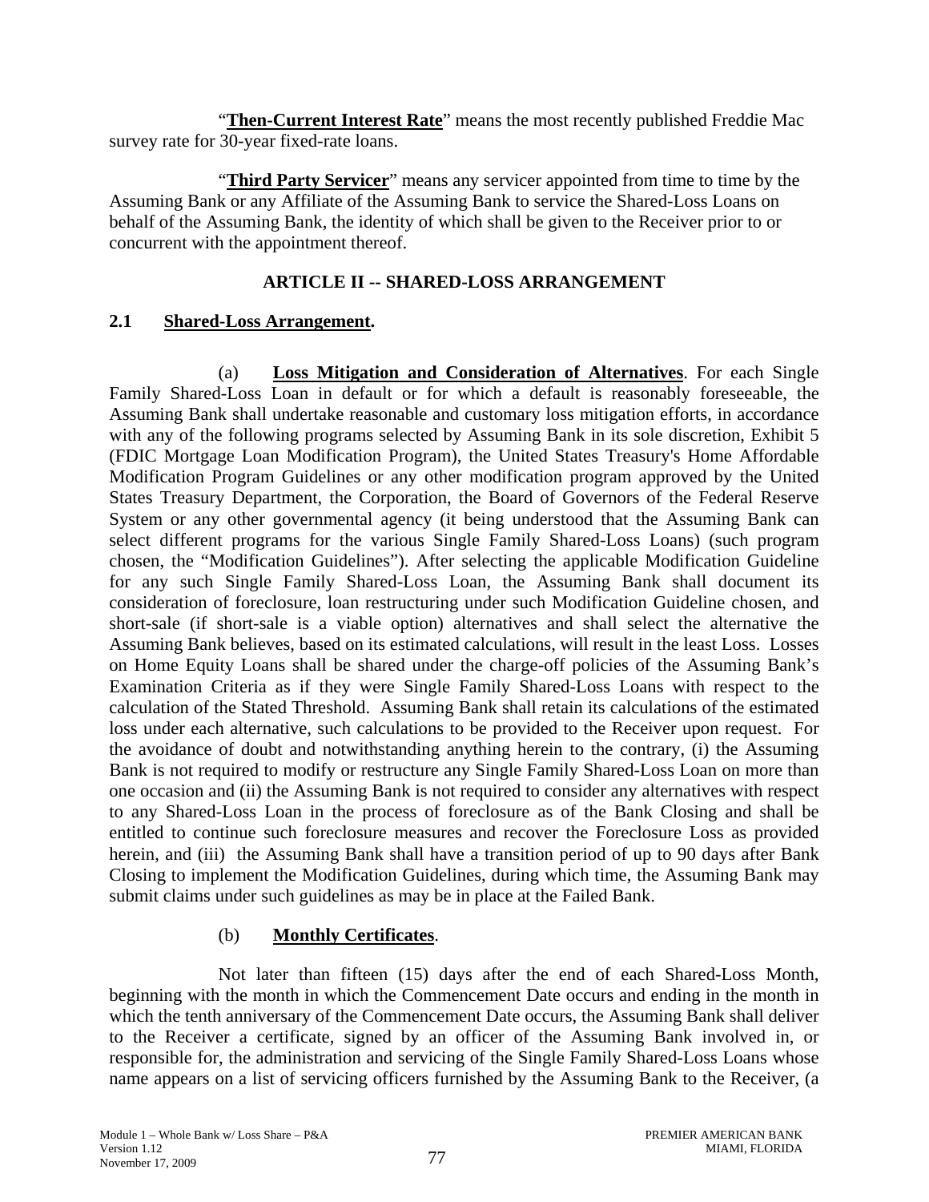"**Then-Current Interest Rate**" means the most recently published Freddie Mac survey rate for 30-year fixed-rate loans.

"**Third Party Servicer**" means any servicer appointed from time to time by the Assuming Bank or any Affiliate of the Assuming Bank to service the Shared-Loss Loans on behalf of the Assuming Bank, the identity of which shall be given to the Receiver prior to or concurrent with the appointment thereof.

## ARTICLE II -- SHARED-LOSS ARRANGEMENT

### 2.1 Shared-Loss Arrangement.

(a) **Loss Mitigation and Consideration of Alternatives**. For each Single Family Shared-Loss Loan in default or for which a default is reasonably foreseeable, the Assuming Bank shall undertake reasonable and customary loss mitigation efforts, in accordance with any of the following programs selected by Assuming Bank in its sole discretion, Exhibit 5 (FDIC Mortgage Loan Modification Program), the United States Treasury's Home Affordable Modification Program Guidelines or any other modification program approved by the United States Treasury Department, the Corporation, the Board of Governors of the Federal Reserve System or any other governmental agency (it being understood that the Assuming Bank can select different programs for the various Single Family Shared-Loss Loans) (such program chosen, the "Modification Guidelines"). After selecting the applicable Modification Guideline for any such Single Family Shared-Loss Loan, the Assuming Bank shall document its consideration of foreclosure, loan restructuring under such Modification Guideline chosen, and short-sale (if short-sale is a viable option) alternatives and shall select the alternative the Assuming Bank believes, based on its estimated calculations, will result in the least Loss. Losses on Home Equity Loans shall be shared under the charge-off policies of the Assuming Bank's Examination Criteria as if they were Single Family Shared-Loss Loans with respect to the calculation of the Stated Threshold. Assuming Bank shall retain its calculations of the estimated loss under each alternative, such calculations to be provided to the Receiver upon request. For the avoidance of doubt and notwithstanding anything herein to the contrary, (i) the Assuming Bank is not required to modify or restructure any Single Family Shared-Loss Loan on more than one occasion and (ii) the Assuming Bank is not required to consider any alternatives with respect to any Shared-Loss Loan in the process of foreclosure as of the Bank Closing and shall be entitled to continue such foreclosure measures and recover the Foreclosure Loss as provided herein, and (iii) the Assuming Bank shall have a transition period of up to 90 days after Bank Closing to implement the Modification Guidelines, during which time, the Assuming Bank may submit claims under such guidelines as may be in place at the Failed Bank.

(b) **Monthly Certificates**.

Not later than fifteen (15) days after the end of each Shared-Loss Month, beginning with the month in which the Commencement Date occurs and ending in the month in which the tenth anniversary of the Commencement Date occurs, the Assuming Bank shall deliver to the Receiver a certificate, signed by an officer of the Assuming Bank involved in, or responsible for, the administration and servicing of the Single Family Shared-Loss Loans whose name appears on a list of servicing officers furnished by the Assuming Bank to the Receiver, (a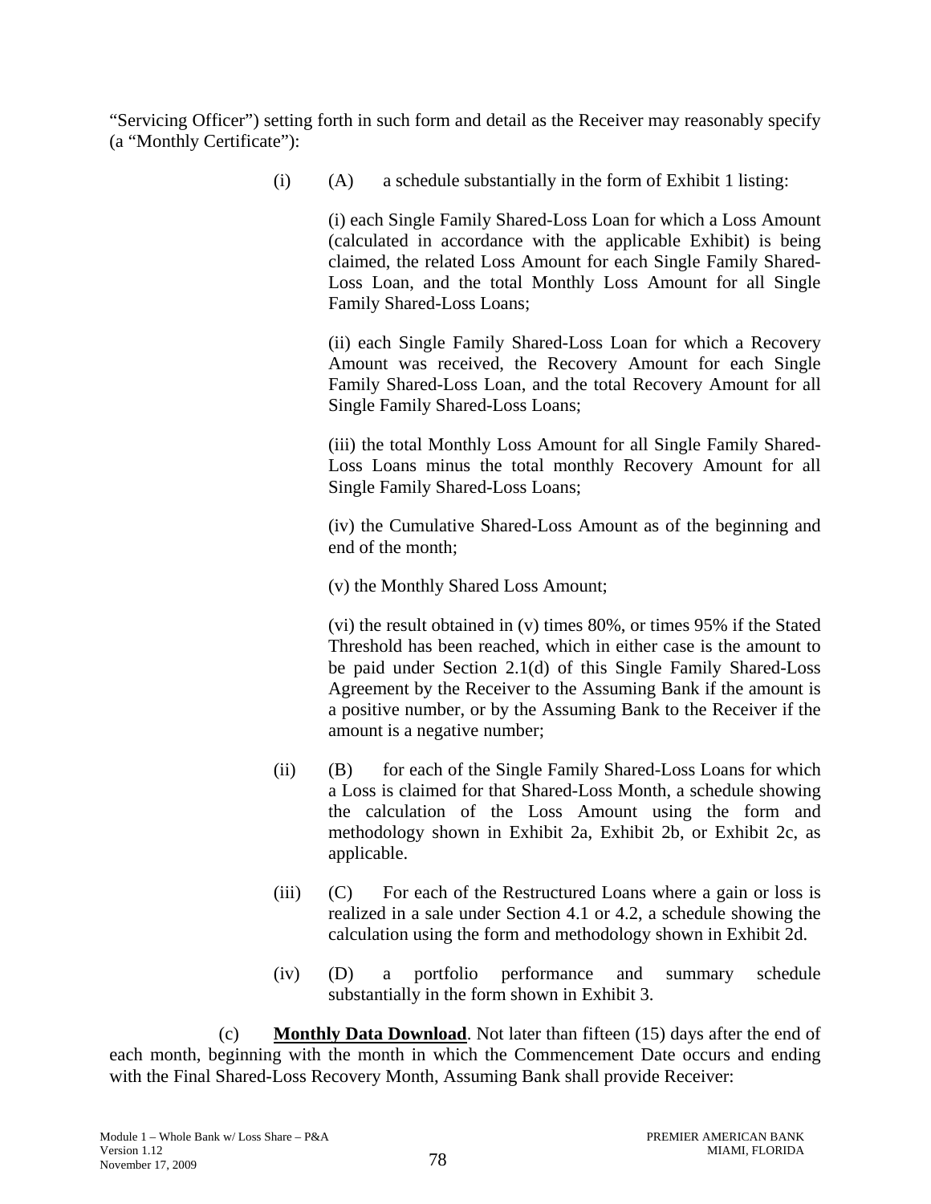"Servicing Officer") setting forth in such form and detail as the Receiver may reasonably specify (a "Monthly Certificate"):

(i) (A) a schedule substantially in the form of Exhibit 1 listing:

(i) each Single Family Shared-Loss Loan for which a Loss Amount (calculated in accordance with the applicable Exhibit) is being claimed, the related Loss Amount for each Single Family Shared-Loss Loan, and the total Monthly Loss Amount for all Single Family Shared-Loss Loans;

(ii) each Single Family Shared-Loss Loan for which a Recovery Amount was received, the Recovery Amount for each Single Family Shared-Loss Loan, and the total Recovery Amount for all Single Family Shared-Loss Loans;

(iii) the total Monthly Loss Amount for all Single Family Shared-Loss Loans minus the total monthly Recovery Amount for all Single Family Shared-Loss Loans;

(iv) the Cumulative Shared-Loss Amount as of the beginning and end of the month;

(v) the Monthly Shared Loss Amount;

(vi) the result obtained in (v) times 80%, or times 95% if the Stated Threshold has been reached, which in either case is the amount to be paid under Section 2.1(d) of this Single Family Shared-Loss Agreement by the Receiver to the Assuming Bank if the amount is a positive number, or by the Assuming Bank to the Receiver if the amount is a negative number;

(ii) (B) for each of the Single Family Shared-Loss Loans for which a Loss is claimed for that Shared-Loss Month, a schedule showing the calculation of the Loss Amount using the form and methodology shown in Exhibit 2a, Exhibit 2b, or Exhibit 2c, as applicable.

(iii) (C) For each of the Restructured Loans where a gain or loss is realized in a sale under Section 4.1 or 4.2, a schedule showing the calculation using the form and methodology shown in Exhibit 2d.

(iv) (D) a portfolio performance and summary schedule substantially in the form shown in Exhibit 3.

(c) **Monthly Data Download**. Not later than fifteen (15) days after the end of each month, beginning with the month in which the Commencement Date occurs and ending with the Final Shared-Loss Recovery Month, Assuming Bank shall provide Receiver: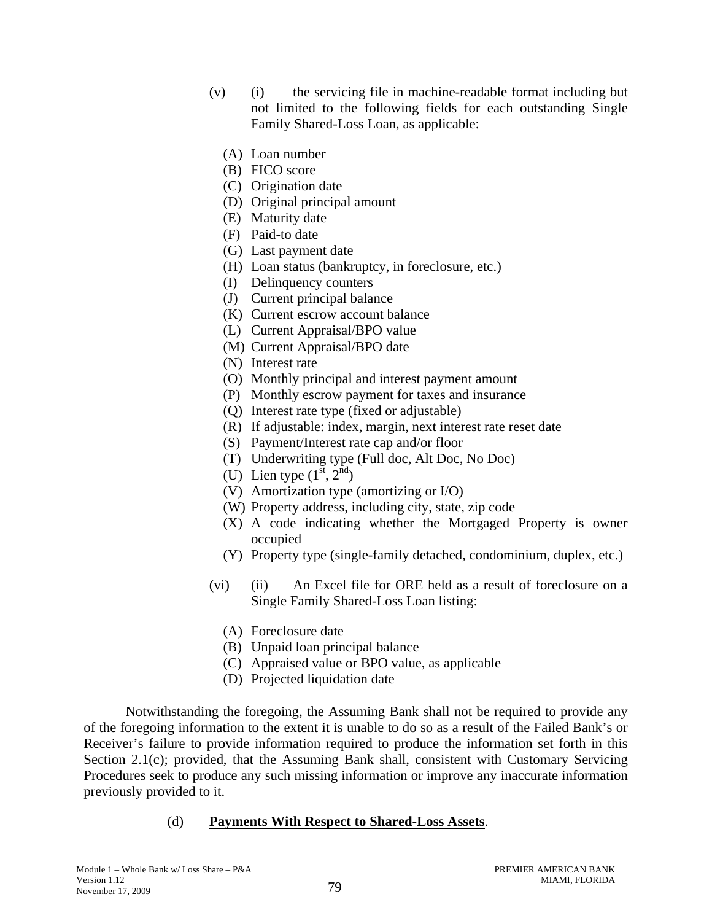(v) (i) the servicing file in machine-readable format including but not limited to the following fields for each outstanding Single Family Shared-Loss Loan, as applicable:

(A) Loan number
(B) FICO score
(C) Origination date
(D) Original principal amount
(E) Maturity date
(F) Paid-to date
(G) Last payment date
(H) Loan status (bankruptcy, in foreclosure, etc.)
(I) Delinquency counters
(J) Current principal balance
(K) Current escrow account balance
(L) Current Appraisal/BPO value
(M) Current Appraisal/BPO date
(N) Interest rate
(O) Monthly principal and interest payment amount
(P) Monthly escrow payment for taxes and insurance
(Q) Interest rate type (fixed or adjustable)
(R) If adjustable: index, margin, next interest rate reset date
(S) Payment/Interest rate cap and/or floor
(T) Underwriting type (Full doc, Alt Doc, No Doc)
(U) Lien type (1st, 2nd)
(V) Amortization type (amortizing or I/O)
(W) Property address, including city, state, zip code
(X) A code indicating whether the Mortgaged Property is owner occupied
(Y) Property type (single-family detached, condominium, duplex, etc.)

(vi) (ii) An Excel file for ORE held as a result of foreclosure on a Single Family Shared-Loss Loan listing:

(A) Foreclosure date
(B) Unpaid loan principal balance
(C) Appraised value or BPO value, as applicable
(D) Projected liquidation date

Notwithstanding the foregoing, the Assuming Bank shall not be required to provide any of the foregoing information to the extent it is unable to do so as a result of the Failed Bank's or Receiver's failure to provide information required to produce the information set forth in this Section 2.1(c); provided, that the Assuming Bank shall, consistent with Customary Servicing Procedures seek to produce any such missing information or improve any inaccurate information previously provided to it.

(d) **Payments With Respect to Shared-Loss Assets**.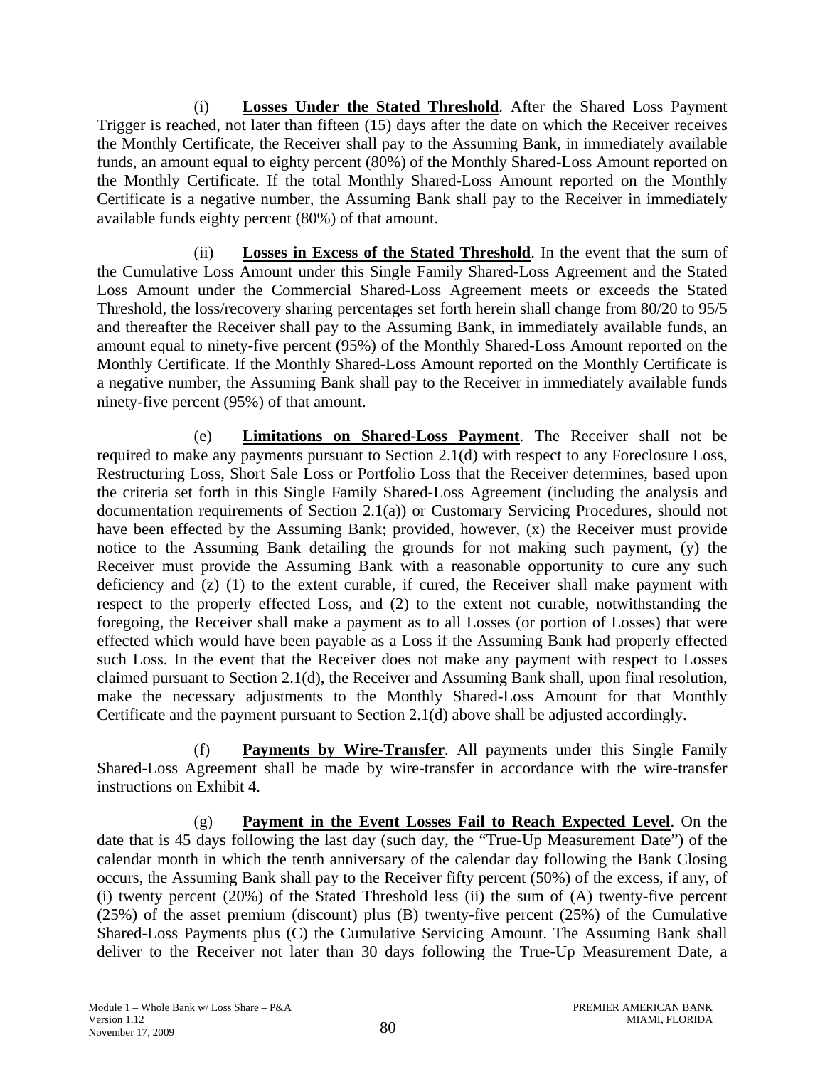(i) **Losses Under the Stated Threshold**. After the Shared Loss Payment Trigger is reached, not later than fifteen (15) days after the date on which the Receiver receives the Monthly Certificate, the Receiver shall pay to the Assuming Bank, in immediately available funds, an amount equal to eighty percent (80%) of the Monthly Shared-Loss Amount reported on the Monthly Certificate. If the total Monthly Shared-Loss Amount reported on the Monthly Certificate is a negative number, the Assuming Bank shall pay to the Receiver in immediately available funds eighty percent (80%) of that amount.

(ii) **Losses in Excess of the Stated Threshold**. In the event that the sum of the Cumulative Loss Amount under this Single Family Shared-Loss Agreement and the Stated Loss Amount under the Commercial Shared-Loss Agreement meets or exceeds the Stated Threshold, the loss/recovery sharing percentages set forth herein shall change from 80/20 to 95/5 and thereafter the Receiver shall pay to the Assuming Bank, in immediately available funds, an amount equal to ninety-five percent (95%) of the Monthly Shared-Loss Amount reported on the Monthly Certificate. If the Monthly Shared-Loss Amount reported on the Monthly Certificate is a negative number, the Assuming Bank shall pay to the Receiver in immediately available funds ninety-five percent (95%) of that amount.

(e) **Limitations on Shared-Loss Payment**. The Receiver shall not be required to make any payments pursuant to Section 2.1(d) with respect to any Foreclosure Loss, Restructuring Loss, Short Sale Loss or Portfolio Loss that the Receiver determines, based upon the criteria set forth in this Single Family Shared-Loss Agreement (including the analysis and documentation requirements of Section 2.1(a)) or Customary Servicing Procedures, should not have been effected by the Assuming Bank; provided, however, (x) the Receiver must provide notice to the Assuming Bank detailing the grounds for not making such payment, (y) the Receiver must provide the Assuming Bank with a reasonable opportunity to cure any such deficiency and (z) (1) to the extent curable, if cured, the Receiver shall make payment with respect to the properly effected Loss, and (2) to the extent not curable, notwithstanding the foregoing, the Receiver shall make a payment as to all Losses (or portion of Losses) that were effected which would have been payable as a Loss if the Assuming Bank had properly effected such Loss. In the event that the Receiver does not make any payment with respect to Losses claimed pursuant to Section 2.1(d), the Receiver and Assuming Bank shall, upon final resolution, make the necessary adjustments to the Monthly Shared-Loss Amount for that Monthly Certificate and the payment pursuant to Section 2.1(d) above shall be adjusted accordingly.

(f) **Payments by Wire-Transfer**. All payments under this Single Family Shared-Loss Agreement shall be made by wire-transfer in accordance with the wire-transfer instructions on Exhibit 4.

(g) **Payment in the Event Losses Fail to Reach Expected Level**. On the date that is 45 days following the last day (such day, the "True-Up Measurement Date") of the calendar month in which the tenth anniversary of the calendar day following the Bank Closing occurs, the Assuming Bank shall pay to the Receiver fifty percent (50%) of the excess, if any, of (i) twenty percent (20%) of the Stated Threshold less (ii) the sum of (A) twenty-five percent (25%) of the asset premium (discount) plus (B) twenty-five percent (25%) of the Cumulative Shared-Loss Payments plus (C) the Cumulative Servicing Amount. The Assuming Bank shall deliver to the Receiver not later than 30 days following the True-Up Measurement Date, a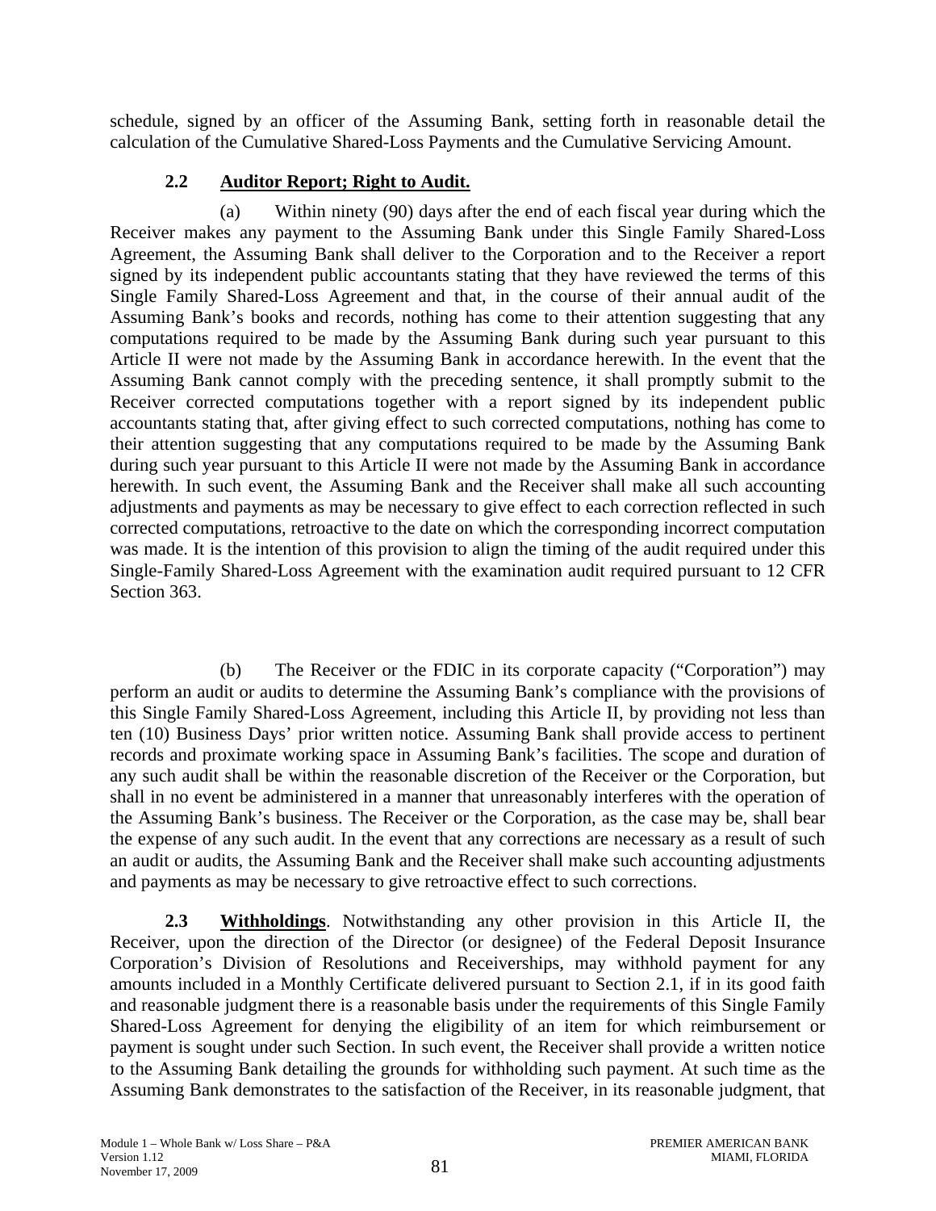schedule, signed by an officer of the Assuming Bank, setting forth in reasonable detail the calculation of the Cumulative Shared-Loss Payments and the Cumulative Servicing Amount.

**2.2 Auditor Report; Right to Audit.**

(a) Within ninety (90) days after the end of each fiscal year during which the Receiver makes any payment to the Assuming Bank under this Single Family Shared-Loss Agreement, the Assuming Bank shall deliver to the Corporation and to the Receiver a report signed by its independent public accountants stating that they have reviewed the terms of this Single Family Shared-Loss Agreement and that, in the course of their annual audit of the Assuming Bank's books and records, nothing has come to their attention suggesting that any computations required to be made by the Assuming Bank during such year pursuant to this Article II were not made by the Assuming Bank in accordance herewith. In the event that the Assuming Bank cannot comply with the preceding sentence, it shall promptly submit to the Receiver corrected computations together with a report signed by its independent public accountants stating that, after giving effect to such corrected computations, nothing has come to their attention suggesting that any computations required to be made by the Assuming Bank during such year pursuant to this Article II were not made by the Assuming Bank in accordance herewith. In such event, the Assuming Bank and the Receiver shall make all such accounting adjustments and payments as may be necessary to give effect to each correction reflected in such corrected computations, retroactive to the date on which the corresponding incorrect computation was made. It is the intention of this provision to align the timing of the audit required under this Single-Family Shared-Loss Agreement with the examination audit required pursuant to 12 CFR Section 363.

(b) The Receiver or the FDIC in its corporate capacity ("Corporation") may perform an audit or audits to determine the Assuming Bank's compliance with the provisions of this Single Family Shared-Loss Agreement, including this Article II, by providing not less than ten (10) Business Days' prior written notice. Assuming Bank shall provide access to pertinent records and proximate working space in Assuming Bank's facilities. The scope and duration of any such audit shall be within the reasonable discretion of the Receiver or the Corporation, but shall in no event be administered in a manner that unreasonably interferes with the operation of the Assuming Bank's business. The Receiver or the Corporation, as the case may be, shall bear the expense of any such audit. In the event that any corrections are necessary as a result of such an audit or audits, the Assuming Bank and the Receiver shall make such accounting adjustments and payments as may be necessary to give retroactive effect to such corrections.

**2.3 Withholdings**. Notwithstanding any other provision in this Article II, the Receiver, upon the direction of the Director (or designee) of the Federal Deposit Insurance Corporation's Division of Resolutions and Receiverships, may withhold payment for any amounts included in a Monthly Certificate delivered pursuant to Section 2.1, if in its good faith and reasonable judgment there is a reasonable basis under the requirements of this Single Family Shared-Loss Agreement for denying the eligibility of an item for which reimbursement or payment is sought under such Section. In such event, the Receiver shall provide a written notice to the Assuming Bank detailing the grounds for withholding such payment. At such time as the Assuming Bank demonstrates to the satisfaction of the Receiver, in its reasonable judgment, that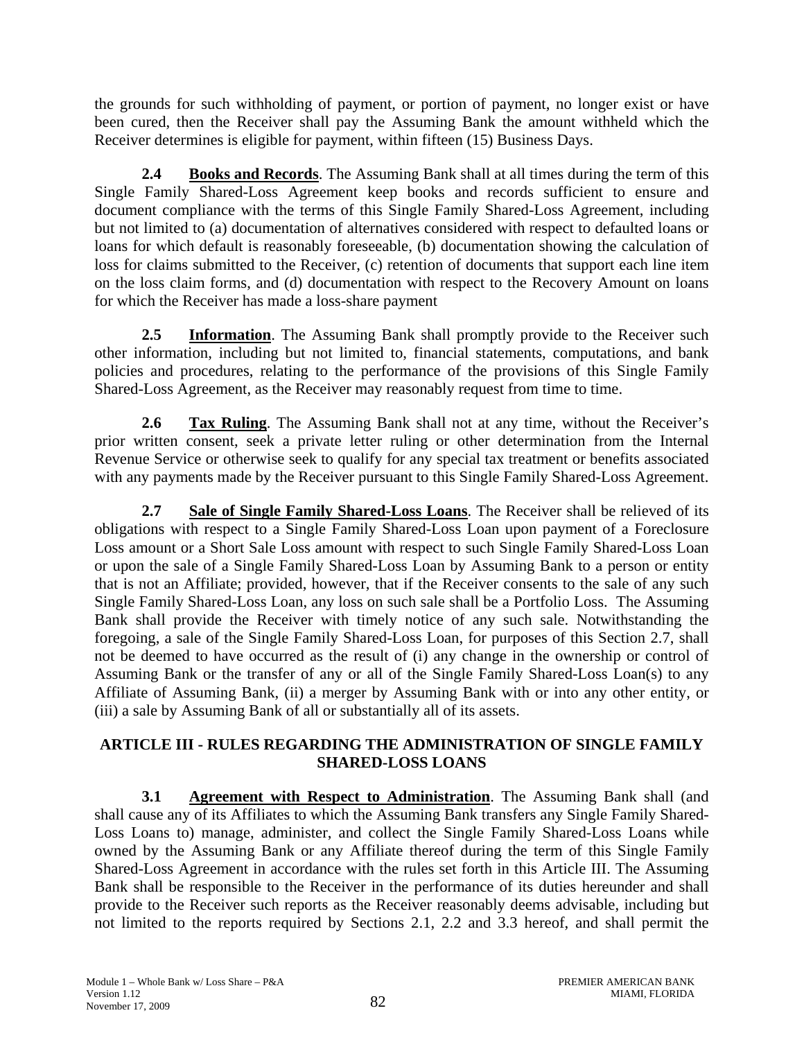the grounds for such withholding of payment, or portion of payment, no longer exist or have been cured, then the Receiver shall pay the Assuming Bank the amount withheld which the Receiver determines is eligible for payment, within fifteen (15) Business Days.

**2.4 Books and Records**. The Assuming Bank shall at all times during the term of this Single Family Shared-Loss Agreement keep books and records sufficient to ensure and document compliance with the terms of this Single Family Shared-Loss Agreement, including but not limited to (a) documentation of alternatives considered with respect to defaulted loans or loans for which default is reasonably foreseeable, (b) documentation showing the calculation of loss for claims submitted to the Receiver, (c) retention of documents that support each line item on the loss claim forms, and (d) documentation with respect to the Recovery Amount on loans for which the Receiver has made a loss-share payment

**2.5 Information**. The Assuming Bank shall promptly provide to the Receiver such other information, including but not limited to, financial statements, computations, and bank policies and procedures, relating to the performance of the provisions of this Single Family Shared-Loss Agreement, as the Receiver may reasonably request from time to time.

**2.6 Tax Ruling**. The Assuming Bank shall not at any time, without the Receiver's prior written consent, seek a private letter ruling or other determination from the Internal Revenue Service or otherwise seek to qualify for any special tax treatment or benefits associated with any payments made by the Receiver pursuant to this Single Family Shared-Loss Agreement.

**2.7 Sale of Single Family Shared-Loss Loans**. The Receiver shall be relieved of its obligations with respect to a Single Family Shared-Loss Loan upon payment of a Foreclosure Loss amount or a Short Sale Loss amount with respect to such Single Family Shared-Loss Loan or upon the sale of a Single Family Shared-Loss Loan by Assuming Bank to a person or entity that is not an Affiliate; provided, however, that if the Receiver consents to the sale of any such Single Family Shared-Loss Loan, any loss on such sale shall be a Portfolio Loss. The Assuming Bank shall provide the Receiver with timely notice of any such sale. Notwithstanding the foregoing, a sale of the Single Family Shared-Loss Loan, for purposes of this Section 2.7, shall not be deemed to have occurred as the result of (i) any change in the ownership or control of Assuming Bank or the transfer of any or all of the Single Family Shared-Loss Loan(s) to any Affiliate of Assuming Bank, (ii) a merger by Assuming Bank with or into any other entity, or (iii) a sale by Assuming Bank of all or substantially all of its assets.

## ARTICLE III - RULES REGARDING THE ADMINISTRATION OF SINGLE FAMILY SHARED-LOSS LOANS

**3.1 Agreement with Respect to Administration**. The Assuming Bank shall (and shall cause any of its Affiliates to which the Assuming Bank transfers any Single Family Shared-Loss Loans to) manage, administer, and collect the Single Family Shared-Loss Loans while owned by the Assuming Bank or any Affiliate thereof during the term of this Single Family Shared-Loss Agreement in accordance with the rules set forth in this Article III. The Assuming Bank shall be responsible to the Receiver in the performance of its duties hereunder and shall provide to the Receiver such reports as the Receiver reasonably deems advisable, including but not limited to the reports required by Sections 2.1, 2.2 and 3.3 hereof, and shall permit the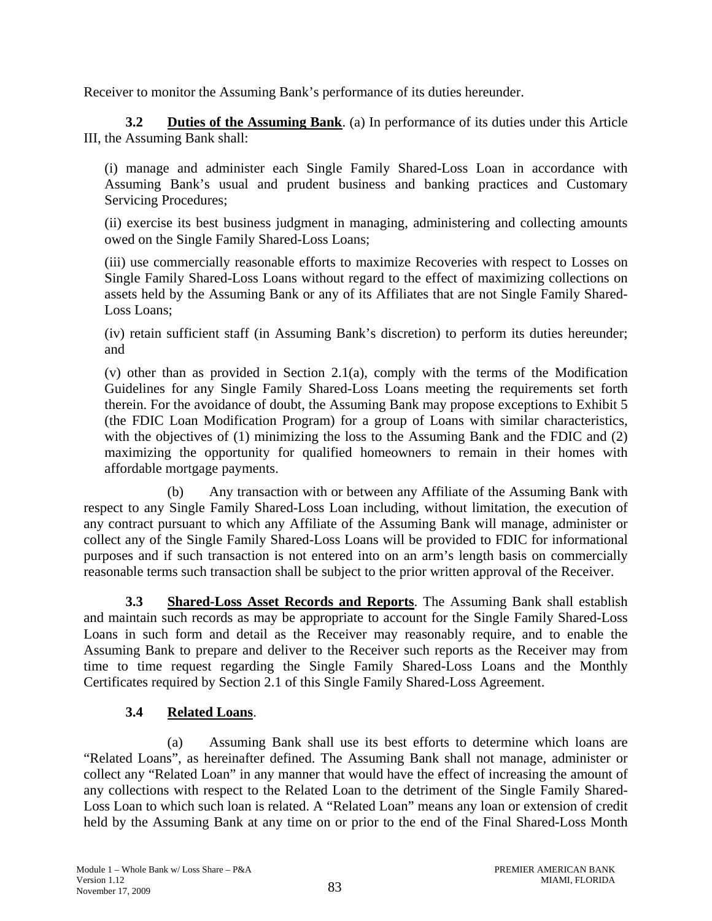Receiver to monitor the Assuming Bank's performance of its duties hereunder.

**3.2 Duties of the Assuming Bank**. (a) In performance of its duties under this Article III, the Assuming Bank shall:

(i) manage and administer each Single Family Shared-Loss Loan in accordance with Assuming Bank's usual and prudent business and banking practices and Customary Servicing Procedures;

(ii) exercise its best business judgment in managing, administering and collecting amounts owed on the Single Family Shared-Loss Loans;

(iii) use commercially reasonable efforts to maximize Recoveries with respect to Losses on Single Family Shared-Loss Loans without regard to the effect of maximizing collections on assets held by the Assuming Bank or any of its Affiliates that are not Single Family Shared-Loss Loans;

(iv) retain sufficient staff (in Assuming Bank's discretion) to perform its duties hereunder; and

(v) other than as provided in Section 2.1(a), comply with the terms of the Modification Guidelines for any Single Family Shared-Loss Loans meeting the requirements set forth therein. For the avoidance of doubt, the Assuming Bank may propose exceptions to Exhibit 5 (the FDIC Loan Modification Program) for a group of Loans with similar characteristics, with the objectives of (1) minimizing the loss to the Assuming Bank and the FDIC and (2) maximizing the opportunity for qualified homeowners to remain in their homes with affordable mortgage payments.

(b) Any transaction with or between any Affiliate of the Assuming Bank with respect to any Single Family Shared-Loss Loan including, without limitation, the execution of any contract pursuant to which any Affiliate of the Assuming Bank will manage, administer or collect any of the Single Family Shared-Loss Loans will be provided to FDIC for informational purposes and if such transaction is not entered into on an arm's length basis on commercially reasonable terms such transaction shall be subject to the prior written approval of the Receiver.

**3.3 Shared-Loss Asset Records and Reports**. The Assuming Bank shall establish and maintain such records as may be appropriate to account for the Single Family Shared-Loss Loans in such form and detail as the Receiver may reasonably require, and to enable the Assuming Bank to prepare and deliver to the Receiver such reports as the Receiver may from time to time request regarding the Single Family Shared-Loss Loans and the Monthly Certificates required by Section 2.1 of this Single Family Shared-Loss Agreement.

**3.4 Related Loans**.

(a) Assuming Bank shall use its best efforts to determine which loans are "Related Loans", as hereinafter defined. The Assuming Bank shall not manage, administer or collect any "Related Loan" in any manner that would have the effect of increasing the amount of any collections with respect to the Related Loan to the detriment of the Single Family Shared-Loss Loan to which such loan is related. A "Related Loan" means any loan or extension of credit held by the Assuming Bank at any time on or prior to the end of the Final Shared-Loss Month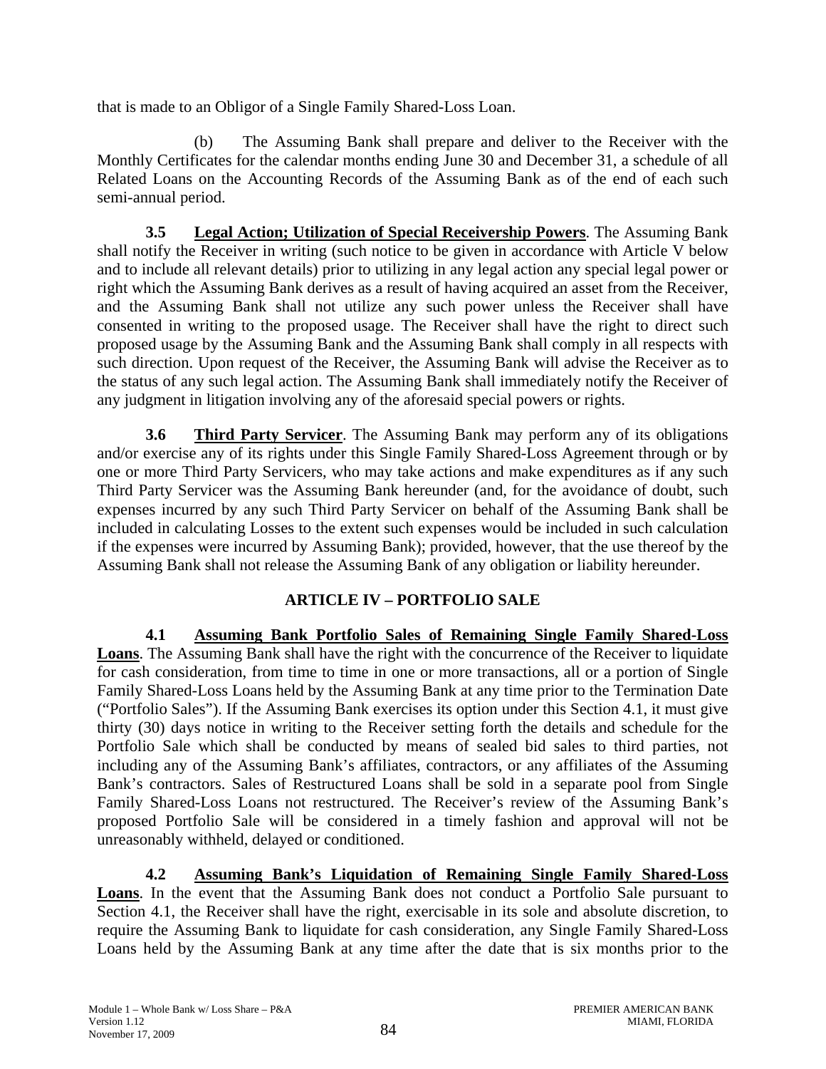that is made to an Obligor of a Single Family Shared-Loss Loan.

(b) The Assuming Bank shall prepare and deliver to the Receiver with the Monthly Certificates for the calendar months ending June 30 and December 31, a schedule of all Related Loans on the Accounting Records of the Assuming Bank as of the end of each such semi-annual period.

**3.5 Legal Action; Utilization of Special Receivership Powers**. The Assuming Bank shall notify the Receiver in writing (such notice to be given in accordance with Article V below and to include all relevant details) prior to utilizing in any legal action any special legal power or right which the Assuming Bank derives as a result of having acquired an asset from the Receiver, and the Assuming Bank shall not utilize any such power unless the Receiver shall have consented in writing to the proposed usage. The Receiver shall have the right to direct such proposed usage by the Assuming Bank and the Assuming Bank shall comply in all respects with such direction. Upon request of the Receiver, the Assuming Bank will advise the Receiver as to the status of any such legal action. The Assuming Bank shall immediately notify the Receiver of any judgment in litigation involving any of the aforesaid special powers or rights.

**3.6 Third Party Servicer**. The Assuming Bank may perform any of its obligations and/or exercise any of its rights under this Single Family Shared-Loss Agreement through or by one or more Third Party Servicers, who may take actions and make expenditures as if any such Third Party Servicer was the Assuming Bank hereunder (and, for the avoidance of doubt, such expenses incurred by any such Third Party Servicer on behalf of the Assuming Bank shall be included in calculating Losses to the extent such expenses would be included in such calculation if the expenses were incurred by Assuming Bank); provided, however, that the use thereof by the Assuming Bank shall not release the Assuming Bank of any obligation or liability hereunder.

## ARTICLE IV – PORTFOLIO SALE

**4.1 Assuming Bank Portfolio Sales of Remaining Single Family Shared-Loss Loans**. The Assuming Bank shall have the right with the concurrence of the Receiver to liquidate for cash consideration, from time to time in one or more transactions, all or a portion of Single Family Shared-Loss Loans held by the Assuming Bank at any time prior to the Termination Date ("Portfolio Sales"). If the Assuming Bank exercises its option under this Section 4.1, it must give thirty (30) days notice in writing to the Receiver setting forth the details and schedule for the Portfolio Sale which shall be conducted by means of sealed bid sales to third parties, not including any of the Assuming Bank's affiliates, contractors, or any affiliates of the Assuming Bank's contractors. Sales of Restructured Loans shall be sold in a separate pool from Single Family Shared-Loss Loans not restructured. The Receiver's review of the Assuming Bank's proposed Portfolio Sale will be considered in a timely fashion and approval will not be unreasonably withheld, delayed or conditioned.

**4.2 Assuming Bank's Liquidation of Remaining Single Family Shared-Loss Loans**. In the event that the Assuming Bank does not conduct a Portfolio Sale pursuant to Section 4.1, the Receiver shall have the right, exercisable in its sole and absolute discretion, to require the Assuming Bank to liquidate for cash consideration, any Single Family Shared-Loss Loans held by the Assuming Bank at any time after the date that is six months prior to the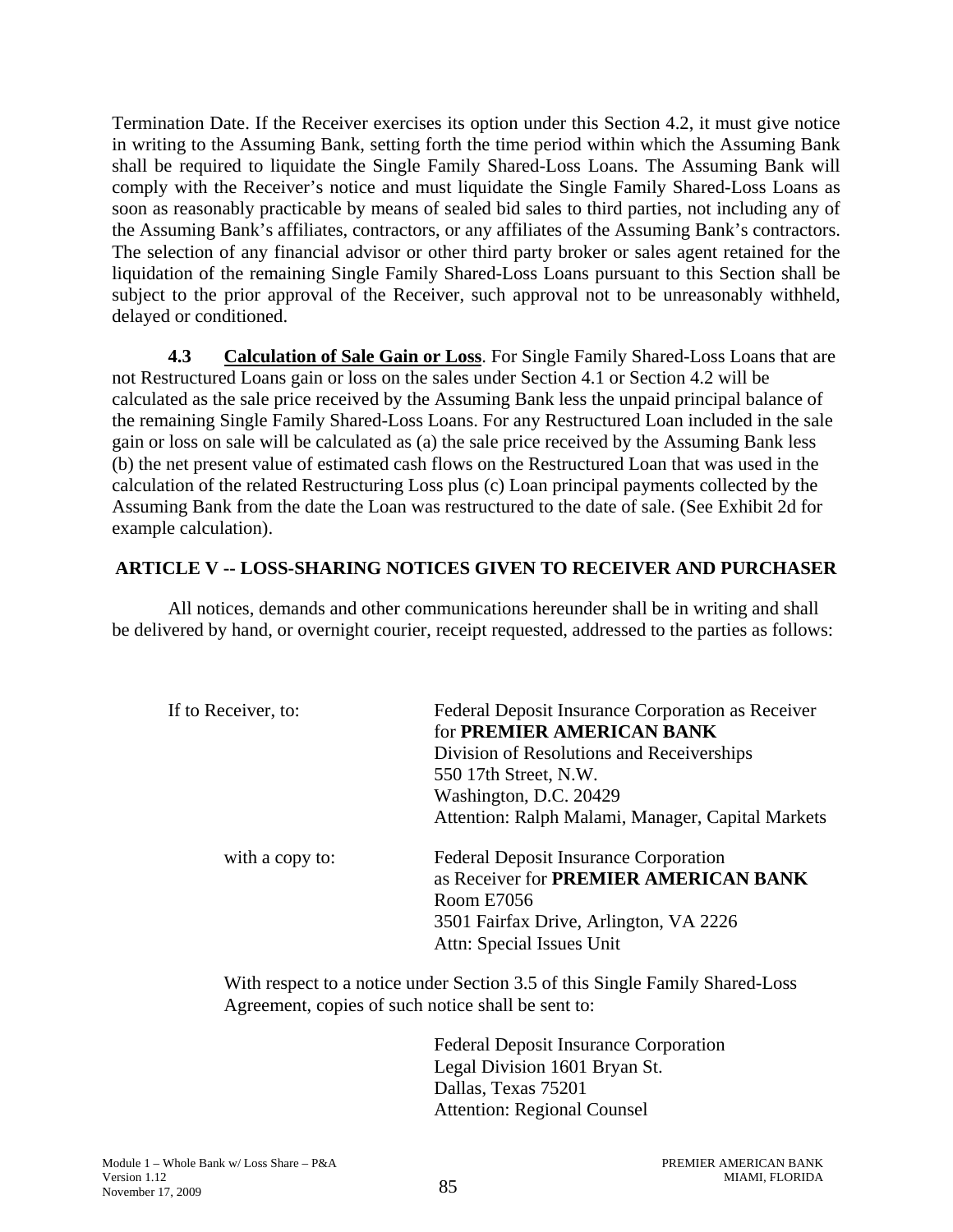Termination Date. If the Receiver exercises its option under this Section 4.2, it must give notice in writing to the Assuming Bank, setting forth the time period within which the Assuming Bank shall be required to liquidate the Single Family Shared-Loss Loans. The Assuming Bank will comply with the Receiver's notice and must liquidate the Single Family Shared-Loss Loans as soon as reasonably practicable by means of sealed bid sales to third parties, not including any of the Assuming Bank's affiliates, contractors, or any affiliates of the Assuming Bank's contractors. The selection of any financial advisor or other third party broker or sales agent retained for the liquidation of the remaining Single Family Shared-Loss Loans pursuant to this Section shall be subject to the prior approval of the Receiver, such approval not to be unreasonably withheld, delayed or conditioned.

**4.3 Calculation of Sale Gain or Loss**. For Single Family Shared-Loss Loans that are not Restructured Loans gain or loss on the sales under Section 4.1 or Section 4.2 will be calculated as the sale price received by the Assuming Bank less the unpaid principal balance of the remaining Single Family Shared-Loss Loans. For any Restructured Loan included in the sale gain or loss on sale will be calculated as (a) the sale price received by the Assuming Bank less (b) the net present value of estimated cash flows on the Restructured Loan that was used in the calculation of the related Restructuring Loss plus (c) Loan principal payments collected by the Assuming Bank from the date the Loan was restructured to the date of sale. (See Exhibit 2d for example calculation).

## ARTICLE V -- LOSS-SHARING NOTICES GIVEN TO RECEIVER AND PURCHASER

All notices, demands and other communications hereunder shall be in writing and shall be delivered by hand, or overnight courier, receipt requested, addressed to the parties as follows:

If to Receiver, to:

Federal Deposit Insurance Corporation as Receiver
for **PREMIER AMERICAN BANK**
Division of Resolutions and Receiverships
550 17th Street, N.W.
Washington, D.C. 20429
Attention: Ralph Malami, Manager, Capital Markets

with a copy to:

Federal Deposit Insurance Corporation
as Receiver for **PREMIER AMERICAN BANK**
Room E7056
3501 Fairfax Drive, Arlington, VA 2226
Attn: Special Issues Unit

With respect to a notice under Section 3.5 of this Single Family Shared-Loss Agreement, copies of such notice shall be sent to:

Federal Deposit Insurance Corporation
Legal Division 1601 Bryan St.
Dallas, Texas 75201
Attention: Regional Counsel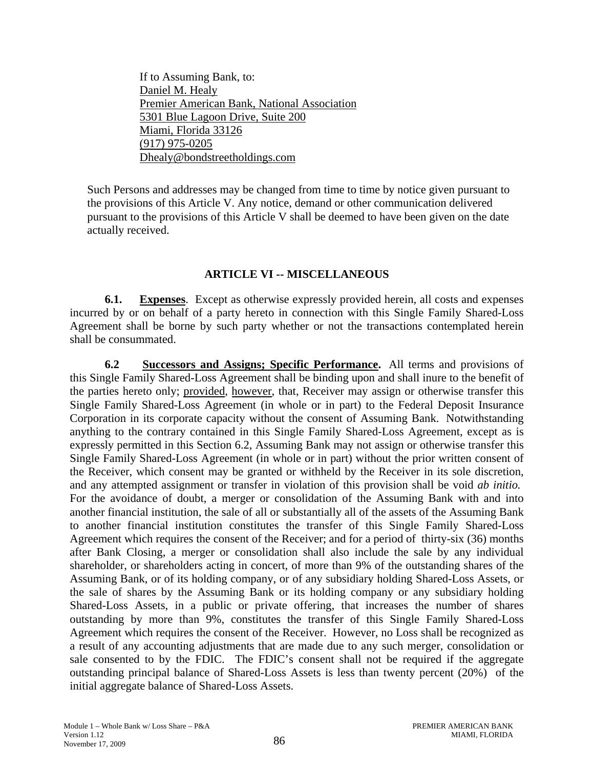If to Assuming Bank, to:
Daniel M. Healy
Premier American Bank, National Association
5301 Blue Lagoon Drive, Suite 200
Miami, Florida 33126
(917) 975-0205
Dhealy@bondstreetholdings.com

Such Persons and addresses may be changed from time to time by notice given pursuant to the provisions of this Article V. Any notice, demand or other communication delivered pursuant to the provisions of this Article V shall be deemed to have been given on the date actually received.

## ARTICLE VI -- MISCELLANEOUS

**6.1. Expenses**. Except as otherwise expressly provided herein, all costs and expenses incurred by or on behalf of a party hereto in connection with this Single Family Shared-Loss Agreement shall be borne by such party whether or not the transactions contemplated herein shall be consummated.

**6.2 Successors and Assigns; Specific Performance.** All terms and provisions of this Single Family Shared-Loss Agreement shall be binding upon and shall inure to the benefit of the parties hereto only; provided, however, that, Receiver may assign or otherwise transfer this Single Family Shared-Loss Agreement (in whole or in part) to the Federal Deposit Insurance Corporation in its corporate capacity without the consent of Assuming Bank. Notwithstanding anything to the contrary contained in this Single Family Shared-Loss Agreement, except as is expressly permitted in this Section 6.2, Assuming Bank may not assign or otherwise transfer this Single Family Shared-Loss Agreement (in whole or in part) without the prior written consent of the Receiver, which consent may be granted or withheld by the Receiver in its sole discretion, and any attempted assignment or transfer in violation of this provision shall be void *ab initio.* For the avoidance of doubt, a merger or consolidation of the Assuming Bank with and into another financial institution, the sale of all or substantially all of the assets of the Assuming Bank to another financial institution constitutes the transfer of this Single Family Shared-Loss Agreement which requires the consent of the Receiver; and for a period of thirty-six (36) months after Bank Closing, a merger or consolidation shall also include the sale by any individual shareholder, or shareholders acting in concert, of more than 9% of the outstanding shares of the Assuming Bank, or of its holding company, or of any subsidiary holding Shared-Loss Assets, or the sale of shares by the Assuming Bank or its holding company or any subsidiary holding Shared-Loss Assets, in a public or private offering, that increases the number of shares outstanding by more than 9%, constitutes the transfer of this Single Family Shared-Loss Agreement which requires the consent of the Receiver. However, no Loss shall be recognized as a result of any accounting adjustments that are made due to any such merger, consolidation or sale consented to by the FDIC. The FDIC's consent shall not be required if the aggregate outstanding principal balance of Shared-Loss Assets is less than twenty percent (20%) of the initial aggregate balance of Shared-Loss Assets.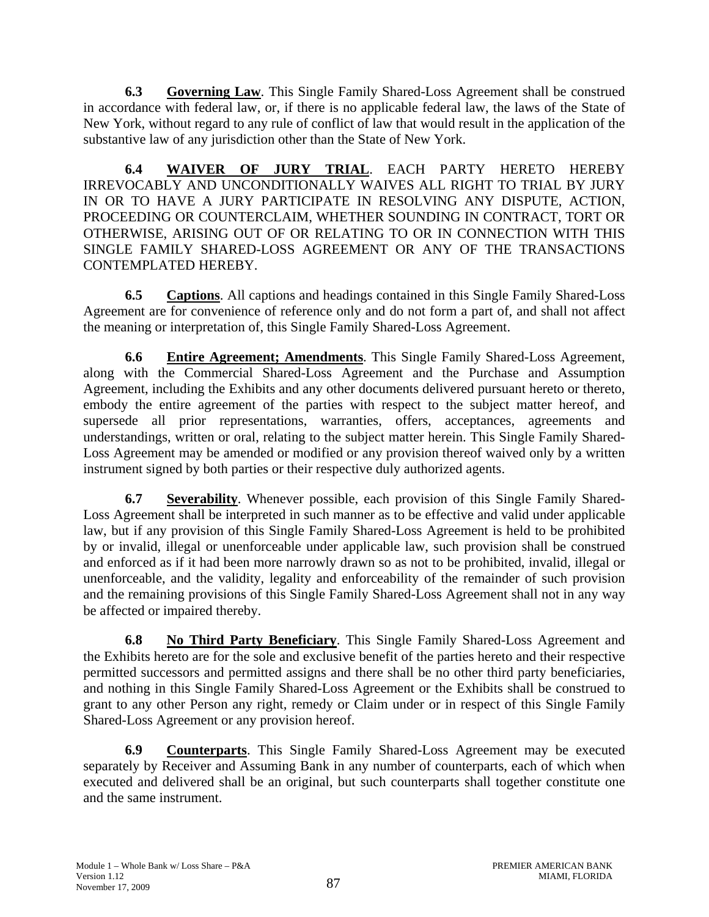**6.3 Governing Law**. This Single Family Shared-Loss Agreement shall be construed in accordance with federal law, or, if there is no applicable federal law, the laws of the State of New York, without regard to any rule of conflict of law that would result in the application of the substantive law of any jurisdiction other than the State of New York.

**6.4 WAIVER OF JURY TRIAL**. EACH PARTY HERETO HEREBY IRREVOCABLY AND UNCONDITIONALLY WAIVES ALL RIGHT TO TRIAL BY JURY IN OR TO HAVE A JURY PARTICIPATE IN RESOLVING ANY DISPUTE, ACTION, PROCEEDING OR COUNTERCLAIM, WHETHER SOUNDING IN CONTRACT, TORT OR OTHERWISE, ARISING OUT OF OR RELATING TO OR IN CONNECTION WITH THIS SINGLE FAMILY SHARED-LOSS AGREEMENT OR ANY OF THE TRANSACTIONS CONTEMPLATED HEREBY.

**6.5 Captions**. All captions and headings contained in this Single Family Shared-Loss Agreement are for convenience of reference only and do not form a part of, and shall not affect the meaning or interpretation of, this Single Family Shared-Loss Agreement.

**6.6 Entire Agreement; Amendments**. This Single Family Shared-Loss Agreement, along with the Commercial Shared-Loss Agreement and the Purchase and Assumption Agreement, including the Exhibits and any other documents delivered pursuant hereto or thereto, embody the entire agreement of the parties with respect to the subject matter hereof, and supersede all prior representations, warranties, offers, acceptances, agreements and understandings, written or oral, relating to the subject matter herein. This Single Family Shared-Loss Agreement may be amended or modified or any provision thereof waived only by a written instrument signed by both parties or their respective duly authorized agents.

**6.7 Severability**. Whenever possible, each provision of this Single Family Shared-Loss Agreement shall be interpreted in such manner as to be effective and valid under applicable law, but if any provision of this Single Family Shared-Loss Agreement is held to be prohibited by or invalid, illegal or unenforceable under applicable law, such provision shall be construed and enforced as if it had been more narrowly drawn so as not to be prohibited, invalid, illegal or unenforceable, and the validity, legality and enforceability of the remainder of such provision and the remaining provisions of this Single Family Shared-Loss Agreement shall not in any way be affected or impaired thereby.

**6.8 No Third Party Beneficiary**. This Single Family Shared-Loss Agreement and the Exhibits hereto are for the sole and exclusive benefit of the parties hereto and their respective permitted successors and permitted assigns and there shall be no other third party beneficiaries, and nothing in this Single Family Shared-Loss Agreement or the Exhibits shall be construed to grant to any other Person any right, remedy or Claim under or in respect of this Single Family Shared-Loss Agreement or any provision hereof.

**6.9 Counterparts**. This Single Family Shared-Loss Agreement may be executed separately by Receiver and Assuming Bank in any number of counterparts, each of which when executed and delivered shall be an original, but such counterparts shall together constitute one and the same instrument.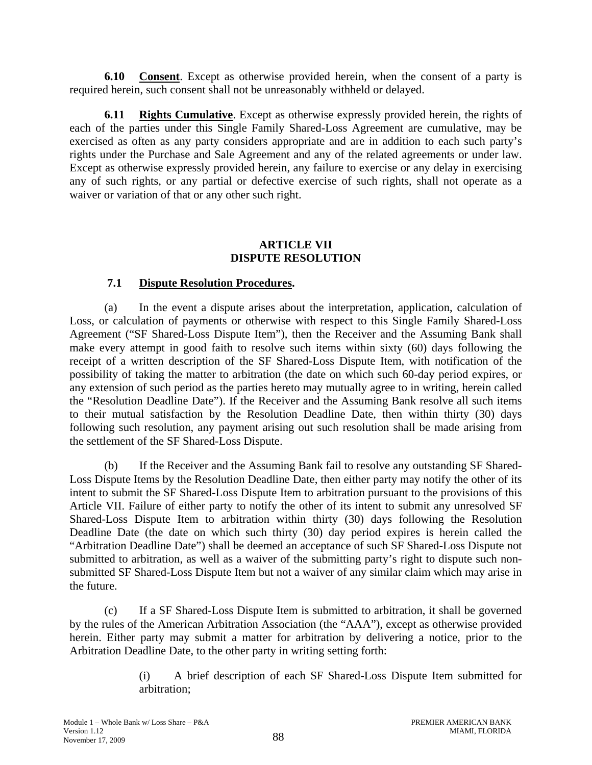**6.10 Consent**. Except as otherwise provided herein, when the consent of a party is required herein, such consent shall not be unreasonably withheld or delayed.

**6.11 Rights Cumulative**. Except as otherwise expressly provided herein, the rights of each of the parties under this Single Family Shared-Loss Agreement are cumulative, may be exercised as often as any party considers appropriate and are in addition to each such party's rights under the Purchase and Sale Agreement and any of the related agreements or under law. Except as otherwise expressly provided herein, any failure to exercise or any delay in exercising any of such rights, or any partial or defective exercise of such rights, shall not operate as a waiver or variation of that or any other such right.

## ARTICLE VII
## DISPUTE RESOLUTION

**7.1 Dispute Resolution Procedures.**

(a) In the event a dispute arises about the interpretation, application, calculation of Loss, or calculation of payments or otherwise with respect to this Single Family Shared-Loss Agreement ("SF Shared-Loss Dispute Item"), then the Receiver and the Assuming Bank shall make every attempt in good faith to resolve such items within sixty (60) days following the receipt of a written description of the SF Shared-Loss Dispute Item, with notification of the possibility of taking the matter to arbitration (the date on which such 60-day period expires, or any extension of such period as the parties hereto may mutually agree to in writing, herein called the "Resolution Deadline Date"). If the Receiver and the Assuming Bank resolve all such items to their mutual satisfaction by the Resolution Deadline Date, then within thirty (30) days following such resolution, any payment arising out such resolution shall be made arising from the settlement of the SF Shared-Loss Dispute.

(b) If the Receiver and the Assuming Bank fail to resolve any outstanding SF Shared-Loss Dispute Items by the Resolution Deadline Date, then either party may notify the other of its intent to submit the SF Shared-Loss Dispute Item to arbitration pursuant to the provisions of this Article VII. Failure of either party to notify the other of its intent to submit any unresolved SF Shared-Loss Dispute Item to arbitration within thirty (30) days following the Resolution Deadline Date (the date on which such thirty (30) day period expires is herein called the "Arbitration Deadline Date") shall be deemed an acceptance of such SF Shared-Loss Dispute not submitted to arbitration, as well as a waiver of the submitting party's right to dispute such non-submitted SF Shared-Loss Dispute Item but not a waiver of any similar claim which may arise in the future.

(c) If a SF Shared-Loss Dispute Item is submitted to arbitration, it shall be governed by the rules of the American Arbitration Association (the "AAA"), except as otherwise provided herein. Either party may submit a matter for arbitration by delivering a notice, prior to the Arbitration Deadline Date, to the other party in writing setting forth:

(i) A brief description of each SF Shared-Loss Dispute Item submitted for arbitration;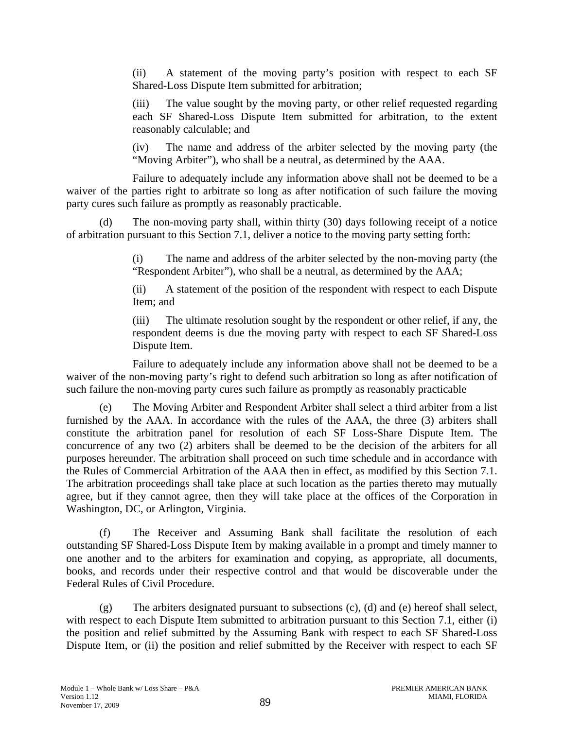(ii) A statement of the moving party's position with respect to each SF Shared-Loss Dispute Item submitted for arbitration;

(iii) The value sought by the moving party, or other relief requested regarding each SF Shared-Loss Dispute Item submitted for arbitration, to the extent reasonably calculable; and

(iv) The name and address of the arbiter selected by the moving party (the "Moving Arbiter"), who shall be a neutral, as determined by the AAA.

Failure to adequately include any information above shall not be deemed to be a waiver of the parties right to arbitrate so long as after notification of such failure the moving party cures such failure as promptly as reasonably practicable.

(d) The non-moving party shall, within thirty (30) days following receipt of a notice of arbitration pursuant to this Section 7.1, deliver a notice to the moving party setting forth:

(i) The name and address of the arbiter selected by the non-moving party (the "Respondent Arbiter"), who shall be a neutral, as determined by the AAA;

(ii) A statement of the position of the respondent with respect to each Dispute Item; and

(iii) The ultimate resolution sought by the respondent or other relief, if any, the respondent deems is due the moving party with respect to each SF Shared-Loss Dispute Item.

Failure to adequately include any information above shall not be deemed to be a waiver of the non-moving party's right to defend such arbitration so long as after notification of such failure the non-moving party cures such failure as promptly as reasonably practicable

(e) The Moving Arbiter and Respondent Arbiter shall select a third arbiter from a list furnished by the AAA. In accordance with the rules of the AAA, the three (3) arbiters shall constitute the arbitration panel for resolution of each SF Loss-Share Dispute Item. The concurrence of any two (2) arbiters shall be deemed to be the decision of the arbiters for all purposes hereunder. The arbitration shall proceed on such time schedule and in accordance with the Rules of Commercial Arbitration of the AAA then in effect, as modified by this Section 7.1. The arbitration proceedings shall take place at such location as the parties thereto may mutually agree, but if they cannot agree, then they will take place at the offices of the Corporation in Washington, DC, or Arlington, Virginia.

(f) The Receiver and Assuming Bank shall facilitate the resolution of each outstanding SF Shared-Loss Dispute Item by making available in a prompt and timely manner to one another and to the arbiters for examination and copying, as appropriate, all documents, books, and records under their respective control and that would be discoverable under the Federal Rules of Civil Procedure.

(g) The arbiters designated pursuant to subsections (c), (d) and (e) hereof shall select, with respect to each Dispute Item submitted to arbitration pursuant to this Section 7.1, either (i) the position and relief submitted by the Assuming Bank with respect to each SF Shared-Loss Dispute Item, or (ii) the position and relief submitted by the Receiver with respect to each SF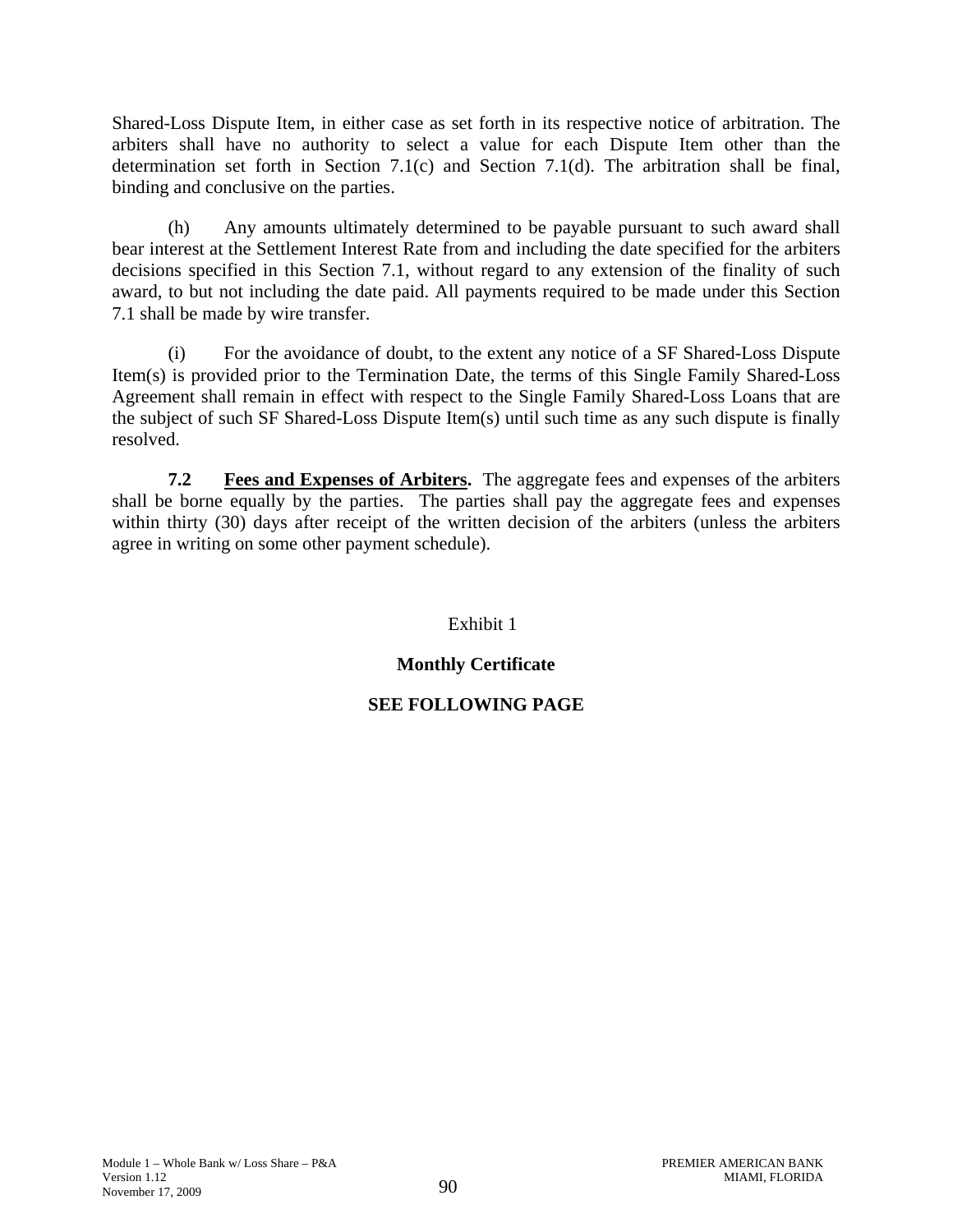Shared-Loss Dispute Item, in either case as set forth in its respective notice of arbitration. The arbiters shall have no authority to select a value for each Dispute Item other than the determination set forth in Section 7.1(c) and Section 7.1(d). The arbitration shall be final, binding and conclusive on the parties.

(h) Any amounts ultimately determined to be payable pursuant to such award shall bear interest at the Settlement Interest Rate from and including the date specified for the arbiters decisions specified in this Section 7.1, without regard to any extension of the finality of such award, to but not including the date paid. All payments required to be made under this Section 7.1 shall be made by wire transfer.

(i) For the avoidance of doubt, to the extent any notice of a SF Shared-Loss Dispute Item(s) is provided prior to the Termination Date, the terms of this Single Family Shared-Loss Agreement shall remain in effect with respect to the Single Family Shared-Loss Loans that are the subject of such SF Shared-Loss Dispute Item(s) until such time as any such dispute is finally resolved.

**7.2 Fees and Expenses of Arbiters.** The aggregate fees and expenses of the arbiters shall be borne equally by the parties. The parties shall pay the aggregate fees and expenses within thirty (30) days after receipt of the written decision of the arbiters (unless the arbiters agree in writing on some other payment schedule).

Exhibit 1

**Monthly Certificate**

**SEE FOLLOWING PAGE**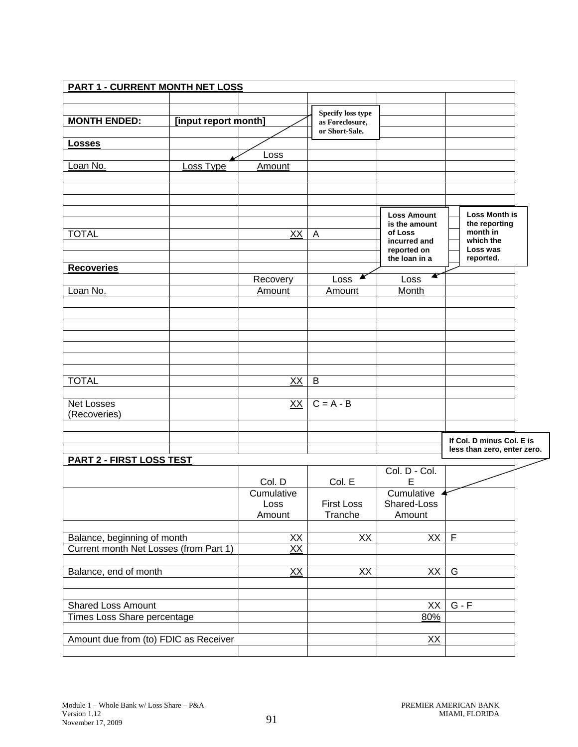**PART 1 - CURRENT MONTH NET LOSS**

| | | | | | |
|---|---|---|---|---|---|
| **MONTH ENDED:** | **[input report month]** | | | | |
| **Losses** | | | | | |
| Loan No. | Loss Type | Loss Amount | | | |
| | | | | | |
| | | | | | |
| | | | | | |
| TOTAL | | XX | A | | |
| | | | | | |
| **Recoveries** | | | | | |
| Loan No. | | Recovery Amount | Loss Amount | Loss Month | |
| | | | | | |
| | | | | | |
| | | | | | |
| | | | | | |
| TOTAL | | XX | B | | |
| | | | | | |
| Net Losses (Recoveries) | | XX | C = A - B | | |

Specify loss type as Foreclosure, or Short-Sale.

Loss Amount is the amount of Loss incurred and reported on the loan in a

Loss Month is the reporting month in which the Loss was reported.

**PART 2 - FIRST LOSS TEST**

| | Col. D | Col. E | Col. D - Col. E | |
|---|---|---|---|---|
| | Cumulative Loss Amount | First Loss Tranche | Cumulative Shared-Loss Amount | |
| | | | | |
| Balance, beginning of month | XX | XX | XX | F |
| Current month Net Losses (from Part 1) | XX | | | |
| | | | | |
| Balance, end of month | XX | XX | XX | G |
| | | | | |
| Shared Loss Amount | | | XX | G - F |
| Times Loss Share percentage | | | 80% | |
| | | | | |
| Amount due from (to) FDIC as Receiver | | | XX | |

If Col. D minus Col. E is less than zero, enter zero.

Module 1 – Whole Bank w/ Loss Share – P&A
Version 1.12
November 17, 2009

PREMIER AMERICAN BANK
MIAMI, FLORIDA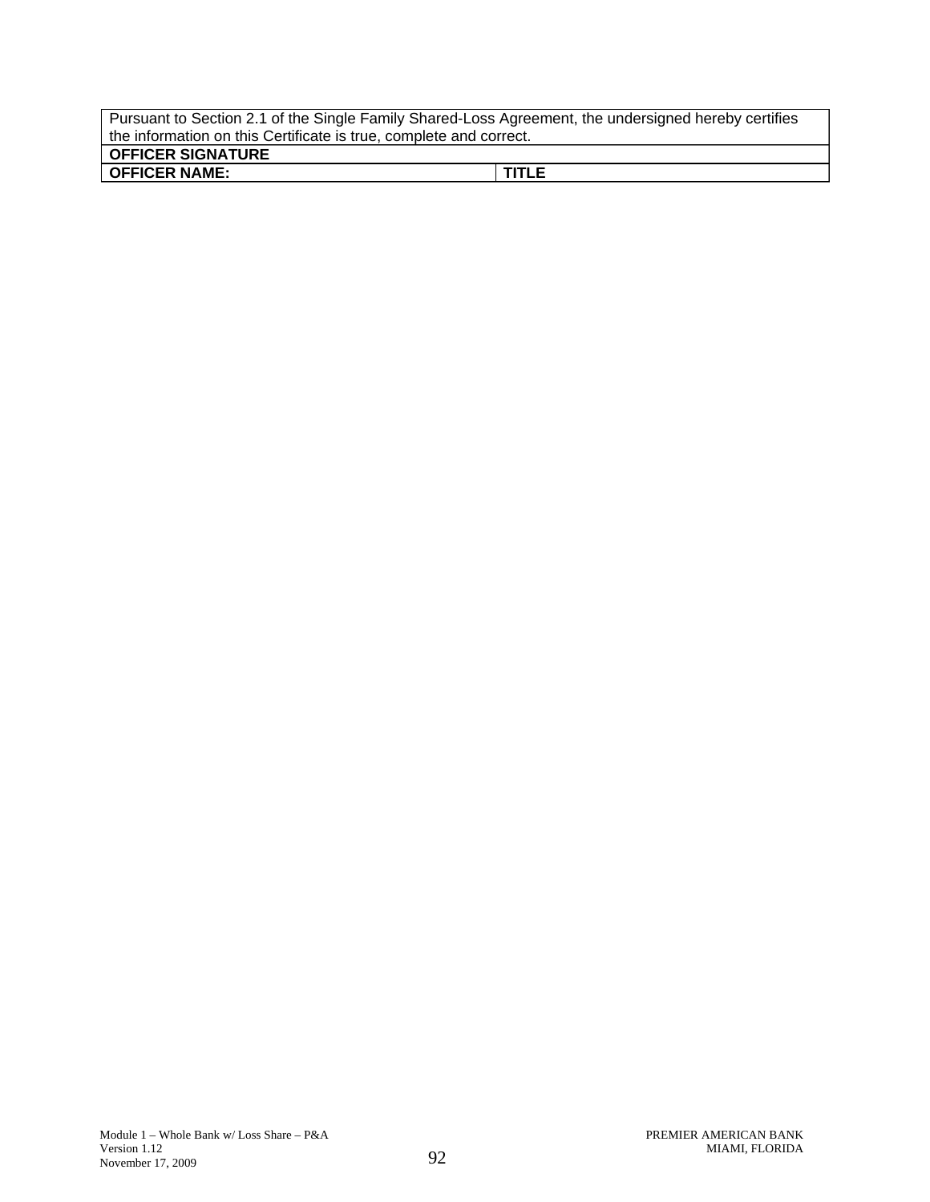| Pursuant to Section 2.1 of the Single Family Shared-Loss Agreement, the undersigned hereby certifies the information on this Certificate is true, complete and correct. | |
|---|---|
| **OFFICER SIGNATURE** | |
| **OFFICER NAME:** | **TITLE** |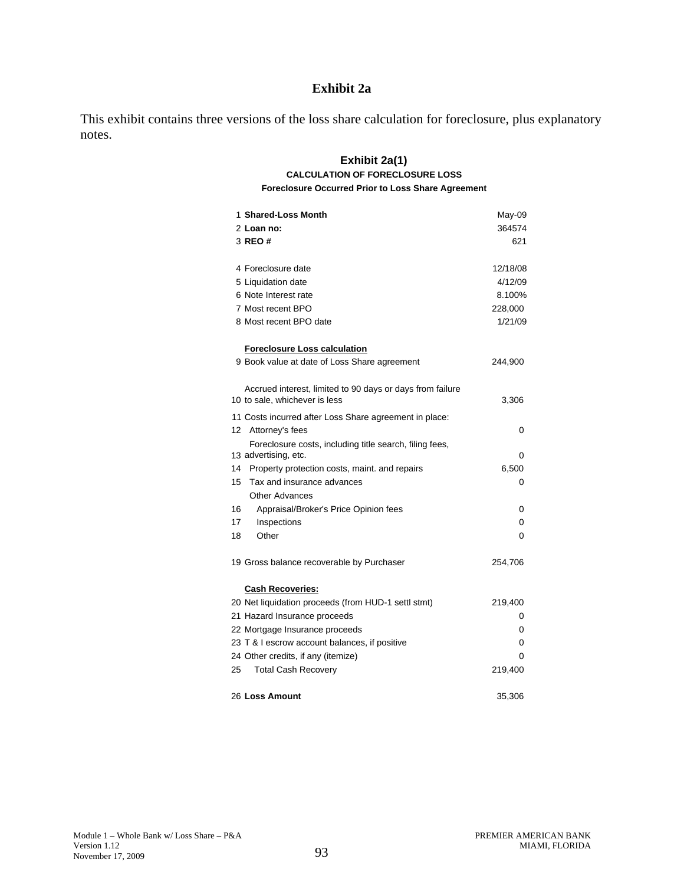# Exhibit 2a

This exhibit contains three versions of the loss share calculation for foreclosure, plus explanatory notes.

## Exhibit 2a(1)

### CALCULATION OF FORECLOSURE LOSS

**Foreclosure Occurred Prior to Loss Share Agreement**

| # | Item | Value |
|---|---|---|
| 1 | **Shared-Loss Month** | May-09 |
| 2 | **Loan no:** | 364574 |
| 3 | **REO #** | 621 |
| | | |
| 4 | Foreclosure date | 12/18/08 |
| 5 | Liquidation date | 4/12/09 |
| 6 | Note Interest rate | 8.100% |
| 7 | Most recent BPO | 228,000 |
| 8 | Most recent BPO date | 1/21/09 |
| | | |
| | **Foreclosure Loss calculation** | |
| 9 | Book value at date of Loss Share agreement | 244,900 |
| | | |
| 10 | Accrued interest, limited to 90 days or days from failure to sale, whichever is less | 3,306 |
| 11 | Costs incurred after Loss Share agreement in place: | |
| 12 | Attorney's fees | 0 |
| 13 | Foreclosure costs, including title search, filing fees, advertising, etc. | 0 |
| 14 | Property protection costs, maint. and repairs | 6,500 |
| 15 | Tax and insurance advances | 0 |
| | Other Advances | |
| 16 | Appraisal/Broker's Price Opinion fees | 0 |
| 17 | Inspections | 0 |
| 18 | Other | 0 |
| | | |
| 19 | Gross balance recoverable by Purchaser | 254,706 |
| | | |
| | **Cash Recoveries:** | |
| 20 | Net liquidation proceeds (from HUD-1 settl stmt) | 219,400 |
| 21 | Hazard Insurance proceeds | 0 |
| 22 | Mortgage Insurance proceeds | 0 |
| 23 | T & I escrow account balances, if positive | 0 |
| 24 | Other credits, if any (itemize) | 0 |
| 25 | Total Cash Recovery | 219,400 |
| | | |
| 26 | **Loss Amount** | 35,306 |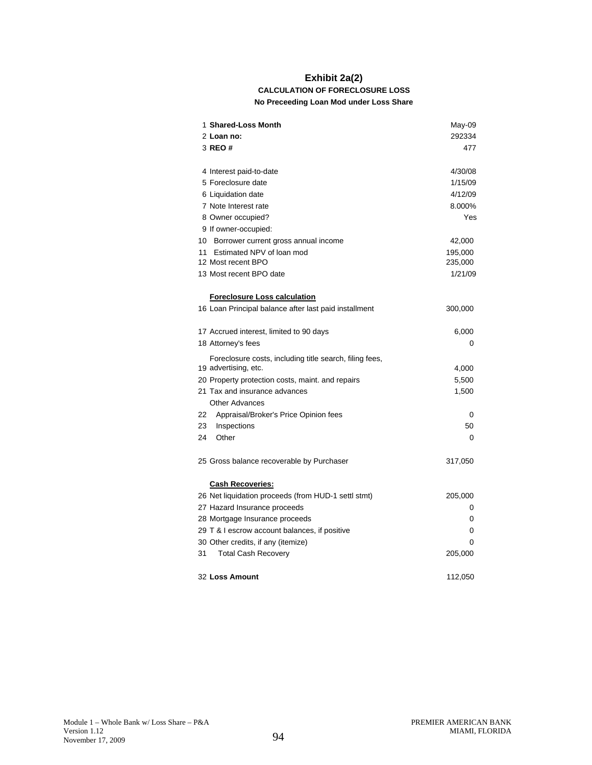# Exhibit 2a(2)

### CALCULATION OF FORECLOSURE LOSS

#### No Preceeding Loan Mod under Loss Share

| | | |
|---|---|---|
| 1 | **Shared-Loss Month** | May-09 |
| 2 | **Loan no:** | 292334 |
| 3 | **REO #** | 477 |
| | | |
| 4 | Interest paid-to-date | 4/30/08 |
| 5 | Foreclosure date | 1/15/09 |
| 6 | Liquidation date | 4/12/09 |
| 7 | Note Interest rate | 8.000% |
| 8 | Owner occupied? | Yes |
| 9 | If owner-occupied: | |
| 10 | Borrower current gross annual income | 42,000 |
| 11 | Estimated NPV of loan mod | 195,000 |
| 12 | Most recent BPO | 235,000 |
| 13 | Most recent BPO date | 1/21/09 |
| | | |
| | **Foreclosure Loss calculation** | |
| 16 | Loan Principal balance after last paid installment | 300,000 |
| | | |
| 17 | Accrued interest, limited to 90 days | 6,000 |
| 18 | Attorney's fees | 0 |
| 19 | Foreclosure costs, including title search, filing fees, advertising, etc. | 4,000 |
| 20 | Property protection costs, maint. and repairs | 5,500 |
| 21 | Tax and insurance advances | 1,500 |
| | Other Advances | |
| 22 | Appraisal/Broker's Price Opinion fees | 0 |
| 23 | Inspections | 50 |
| 24 | Other | 0 |
| | | |
| 25 | Gross balance recoverable by Purchaser | 317,050 |
| | | |
| | **Cash Recoveries:** | |
| 26 | Net liquidation proceeds (from HUD-1 settl stmt) | 205,000 |
| 27 | Hazard Insurance proceeds | 0 |
| 28 | Mortgage Insurance proceeds | 0 |
| 29 | T & I escrow account balances, if positive | 0 |
| 30 | Other credits, if any (itemize) | 0 |
| 31 | Total Cash Recovery | 205,000 |
| | | |
| 32 | **Loss Amount** | 112,050 |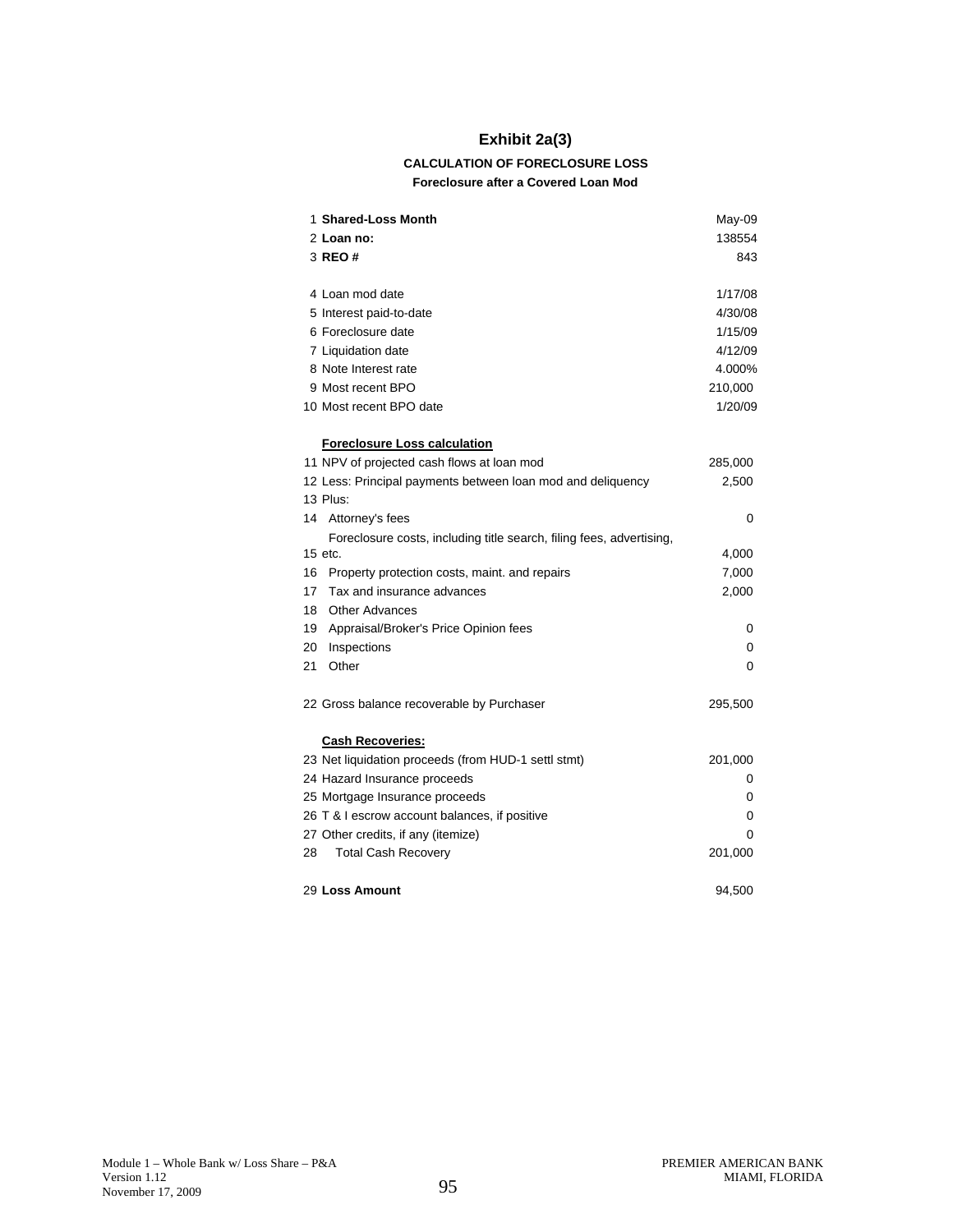# Exhibit 2a(3)

### CALCULATION OF FORECLOSURE LOSS

**Foreclosure after a Covered Loan Mod**

| # | Item | Value |
|---|---|---|
| 1 | **Shared-Loss Month** | May-09 |
| 2 | **Loan no:** | 138554 |
| 3 | **REO #** | 843 |
| | | |
| 4 | Loan mod date | 1/17/08 |
| 5 | Interest paid-to-date | 4/30/08 |
| 6 | Foreclosure date | 1/15/09 |
| 7 | Liquidation date | 4/12/09 |
| 8 | Note Interest rate | 4.000% |
| 9 | Most recent BPO | 210,000 |
| 10 | Most recent BPO date | 1/20/09 |
| | | |
| | **Foreclosure Loss calculation** | |
| 11 | NPV of projected cash flows at loan mod | 285,000 |
| 12 | Less: Principal payments between loan mod and deliquency | 2,500 |
| 13 | Plus: | |
| 14 | Attorney's fees | 0 |
| 15 | Foreclosure costs, including title search, filing fees, advertising, etc. | 4,000 |
| 16 | Property protection costs, maint. and repairs | 7,000 |
| 17 | Tax and insurance advances | 2,000 |
| 18 | Other Advances | |
| 19 | Appraisal/Broker's Price Opinion fees | 0 |
| 20 | Inspections | 0 |
| 21 | Other | 0 |
| | | |
| 22 | Gross balance recoverable by Purchaser | 295,500 |
| | | |
| | **Cash Recoveries:** | |
| 23 | Net liquidation proceeds (from HUD-1 settl stmt) | 201,000 |
| 24 | Hazard Insurance proceeds | 0 |
| 25 | Mortgage Insurance proceeds | 0 |
| 26 | T & I escrow account balances, if positive | 0 |
| 27 | Other credits, if any (itemize) | 0 |
| 28 | Total Cash Recovery | 201,000 |
| | | |
| 29 | **Loss Amount** | 94,500 |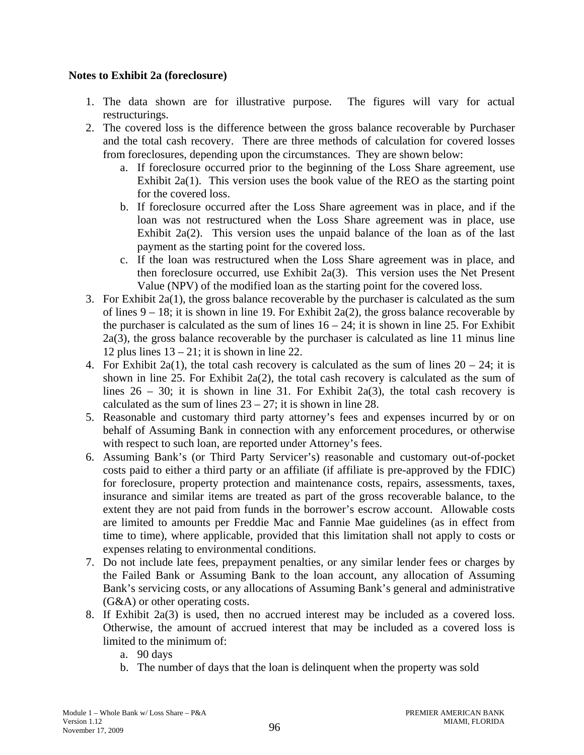**Notes to Exhibit 2a (foreclosure)**

1. The data shown are for illustrative purpose. The figures will vary for actual restructurings.
2. The covered loss is the difference between the gross balance recoverable by Purchaser and the total cash recovery. There are three methods of calculation for covered losses from foreclosures, depending upon the circumstances. They are shown below:
   a. If foreclosure occurred prior to the beginning of the Loss Share agreement, use Exhibit 2a(1). This version uses the book value of the REO as the starting point for the covered loss.
   b. If foreclosure occurred after the Loss Share agreement was in place, and if the loan was not restructured when the Loss Share agreement was in place, use Exhibit 2a(2). This version uses the unpaid balance of the loan as of the last payment as the starting point for the covered loss.
   c. If the loan was restructured when the Loss Share agreement was in place, and then foreclosure occurred, use Exhibit 2a(3). This version uses the Net Present Value (NPV) of the modified loan as the starting point for the covered loss.
3. For Exhibit 2a(1), the gross balance recoverable by the purchaser is calculated as the sum of lines 9 – 18; it is shown in line 19. For Exhibit 2a(2), the gross balance recoverable by the purchaser is calculated as the sum of lines 16 – 24; it is shown in line 25. For Exhibit 2a(3), the gross balance recoverable by the purchaser is calculated as line 11 minus line 12 plus lines 13 – 21; it is shown in line 22.
4. For Exhibit 2a(1), the total cash recovery is calculated as the sum of lines 20 – 24; it is shown in line 25. For Exhibit 2a(2), the total cash recovery is calculated as the sum of lines 26 – 30; it is shown in line 31. For Exhibit 2a(3), the total cash recovery is calculated as the sum of lines 23 – 27; it is shown in line 28.
5. Reasonable and customary third party attorney's fees and expenses incurred by or on behalf of Assuming Bank in connection with any enforcement procedures, or otherwise with respect to such loan, are reported under Attorney's fees.
6. Assuming Bank's (or Third Party Servicer's) reasonable and customary out-of-pocket costs paid to either a third party or an affiliate (if affiliate is pre-approved by the FDIC) for foreclosure, property protection and maintenance costs, repairs, assessments, taxes, insurance and similar items are treated as part of the gross recoverable balance, to the extent they are not paid from funds in the borrower's escrow account. Allowable costs are limited to amounts per Freddie Mac and Fannie Mae guidelines (as in effect from time to time), where applicable, provided that this limitation shall not apply to costs or expenses relating to environmental conditions.
7. Do not include late fees, prepayment penalties, or any similar lender fees or charges by the Failed Bank or Assuming Bank to the loan account, any allocation of Assuming Bank's servicing costs, or any allocations of Assuming Bank's general and administrative (G&A) or other operating costs.
8. If Exhibit 2a(3) is used, then no accrued interest may be included as a covered loss. Otherwise, the amount of accrued interest that may be included as a covered loss is limited to the minimum of:
   a. 90 days
   b. The number of days that the loan is delinquent when the property was sold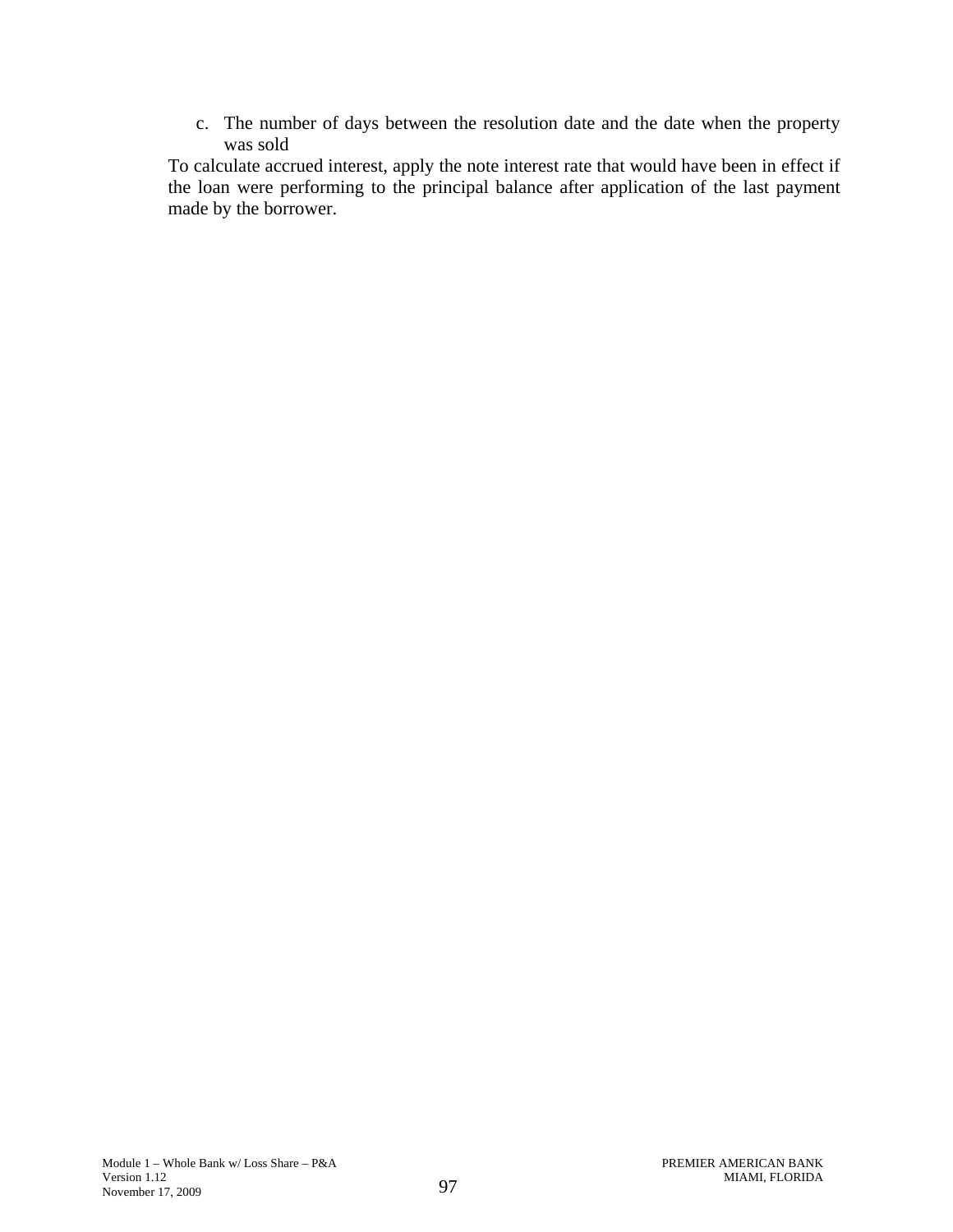c. The number of days between the resolution date and the date when the property was sold

To calculate accrued interest, apply the note interest rate that would have been in effect if the loan were performing to the principal balance after application of the last payment made by the borrower.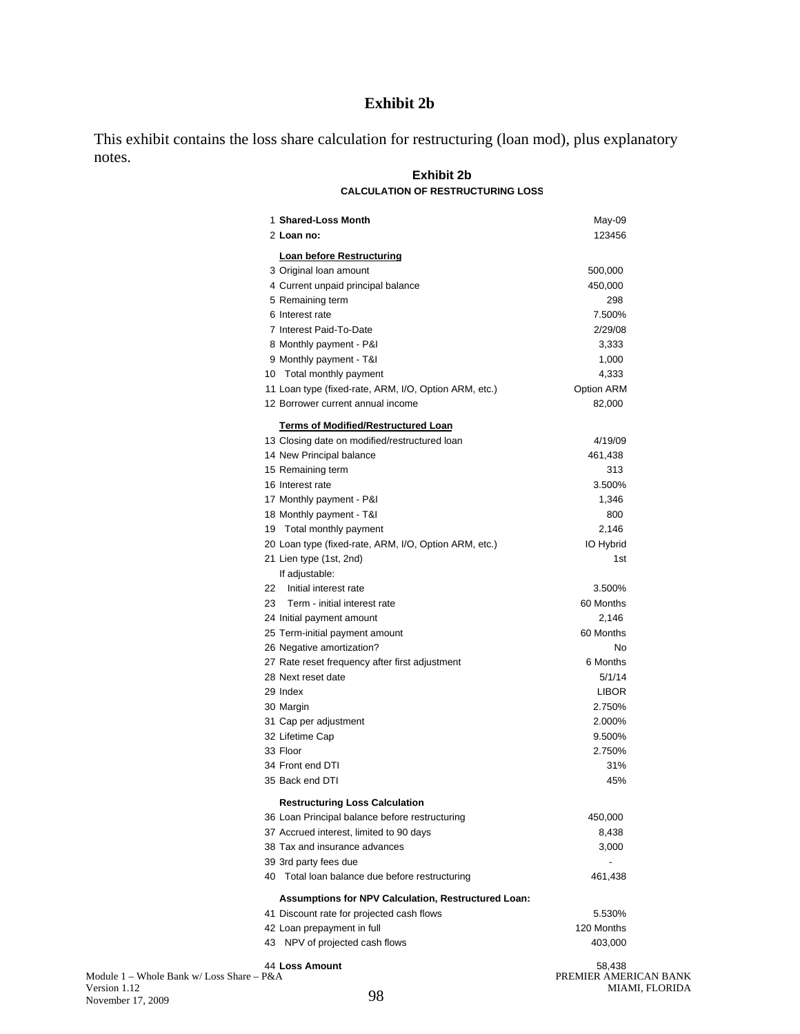## Exhibit 2b

This exhibit contains the loss share calculation for restructuring (loan mod), plus explanatory notes.

### Exhibit 2b

**CALCULATION OF RESTRUCTURING LOSS**

| # | Item | Value |
|---|---|---|
| 1 | **Shared-Loss Month** | May-09 |
| 2 | **Loan no:** | 123456 |
| | **Loan before Restructuring** | |
| 3 | Original loan amount | 500,000 |
| 4 | Current unpaid principal balance | 450,000 |
| 5 | Remaining term | 298 |
| 6 | Interest rate | 7.500% |
| 7 | Interest Paid-To-Date | 2/29/08 |
| 8 | Monthly payment - P&I | 3,333 |
| 9 | Monthly payment - T&I | 1,000 |
| 10 | Total monthly payment | 4,333 |
| 11 | Loan type (fixed-rate, ARM, I/O, Option ARM, etc.) | Option ARM |
| 12 | Borrower current annual income | 82,000 |
| | **Terms of Modified/Restructured Loan** | |
| 13 | Closing date on modified/restructured loan | 4/19/09 |
| 14 | New Principal balance | 461,438 |
| 15 | Remaining term | 313 |
| 16 | Interest rate | 3.500% |
| 17 | Monthly payment - P&I | 1,346 |
| 18 | Monthly payment - T&I | 800 |
| 19 | Total monthly payment | 2,146 |
| 20 | Loan type (fixed-rate, ARM, I/O, Option ARM, etc.) | IO Hybrid |
| 21 | Lien type (1st, 2nd) | 1st |
| | If adjustable: | |
| 22 | Initial interest rate | 3.500% |
| 23 | Term - initial interest rate | 60 Months |
| 24 | Initial payment amount | 2,146 |
| 25 | Term-initial payment amount | 60 Months |
| 26 | Negative amortization? | No |
| 27 | Rate reset frequency after first adjustment | 6 Months |
| 28 | Next reset date | 5/1/14 |
| 29 | Index | LIBOR |
| 30 | Margin | 2.750% |
| 31 | Cap per adjustment | 2.000% |
| 32 | Lifetime Cap | 9.500% |
| 33 | Floor | 2.750% |
| 34 | Front end DTI | 31% |
| 35 | Back end DTI | 45% |
| | **Restructuring Loss Calculation** | |
| 36 | Loan Principal balance before restructuring | 450,000 |
| 37 | Accrued interest, limited to 90 days | 8,438 |
| 38 | Tax and insurance advances | 3,000 |
| 39 | 3rd party fees due | - |
| 40 | Total loan balance due before restructuring | 461,438 |
| | **Assumptions for NPV Calculation, Restructured Loan:** | |
| 41 | Discount rate for projected cash flows | 5.530% |
| 42 | Loan prepayment in full | 120 Months |
| 43 | NPV of projected cash flows | 403,000 |
| 44 | **Loss Amount** | 58,438 |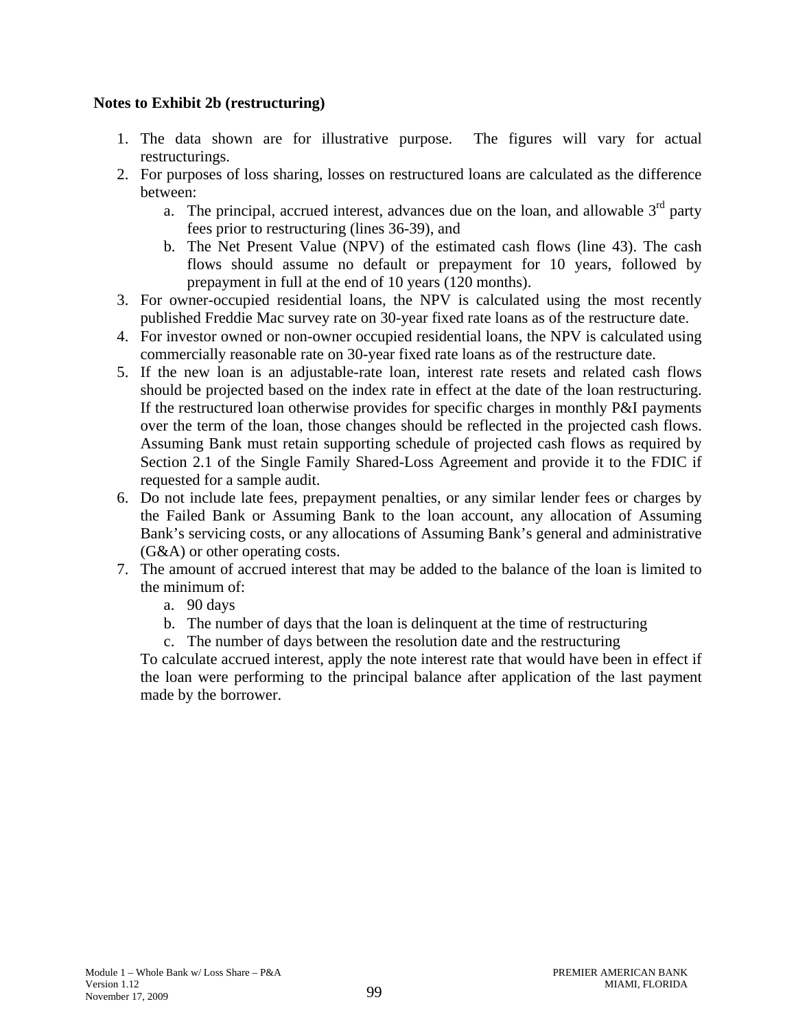**Notes to Exhibit 2b (restructuring)**

1. The data shown are for illustrative purpose. The figures will vary for actual restructurings.
2. For purposes of loss sharing, losses on restructured loans are calculated as the difference between:
   a. The principal, accrued interest, advances due on the loan, and allowable 3rd party fees prior to restructuring (lines 36-39), and
   b. The Net Present Value (NPV) of the estimated cash flows (line 43). The cash flows should assume no default or prepayment for 10 years, followed by prepayment in full at the end of 10 years (120 months).
3. For owner-occupied residential loans, the NPV is calculated using the most recently published Freddie Mac survey rate on 30-year fixed rate loans as of the restructure date.
4. For investor owned or non-owner occupied residential loans, the NPV is calculated using commercially reasonable rate on 30-year fixed rate loans as of the restructure date.
5. If the new loan is an adjustable-rate loan, interest rate resets and related cash flows should be projected based on the index rate in effect at the date of the loan restructuring. If the restructured loan otherwise provides for specific charges in monthly P&I payments over the term of the loan, those changes should be reflected in the projected cash flows. Assuming Bank must retain supporting schedule of projected cash flows as required by Section 2.1 of the Single Family Shared-Loss Agreement and provide it to the FDIC if requested for a sample audit.
6. Do not include late fees, prepayment penalties, or any similar lender fees or charges by the Failed Bank or Assuming Bank to the loan account, any allocation of Assuming Bank's servicing costs, or any allocations of Assuming Bank's general and administrative (G&A) or other operating costs.
7. The amount of accrued interest that may be added to the balance of the loan is limited to the minimum of:
   a. 90 days
   b. The number of days that the loan is delinquent at the time of restructuring
   c. The number of days between the resolution date and the restructuring

   To calculate accrued interest, apply the note interest rate that would have been in effect if the loan were performing to the principal balance after application of the last payment made by the borrower.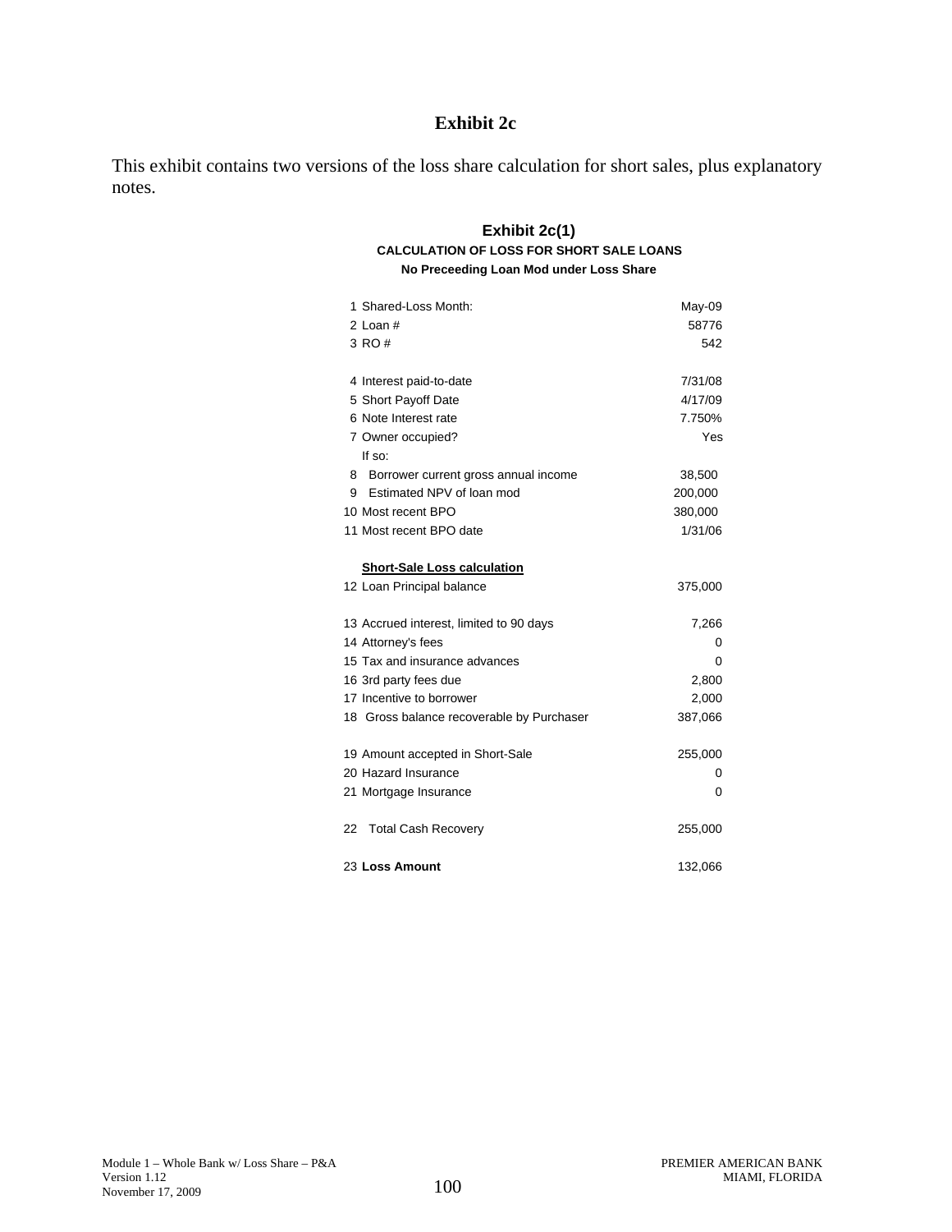# Exhibit 2c

This exhibit contains two versions of the loss share calculation for short sales, plus explanatory notes.

## Exhibit 2c(1)

**CALCULATION OF LOSS FOR SHORT SALE LOANS**

**No Preceeding Loan Mod under Loss Share**

| # | Item | Value |
|---|---|---|
| 1 | Shared-Loss Month: | May-09 |
| 2 | Loan # | 58776 |
| 3 | RO # | 542 |
| | | |
| 4 | Interest paid-to-date | 7/31/08 |
| 5 | Short Payoff Date | 4/17/09 |
| 6 | Note Interest rate | 7.750% |
| 7 | Owner occupied? | Yes |
| | If so: | |
| 8 | Borrower current gross annual income | 38,500 |
| 9 | Estimated NPV of loan mod | 200,000 |
| 10 | Most recent BPO | 380,000 |
| 11 | Most recent BPO date | 1/31/06 |
| | | |
| | **Short-Sale Loss calculation** | |
| 12 | Loan Principal balance | 375,000 |
| | | |
| 13 | Accrued interest, limited to 90 days | 7,266 |
| 14 | Attorney's fees | 0 |
| 15 | Tax and insurance advances | 0 |
| 16 | 3rd party fees due | 2,800 |
| 17 | Incentive to borrower | 2,000 |
| 18 | Gross balance recoverable by Purchaser | 387,066 |
| | | |
| 19 | Amount accepted in Short-Sale | 255,000 |
| 20 | Hazard Insurance | 0 |
| 21 | Mortgage Insurance | 0 |
| | | |
| 22 | Total Cash Recovery | 255,000 |
| | | |
| 23 | **Loss Amount** | 132,066 |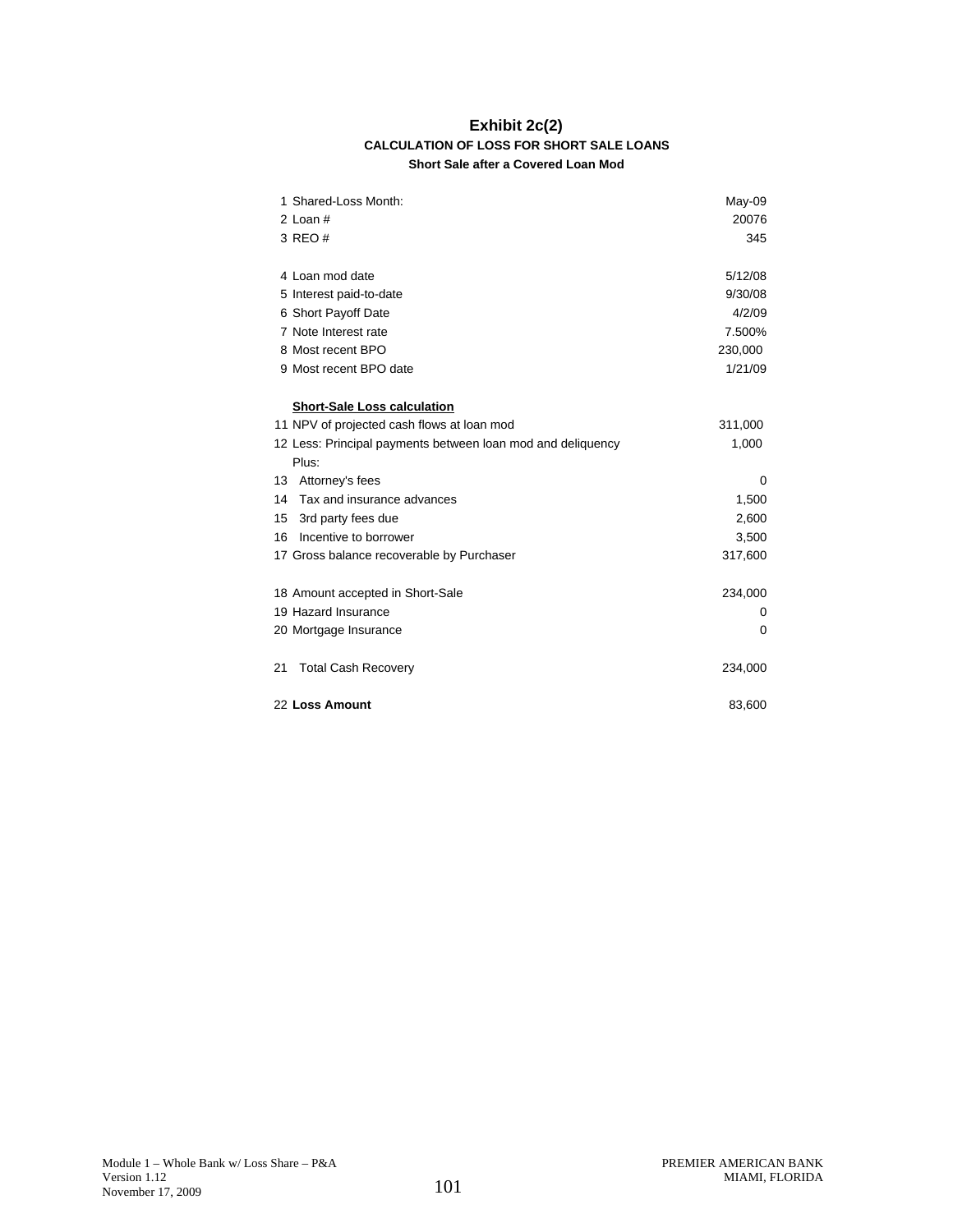# Exhibit 2c(2)

### CALCULATION OF LOSS FOR SHORT SALE LOANS

#### Short Sale after a Covered Loan Mod

| | |
|---|---|
| 1 Shared-Loss Month: | May-09 |
| 2 Loan # | 20076 |
| 3 REO # | 345 |
| | |
| 4 Loan mod date | 5/12/08 |
| 5 Interest paid-to-date | 9/30/08 |
| 6 Short Payoff Date | 4/2/09 |
| 7 Note Interest rate | 7.500% |
| 8 Most recent BPO | 230,000 |
| 9 Most recent BPO date | 1/21/09 |
| | |
| **Short-Sale Loss calculation** | |
| 11 NPV of projected cash flows at loan mod | 311,000 |
| 12 Less: Principal payments between loan mod and deliquency | 1,000 |
| Plus: | |
| 13 Attorney's fees | 0 |
| 14 Tax and insurance advances | 1,500 |
| 15 3rd party fees due | 2,600 |
| 16 Incentive to borrower | 3,500 |
| 17 Gross balance recoverable by Purchaser | 317,600 |
| | |
| 18 Amount accepted in Short-Sale | 234,000 |
| 19 Hazard Insurance | 0 |
| 20 Mortgage Insurance | 0 |
| | |
| 21 Total Cash Recovery | 234,000 |
| | |
| 22 **Loss Amount** | 83,600 |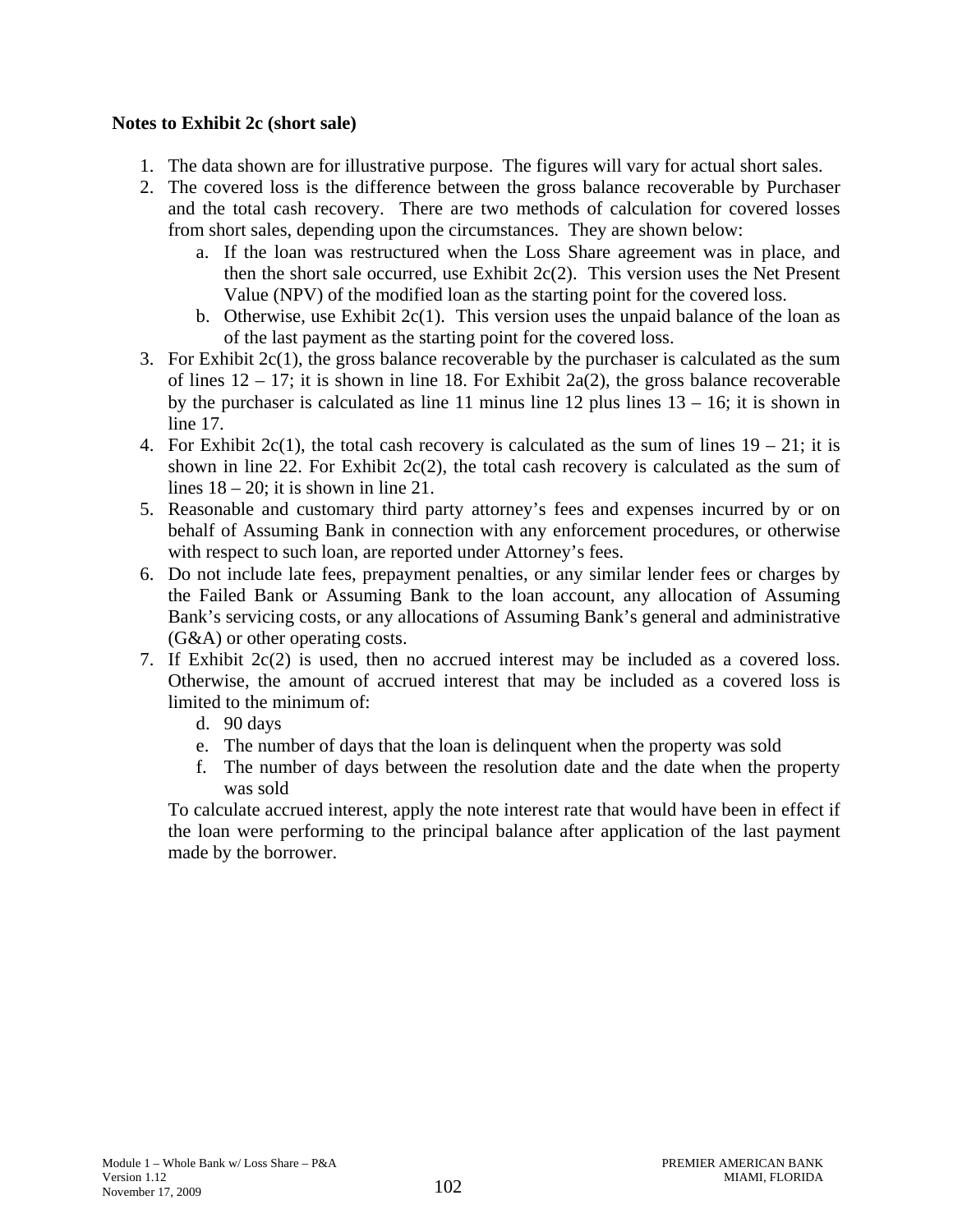**Notes to Exhibit 2c (short sale)**

1. The data shown are for illustrative purpose. The figures will vary for actual short sales.
2. The covered loss is the difference between the gross balance recoverable by Purchaser and the total cash recovery. There are two methods of calculation for covered losses from short sales, depending upon the circumstances. They are shown below:
   a. If the loan was restructured when the Loss Share agreement was in place, and then the short sale occurred, use Exhibit 2c(2). This version uses the Net Present Value (NPV) of the modified loan as the starting point for the covered loss.
   b. Otherwise, use Exhibit 2c(1). This version uses the unpaid balance of the loan as of the last payment as the starting point for the covered loss.
3. For Exhibit 2c(1), the gross balance recoverable by the purchaser is calculated as the sum of lines 12 – 17; it is shown in line 18. For Exhibit 2a(2), the gross balance recoverable by the purchaser is calculated as line 11 minus line 12 plus lines 13 – 16; it is shown in line 17.
4. For Exhibit 2c(1), the total cash recovery is calculated as the sum of lines 19 – 21; it is shown in line 22. For Exhibit 2c(2), the total cash recovery is calculated as the sum of lines 18 – 20; it is shown in line 21.
5. Reasonable and customary third party attorney's fees and expenses incurred by or on behalf of Assuming Bank in connection with any enforcement procedures, or otherwise with respect to such loan, are reported under Attorney's fees.
6. Do not include late fees, prepayment penalties, or any similar lender fees or charges by the Failed Bank or Assuming Bank to the loan account, any allocation of Assuming Bank's servicing costs, or any allocations of Assuming Bank's general and administrative (G&A) or other operating costs.
7. If Exhibit 2c(2) is used, then no accrued interest may be included as a covered loss. Otherwise, the amount of accrued interest that may be included as a covered loss is limited to the minimum of:
   d. 90 days
   e. The number of days that the loan is delinquent when the property was sold
   f. The number of days between the resolution date and the date when the property was sold

   To calculate accrued interest, apply the note interest rate that would have been in effect if the loan were performing to the principal balance after application of the last payment made by the borrower.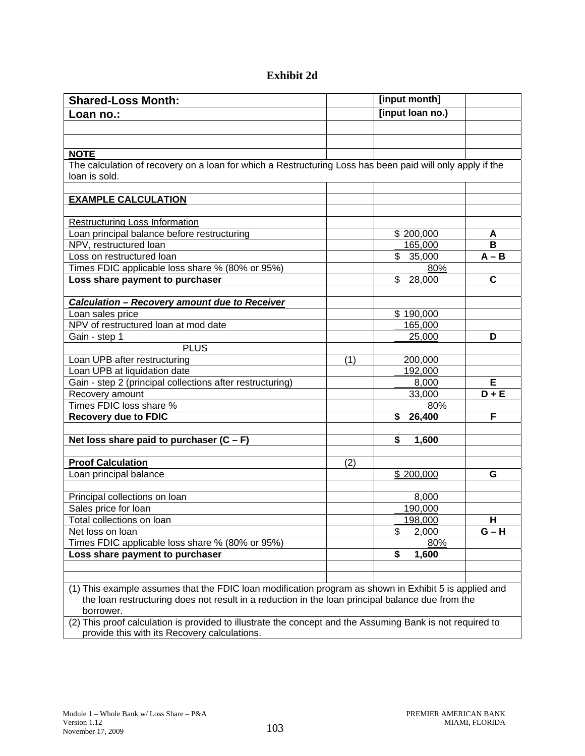# Exhibit 2d

| **Shared-Loss Month:** | | **[input month]** | |
|---|---|---|---|
| **Loan no.:** | | **[input loan no.)** | |
| | | | |
| | | | |
| **NOTE** | | | |
| The calculation of recovery on a loan for which a Restructuring Loss has been paid will only apply if the loan is sold. | | | |
| | | | |
| **EXAMPLE CALCULATION** | | | |
| | | | |
| Restructuring Loss Information | | | |
| Loan principal balance before restructuring | | $ 200,000 | **A** |
| NPV, restructured loan | | 165,000 | **B** |
| Loss on restructured loan | | $ 35,000 | **A – B** |
| Times FDIC applicable loss share % (80% or 95%) | | 80% | |
| **Loss share payment to purchaser** | | $ 28,000 | **C** |
| | | | |
| ***Calculation – Recovery amount due to Receiver*** | | | |
| Loan sales price | | $ 190,000 | |
| NPV of restructured loan at mod date | | 165,000 | |
| Gain - step 1 | | 25,000 | **D** |
| PLUS | | | |
| Loan UPB after restructuring | (1) | 200,000 | |
| Loan UPB at liquidation date | | 192,000 | |
| Gain - step 2 (principal collections after restructuring) | | 8,000 | **E** |
| Recovery amount | | 33,000 | **D + E** |
| Times FDIC loss share % | | 80% | |
| **Recovery due to FDIC** | | **$ 26,400** | **F** |
| | | | |
| **Net loss share paid to purchaser (C – F)** | | **$ 1,600** | |
| | | | |
| **Proof Calculation** | (2) | | |
| Loan principal balance | | $ 200,000 | **G** |
| | | | |
| Principal collections on loan | | 8,000 | |
| Sales price for loan | | 190,000 | |
| Total collections on loan | | 198,000 | **H** |
| Net loss on loan | | $ 2,000 | **G – H** |
| Times FDIC applicable loss share % (80% or 95%) | | 80% | |
| **Loss share payment to purchaser** | | **$ 1,600** | |
| | | | |
| | | | |
| (1) This example assumes that the FDIC loan modification program as shown in Exhibit 5 is applied and the loan restructuring does not result in a reduction in the loan principal balance due from the borrower. | | | |
| (2) This proof calculation is provided to illustrate the concept and the Assuming Bank is not required to provide this with its Recovery calculations. | | | |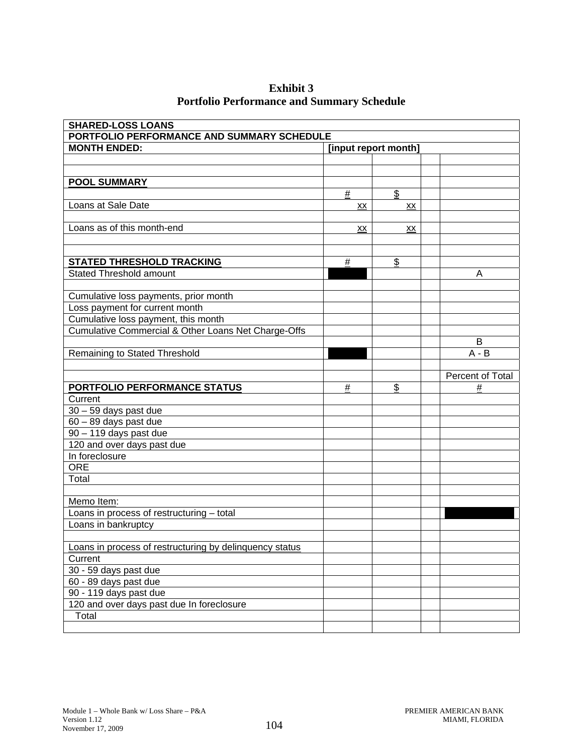# Exhibit 3
## Portfolio Performance and Summary Schedule

| SHARED-LOSS LOANS | | | | |
|---|---|---|---|---|
| **PORTFOLIO PERFORMANCE AND SUMMARY SCHEDULE** | | | | |
| **MONTH ENDED:** | **[input report month]** | | | |
| | | | | |
| | | | | |
| **POOL SUMMARY** | | | | |
| | # | $ | | |
| Loans at Sale Date | xx | xx | | |
| | | | | |
| Loans as of this month-end | xx | xx | | |
| | | | | |
| | | | | |
| **STATED THRESHOLD TRACKING** | # | $ | | |
| Stated Threshold amount | | | | A |
| | | | | |
| Cumulative loss payments, prior month | | | | |
| Loss payment for current month | | | | |
| Cumulative loss payment, this month | | | | |
| Cumulative Commercial & Other Loans Net Charge-Offs | | | | |
| | | | | B |
| Remaining to Stated Threshold | | | | A - B |
| | | | | |
| | | | | Percent of Total |
| **PORTFOLIO PERFORMANCE STATUS** | # | $ | | # |
| Current | | | | |
| 30 – 59 days past due | | | | |
| 60 – 89 days past due | | | | |
| 90 – 119 days past due | | | | |
| 120 and over days past due | | | | |
| In foreclosure | | | | |
| ORE | | | | |
| Total | | | | |
| | | | | |
| Memo Item: | | | | |
| Loans in process of restructuring – total | | | | |
| Loans in bankruptcy | | | | |
| | | | | |
| Loans in process of restructuring by delinquency status | | | | |
| Current | | | | |
| 30 - 59 days past due | | | | |
| 60 - 89 days past due | | | | |
| 90 - 119 days past due | | | | |
| 120 and over days past due In foreclosure | | | | |
| Total | | | | |
| | | | | |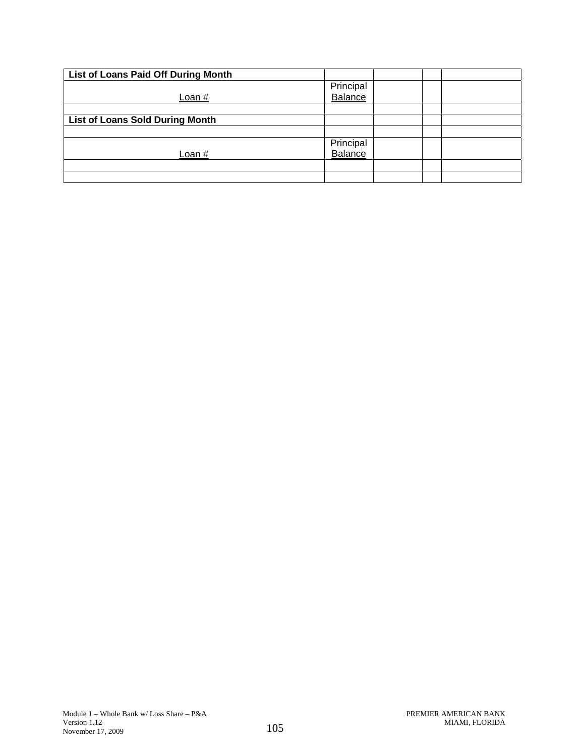| List of Loans Paid Off During Month | | | | |
|---|---|---|---|---|
| Loan # | Principal Balance | | | |
| | | | | |
| **List of Loans Sold During Month** | | | | |
| | | | | |
| Loan # | Principal Balance | | | |
| | | | | |
| | | | | |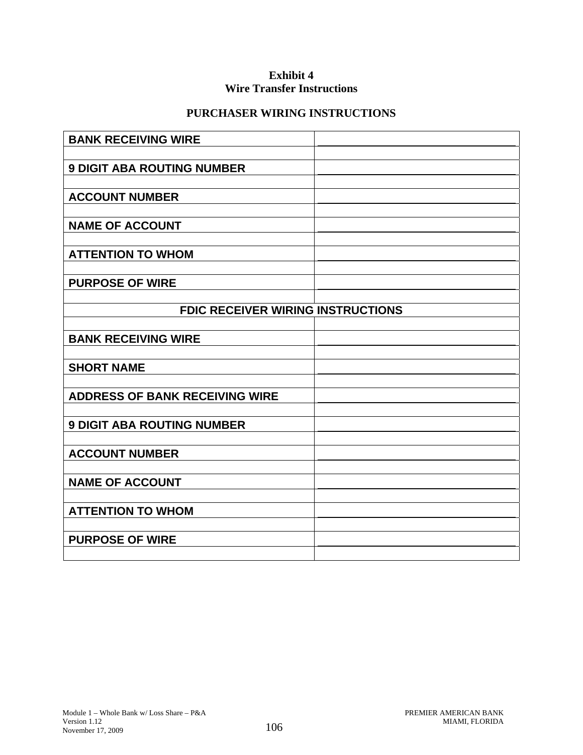**Exhibit 4**
**Wire Transfer Instructions**

**PURCHASER WIRING INSTRUCTIONS**

| | |
|---|---|
| **BANK RECEIVING WIRE** | |
| | |
| **9 DIGIT ABA ROUTING NUMBER** | |
| | |
| **ACCOUNT NUMBER** | |
| | |
| **NAME OF ACCOUNT** | |
| | |
| **ATTENTION TO WHOM** | |
| | |
| **PURPOSE OF WIRE** | |
| | |
| **FDIC RECEIVER WIRING INSTRUCTIONS** | |
| | |
| **BANK RECEIVING WIRE** | |
| | |
| **SHORT NAME** | |
| | |
| **ADDRESS OF BANK RECEIVING WIRE** | |
| | |
| **9 DIGIT ABA ROUTING NUMBER** | |
| | |
| **ACCOUNT NUMBER** | |
| | |
| **NAME OF ACCOUNT** | |
| | |
| **ATTENTION TO WHOM** | |
| | |
| **PURPOSE OF WIRE** | |
| | |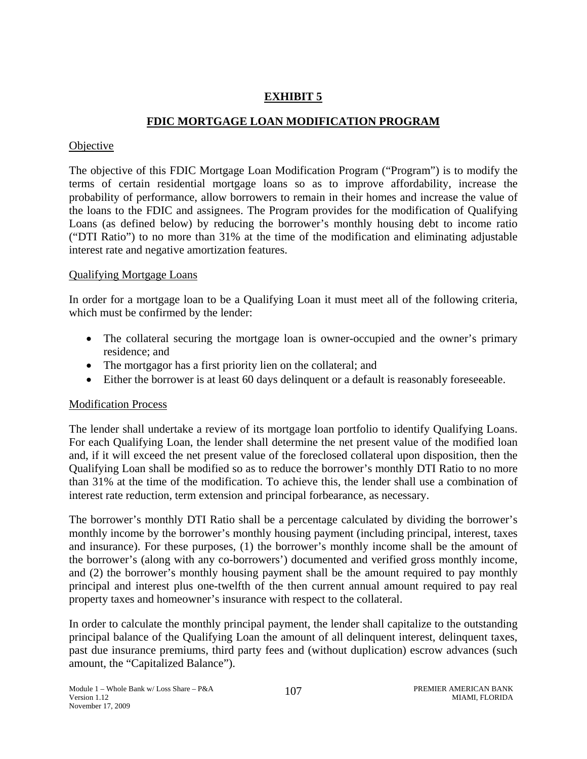# EXHIBIT 5

## FDIC MORTGAGE LOAN MODIFICATION PROGRAM

Objective

The objective of this FDIC Mortgage Loan Modification Program ("Program") is to modify the terms of certain residential mortgage loans so as to improve affordability, increase the probability of performance, allow borrowers to remain in their homes and increase the value of the loans to the FDIC and assignees. The Program provides for the modification of Qualifying Loans (as defined below) by reducing the borrower's monthly housing debt to income ratio ("DTI Ratio") to no more than 31% at the time of the modification and eliminating adjustable interest rate and negative amortization features.

Qualifying Mortgage Loans

In order for a mortgage loan to be a Qualifying Loan it must meet all of the following criteria, which must be confirmed by the lender:

- The collateral securing the mortgage loan is owner-occupied and the owner's primary residence; and
- The mortgagor has a first priority lien on the collateral; and
- Either the borrower is at least 60 days delinquent or a default is reasonably foreseeable.

Modification Process

The lender shall undertake a review of its mortgage loan portfolio to identify Qualifying Loans. For each Qualifying Loan, the lender shall determine the net present value of the modified loan and, if it will exceed the net present value of the foreclosed collateral upon disposition, then the Qualifying Loan shall be modified so as to reduce the borrower's monthly DTI Ratio to no more than 31% at the time of the modification. To achieve this, the lender shall use a combination of interest rate reduction, term extension and principal forbearance, as necessary.

The borrower's monthly DTI Ratio shall be a percentage calculated by dividing the borrower's monthly income by the borrower's monthly housing payment (including principal, interest, taxes and insurance). For these purposes, (1) the borrower's monthly income shall be the amount of the borrower's (along with any co-borrowers') documented and verified gross monthly income, and (2) the borrower's monthly housing payment shall be the amount required to pay monthly principal and interest plus one-twelfth of the then current annual amount required to pay real property taxes and homeowner's insurance with respect to the collateral.

In order to calculate the monthly principal payment, the lender shall capitalize to the outstanding principal balance of the Qualifying Loan the amount of all delinquent interest, delinquent taxes, past due insurance premiums, third party fees and (without duplication) escrow advances (such amount, the "Capitalized Balance").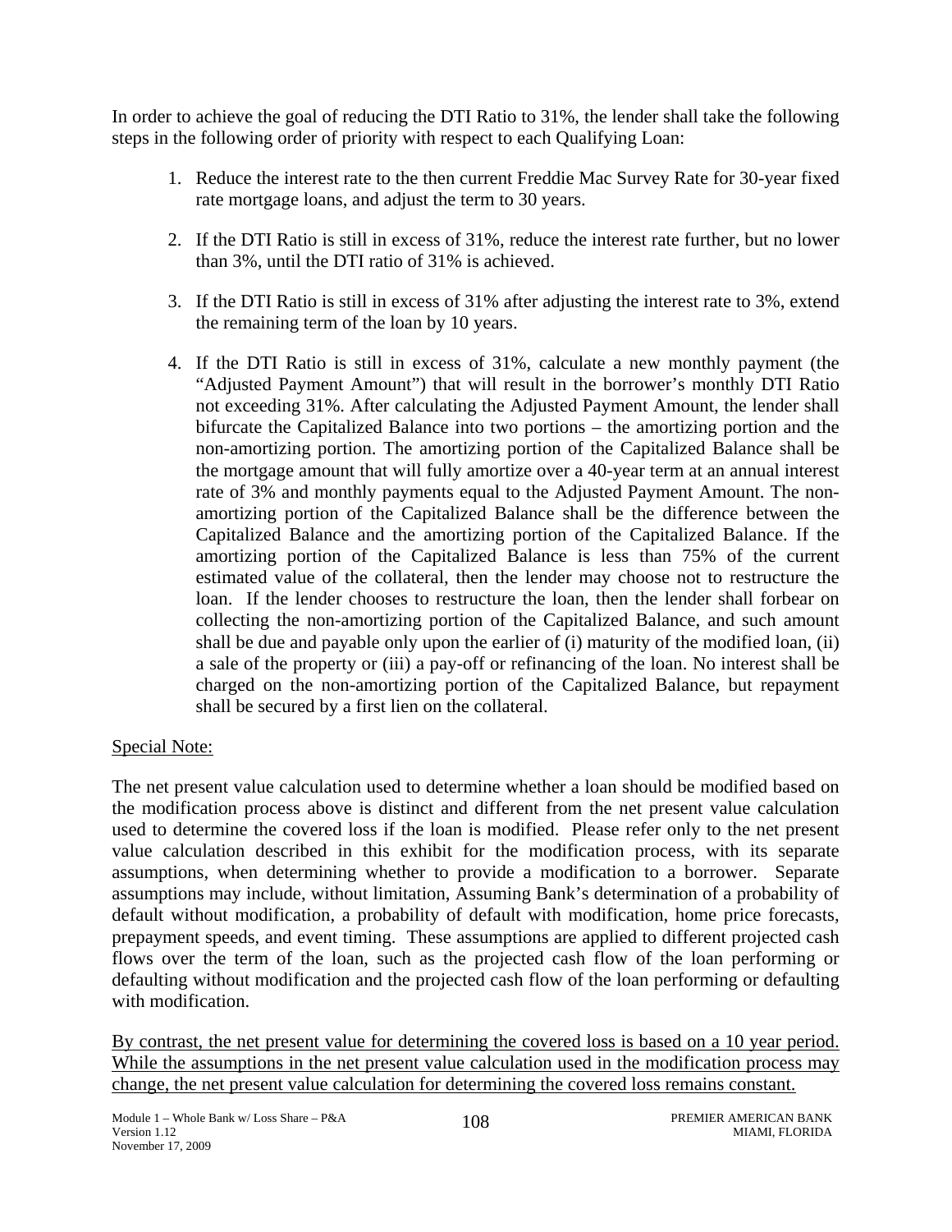In order to achieve the goal of reducing the DTI Ratio to 31%, the lender shall take the following steps in the following order of priority with respect to each Qualifying Loan:

1. Reduce the interest rate to the then current Freddie Mac Survey Rate for 30-year fixed rate mortgage loans, and adjust the term to 30 years.

2. If the DTI Ratio is still in excess of 31%, reduce the interest rate further, but no lower than 3%, until the DTI ratio of 31% is achieved.

3. If the DTI Ratio is still in excess of 31% after adjusting the interest rate to 3%, extend the remaining term of the loan by 10 years.

4. If the DTI Ratio is still in excess of 31%, calculate a new monthly payment (the "Adjusted Payment Amount") that will result in the borrower's monthly DTI Ratio not exceeding 31%. After calculating the Adjusted Payment Amount, the lender shall bifurcate the Capitalized Balance into two portions – the amortizing portion and the non-amortizing portion. The amortizing portion of the Capitalized Balance shall be the mortgage amount that will fully amortize over a 40-year term at an annual interest rate of 3% and monthly payments equal to the Adjusted Payment Amount. The non-amortizing portion of the Capitalized Balance shall be the difference between the Capitalized Balance and the amortizing portion of the Capitalized Balance. If the amortizing portion of the Capitalized Balance is less than 75% of the current estimated value of the collateral, then the lender may choose not to restructure the loan. If the lender chooses to restructure the loan, then the lender shall forbear on collecting the non-amortizing portion of the Capitalized Balance, and such amount shall be due and payable only upon the earlier of (i) maturity of the modified loan, (ii) a sale of the property or (iii) a pay-off or refinancing of the loan. No interest shall be charged on the non-amortizing portion of the Capitalized Balance, but repayment shall be secured by a first lien on the collateral.

<u>Special Note:</u>

The net present value calculation used to determine whether a loan should be modified based on the modification process above is distinct and different from the net present value calculation used to determine the covered loss if the loan is modified. Please refer only to the net present value calculation described in this exhibit for the modification process, with its separate assumptions, when determining whether to provide a modification to a borrower. Separate assumptions may include, without limitation, Assuming Bank's determination of a probability of default without modification, a probability of default with modification, home price forecasts, prepayment speeds, and event timing. These assumptions are applied to different projected cash flows over the term of the loan, such as the projected cash flow of the loan performing or defaulting without modification and the projected cash flow of the loan performing or defaulting with modification.

<u>By contrast, the net present value for determining the covered loss is based on a 10 year period. While the assumptions in the net present value calculation used in the modification process may change, the net present value calculation for determining the covered loss remains constant.</u>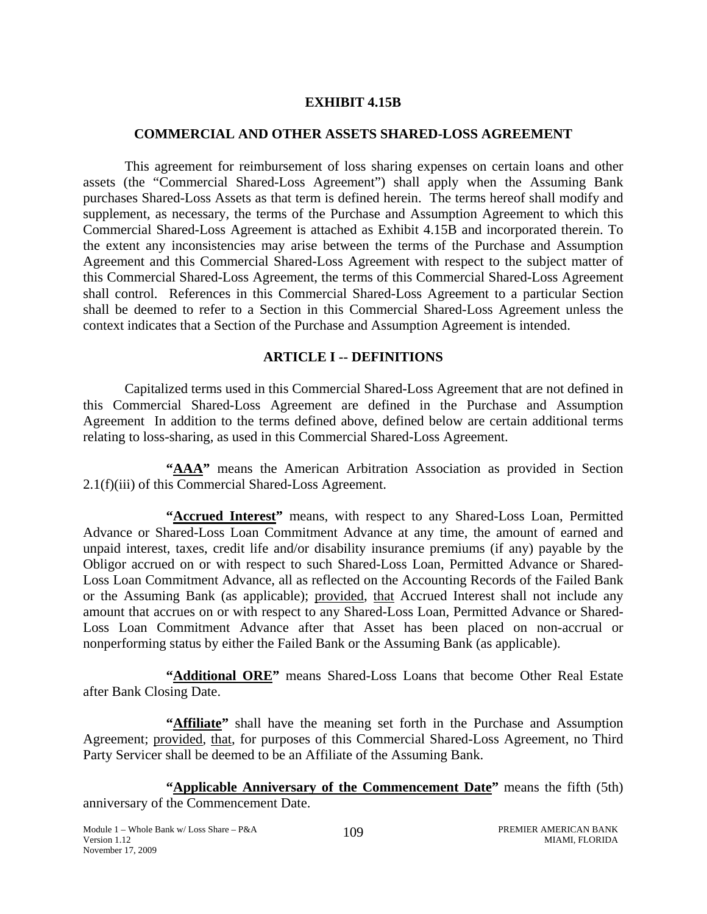# EXHIBIT 4.15B

## COMMERCIAL AND OTHER ASSETS SHARED-LOSS AGREEMENT

This agreement for reimbursement of loss sharing expenses on certain loans and other assets (the "Commercial Shared-Loss Agreement") shall apply when the Assuming Bank purchases Shared-Loss Assets as that term is defined herein. The terms hereof shall modify and supplement, as necessary, the terms of the Purchase and Assumption Agreement to which this Commercial Shared-Loss Agreement is attached as Exhibit 4.15B and incorporated therein. To the extent any inconsistencies may arise between the terms of the Purchase and Assumption Agreement and this Commercial Shared-Loss Agreement with respect to the subject matter of this Commercial Shared-Loss Agreement, the terms of this Commercial Shared-Loss Agreement shall control. References in this Commercial Shared-Loss Agreement to a particular Section shall be deemed to refer to a Section in this Commercial Shared-Loss Agreement unless the context indicates that a Section of the Purchase and Assumption Agreement is intended.

## ARTICLE I -- DEFINITIONS

Capitalized terms used in this Commercial Shared-Loss Agreement that are not defined in this Commercial Shared-Loss Agreement are defined in the Purchase and Assumption Agreement In addition to the terms defined above, defined below are certain additional terms relating to loss-sharing, as used in this Commercial Shared-Loss Agreement.

**"AAA"** means the American Arbitration Association as provided in Section 2.1(f)(iii) of this Commercial Shared-Loss Agreement.

**"Accrued Interest"** means, with respect to any Shared-Loss Loan, Permitted Advance or Shared-Loss Loan Commitment Advance at any time, the amount of earned and unpaid interest, taxes, credit life and/or disability insurance premiums (if any) payable by the Obligor accrued on or with respect to such Shared-Loss Loan, Permitted Advance or Shared-Loss Loan Commitment Advance, all as reflected on the Accounting Records of the Failed Bank or the Assuming Bank (as applicable); provided, that Accrued Interest shall not include any amount that accrues on or with respect to any Shared-Loss Loan, Permitted Advance or Shared-Loss Loan Commitment Advance after that Asset has been placed on non-accrual or nonperforming status by either the Failed Bank or the Assuming Bank (as applicable).

**"Additional ORE"** means Shared-Loss Loans that become Other Real Estate after Bank Closing Date.

**"Affiliate"** shall have the meaning set forth in the Purchase and Assumption Agreement; provided, that, for purposes of this Commercial Shared-Loss Agreement, no Third Party Servicer shall be deemed to be an Affiliate of the Assuming Bank.

**"Applicable Anniversary of the Commencement Date"** means the fifth (5th) anniversary of the Commencement Date.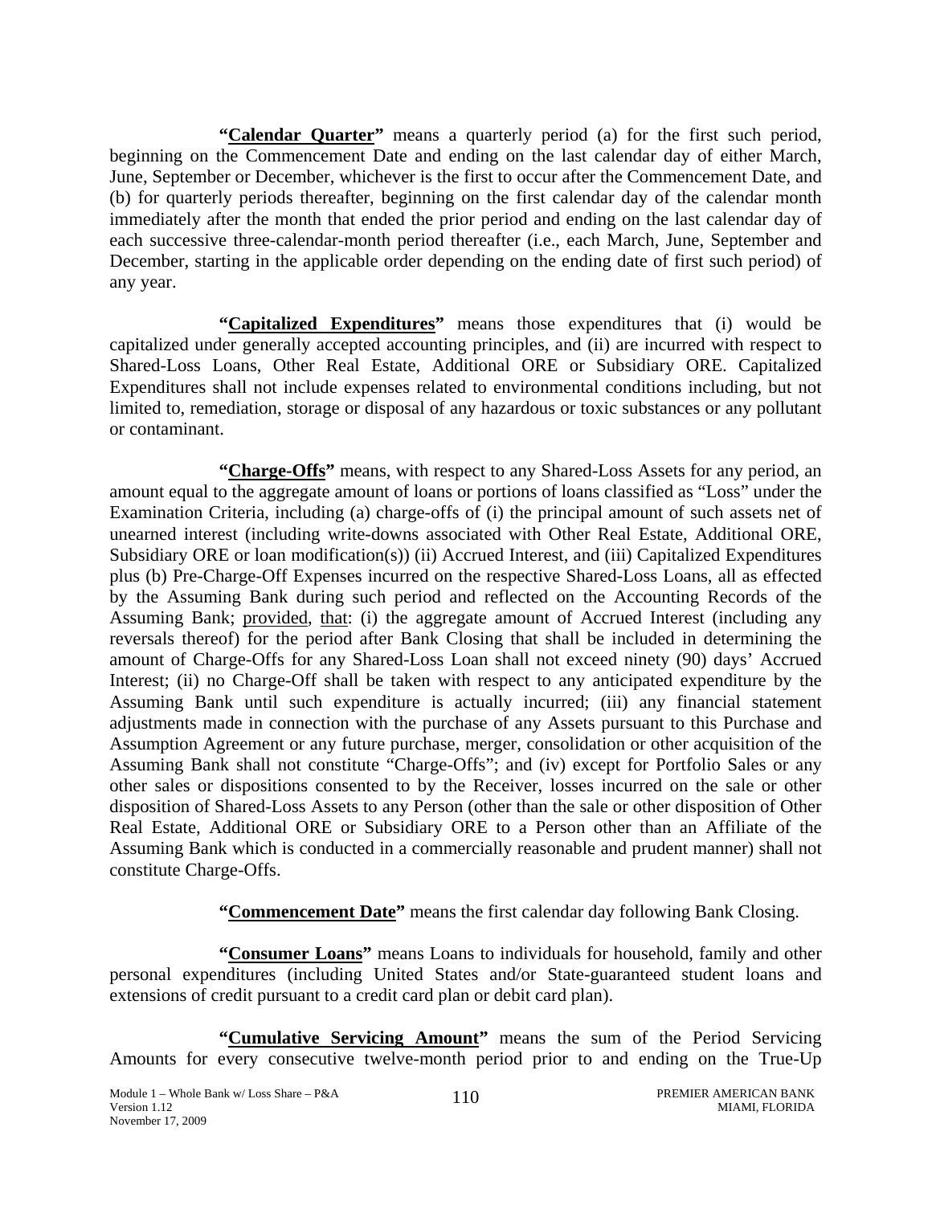**"Calendar Quarter"** means a quarterly period (a) for the first such period, beginning on the Commencement Date and ending on the last calendar day of either March, June, September or December, whichever is the first to occur after the Commencement Date, and (b) for quarterly periods thereafter, beginning on the first calendar day of the calendar month immediately after the month that ended the prior period and ending on the last calendar day of each successive three-calendar-month period thereafter (i.e., each March, June, September and December, starting in the applicable order depending on the ending date of first such period) of any year.

**"Capitalized Expenditures"** means those expenditures that (i) would be capitalized under generally accepted accounting principles, and (ii) are incurred with respect to Shared-Loss Loans, Other Real Estate, Additional ORE or Subsidiary ORE. Capitalized Expenditures shall not include expenses related to environmental conditions including, but not limited to, remediation, storage or disposal of any hazardous or toxic substances or any pollutant or contaminant.

**"Charge-Offs"** means, with respect to any Shared-Loss Assets for any period, an amount equal to the aggregate amount of loans or portions of loans classified as "Loss" under the Examination Criteria, including (a) charge-offs of (i) the principal amount of such assets net of unearned interest (including write-downs associated with Other Real Estate, Additional ORE, Subsidiary ORE or loan modification(s)) (ii) Accrued Interest, and (iii) Capitalized Expenditures plus (b) Pre-Charge-Off Expenses incurred on the respective Shared-Loss Loans, all as effected by the Assuming Bank during such period and reflected on the Accounting Records of the Assuming Bank; provided, that: (i) the aggregate amount of Accrued Interest (including any reversals thereof) for the period after Bank Closing that shall be included in determining the amount of Charge-Offs for any Shared-Loss Loan shall not exceed ninety (90) days' Accrued Interest; (ii) no Charge-Off shall be taken with respect to any anticipated expenditure by the Assuming Bank until such expenditure is actually incurred; (iii) any financial statement adjustments made in connection with the purchase of any Assets pursuant to this Purchase and Assumption Agreement or any future purchase, merger, consolidation or other acquisition of the Assuming Bank shall not constitute "Charge-Offs"; and (iv) except for Portfolio Sales or any other sales or dispositions consented to by the Receiver, losses incurred on the sale or other disposition of Shared-Loss Assets to any Person (other than the sale or other disposition of Other Real Estate, Additional ORE or Subsidiary ORE to a Person other than an Affiliate of the Assuming Bank which is conducted in a commercially reasonable and prudent manner) shall not constitute Charge-Offs.

**"Commencement Date"** means the first calendar day following Bank Closing.

**"Consumer Loans"** means Loans to individuals for household, family and other personal expenditures (including United States and/or State-guaranteed student loans and extensions of credit pursuant to a credit card plan or debit card plan).

**"Cumulative Servicing Amount"** means the sum of the Period Servicing Amounts for every consecutive twelve-month period prior to and ending on the True-Up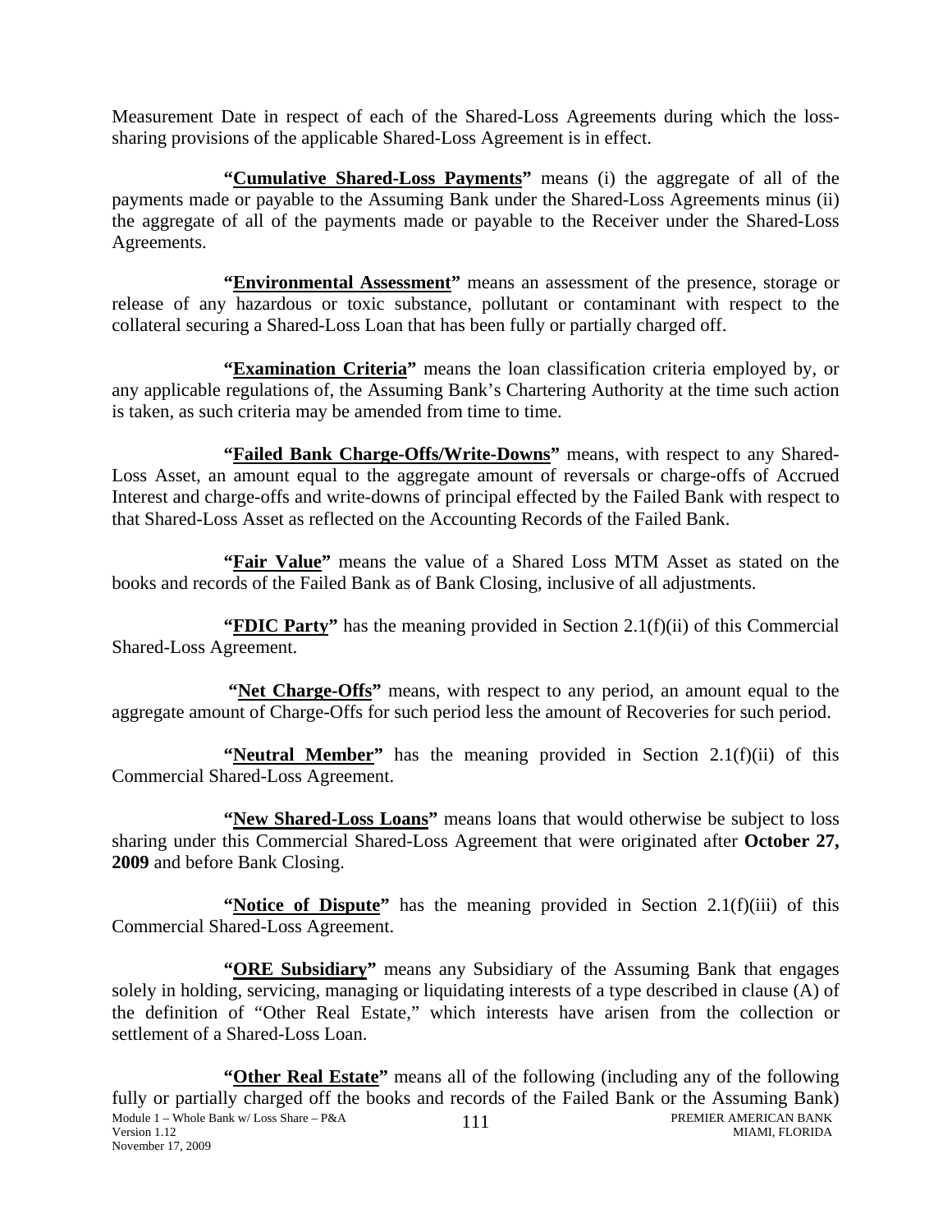Measurement Date in respect of each of the Shared-Loss Agreements during which the loss-sharing provisions of the applicable Shared-Loss Agreement is in effect.

**"Cumulative Shared-Loss Payments"** means (i) the aggregate of all of the payments made or payable to the Assuming Bank under the Shared-Loss Agreements minus (ii) the aggregate of all of the payments made or payable to the Receiver under the Shared-Loss Agreements.

**"Environmental Assessment"** means an assessment of the presence, storage or release of any hazardous or toxic substance, pollutant or contaminant with respect to the collateral securing a Shared-Loss Loan that has been fully or partially charged off.

**"Examination Criteria"** means the loan classification criteria employed by, or any applicable regulations of, the Assuming Bank's Chartering Authority at the time such action is taken, as such criteria may be amended from time to time.

**"Failed Bank Charge-Offs/Write-Downs"** means, with respect to any Shared-Loss Asset, an amount equal to the aggregate amount of reversals or charge-offs of Accrued Interest and charge-offs and write-downs of principal effected by the Failed Bank with respect to that Shared-Loss Asset as reflected on the Accounting Records of the Failed Bank.

**"Fair Value"** means the value of a Shared Loss MTM Asset as stated on the books and records of the Failed Bank as of Bank Closing, inclusive of all adjustments.

**"FDIC Party"** has the meaning provided in Section 2.1(f)(ii) of this Commercial Shared-Loss Agreement.

**"Net Charge-Offs"** means, with respect to any period, an amount equal to the aggregate amount of Charge-Offs for such period less the amount of Recoveries for such period.

**"Neutral Member"** has the meaning provided in Section 2.1(f)(ii) of this Commercial Shared-Loss Agreement.

**"New Shared-Loss Loans"** means loans that would otherwise be subject to loss sharing under this Commercial Shared-Loss Agreement that were originated after **October 27, 2009** and before Bank Closing.

**"Notice of Dispute"** has the meaning provided in Section 2.1(f)(iii) of this Commercial Shared-Loss Agreement.

**"ORE Subsidiary"** means any Subsidiary of the Assuming Bank that engages solely in holding, servicing, managing or liquidating interests of a type described in clause (A) of the definition of "Other Real Estate," which interests have arisen from the collection or settlement of a Shared-Loss Loan.

**"Other Real Estate"** means all of the following (including any of the following fully or partially charged off the books and records of the Failed Bank or the Assuming Bank)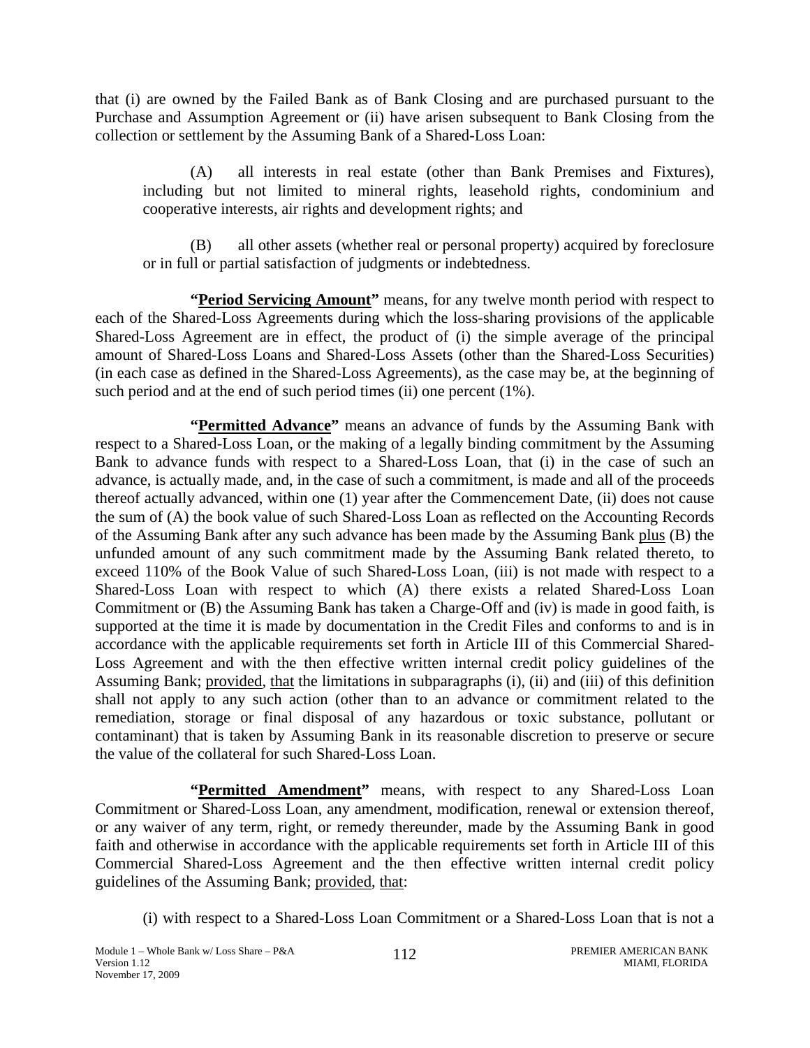that (i) are owned by the Failed Bank as of Bank Closing and are purchased pursuant to the Purchase and Assumption Agreement or (ii) have arisen subsequent to Bank Closing from the collection or settlement by the Assuming Bank of a Shared-Loss Loan:

(A) all interests in real estate (other than Bank Premises and Fixtures), including but not limited to mineral rights, leasehold rights, condominium and cooperative interests, air rights and development rights; and

(B) all other assets (whether real or personal property) acquired by foreclosure or in full or partial satisfaction of judgments or indebtedness.

**"Period Servicing Amount"** means, for any twelve month period with respect to each of the Shared-Loss Agreements during which the loss-sharing provisions of the applicable Shared-Loss Agreement are in effect, the product of (i) the simple average of the principal amount of Shared-Loss Loans and Shared-Loss Assets (other than the Shared-Loss Securities) (in each case as defined in the Shared-Loss Agreements), as the case may be, at the beginning of such period and at the end of such period times (ii) one percent (1%).

**"Permitted Advance"** means an advance of funds by the Assuming Bank with respect to a Shared-Loss Loan, or the making of a legally binding commitment by the Assuming Bank to advance funds with respect to a Shared-Loss Loan, that (i) in the case of such an advance, is actually made, and, in the case of such a commitment, is made and all of the proceeds thereof actually advanced, within one (1) year after the Commencement Date, (ii) does not cause the sum of (A) the book value of such Shared-Loss Loan as reflected on the Accounting Records of the Assuming Bank after any such advance has been made by the Assuming Bank plus (B) the unfunded amount of any such commitment made by the Assuming Bank related thereto, to exceed 110% of the Book Value of such Shared-Loss Loan, (iii) is not made with respect to a Shared-Loss Loan with respect to which (A) there exists a related Shared-Loss Loan Commitment or (B) the Assuming Bank has taken a Charge-Off and (iv) is made in good faith, is supported at the time it is made by documentation in the Credit Files and conforms to and is in accordance with the applicable requirements set forth in Article III of this Commercial Shared-Loss Agreement and with the then effective written internal credit policy guidelines of the Assuming Bank; provided, that the limitations in subparagraphs (i), (ii) and (iii) of this definition shall not apply to any such action (other than to an advance or commitment related to the remediation, storage or final disposal of any hazardous or toxic substance, pollutant or contaminant) that is taken by Assuming Bank in its reasonable discretion to preserve or secure the value of the collateral for such Shared-Loss Loan.

**"Permitted Amendment"** means, with respect to any Shared-Loss Loan Commitment or Shared-Loss Loan, any amendment, modification, renewal or extension thereof, or any waiver of any term, right, or remedy thereunder, made by the Assuming Bank in good faith and otherwise in accordance with the applicable requirements set forth in Article III of this Commercial Shared-Loss Agreement and the then effective written internal credit policy guidelines of the Assuming Bank; provided, that:

(i) with respect to a Shared-Loss Loan Commitment or a Shared-Loss Loan that is not a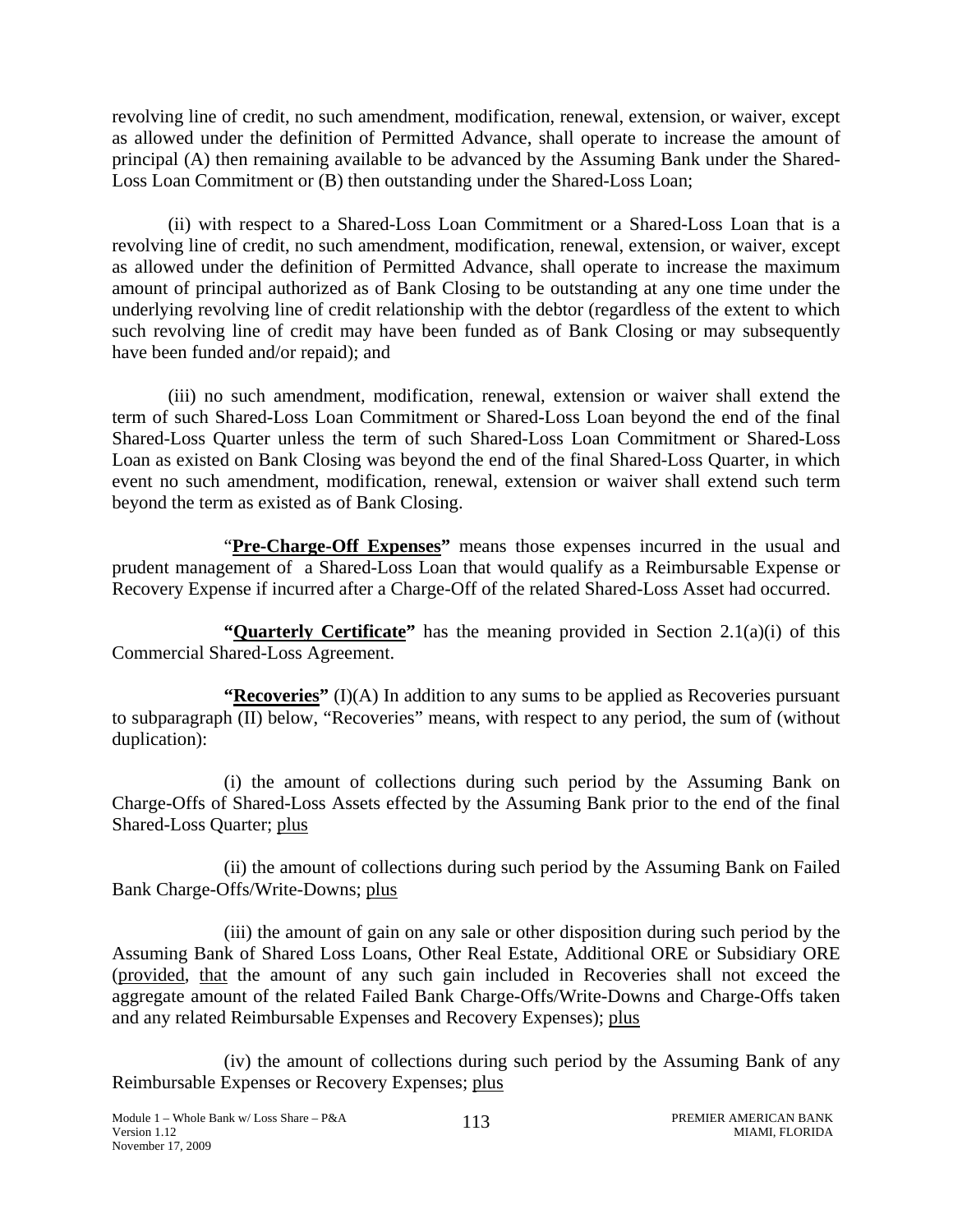revolving line of credit, no such amendment, modification, renewal, extension, or waiver, except as allowed under the definition of Permitted Advance, shall operate to increase the amount of principal (A) then remaining available to be advanced by the Assuming Bank under the Shared-Loss Loan Commitment or (B) then outstanding under the Shared-Loss Loan;

(ii) with respect to a Shared-Loss Loan Commitment or a Shared-Loss Loan that is a revolving line of credit, no such amendment, modification, renewal, extension, or waiver, except as allowed under the definition of Permitted Advance, shall operate to increase the maximum amount of principal authorized as of Bank Closing to be outstanding at any one time under the underlying revolving line of credit relationship with the debtor (regardless of the extent to which such revolving line of credit may have been funded as of Bank Closing or may subsequently have been funded and/or repaid); and

(iii) no such amendment, modification, renewal, extension or waiver shall extend the term of such Shared-Loss Loan Commitment or Shared-Loss Loan beyond the end of the final Shared-Loss Quarter unless the term of such Shared-Loss Loan Commitment or Shared-Loss Loan as existed on Bank Closing was beyond the end of the final Shared-Loss Quarter, in which event no such amendment, modification, renewal, extension or waiver shall extend such term beyond the term as existed as of Bank Closing.

"**<u>Pre-Charge-Off Expenses</u>"** means those expenses incurred in the usual and prudent management of a Shared-Loss Loan that would qualify as a Reimbursable Expense or Recovery Expense if incurred after a Charge-Off of the related Shared-Loss Asset had occurred.

**"<u>Quarterly Certificate</u>"** has the meaning provided in Section 2.1(a)(i) of this Commercial Shared-Loss Agreement.

**"<u>Recoveries</u>"** (I)(A) In addition to any sums to be applied as Recoveries pursuant to subparagraph (II) below, "Recoveries" means, with respect to any period, the sum of (without duplication):

(i) the amount of collections during such period by the Assuming Bank on Charge-Offs of Shared-Loss Assets effected by the Assuming Bank prior to the end of the final Shared-Loss Quarter; <u>plus</u>

(ii) the amount of collections during such period by the Assuming Bank on Failed Bank Charge-Offs/Write-Downs; <u>plus</u>

(iii) the amount of gain on any sale or other disposition during such period by the Assuming Bank of Shared Loss Loans, Other Real Estate, Additional ORE or Subsidiary ORE (<u>provided</u>, <u>that</u> the amount of any such gain included in Recoveries shall not exceed the aggregate amount of the related Failed Bank Charge-Offs/Write-Downs and Charge-Offs taken and any related Reimbursable Expenses and Recovery Expenses); <u>plus</u>

(iv) the amount of collections during such period by the Assuming Bank of any Reimbursable Expenses or Recovery Expenses; <u>plus</u>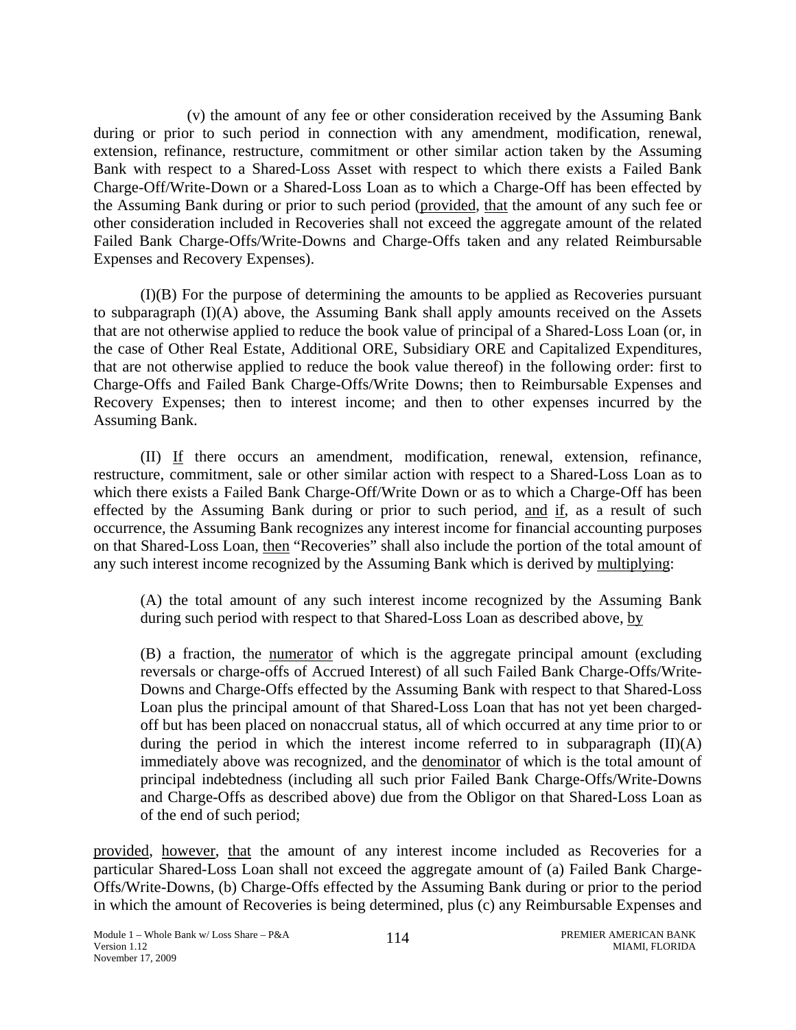(v) the amount of any fee or other consideration received by the Assuming Bank during or prior to such period in connection with any amendment, modification, renewal, extension, refinance, restructure, commitment or other similar action taken by the Assuming Bank with respect to a Shared-Loss Asset with respect to which there exists a Failed Bank Charge-Off/Write-Down or a Shared-Loss Loan as to which a Charge-Off has been effected by the Assuming Bank during or prior to such period (provided, that the amount of any such fee or other consideration included in Recoveries shall not exceed the aggregate amount of the related Failed Bank Charge-Offs/Write-Downs and Charge-Offs taken and any related Reimbursable Expenses and Recovery Expenses).

(I)(B) For the purpose of determining the amounts to be applied as Recoveries pursuant to subparagraph (I)(A) above, the Assuming Bank shall apply amounts received on the Assets that are not otherwise applied to reduce the book value of principal of a Shared-Loss Loan (or, in the case of Other Real Estate, Additional ORE, Subsidiary ORE and Capitalized Expenditures, that are not otherwise applied to reduce the book value thereof) in the following order: first to Charge-Offs and Failed Bank Charge-Offs/Write Downs; then to Reimbursable Expenses and Recovery Expenses; then to interest income; and then to other expenses incurred by the Assuming Bank.

(II) If there occurs an amendment, modification, renewal, extension, refinance, restructure, commitment, sale or other similar action with respect to a Shared-Loss Loan as to which there exists a Failed Bank Charge-Off/Write Down or as to which a Charge-Off has been effected by the Assuming Bank during or prior to such period, and if, as a result of such occurrence, the Assuming Bank recognizes any interest income for financial accounting purposes on that Shared-Loss Loan, then "Recoveries" shall also include the portion of the total amount of any such interest income recognized by the Assuming Bank which is derived by multiplying:

> (A) the total amount of any such interest income recognized by the Assuming Bank during such period with respect to that Shared-Loss Loan as described above, by
>
> (B) a fraction, the numerator of which is the aggregate principal amount (excluding reversals or charge-offs of Accrued Interest) of all such Failed Bank Charge-Offs/Write-Downs and Charge-Offs effected by the Assuming Bank with respect to that Shared-Loss Loan plus the principal amount of that Shared-Loss Loan that has not yet been charged-off but has been placed on nonaccrual status, all of which occurred at any time prior to or during the period in which the interest income referred to in subparagraph (II)(A) immediately above was recognized, and the denominator of which is the total amount of principal indebtedness (including all such prior Failed Bank Charge-Offs/Write-Downs and Charge-Offs as described above) due from the Obligor on that Shared-Loss Loan as of the end of such period;

provided, however, that the amount of any interest income included as Recoveries for a particular Shared-Loss Loan shall not exceed the aggregate amount of (a) Failed Bank Charge-Offs/Write-Downs, (b) Charge-Offs effected by the Assuming Bank during or prior to the period in which the amount of Recoveries is being determined, plus (c) any Reimbursable Expenses and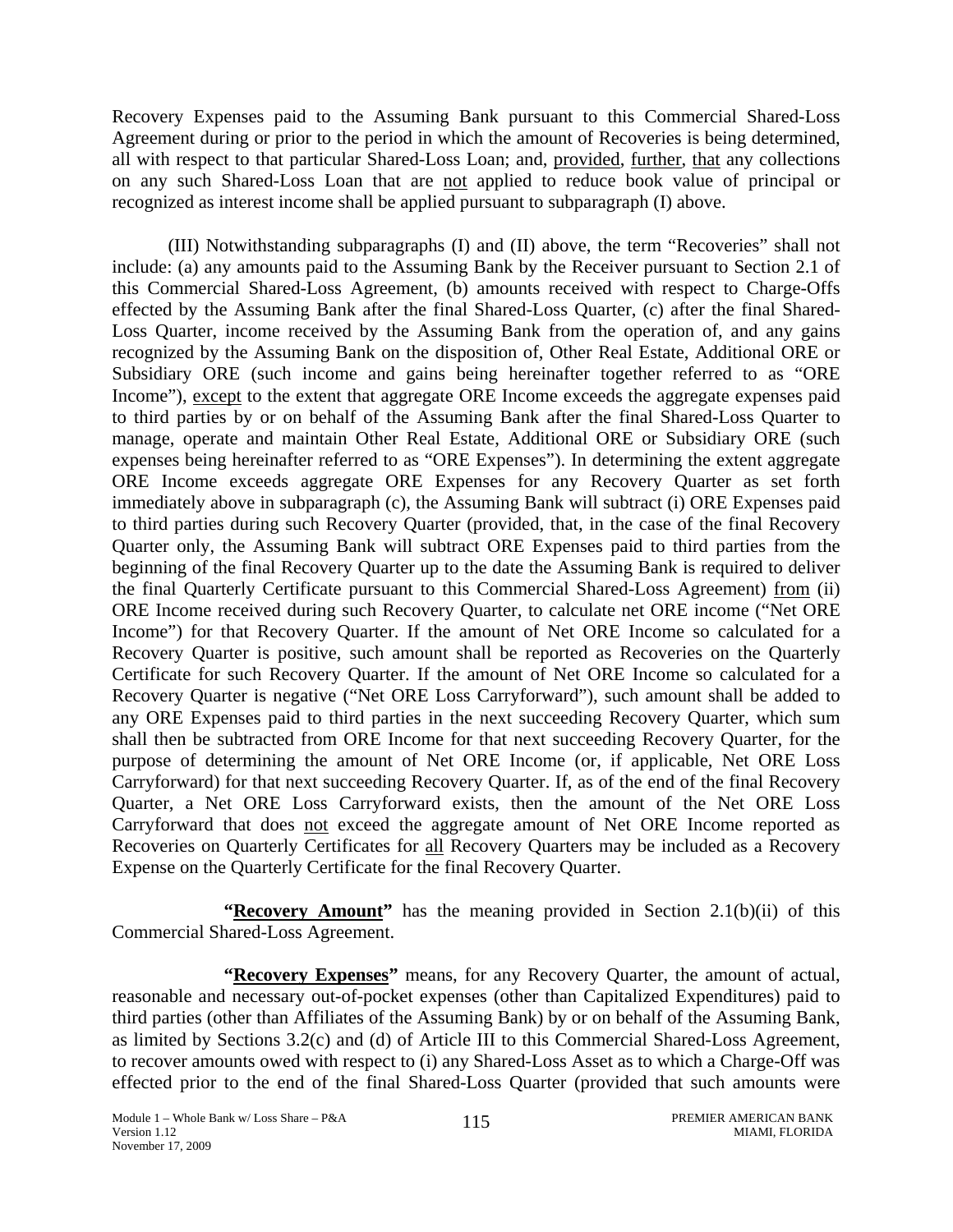Recovery Expenses paid to the Assuming Bank pursuant to this Commercial Shared-Loss Agreement during or prior to the period in which the amount of Recoveries is being determined, all with respect to that particular Shared-Loss Loan; and, provided, further, that any collections on any such Shared-Loss Loan that are not applied to reduce book value of principal or recognized as interest income shall be applied pursuant to subparagraph (I) above.

(III) Notwithstanding subparagraphs (I) and (II) above, the term "Recoveries" shall not include: (a) any amounts paid to the Assuming Bank by the Receiver pursuant to Section 2.1 of this Commercial Shared-Loss Agreement, (b) amounts received with respect to Charge-Offs effected by the Assuming Bank after the final Shared-Loss Quarter, (c) after the final Shared-Loss Quarter, income received by the Assuming Bank from the operation of, and any gains recognized by the Assuming Bank on the disposition of, Other Real Estate, Additional ORE or Subsidiary ORE (such income and gains being hereinafter together referred to as "ORE Income"), except to the extent that aggregate ORE Income exceeds the aggregate expenses paid to third parties by or on behalf of the Assuming Bank after the final Shared-Loss Quarter to manage, operate and maintain Other Real Estate, Additional ORE or Subsidiary ORE (such expenses being hereinafter referred to as "ORE Expenses"). In determining the extent aggregate ORE Income exceeds aggregate ORE Expenses for any Recovery Quarter as set forth immediately above in subparagraph (c), the Assuming Bank will subtract (i) ORE Expenses paid to third parties during such Recovery Quarter (provided, that, in the case of the final Recovery Quarter only, the Assuming Bank will subtract ORE Expenses paid to third parties from the beginning of the final Recovery Quarter up to the date the Assuming Bank is required to deliver the final Quarterly Certificate pursuant to this Commercial Shared-Loss Agreement) from (ii) ORE Income received during such Recovery Quarter, to calculate net ORE income ("Net ORE Income") for that Recovery Quarter. If the amount of Net ORE Income so calculated for a Recovery Quarter is positive, such amount shall be reported as Recoveries on the Quarterly Certificate for such Recovery Quarter. If the amount of Net ORE Income so calculated for a Recovery Quarter is negative ("Net ORE Loss Carryforward"), such amount shall be added to any ORE Expenses paid to third parties in the next succeeding Recovery Quarter, which sum shall then be subtracted from ORE Income for that next succeeding Recovery Quarter, for the purpose of determining the amount of Net ORE Income (or, if applicable, Net ORE Loss Carryforward) for that next succeeding Recovery Quarter. If, as of the end of the final Recovery Quarter, a Net ORE Loss Carryforward exists, then the amount of the Net ORE Loss Carryforward that does not exceed the aggregate amount of Net ORE Income reported as Recoveries on Quarterly Certificates for all Recovery Quarters may be included as a Recovery Expense on the Quarterly Certificate for the final Recovery Quarter.

**"Recovery Amount"** has the meaning provided in Section 2.1(b)(ii) of this Commercial Shared-Loss Agreement.

**"Recovery Expenses"** means, for any Recovery Quarter, the amount of actual, reasonable and necessary out-of-pocket expenses (other than Capitalized Expenditures) paid to third parties (other than Affiliates of the Assuming Bank) by or on behalf of the Assuming Bank, as limited by Sections 3.2(c) and (d) of Article III to this Commercial Shared-Loss Agreement, to recover amounts owed with respect to (i) any Shared-Loss Asset as to which a Charge-Off was effected prior to the end of the final Shared-Loss Quarter (provided that such amounts were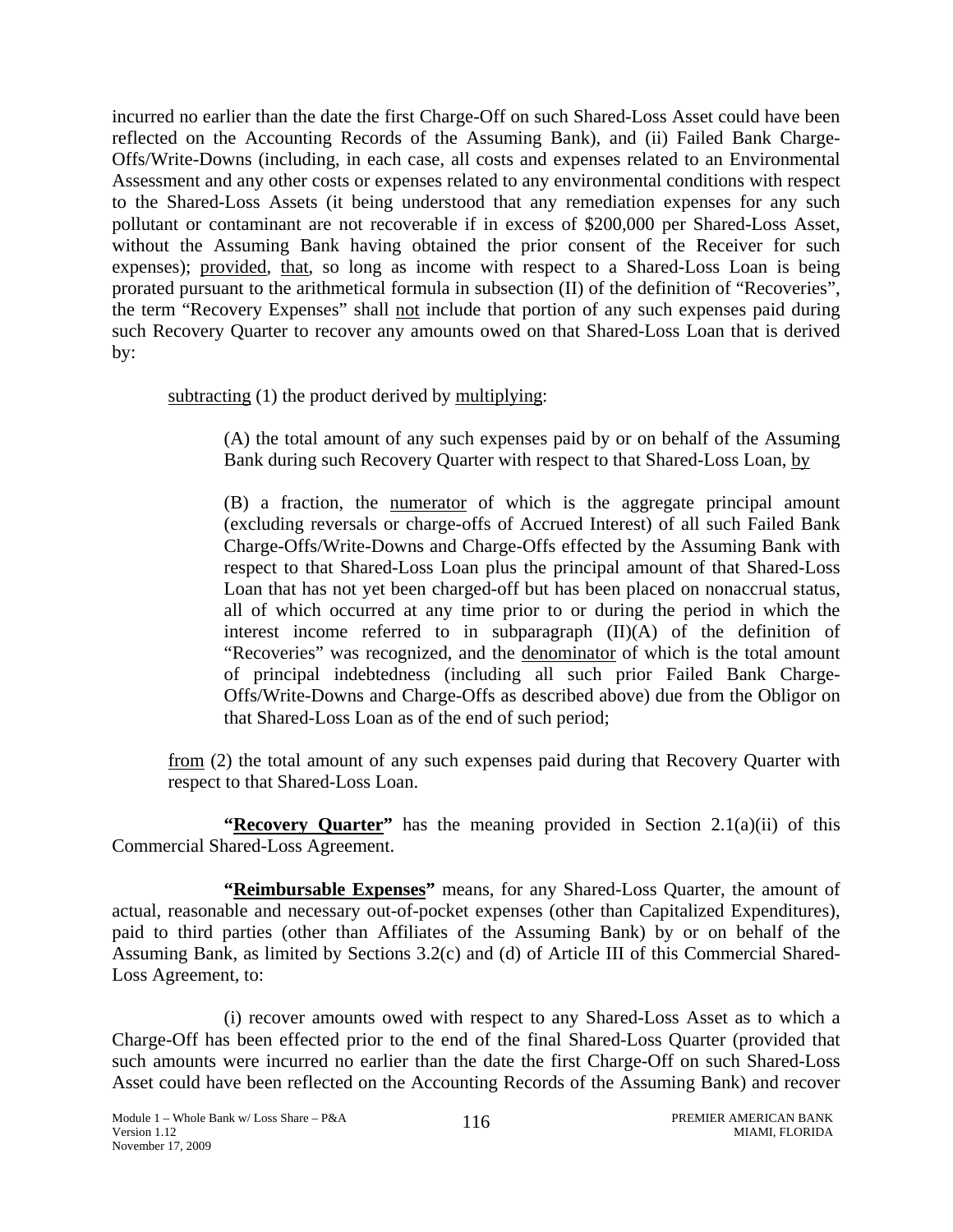incurred no earlier than the date the first Charge-Off on such Shared-Loss Asset could have been reflected on the Accounting Records of the Assuming Bank), and (ii) Failed Bank Charge-Offs/Write-Downs (including, in each case, all costs and expenses related to an Environmental Assessment and any other costs or expenses related to any environmental conditions with respect to the Shared-Loss Assets (it being understood that any remediation expenses for any such pollutant or contaminant are not recoverable if in excess of $200,000 per Shared-Loss Asset, without the Assuming Bank having obtained the prior consent of the Receiver for such expenses); provided, that, so long as income with respect to a Shared-Loss Loan is being prorated pursuant to the arithmetical formula in subsection (II) of the definition of "Recoveries", the term "Recovery Expenses" shall not include that portion of any such expenses paid during such Recovery Quarter to recover any amounts owed on that Shared-Loss Loan that is derived by:

subtracting (1) the product derived by multiplying:

> (A) the total amount of any such expenses paid by or on behalf of the Assuming Bank during such Recovery Quarter with respect to that Shared-Loss Loan, by
>
> (B) a fraction, the numerator of which is the aggregate principal amount (excluding reversals or charge-offs of Accrued Interest) of all such Failed Bank Charge-Offs/Write-Downs and Charge-Offs effected by the Assuming Bank with respect to that Shared-Loss Loan plus the principal amount of that Shared-Loss Loan that has not yet been charged-off but has been placed on nonaccrual status, all of which occurred at any time prior to or during the period in which the interest income referred to in subparagraph (II)(A) of the definition of "Recoveries" was recognized, and the denominator of which is the total amount of principal indebtedness (including all such prior Failed Bank Charge-Offs/Write-Downs and Charge-Offs as described above) due from the Obligor on that Shared-Loss Loan as of the end of such period;

from (2) the total amount of any such expenses paid during that Recovery Quarter with respect to that Shared-Loss Loan.

**"Recovery Quarter"** has the meaning provided in Section 2.1(a)(ii) of this Commercial Shared-Loss Agreement.

**"Reimbursable Expenses"** means, for any Shared-Loss Quarter, the amount of actual, reasonable and necessary out-of-pocket expenses (other than Capitalized Expenditures), paid to third parties (other than Affiliates of the Assuming Bank) by or on behalf of the Assuming Bank, as limited by Sections 3.2(c) and (d) of Article III of this Commercial Shared-Loss Agreement, to:

(i) recover amounts owed with respect to any Shared-Loss Asset as to which a Charge-Off has been effected prior to the end of the final Shared-Loss Quarter (provided that such amounts were incurred no earlier than the date the first Charge-Off on such Shared-Loss Asset could have been reflected on the Accounting Records of the Assuming Bank) and recover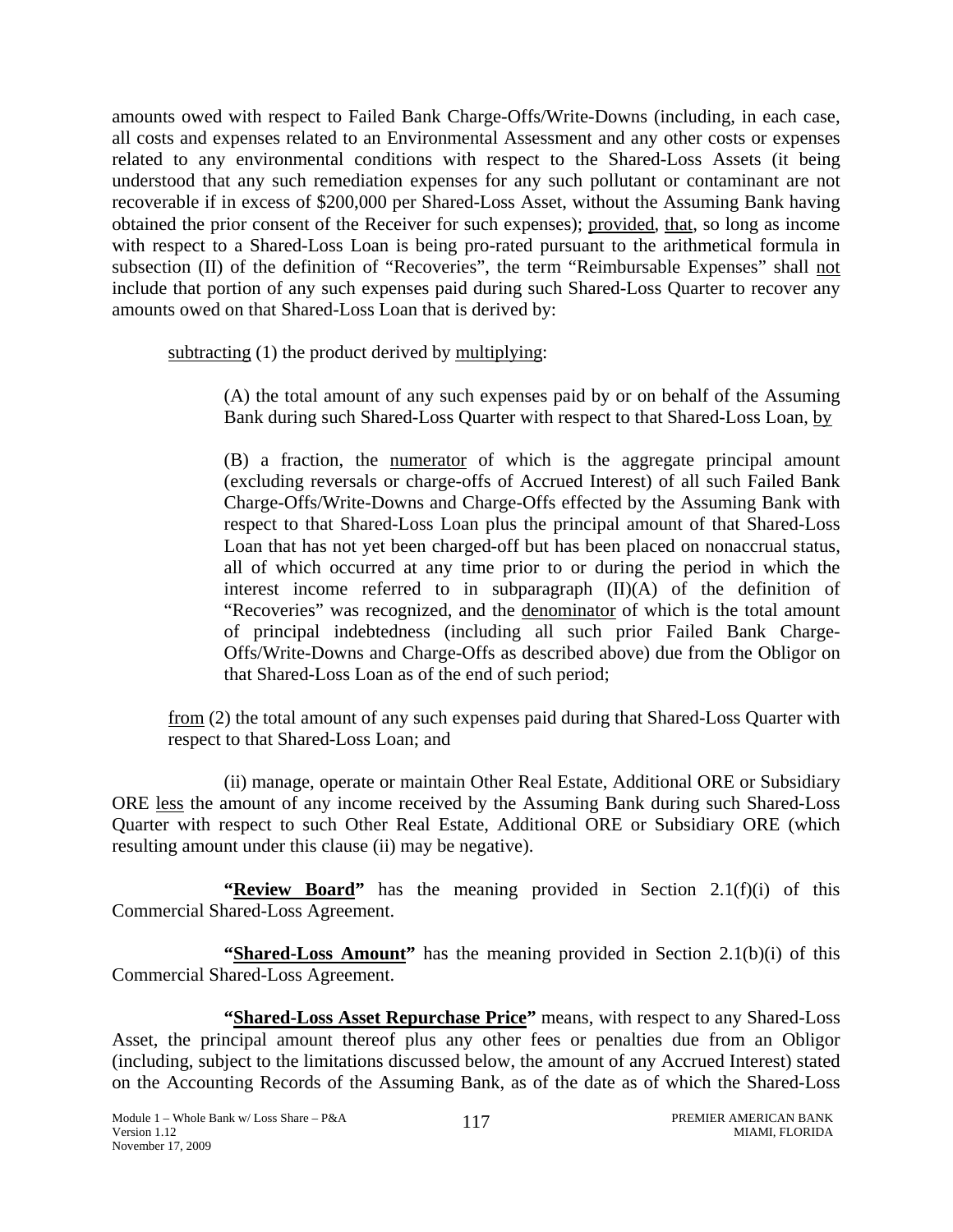amounts owed with respect to Failed Bank Charge-Offs/Write-Downs (including, in each case, all costs and expenses related to an Environmental Assessment and any other costs or expenses related to any environmental conditions with respect to the Shared-Loss Assets (it being understood that any such remediation expenses for any such pollutant or contaminant are not recoverable if in excess of $200,000 per Shared-Loss Asset, without the Assuming Bank having obtained the prior consent of the Receiver for such expenses); provided, that, so long as income with respect to a Shared-Loss Loan is being pro-rated pursuant to the arithmetical formula in subsection (II) of the definition of "Recoveries", the term "Reimbursable Expenses" shall not include that portion of any such expenses paid during such Shared-Loss Quarter to recover any amounts owed on that Shared-Loss Loan that is derived by:

subtracting (1) the product derived by multiplying:

(A) the total amount of any such expenses paid by or on behalf of the Assuming Bank during such Shared-Loss Quarter with respect to that Shared-Loss Loan, by

(B) a fraction, the numerator of which is the aggregate principal amount (excluding reversals or charge-offs of Accrued Interest) of all such Failed Bank Charge-Offs/Write-Downs and Charge-Offs effected by the Assuming Bank with respect to that Shared-Loss Loan plus the principal amount of that Shared-Loss Loan that has not yet been charged-off but has been placed on nonaccrual status, all of which occurred at any time prior to or during the period in which the interest income referred to in subparagraph (II)(A) of the definition of "Recoveries" was recognized, and the denominator of which is the total amount of principal indebtedness (including all such prior Failed Bank Charge-Offs/Write-Downs and Charge-Offs as described above) due from the Obligor on that Shared-Loss Loan as of the end of such period;

from (2) the total amount of any such expenses paid during that Shared-Loss Quarter with respect to that Shared-Loss Loan; and

(ii) manage, operate or maintain Other Real Estate, Additional ORE or Subsidiary ORE less the amount of any income received by the Assuming Bank during such Shared-Loss Quarter with respect to such Other Real Estate, Additional ORE or Subsidiary ORE (which resulting amount under this clause (ii) may be negative).

**"Review Board"** has the meaning provided in Section 2.1(f)(i) of this Commercial Shared-Loss Agreement.

**"Shared-Loss Amount"** has the meaning provided in Section 2.1(b)(i) of this Commercial Shared-Loss Agreement.

**"Shared-Loss Asset Repurchase Price"** means, with respect to any Shared-Loss Asset, the principal amount thereof plus any other fees or penalties due from an Obligor (including, subject to the limitations discussed below, the amount of any Accrued Interest) stated on the Accounting Records of the Assuming Bank, as of the date as of which the Shared-Loss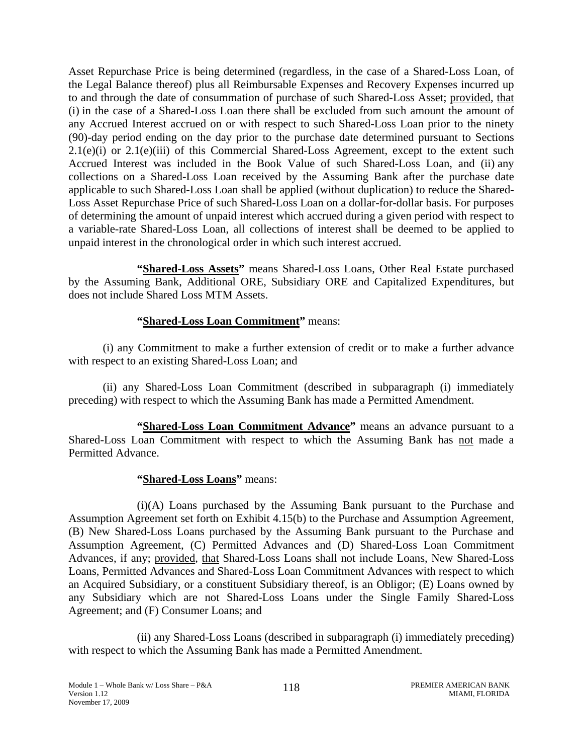Asset Repurchase Price is being determined (regardless, in the case of a Shared-Loss Loan, of the Legal Balance thereof) plus all Reimbursable Expenses and Recovery Expenses incurred up to and through the date of consummation of purchase of such Shared-Loss Asset; provided, that (i) in the case of a Shared-Loss Loan there shall be excluded from such amount the amount of any Accrued Interest accrued on or with respect to such Shared-Loss Loan prior to the ninety (90)-day period ending on the day prior to the purchase date determined pursuant to Sections 2.1(e)(i) or 2.1(e)(iii) of this Commercial Shared-Loss Agreement, except to the extent such Accrued Interest was included in the Book Value of such Shared-Loss Loan, and (ii) any collections on a Shared-Loss Loan received by the Assuming Bank after the purchase date applicable to such Shared-Loss Loan shall be applied (without duplication) to reduce the Shared-Loss Asset Repurchase Price of such Shared-Loss Loan on a dollar-for-dollar basis. For purposes of determining the amount of unpaid interest which accrued during a given period with respect to a variable-rate Shared-Loss Loan, all collections of interest shall be deemed to be applied to unpaid interest in the chronological order in which such interest accrued.

**"Shared-Loss Assets"** means Shared-Loss Loans, Other Real Estate purchased by the Assuming Bank, Additional ORE, Subsidiary ORE and Capitalized Expenditures, but does not include Shared Loss MTM Assets.

**"Shared-Loss Loan Commitment"** means:

(i) any Commitment to make a further extension of credit or to make a further advance with respect to an existing Shared-Loss Loan; and

(ii) any Shared-Loss Loan Commitment (described in subparagraph (i) immediately preceding) with respect to which the Assuming Bank has made a Permitted Amendment.

**"Shared-Loss Loan Commitment Advance"** means an advance pursuant to a Shared-Loss Loan Commitment with respect to which the Assuming Bank has not made a Permitted Advance.

**"Shared-Loss Loans"** means:

(i)(A) Loans purchased by the Assuming Bank pursuant to the Purchase and Assumption Agreement set forth on Exhibit 4.15(b) to the Purchase and Assumption Agreement, (B) New Shared-Loss Loans purchased by the Assuming Bank pursuant to the Purchase and Assumption Agreement, (C) Permitted Advances and (D) Shared-Loss Loan Commitment Advances, if any; provided, that Shared-Loss Loans shall not include Loans, New Shared-Loss Loans, Permitted Advances and Shared-Loss Loan Commitment Advances with respect to which an Acquired Subsidiary, or a constituent Subsidiary thereof, is an Obligor; (E) Loans owned by any Subsidiary which are not Shared-Loss Loans under the Single Family Shared-Loss Agreement; and (F) Consumer Loans; and

(ii) any Shared-Loss Loans (described in subparagraph (i) immediately preceding) with respect to which the Assuming Bank has made a Permitted Amendment.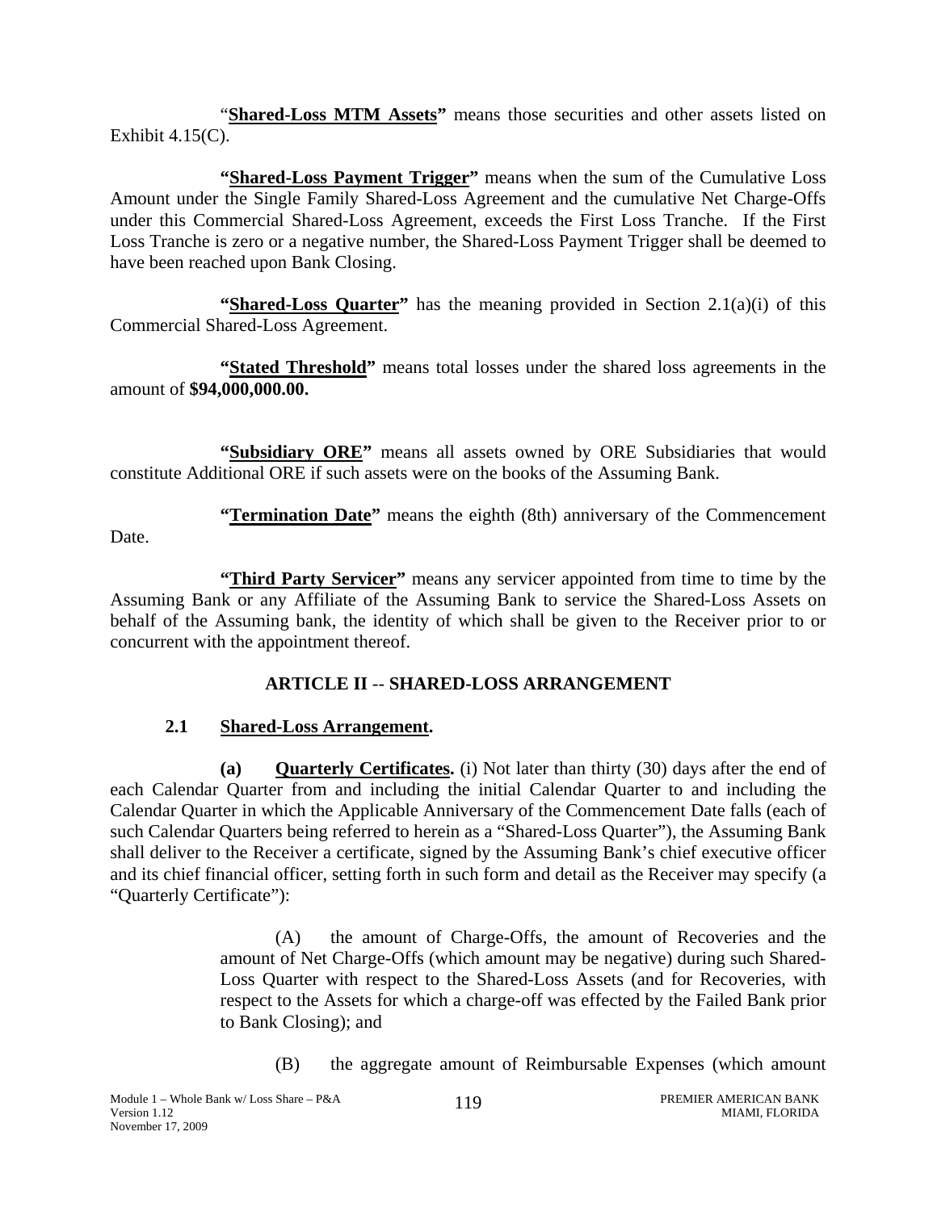"**Shared-Loss MTM Assets"** means those securities and other assets listed on Exhibit 4.15(C).

**"Shared-Loss Payment Trigger"** means when the sum of the Cumulative Loss Amount under the Single Family Shared-Loss Agreement and the cumulative Net Charge-Offs under this Commercial Shared-Loss Agreement, exceeds the First Loss Tranche. If the First Loss Tranche is zero or a negative number, the Shared-Loss Payment Trigger shall be deemed to have been reached upon Bank Closing.

**"Shared-Loss Quarter"** has the meaning provided in Section 2.1(a)(i) of this Commercial Shared-Loss Agreement.

**"Stated Threshold"** means total losses under the shared loss agreements in the amount of **$94,000,000.00.**

**"Subsidiary ORE"** means all assets owned by ORE Subsidiaries that would constitute Additional ORE if such assets were on the books of the Assuming Bank.

**"Termination Date"** means the eighth (8th) anniversary of the Commencement Date.

**"Third Party Servicer"** means any servicer appointed from time to time by the Assuming Bank or any Affiliate of the Assuming Bank to service the Shared-Loss Assets on behalf of the Assuming bank, the identity of which shall be given to the Receiver prior to or concurrent with the appointment thereof.

## ARTICLE II -- SHARED-LOSS ARRANGEMENT

### 2.1 Shared-Loss Arrangement.

**(a) Quarterly Certificates.** (i) Not later than thirty (30) days after the end of each Calendar Quarter from and including the initial Calendar Quarter to and including the Calendar Quarter in which the Applicable Anniversary of the Commencement Date falls (each of such Calendar Quarters being referred to herein as a "Shared-Loss Quarter"), the Assuming Bank shall deliver to the Receiver a certificate, signed by the Assuming Bank's chief executive officer and its chief financial officer, setting forth in such form and detail as the Receiver may specify (a "Quarterly Certificate"):

(A) the amount of Charge-Offs, the amount of Recoveries and the amount of Net Charge-Offs (which amount may be negative) during such Shared-Loss Quarter with respect to the Shared-Loss Assets (and for Recoveries, with respect to the Assets for which a charge-off was effected by the Failed Bank prior to Bank Closing); and

(B) the aggregate amount of Reimbursable Expenses (which amount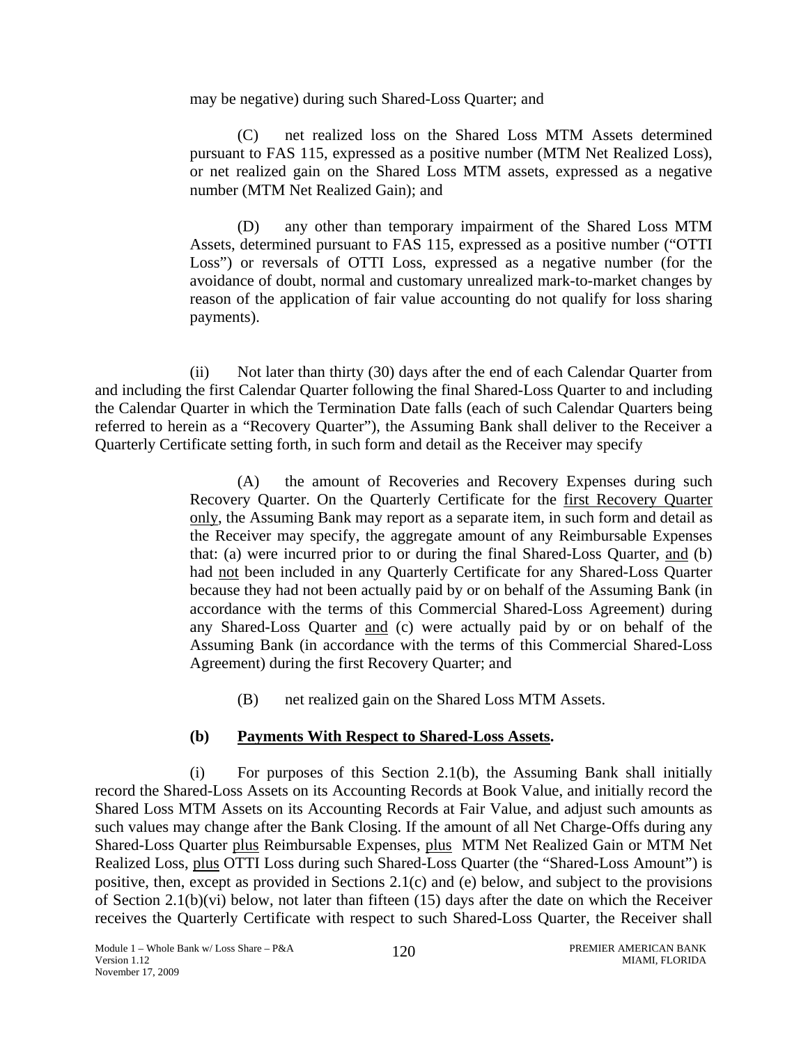may be negative) during such Shared-Loss Quarter; and

(C) net realized loss on the Shared Loss MTM Assets determined pursuant to FAS 115, expressed as a positive number (MTM Net Realized Loss), or net realized gain on the Shared Loss MTM assets, expressed as a negative number (MTM Net Realized Gain); and

(D) any other than temporary impairment of the Shared Loss MTM Assets, determined pursuant to FAS 115, expressed as a positive number ("OTTI Loss") or reversals of OTTI Loss, expressed as a negative number (for the avoidance of doubt, normal and customary unrealized mark-to-market changes by reason of the application of fair value accounting do not qualify for loss sharing payments).

(ii) Not later than thirty (30) days after the end of each Calendar Quarter from and including the first Calendar Quarter following the final Shared-Loss Quarter to and including the Calendar Quarter in which the Termination Date falls (each of such Calendar Quarters being referred to herein as a "Recovery Quarter"), the Assuming Bank shall deliver to the Receiver a Quarterly Certificate setting forth, in such form and detail as the Receiver may specify

(A) the amount of Recoveries and Recovery Expenses during such Recovery Quarter. On the Quarterly Certificate for the first Recovery Quarter only, the Assuming Bank may report as a separate item, in such form and detail as the Receiver may specify, the aggregate amount of any Reimbursable Expenses that: (a) were incurred prior to or during the final Shared-Loss Quarter, and (b) had not been included in any Quarterly Certificate for any Shared-Loss Quarter because they had not been actually paid by or on behalf of the Assuming Bank (in accordance with the terms of this Commercial Shared-Loss Agreement) during any Shared-Loss Quarter and (c) were actually paid by or on behalf of the Assuming Bank (in accordance with the terms of this Commercial Shared-Loss Agreement) during the first Recovery Quarter; and

(B) net realized gain on the Shared Loss MTM Assets.

**(b) Payments With Respect to Shared-Loss Assets.**

(i) For purposes of this Section 2.1(b), the Assuming Bank shall initially record the Shared-Loss Assets on its Accounting Records at Book Value, and initially record the Shared Loss MTM Assets on its Accounting Records at Fair Value, and adjust such amounts as such values may change after the Bank Closing. If the amount of all Net Charge-Offs during any Shared-Loss Quarter plus Reimbursable Expenses, plus MTM Net Realized Gain or MTM Net Realized Loss, plus OTTI Loss during such Shared-Loss Quarter (the "Shared-Loss Amount") is positive, then, except as provided in Sections 2.1(c) and (e) below, and subject to the provisions of Section 2.1(b)(vi) below, not later than fifteen (15) days after the date on which the Receiver receives the Quarterly Certificate with respect to such Shared-Loss Quarter, the Receiver shall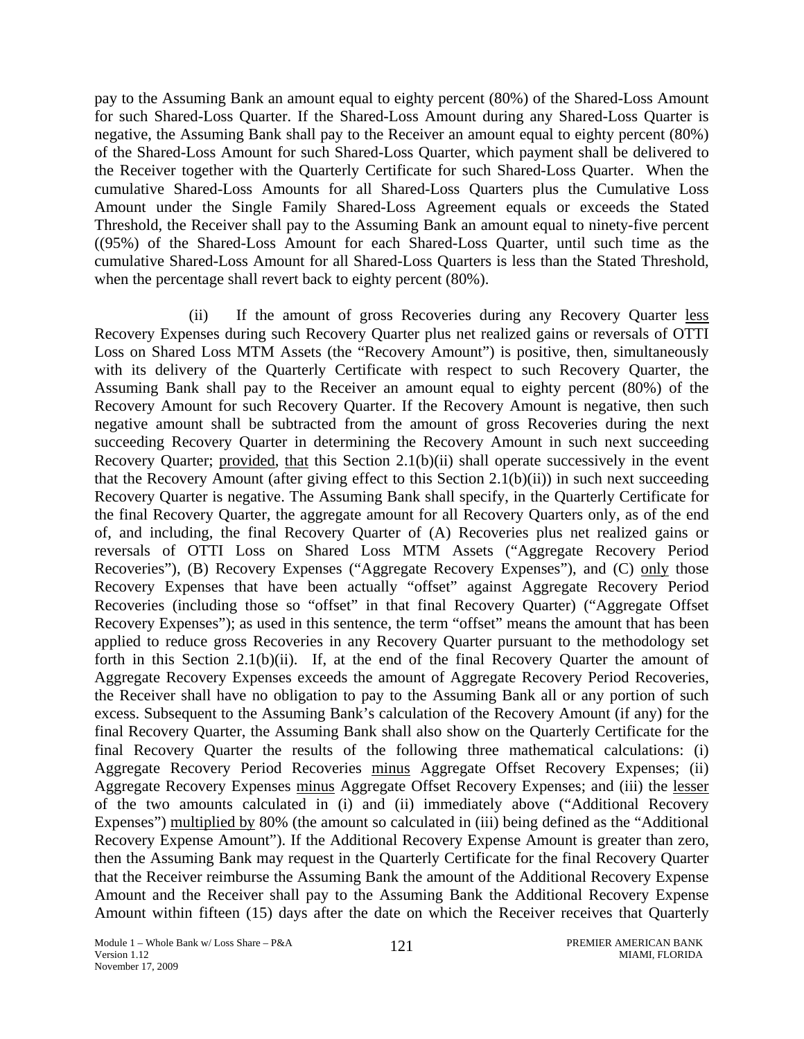pay to the Assuming Bank an amount equal to eighty percent (80%) of the Shared-Loss Amount for such Shared-Loss Quarter. If the Shared-Loss Amount during any Shared-Loss Quarter is negative, the Assuming Bank shall pay to the Receiver an amount equal to eighty percent (80%) of the Shared-Loss Amount for such Shared-Loss Quarter, which payment shall be delivered to the Receiver together with the Quarterly Certificate for such Shared-Loss Quarter. When the cumulative Shared-Loss Amounts for all Shared-Loss Quarters plus the Cumulative Loss Amount under the Single Family Shared-Loss Agreement equals or exceeds the Stated Threshold, the Receiver shall pay to the Assuming Bank an amount equal to ninety-five percent ((95%) of the Shared-Loss Amount for each Shared-Loss Quarter, until such time as the cumulative Shared-Loss Amount for all Shared-Loss Quarters is less than the Stated Threshold, when the percentage shall revert back to eighty percent (80%).

(ii) If the amount of gross Recoveries during any Recovery Quarter less Recovery Expenses during such Recovery Quarter plus net realized gains or reversals of OTTI Loss on Shared Loss MTM Assets (the "Recovery Amount") is positive, then, simultaneously with its delivery of the Quarterly Certificate with respect to such Recovery Quarter, the Assuming Bank shall pay to the Receiver an amount equal to eighty percent (80%) of the Recovery Amount for such Recovery Quarter. If the Recovery Amount is negative, then such negative amount shall be subtracted from the amount of gross Recoveries during the next succeeding Recovery Quarter in determining the Recovery Amount in such next succeeding Recovery Quarter; provided, that this Section 2.1(b)(ii) shall operate successively in the event that the Recovery Amount (after giving effect to this Section 2.1(b)(ii)) in such next succeeding Recovery Quarter is negative. The Assuming Bank shall specify, in the Quarterly Certificate for the final Recovery Quarter, the aggregate amount for all Recovery Quarters only, as of the end of, and including, the final Recovery Quarter of (A) Recoveries plus net realized gains or reversals of OTTI Loss on Shared Loss MTM Assets ("Aggregate Recovery Period Recoveries"), (B) Recovery Expenses ("Aggregate Recovery Expenses"), and (C) only those Recovery Expenses that have been actually "offset" against Aggregate Recovery Period Recoveries (including those so "offset" in that final Recovery Quarter) ("Aggregate Offset Recovery Expenses"); as used in this sentence, the term "offset" means the amount that has been applied to reduce gross Recoveries in any Recovery Quarter pursuant to the methodology set forth in this Section 2.1(b)(ii). If, at the end of the final Recovery Quarter the amount of Aggregate Recovery Expenses exceeds the amount of Aggregate Recovery Period Recoveries, the Receiver shall have no obligation to pay to the Assuming Bank all or any portion of such excess. Subsequent to the Assuming Bank's calculation of the Recovery Amount (if any) for the final Recovery Quarter, the Assuming Bank shall also show on the Quarterly Certificate for the final Recovery Quarter the results of the following three mathematical calculations: (i) Aggregate Recovery Period Recoveries minus Aggregate Offset Recovery Expenses; (ii) Aggregate Recovery Expenses minus Aggregate Offset Recovery Expenses; and (iii) the lesser of the two amounts calculated in (i) and (ii) immediately above ("Additional Recovery Expenses") multiplied by 80% (the amount so calculated in (iii) being defined as the "Additional Recovery Expense Amount"). If the Additional Recovery Expense Amount is greater than zero, then the Assuming Bank may request in the Quarterly Certificate for the final Recovery Quarter that the Receiver reimburse the Assuming Bank the amount of the Additional Recovery Expense Amount and the Receiver shall pay to the Assuming Bank the Additional Recovery Expense Amount within fifteen (15) days after the date on which the Receiver receives that Quarterly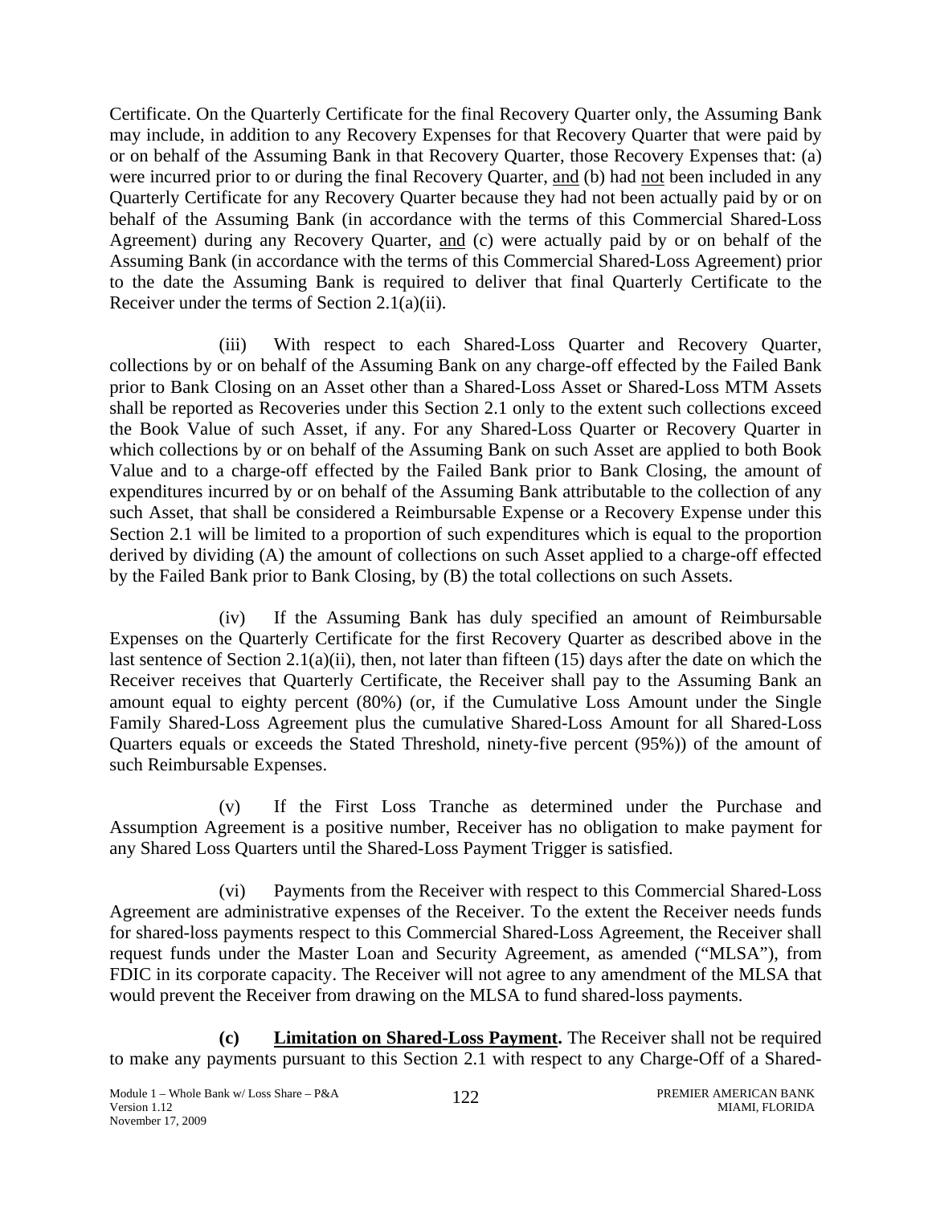Certificate. On the Quarterly Certificate for the final Recovery Quarter only, the Assuming Bank may include, in addition to any Recovery Expenses for that Recovery Quarter that were paid by or on behalf of the Assuming Bank in that Recovery Quarter, those Recovery Expenses that: (a) were incurred prior to or during the final Recovery Quarter, and (b) had not been included in any Quarterly Certificate for any Recovery Quarter because they had not been actually paid by or on behalf of the Assuming Bank (in accordance with the terms of this Commercial Shared-Loss Agreement) during any Recovery Quarter, and (c) were actually paid by or on behalf of the Assuming Bank (in accordance with the terms of this Commercial Shared-Loss Agreement) prior to the date the Assuming Bank is required to deliver that final Quarterly Certificate to the Receiver under the terms of Section 2.1(a)(ii).

(iii) With respect to each Shared-Loss Quarter and Recovery Quarter, collections by or on behalf of the Assuming Bank on any charge-off effected by the Failed Bank prior to Bank Closing on an Asset other than a Shared-Loss Asset or Shared-Loss MTM Assets shall be reported as Recoveries under this Section 2.1 only to the extent such collections exceed the Book Value of such Asset, if any. For any Shared-Loss Quarter or Recovery Quarter in which collections by or on behalf of the Assuming Bank on such Asset are applied to both Book Value and to a charge-off effected by the Failed Bank prior to Bank Closing, the amount of expenditures incurred by or on behalf of the Assuming Bank attributable to the collection of any such Asset, that shall be considered a Reimbursable Expense or a Recovery Expense under this Section 2.1 will be limited to a proportion of such expenditures which is equal to the proportion derived by dividing (A) the amount of collections on such Asset applied to a charge-off effected by the Failed Bank prior to Bank Closing, by (B) the total collections on such Assets.

(iv) If the Assuming Bank has duly specified an amount of Reimbursable Expenses on the Quarterly Certificate for the first Recovery Quarter as described above in the last sentence of Section 2.1(a)(ii), then, not later than fifteen (15) days after the date on which the Receiver receives that Quarterly Certificate, the Receiver shall pay to the Assuming Bank an amount equal to eighty percent (80%) (or, if the Cumulative Loss Amount under the Single Family Shared-Loss Agreement plus the cumulative Shared-Loss Amount for all Shared-Loss Quarters equals or exceeds the Stated Threshold, ninety-five percent (95%)) of the amount of such Reimbursable Expenses.

(v) If the First Loss Tranche as determined under the Purchase and Assumption Agreement is a positive number, Receiver has no obligation to make payment for any Shared Loss Quarters until the Shared-Loss Payment Trigger is satisfied.

(vi) Payments from the Receiver with respect to this Commercial Shared-Loss Agreement are administrative expenses of the Receiver. To the extent the Receiver needs funds for shared-loss payments respect to this Commercial Shared-Loss Agreement, the Receiver shall request funds under the Master Loan and Security Agreement, as amended ("MLSA"), from FDIC in its corporate capacity. The Receiver will not agree to any amendment of the MLSA that would prevent the Receiver from drawing on the MLSA to fund shared-loss payments.

**(c) Limitation on Shared-Loss Payment.** The Receiver shall not be required to make any payments pursuant to this Section 2.1 with respect to any Charge-Off of a Shared-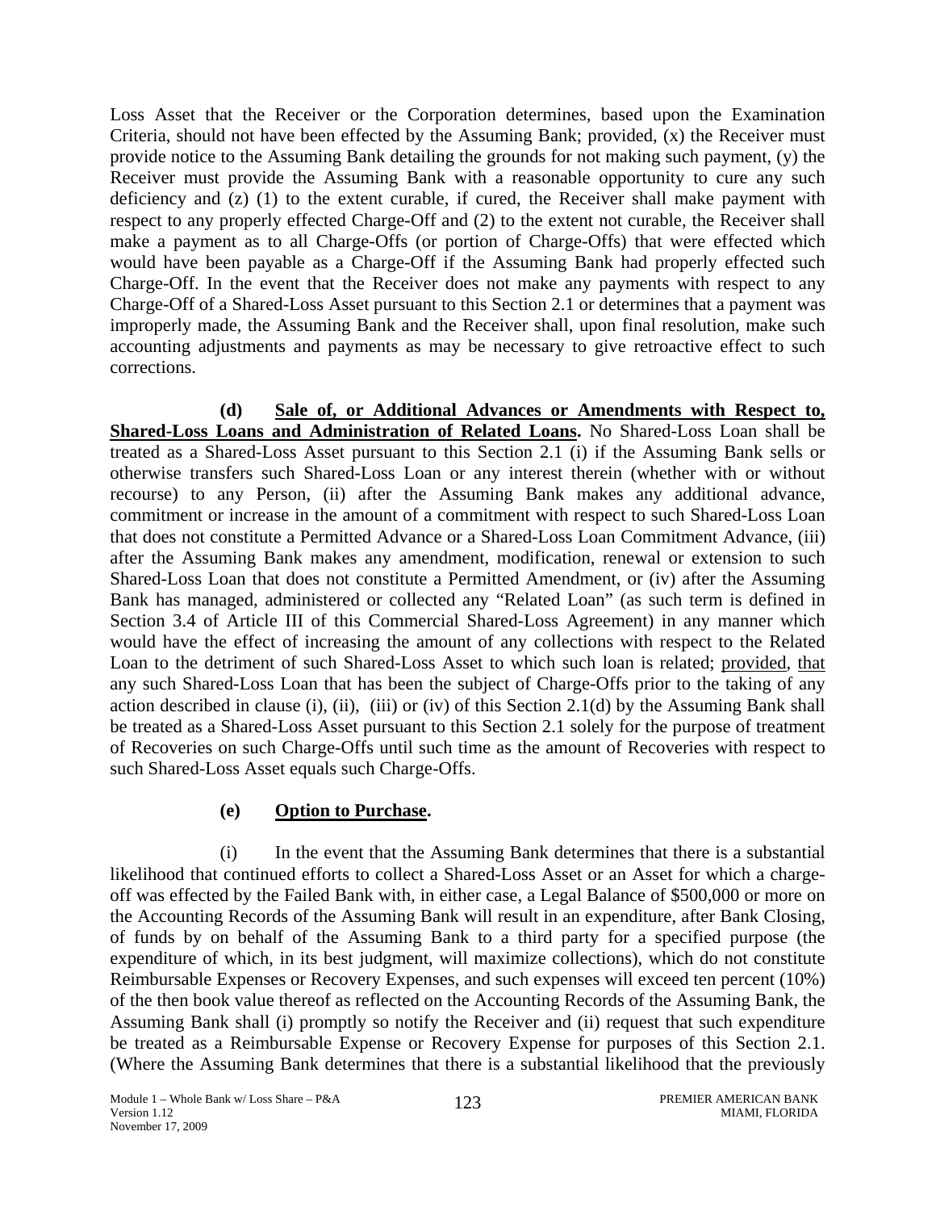Loss Asset that the Receiver or the Corporation determines, based upon the Examination Criteria, should not have been effected by the Assuming Bank; provided, (x) the Receiver must provide notice to the Assuming Bank detailing the grounds for not making such payment, (y) the Receiver must provide the Assuming Bank with a reasonable opportunity to cure any such deficiency and (z) (1) to the extent curable, if cured, the Receiver shall make payment with respect to any properly effected Charge-Off and (2) to the extent not curable, the Receiver shall make a payment as to all Charge-Offs (or portion of Charge-Offs) that were effected which would have been payable as a Charge-Off if the Assuming Bank had properly effected such Charge-Off. In the event that the Receiver does not make any payments with respect to any Charge-Off of a Shared-Loss Asset pursuant to this Section 2.1 or determines that a payment was improperly made, the Assuming Bank and the Receiver shall, upon final resolution, make such accounting adjustments and payments as may be necessary to give retroactive effect to such corrections.

**(d) Sale of, or Additional Advances or Amendments with Respect to, Shared-Loss Loans and Administration of Related Loans.** No Shared-Loss Loan shall be treated as a Shared-Loss Asset pursuant to this Section 2.1 (i) if the Assuming Bank sells or otherwise transfers such Shared-Loss Loan or any interest therein (whether with or without recourse) to any Person, (ii) after the Assuming Bank makes any additional advance, commitment or increase in the amount of a commitment with respect to such Shared-Loss Loan that does not constitute a Permitted Advance or a Shared-Loss Loan Commitment Advance, (iii) after the Assuming Bank makes any amendment, modification, renewal or extension to such Shared-Loss Loan that does not constitute a Permitted Amendment, or (iv) after the Assuming Bank has managed, administered or collected any "Related Loan" (as such term is defined in Section 3.4 of Article III of this Commercial Shared-Loss Agreement) in any manner which would have the effect of increasing the amount of any collections with respect to the Related Loan to the detriment of such Shared-Loss Asset to which such loan is related; provided, that any such Shared-Loss Loan that has been the subject of Charge-Offs prior to the taking of any action described in clause (i), (ii), (iii) or (iv) of this Section 2.1(d) by the Assuming Bank shall be treated as a Shared-Loss Asset pursuant to this Section 2.1 solely for the purpose of treatment of Recoveries on such Charge-Offs until such time as the amount of Recoveries with respect to such Shared-Loss Asset equals such Charge-Offs.

**(e) Option to Purchase.**

(i) In the event that the Assuming Bank determines that there is a substantial likelihood that continued efforts to collect a Shared-Loss Asset or an Asset for which a charge-off was effected by the Failed Bank with, in either case, a Legal Balance of $500,000 or more on the Accounting Records of the Assuming Bank will result in an expenditure, after Bank Closing, of funds by on behalf of the Assuming Bank to a third party for a specified purpose (the expenditure of which, in its best judgment, will maximize collections), which do not constitute Reimbursable Expenses or Recovery Expenses, and such expenses will exceed ten percent (10%) of the then book value thereof as reflected on the Accounting Records of the Assuming Bank, the Assuming Bank shall (i) promptly so notify the Receiver and (ii) request that such expenditure be treated as a Reimbursable Expense or Recovery Expense for purposes of this Section 2.1. (Where the Assuming Bank determines that there is a substantial likelihood that the previously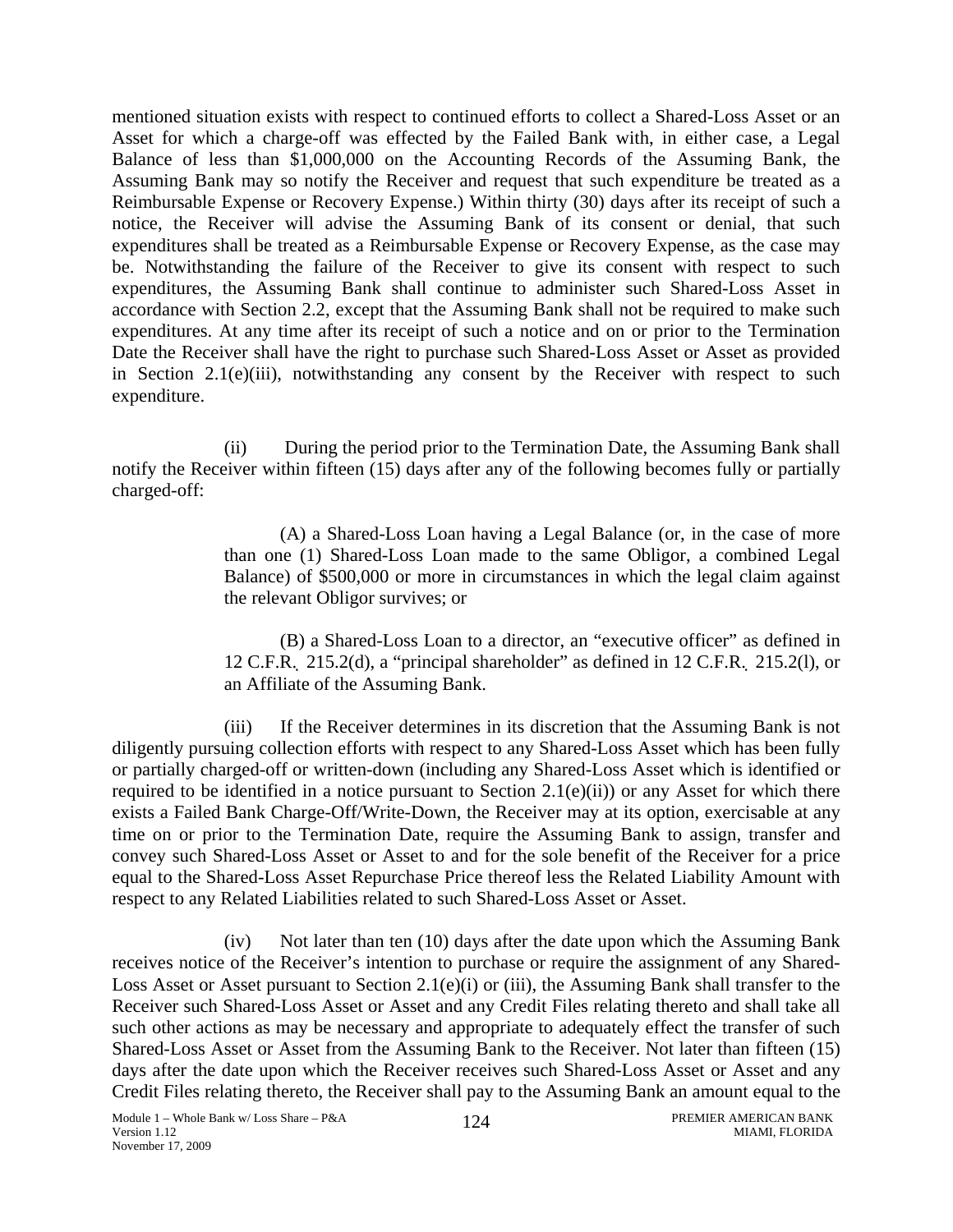mentioned situation exists with respect to continued efforts to collect a Shared-Loss Asset or an Asset for which a charge-off was effected by the Failed Bank with, in either case, a Legal Balance of less than $1,000,000 on the Accounting Records of the Assuming Bank, the Assuming Bank may so notify the Receiver and request that such expenditure be treated as a Reimbursable Expense or Recovery Expense.) Within thirty (30) days after its receipt of such a notice, the Receiver will advise the Assuming Bank of its consent or denial, that such expenditures shall be treated as a Reimbursable Expense or Recovery Expense, as the case may be. Notwithstanding the failure of the Receiver to give its consent with respect to such expenditures, the Assuming Bank shall continue to administer such Shared-Loss Asset in accordance with Section 2.2, except that the Assuming Bank shall not be required to make such expenditures. At any time after its receipt of such a notice and on or prior to the Termination Date the Receiver shall have the right to purchase such Shared-Loss Asset or Asset as provided in Section 2.1(e)(iii), notwithstanding any consent by the Receiver with respect to such expenditure.

(ii) During the period prior to the Termination Date, the Assuming Bank shall notify the Receiver within fifteen (15) days after any of the following becomes fully or partially charged-off:

(A) a Shared-Loss Loan having a Legal Balance (or, in the case of more than one (1) Shared-Loss Loan made to the same Obligor, a combined Legal Balance) of $500,000 or more in circumstances in which the legal claim against the relevant Obligor survives; or

(B) a Shared-Loss Loan to a director, an "executive officer" as defined in 12 C.F.R. 215.2(d), a "principal shareholder" as defined in 12 C.F.R. 215.2(l), or an Affiliate of the Assuming Bank.

(iii) If the Receiver determines in its discretion that the Assuming Bank is not diligently pursuing collection efforts with respect to any Shared-Loss Asset which has been fully or partially charged-off or written-down (including any Shared-Loss Asset which is identified or required to be identified in a notice pursuant to Section 2.1(e)(ii)) or any Asset for which there exists a Failed Bank Charge-Off/Write-Down, the Receiver may at its option, exercisable at any time on or prior to the Termination Date, require the Assuming Bank to assign, transfer and convey such Shared-Loss Asset or Asset to and for the sole benefit of the Receiver for a price equal to the Shared-Loss Asset Repurchase Price thereof less the Related Liability Amount with respect to any Related Liabilities related to such Shared-Loss Asset or Asset.

(iv) Not later than ten (10) days after the date upon which the Assuming Bank receives notice of the Receiver's intention to purchase or require the assignment of any Shared-Loss Asset or Asset pursuant to Section 2.1(e)(i) or (iii), the Assuming Bank shall transfer to the Receiver such Shared-Loss Asset or Asset and any Credit Files relating thereto and shall take all such other actions as may be necessary and appropriate to adequately effect the transfer of such Shared-Loss Asset or Asset from the Assuming Bank to the Receiver. Not later than fifteen (15) days after the date upon which the Receiver receives such Shared-Loss Asset or Asset and any Credit Files relating thereto, the Receiver shall pay to the Assuming Bank an amount equal to the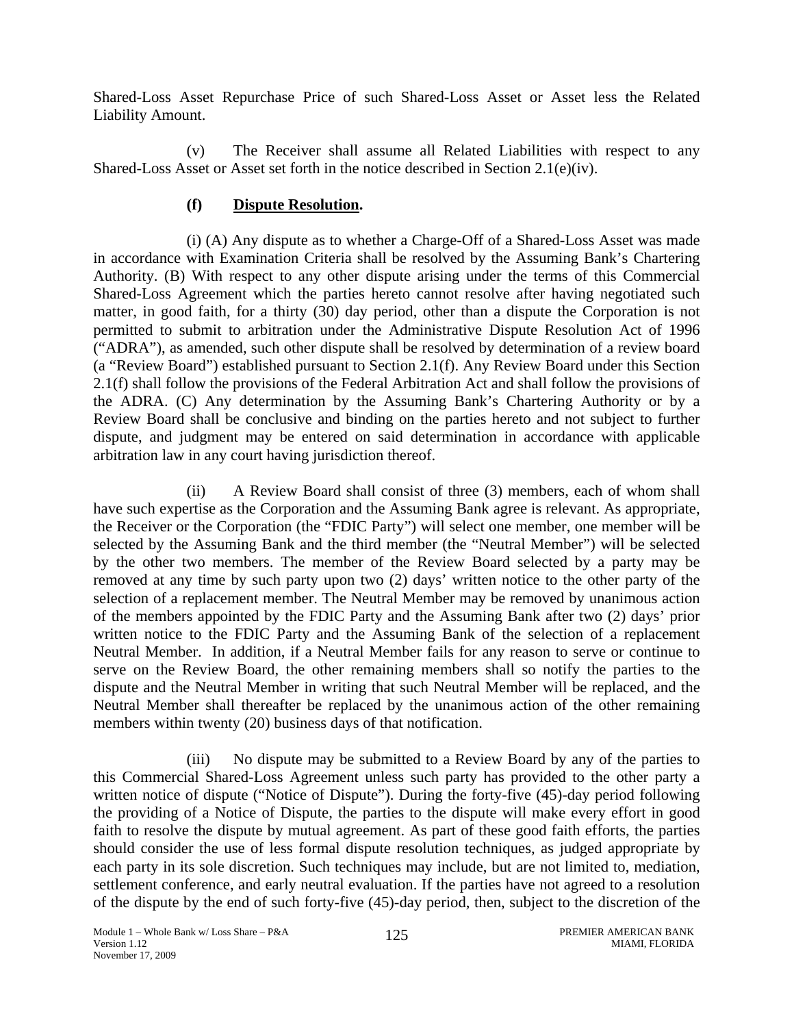Shared-Loss Asset Repurchase Price of such Shared-Loss Asset or Asset less the Related Liability Amount.

(v) The Receiver shall assume all Related Liabilities with respect to any Shared-Loss Asset or Asset set forth in the notice described in Section 2.1(e)(iv).

**(f) Dispute Resolution.**

(i) (A) Any dispute as to whether a Charge-Off of a Shared-Loss Asset was made in accordance with Examination Criteria shall be resolved by the Assuming Bank's Chartering Authority. (B) With respect to any other dispute arising under the terms of this Commercial Shared-Loss Agreement which the parties hereto cannot resolve after having negotiated such matter, in good faith, for a thirty (30) day period, other than a dispute the Corporation is not permitted to submit to arbitration under the Administrative Dispute Resolution Act of 1996 ("ADRA"), as amended, such other dispute shall be resolved by determination of a review board (a "Review Board") established pursuant to Section 2.1(f). Any Review Board under this Section 2.1(f) shall follow the provisions of the Federal Arbitration Act and shall follow the provisions of the ADRA. (C) Any determination by the Assuming Bank's Chartering Authority or by a Review Board shall be conclusive and binding on the parties hereto and not subject to further dispute, and judgment may be entered on said determination in accordance with applicable arbitration law in any court having jurisdiction thereof.

(ii) A Review Board shall consist of three (3) members, each of whom shall have such expertise as the Corporation and the Assuming Bank agree is relevant. As appropriate, the Receiver or the Corporation (the "FDIC Party") will select one member, one member will be selected by the Assuming Bank and the third member (the "Neutral Member") will be selected by the other two members. The member of the Review Board selected by a party may be removed at any time by such party upon two (2) days' written notice to the other party of the selection of a replacement member. The Neutral Member may be removed by unanimous action of the members appointed by the FDIC Party and the Assuming Bank after two (2) days' prior written notice to the FDIC Party and the Assuming Bank of the selection of a replacement Neutral Member. In addition, if a Neutral Member fails for any reason to serve or continue to serve on the Review Board, the other remaining members shall so notify the parties to the dispute and the Neutral Member in writing that such Neutral Member will be replaced, and the Neutral Member shall thereafter be replaced by the unanimous action of the other remaining members within twenty (20) business days of that notification.

(iii) No dispute may be submitted to a Review Board by any of the parties to this Commercial Shared-Loss Agreement unless such party has provided to the other party a written notice of dispute ("Notice of Dispute"). During the forty-five (45)-day period following the providing of a Notice of Dispute, the parties to the dispute will make every effort in good faith to resolve the dispute by mutual agreement. As part of these good faith efforts, the parties should consider the use of less formal dispute resolution techniques, as judged appropriate by each party in its sole discretion. Such techniques may include, but are not limited to, mediation, settlement conference, and early neutral evaluation. If the parties have not agreed to a resolution of the dispute by the end of such forty-five (45)-day period, then, subject to the discretion of the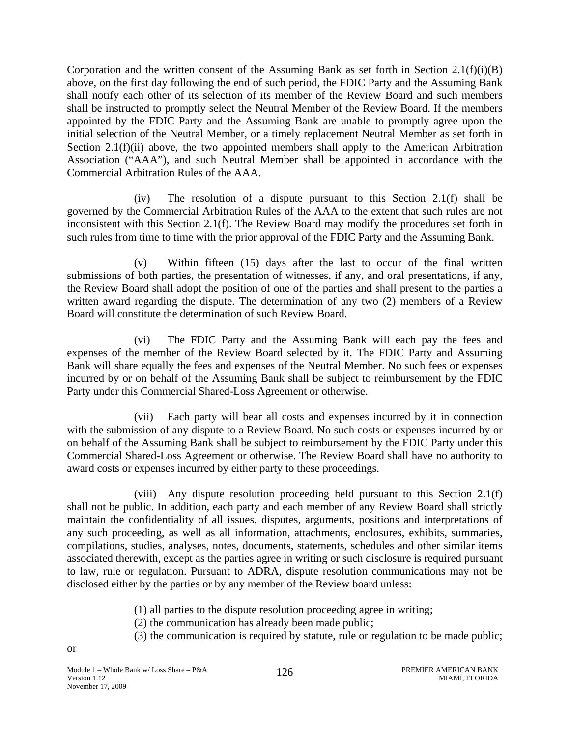Corporation and the written consent of the Assuming Bank as set forth in Section 2.1(f)(i)(B) above, on the first day following the end of such period, the FDIC Party and the Assuming Bank shall notify each other of its selection of its member of the Review Board and such members shall be instructed to promptly select the Neutral Member of the Review Board. If the members appointed by the FDIC Party and the Assuming Bank are unable to promptly agree upon the initial selection of the Neutral Member, or a timely replacement Neutral Member as set forth in Section 2.1(f)(ii) above, the two appointed members shall apply to the American Arbitration Association ("AAA"), and such Neutral Member shall be appointed in accordance with the Commercial Arbitration Rules of the AAA.

(iv) The resolution of a dispute pursuant to this Section 2.1(f) shall be governed by the Commercial Arbitration Rules of the AAA to the extent that such rules are not inconsistent with this Section 2.1(f). The Review Board may modify the procedures set forth in such rules from time to time with the prior approval of the FDIC Party and the Assuming Bank.

(v) Within fifteen (15) days after the last to occur of the final written submissions of both parties, the presentation of witnesses, if any, and oral presentations, if any, the Review Board shall adopt the position of one of the parties and shall present to the parties a written award regarding the dispute. The determination of any two (2) members of a Review Board will constitute the determination of such Review Board.

(vi) The FDIC Party and the Assuming Bank will each pay the fees and expenses of the member of the Review Board selected by it. The FDIC Party and Assuming Bank will share equally the fees and expenses of the Neutral Member. No such fees or expenses incurred by or on behalf of the Assuming Bank shall be subject to reimbursement by the FDIC Party under this Commercial Shared-Loss Agreement or otherwise.

(vii) Each party will bear all costs and expenses incurred by it in connection with the submission of any dispute to a Review Board. No such costs or expenses incurred by or on behalf of the Assuming Bank shall be subject to reimbursement by the FDIC Party under this Commercial Shared-Loss Agreement or otherwise. The Review Board shall have no authority to award costs or expenses incurred by either party to these proceedings.

(viii) Any dispute resolution proceeding held pursuant to this Section 2.1(f) shall not be public. In addition, each party and each member of any Review Board shall strictly maintain the confidentiality of all issues, disputes, arguments, positions and interpretations of any such proceeding, as well as all information, attachments, enclosures, exhibits, summaries, compilations, studies, analyses, notes, documents, statements, schedules and other similar items associated therewith, except as the parties agree in writing or such disclosure is required pursuant to law, rule or regulation. Pursuant to ADRA, dispute resolution communications may not be disclosed either by the parties or by any member of the Review board unless:

(1) all parties to the dispute resolution proceeding agree in writing;
(2) the communication has already been made public;
(3) the communication is required by statute, rule or regulation to be made public;

or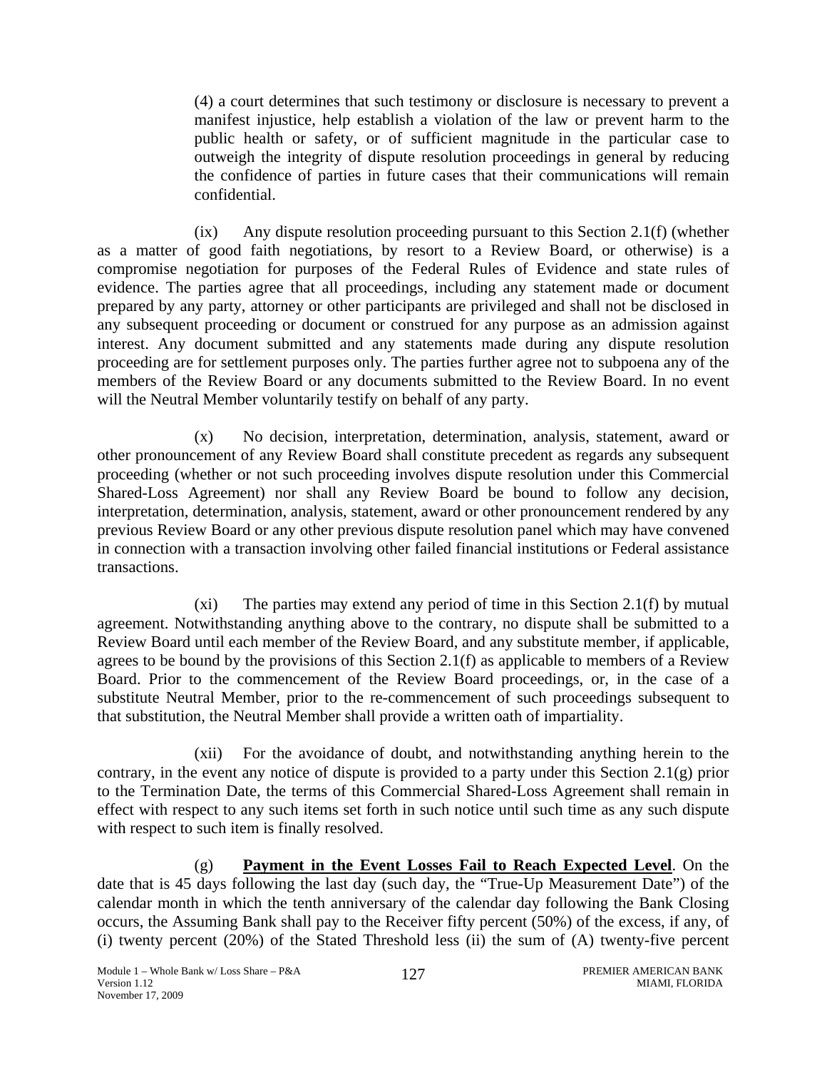(4) a court determines that such testimony or disclosure is necessary to prevent a manifest injustice, help establish a violation of the law or prevent harm to the public health or safety, or of sufficient magnitude in the particular case to outweigh the integrity of dispute resolution proceedings in general by reducing the confidence of parties in future cases that their communications will remain confidential.

(ix) Any dispute resolution proceeding pursuant to this Section 2.1(f) (whether as a matter of good faith negotiations, by resort to a Review Board, or otherwise) is a compromise negotiation for purposes of the Federal Rules of Evidence and state rules of evidence. The parties agree that all proceedings, including any statement made or document prepared by any party, attorney or other participants are privileged and shall not be disclosed in any subsequent proceeding or document or construed for any purpose as an admission against interest. Any document submitted and any statements made during any dispute resolution proceeding are for settlement purposes only. The parties further agree not to subpoena any of the members of the Review Board or any documents submitted to the Review Board. In no event will the Neutral Member voluntarily testify on behalf of any party.

(x) No decision, interpretation, determination, analysis, statement, award or other pronouncement of any Review Board shall constitute precedent as regards any subsequent proceeding (whether or not such proceeding involves dispute resolution under this Commercial Shared-Loss Agreement) nor shall any Review Board be bound to follow any decision, interpretation, determination, analysis, statement, award or other pronouncement rendered by any previous Review Board or any other previous dispute resolution panel which may have convened in connection with a transaction involving other failed financial institutions or Federal assistance transactions.

(xi) The parties may extend any period of time in this Section 2.1(f) by mutual agreement. Notwithstanding anything above to the contrary, no dispute shall be submitted to a Review Board until each member of the Review Board, and any substitute member, if applicable, agrees to be bound by the provisions of this Section 2.1(f) as applicable to members of a Review Board. Prior to the commencement of the Review Board proceedings, or, in the case of a substitute Neutral Member, prior to the re-commencement of such proceedings subsequent to that substitution, the Neutral Member shall provide a written oath of impartiality.

(xii) For the avoidance of doubt, and notwithstanding anything herein to the contrary, in the event any notice of dispute is provided to a party under this Section 2.1(g) prior to the Termination Date, the terms of this Commercial Shared-Loss Agreement shall remain in effect with respect to any such items set forth in such notice until such time as any such dispute with respect to such item is finally resolved.

(g) **Payment in the Event Losses Fail to Reach Expected Level**. On the date that is 45 days following the last day (such day, the "True-Up Measurement Date") of the calendar month in which the tenth anniversary of the calendar day following the Bank Closing occurs, the Assuming Bank shall pay to the Receiver fifty percent (50%) of the excess, if any, of (i) twenty percent (20%) of the Stated Threshold less (ii) the sum of (A) twenty-five percent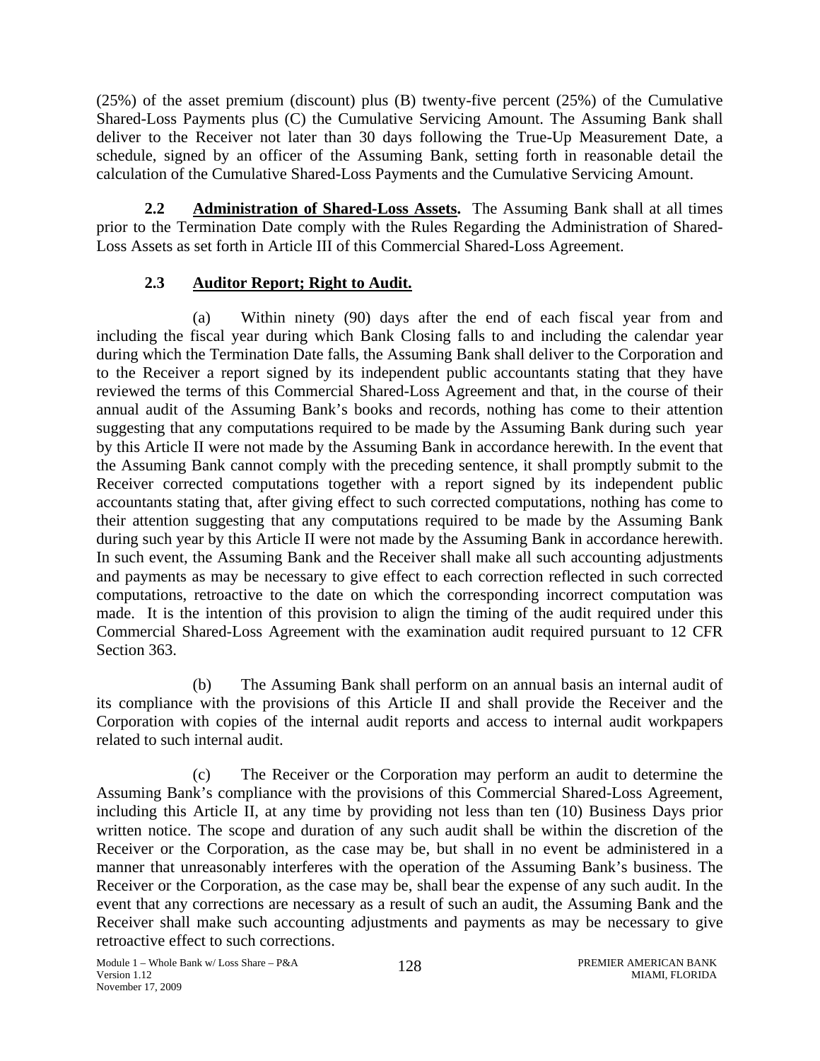(25%) of the asset premium (discount) plus (B) twenty-five percent (25%) of the Cumulative Shared-Loss Payments plus (C) the Cumulative Servicing Amount. The Assuming Bank shall deliver to the Receiver not later than 30 days following the True-Up Measurement Date, a schedule, signed by an officer of the Assuming Bank, setting forth in reasonable detail the calculation of the Cumulative Shared-Loss Payments and the Cumulative Servicing Amount.

**2.2 Administration of Shared-Loss Assets.** The Assuming Bank shall at all times prior to the Termination Date comply with the Rules Regarding the Administration of Shared-Loss Assets as set forth in Article III of this Commercial Shared-Loss Agreement.

**2.3 Auditor Report; Right to Audit.**

(a) Within ninety (90) days after the end of each fiscal year from and including the fiscal year during which Bank Closing falls to and including the calendar year during which the Termination Date falls, the Assuming Bank shall deliver to the Corporation and to the Receiver a report signed by its independent public accountants stating that they have reviewed the terms of this Commercial Shared-Loss Agreement and that, in the course of their annual audit of the Assuming Bank's books and records, nothing has come to their attention suggesting that any computations required to be made by the Assuming Bank during such year by this Article II were not made by the Assuming Bank in accordance herewith. In the event that the Assuming Bank cannot comply with the preceding sentence, it shall promptly submit to the Receiver corrected computations together with a report signed by its independent public accountants stating that, after giving effect to such corrected computations, nothing has come to their attention suggesting that any computations required to be made by the Assuming Bank during such year by this Article II were not made by the Assuming Bank in accordance herewith. In such event, the Assuming Bank and the Receiver shall make all such accounting adjustments and payments as may be necessary to give effect to each correction reflected in such corrected computations, retroactive to the date on which the corresponding incorrect computation was made. It is the intention of this provision to align the timing of the audit required under this Commercial Shared-Loss Agreement with the examination audit required pursuant to 12 CFR Section 363.

(b) The Assuming Bank shall perform on an annual basis an internal audit of its compliance with the provisions of this Article II and shall provide the Receiver and the Corporation with copies of the internal audit reports and access to internal audit workpapers related to such internal audit.

(c) The Receiver or the Corporation may perform an audit to determine the Assuming Bank's compliance with the provisions of this Commercial Shared-Loss Agreement, including this Article II, at any time by providing not less than ten (10) Business Days prior written notice. The scope and duration of any such audit shall be within the discretion of the Receiver or the Corporation, as the case may be, but shall in no event be administered in a manner that unreasonably interferes with the operation of the Assuming Bank's business. The Receiver or the Corporation, as the case may be, shall bear the expense of any such audit. In the event that any corrections are necessary as a result of such an audit, the Assuming Bank and the Receiver shall make such accounting adjustments and payments as may be necessary to give retroactive effect to such corrections.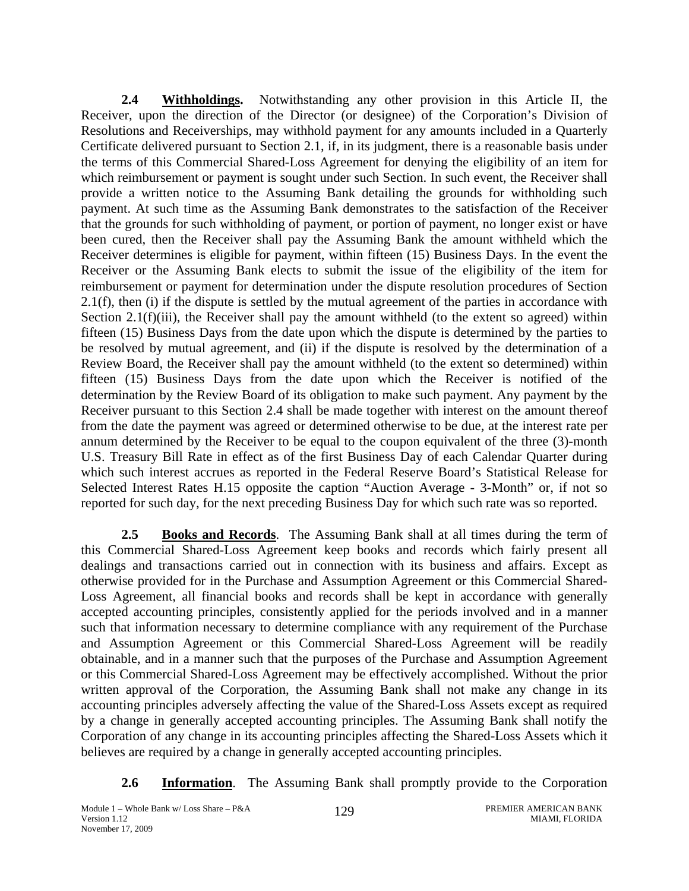**2.4 Withholdings.** Notwithstanding any other provision in this Article II, the Receiver, upon the direction of the Director (or designee) of the Corporation's Division of Resolutions and Receiverships, may withhold payment for any amounts included in a Quarterly Certificate delivered pursuant to Section 2.1, if, in its judgment, there is a reasonable basis under the terms of this Commercial Shared-Loss Agreement for denying the eligibility of an item for which reimbursement or payment is sought under such Section. In such event, the Receiver shall provide a written notice to the Assuming Bank detailing the grounds for withholding such payment. At such time as the Assuming Bank demonstrates to the satisfaction of the Receiver that the grounds for such withholding of payment, or portion of payment, no longer exist or have been cured, then the Receiver shall pay the Assuming Bank the amount withheld which the Receiver determines is eligible for payment, within fifteen (15) Business Days. In the event the Receiver or the Assuming Bank elects to submit the issue of the eligibility of the item for reimbursement or payment for determination under the dispute resolution procedures of Section 2.1(f), then (i) if the dispute is settled by the mutual agreement of the parties in accordance with Section 2.1(f)(iii), the Receiver shall pay the amount withheld (to the extent so agreed) within fifteen (15) Business Days from the date upon which the dispute is determined by the parties to be resolved by mutual agreement, and (ii) if the dispute is resolved by the determination of a Review Board, the Receiver shall pay the amount withheld (to the extent so determined) within fifteen (15) Business Days from the date upon which the Receiver is notified of the determination by the Review Board of its obligation to make such payment. Any payment by the Receiver pursuant to this Section 2.4 shall be made together with interest on the amount thereof from the date the payment was agreed or determined otherwise to be due, at the interest rate per annum determined by the Receiver to be equal to the coupon equivalent of the three (3)-month U.S. Treasury Bill Rate in effect as of the first Business Day of each Calendar Quarter during which such interest accrues as reported in the Federal Reserve Board's Statistical Release for Selected Interest Rates H.15 opposite the caption "Auction Average - 3-Month" or, if not so reported for such day, for the next preceding Business Day for which such rate was so reported.

**2.5 Books and Records**. The Assuming Bank shall at all times during the term of this Commercial Shared-Loss Agreement keep books and records which fairly present all dealings and transactions carried out in connection with its business and affairs. Except as otherwise provided for in the Purchase and Assumption Agreement or this Commercial Shared-Loss Agreement, all financial books and records shall be kept in accordance with generally accepted accounting principles, consistently applied for the periods involved and in a manner such that information necessary to determine compliance with any requirement of the Purchase and Assumption Agreement or this Commercial Shared-Loss Agreement will be readily obtainable, and in a manner such that the purposes of the Purchase and Assumption Agreement or this Commercial Shared-Loss Agreement may be effectively accomplished. Without the prior written approval of the Corporation, the Assuming Bank shall not make any change in its accounting principles adversely affecting the value of the Shared-Loss Assets except as required by a change in generally accepted accounting principles. The Assuming Bank shall notify the Corporation of any change in its accounting principles affecting the Shared-Loss Assets which it believes are required by a change in generally accepted accounting principles.

**2.6 Information**. The Assuming Bank shall promptly provide to the Corporation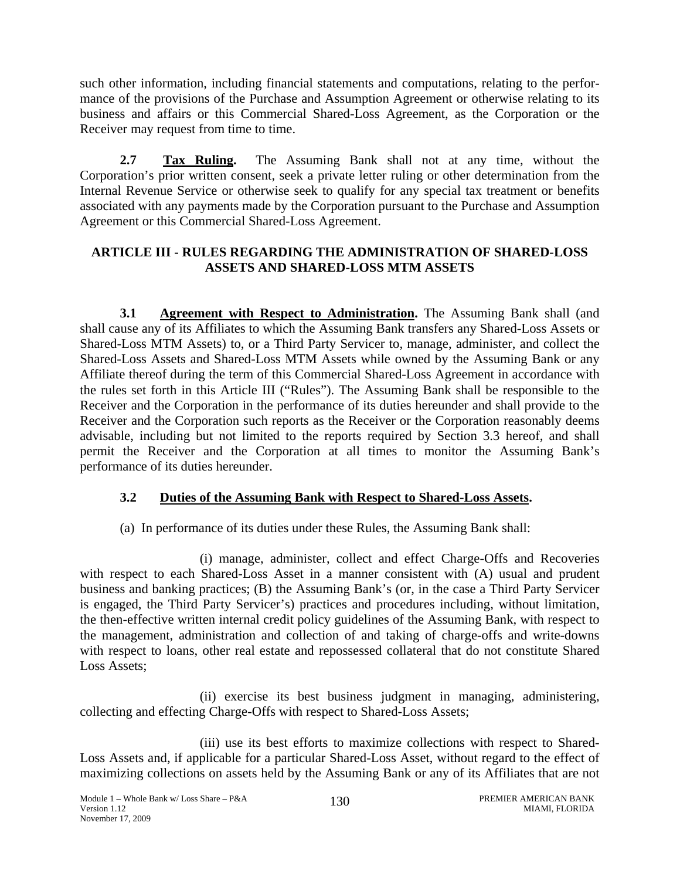such other information, including financial statements and computations, relating to the performance of the provisions of the Purchase and Assumption Agreement or otherwise relating to its business and affairs or this Commercial Shared-Loss Agreement, as the Corporation or the Receiver may request from time to time.

**2.7 Tax Ruling.** The Assuming Bank shall not at any time, without the Corporation's prior written consent, seek a private letter ruling or other determination from the Internal Revenue Service or otherwise seek to qualify for any special tax treatment or benefits associated with any payments made by the Corporation pursuant to the Purchase and Assumption Agreement or this Commercial Shared-Loss Agreement.

## ARTICLE III - RULES REGARDING THE ADMINISTRATION OF SHARED-LOSS ASSETS AND SHARED-LOSS MTM ASSETS

**3.1 Agreement with Respect to Administration.** The Assuming Bank shall (and shall cause any of its Affiliates to which the Assuming Bank transfers any Shared-Loss Assets or Shared-Loss MTM Assets) to, or a Third Party Servicer to, manage, administer, and collect the Shared-Loss Assets and Shared-Loss MTM Assets while owned by the Assuming Bank or any Affiliate thereof during the term of this Commercial Shared-Loss Agreement in accordance with the rules set forth in this Article III ("Rules"). The Assuming Bank shall be responsible to the Receiver and the Corporation in the performance of its duties hereunder and shall provide to the Receiver and the Corporation such reports as the Receiver or the Corporation reasonably deems advisable, including but not limited to the reports required by Section 3.3 hereof, and shall permit the Receiver and the Corporation at all times to monitor the Assuming Bank's performance of its duties hereunder.

### 3.2 Duties of the Assuming Bank with Respect to Shared-Loss Assets.

(a) In performance of its duties under these Rules, the Assuming Bank shall:

(i) manage, administer, collect and effect Charge-Offs and Recoveries with respect to each Shared-Loss Asset in a manner consistent with (A) usual and prudent business and banking practices; (B) the Assuming Bank's (or, in the case a Third Party Servicer is engaged, the Third Party Servicer's) practices and procedures including, without limitation, the then-effective written internal credit policy guidelines of the Assuming Bank, with respect to the management, administration and collection of and taking of charge-offs and write-downs with respect to loans, other real estate and repossessed collateral that do not constitute Shared Loss Assets;

(ii) exercise its best business judgment in managing, administering, collecting and effecting Charge-Offs with respect to Shared-Loss Assets;

(iii) use its best efforts to maximize collections with respect to Shared-Loss Assets and, if applicable for a particular Shared-Loss Asset, without regard to the effect of maximizing collections on assets held by the Assuming Bank or any of its Affiliates that are not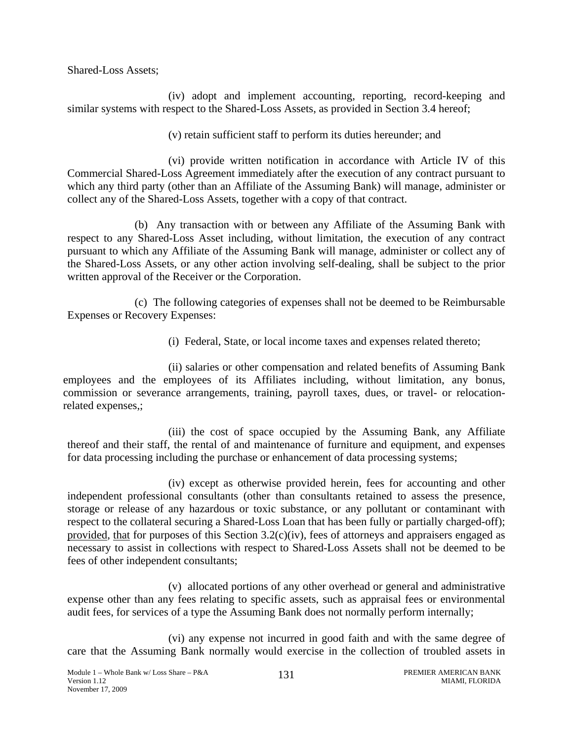Shared-Loss Assets;

(iv) adopt and implement accounting, reporting, record-keeping and similar systems with respect to the Shared-Loss Assets, as provided in Section 3.4 hereof;

(v) retain sufficient staff to perform its duties hereunder; and

(vi) provide written notification in accordance with Article IV of this Commercial Shared-Loss Agreement immediately after the execution of any contract pursuant to which any third party (other than an Affiliate of the Assuming Bank) will manage, administer or collect any of the Shared-Loss Assets, together with a copy of that contract.

(b) Any transaction with or between any Affiliate of the Assuming Bank with respect to any Shared-Loss Asset including, without limitation, the execution of any contract pursuant to which any Affiliate of the Assuming Bank will manage, administer or collect any of the Shared-Loss Assets, or any other action involving self-dealing, shall be subject to the prior written approval of the Receiver or the Corporation.

(c) The following categories of expenses shall not be deemed to be Reimbursable Expenses or Recovery Expenses:

(i) Federal, State, or local income taxes and expenses related thereto;

(ii) salaries or other compensation and related benefits of Assuming Bank employees and the employees of its Affiliates including, without limitation, any bonus, commission or severance arrangements, training, payroll taxes, dues, or travel- or relocation-related expenses,;

(iii) the cost of space occupied by the Assuming Bank, any Affiliate thereof and their staff, the rental of and maintenance of furniture and equipment, and expenses for data processing including the purchase or enhancement of data processing systems;

(iv) except as otherwise provided herein, fees for accounting and other independent professional consultants (other than consultants retained to assess the presence, storage or release of any hazardous or toxic substance, or any pollutant or contaminant with respect to the collateral securing a Shared-Loss Loan that has been fully or partially charged-off); provided, that for purposes of this Section 3.2(c)(iv), fees of attorneys and appraisers engaged as necessary to assist in collections with respect to Shared-Loss Assets shall not be deemed to be fees of other independent consultants;

(v) allocated portions of any other overhead or general and administrative expense other than any fees relating to specific assets, such as appraisal fees or environmental audit fees, for services of a type the Assuming Bank does not normally perform internally;

(vi) any expense not incurred in good faith and with the same degree of care that the Assuming Bank normally would exercise in the collection of troubled assets in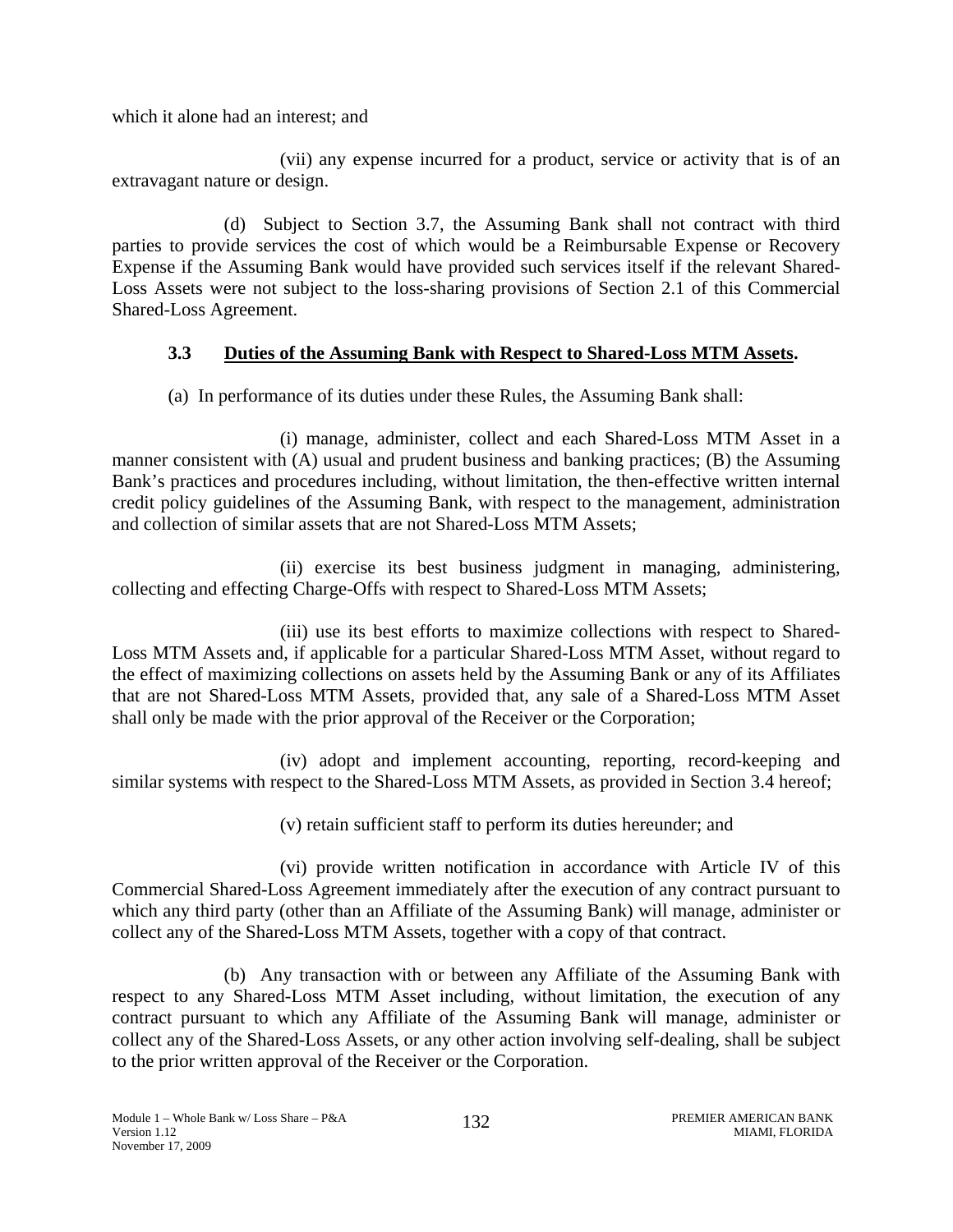which it alone had an interest; and

(vii) any expense incurred for a product, service or activity that is of an extravagant nature or design.

(d) Subject to Section 3.7, the Assuming Bank shall not contract with third parties to provide services the cost of which would be a Reimbursable Expense or Recovery Expense if the Assuming Bank would have provided such services itself if the relevant Shared-Loss Assets were not subject to the loss-sharing provisions of Section 2.1 of this Commercial Shared-Loss Agreement.

### 3.3 <u>Duties of the Assuming Bank with Respect to Shared-Loss MTM Assets</u>.

(a) In performance of its duties under these Rules, the Assuming Bank shall:

(i) manage, administer, collect and each Shared-Loss MTM Asset in a manner consistent with (A) usual and prudent business and banking practices; (B) the Assuming Bank's practices and procedures including, without limitation, the then-effective written internal credit policy guidelines of the Assuming Bank, with respect to the management, administration and collection of similar assets that are not Shared-Loss MTM Assets;

(ii) exercise its best business judgment in managing, administering, collecting and effecting Charge-Offs with respect to Shared-Loss MTM Assets;

(iii) use its best efforts to maximize collections with respect to Shared-Loss MTM Assets and, if applicable for a particular Shared-Loss MTM Asset, without regard to the effect of maximizing collections on assets held by the Assuming Bank or any of its Affiliates that are not Shared-Loss MTM Assets, provided that, any sale of a Shared-Loss MTM Asset shall only be made with the prior approval of the Receiver or the Corporation;

(iv) adopt and implement accounting, reporting, record-keeping and similar systems with respect to the Shared-Loss MTM Assets, as provided in Section 3.4 hereof;

(v) retain sufficient staff to perform its duties hereunder; and

(vi) provide written notification in accordance with Article IV of this Commercial Shared-Loss Agreement immediately after the execution of any contract pursuant to which any third party (other than an Affiliate of the Assuming Bank) will manage, administer or collect any of the Shared-Loss MTM Assets, together with a copy of that contract.

(b) Any transaction with or between any Affiliate of the Assuming Bank with respect to any Shared-Loss MTM Asset including, without limitation, the execution of any contract pursuant to which any Affiliate of the Assuming Bank will manage, administer or collect any of the Shared-Loss Assets, or any other action involving self-dealing, shall be subject to the prior written approval of the Receiver or the Corporation.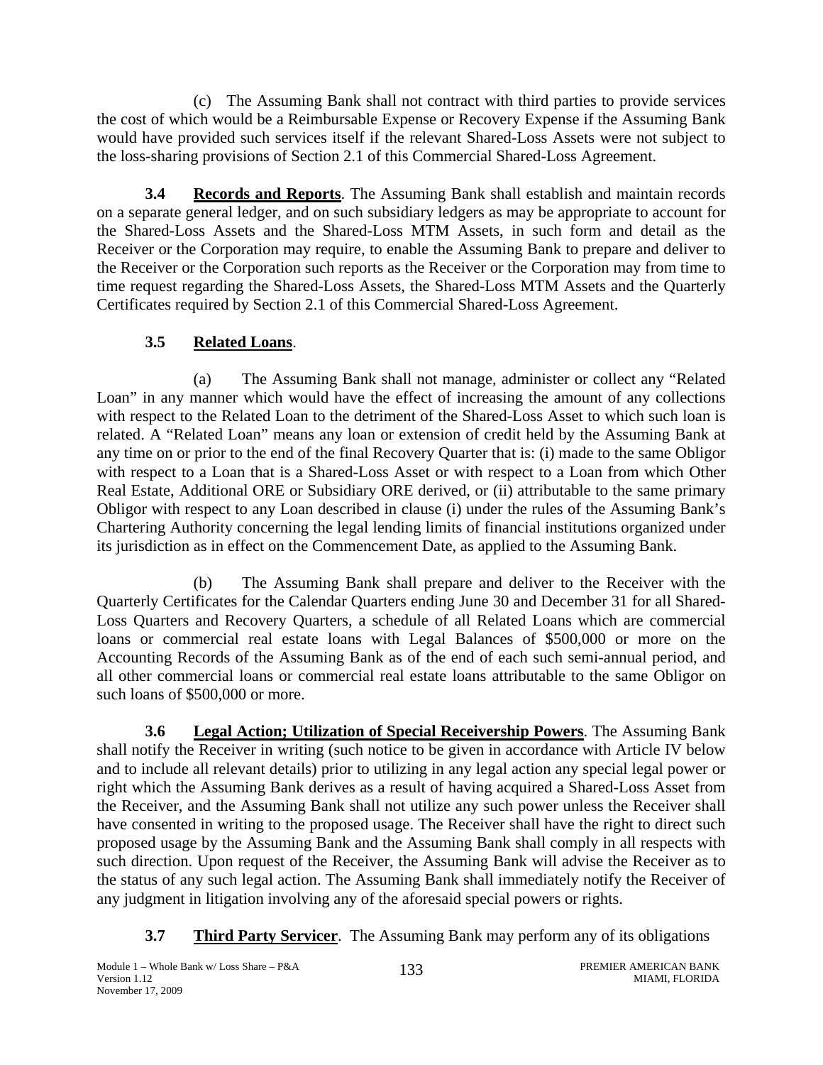(c) The Assuming Bank shall not contract with third parties to provide services the cost of which would be a Reimbursable Expense or Recovery Expense if the Assuming Bank would have provided such services itself if the relevant Shared-Loss Assets were not subject to the loss-sharing provisions of Section 2.1 of this Commercial Shared-Loss Agreement.

**3.4 Records and Reports**. The Assuming Bank shall establish and maintain records on a separate general ledger, and on such subsidiary ledgers as may be appropriate to account for the Shared-Loss Assets and the Shared-Loss MTM Assets, in such form and detail as the Receiver or the Corporation may require, to enable the Assuming Bank to prepare and deliver to the Receiver or the Corporation such reports as the Receiver or the Corporation may from time to time request regarding the Shared-Loss Assets, the Shared-Loss MTM Assets and the Quarterly Certificates required by Section 2.1 of this Commercial Shared-Loss Agreement.

**3.5 Related Loans**.

(a) The Assuming Bank shall not manage, administer or collect any "Related Loan" in any manner which would have the effect of increasing the amount of any collections with respect to the Related Loan to the detriment of the Shared-Loss Asset to which such loan is related. A "Related Loan" means any loan or extension of credit held by the Assuming Bank at any time on or prior to the end of the final Recovery Quarter that is: (i) made to the same Obligor with respect to a Loan that is a Shared-Loss Asset or with respect to a Loan from which Other Real Estate, Additional ORE or Subsidiary ORE derived, or (ii) attributable to the same primary Obligor with respect to any Loan described in clause (i) under the rules of the Assuming Bank's Chartering Authority concerning the legal lending limits of financial institutions organized under its jurisdiction as in effect on the Commencement Date, as applied to the Assuming Bank.

(b) The Assuming Bank shall prepare and deliver to the Receiver with the Quarterly Certificates for the Calendar Quarters ending June 30 and December 31 for all Shared-Loss Quarters and Recovery Quarters, a schedule of all Related Loans which are commercial loans or commercial real estate loans with Legal Balances of $500,000 or more on the Accounting Records of the Assuming Bank as of the end of each such semi-annual period, and all other commercial loans or commercial real estate loans attributable to the same Obligor on such loans of $500,000 or more.

**3.6 Legal Action; Utilization of Special Receivership Powers**. The Assuming Bank shall notify the Receiver in writing (such notice to be given in accordance with Article IV below and to include all relevant details) prior to utilizing in any legal action any special legal power or right which the Assuming Bank derives as a result of having acquired a Shared-Loss Asset from the Receiver, and the Assuming Bank shall not utilize any such power unless the Receiver shall have consented in writing to the proposed usage. The Receiver shall have the right to direct such proposed usage by the Assuming Bank and the Assuming Bank shall comply in all respects with such direction. Upon request of the Receiver, the Assuming Bank will advise the Receiver as to the status of any such legal action. The Assuming Bank shall immediately notify the Receiver of any judgment in litigation involving any of the aforesaid special powers or rights.

**3.7 Third Party Servicer**. The Assuming Bank may perform any of its obligations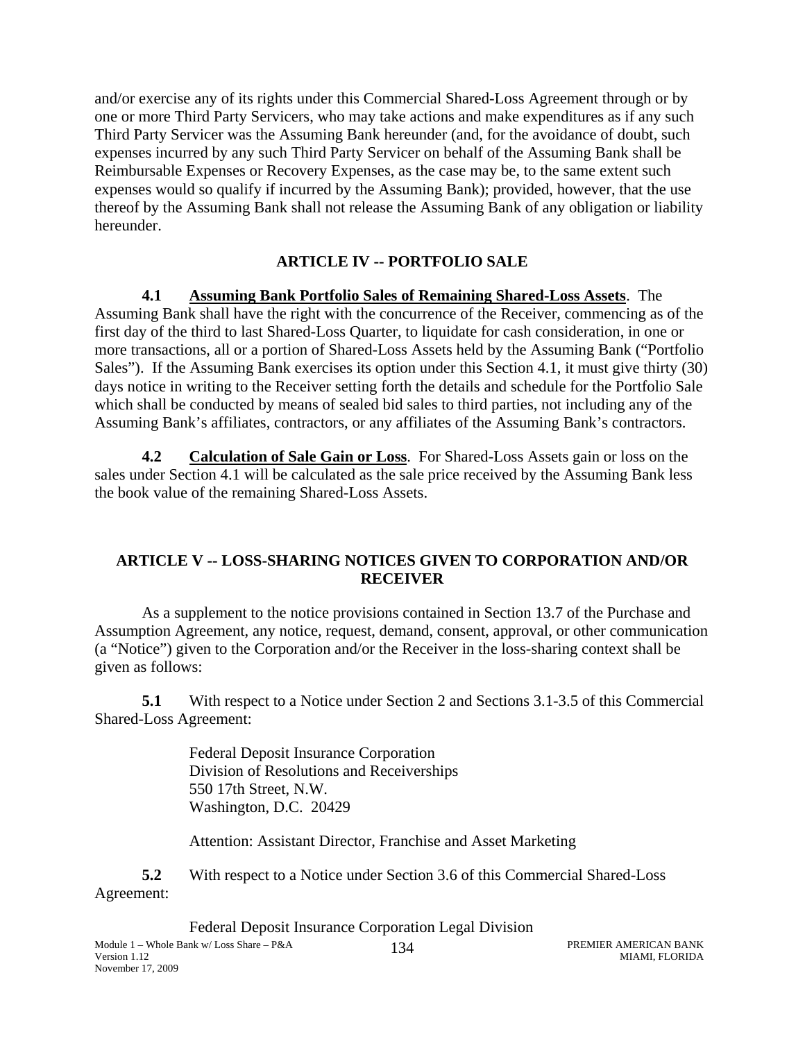and/or exercise any of its rights under this Commercial Shared-Loss Agreement through or by one or more Third Party Servicers, who may take actions and make expenditures as if any such Third Party Servicer was the Assuming Bank hereunder (and, for the avoidance of doubt, such expenses incurred by any such Third Party Servicer on behalf of the Assuming Bank shall be Reimbursable Expenses or Recovery Expenses, as the case may be, to the same extent such expenses would so qualify if incurred by the Assuming Bank); provided, however, that the use thereof by the Assuming Bank shall not release the Assuming Bank of any obligation or liability hereunder.

## ARTICLE IV -- PORTFOLIO SALE

**4.1 Assuming Bank Portfolio Sales of Remaining Shared-Loss Assets**. The Assuming Bank shall have the right with the concurrence of the Receiver, commencing as of the first day of the third to last Shared-Loss Quarter, to liquidate for cash consideration, in one or more transactions, all or a portion of Shared-Loss Assets held by the Assuming Bank ("Portfolio Sales"). If the Assuming Bank exercises its option under this Section 4.1, it must give thirty (30) days notice in writing to the Receiver setting forth the details and schedule for the Portfolio Sale which shall be conducted by means of sealed bid sales to third parties, not including any of the Assuming Bank's affiliates, contractors, or any affiliates of the Assuming Bank's contractors.

**4.2 Calculation of Sale Gain or Loss**. For Shared-Loss Assets gain or loss on the sales under Section 4.1 will be calculated as the sale price received by the Assuming Bank less the book value of the remaining Shared-Loss Assets.

## ARTICLE V -- LOSS-SHARING NOTICES GIVEN TO CORPORATION AND/OR RECEIVER

As a supplement to the notice provisions contained in Section 13.7 of the Purchase and Assumption Agreement, any notice, request, demand, consent, approval, or other communication (a "Notice") given to the Corporation and/or the Receiver in the loss-sharing context shall be given as follows:

**5.1** With respect to a Notice under Section 2 and Sections 3.1-3.5 of this Commercial Shared-Loss Agreement:

Federal Deposit Insurance Corporation
Division of Resolutions and Receiverships
550 17th Street, N.W.
Washington, D.C. 20429

Attention: Assistant Director, Franchise and Asset Marketing

**5.2** With respect to a Notice under Section 3.6 of this Commercial Shared-Loss Agreement:

Federal Deposit Insurance Corporation Legal Division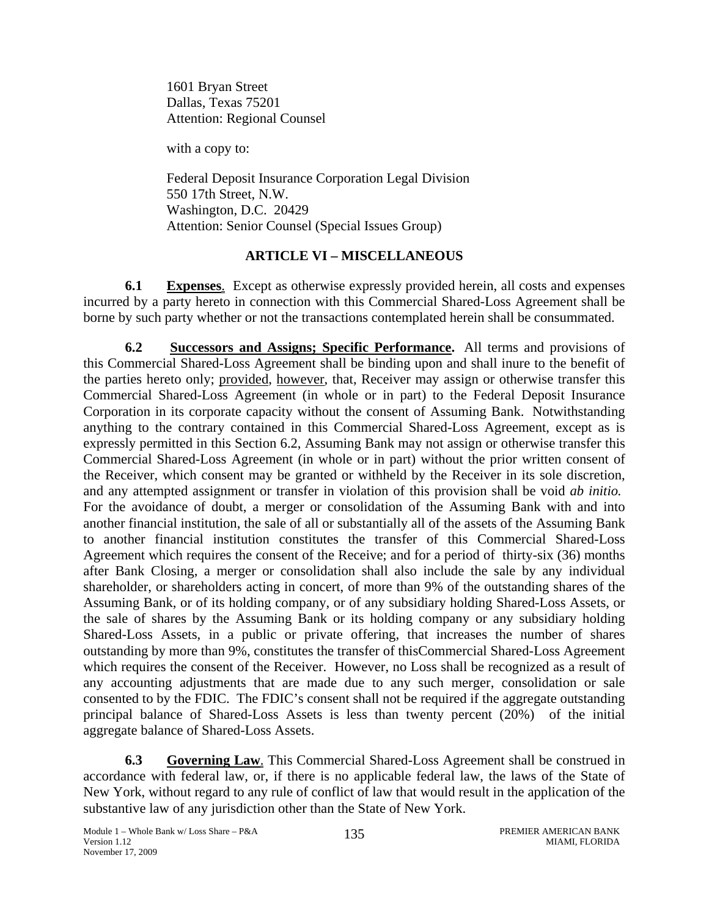1601 Bryan Street
Dallas, Texas 75201
Attention: Regional Counsel

with a copy to:

Federal Deposit Insurance Corporation Legal Division
550 17th Street, N.W.
Washington, D.C. 20429
Attention: Senior Counsel (Special Issues Group)

## ARTICLE VI – MISCELLANEOUS

**6.1 Expenses**. Except as otherwise expressly provided herein, all costs and expenses incurred by a party hereto in connection with this Commercial Shared-Loss Agreement shall be borne by such party whether or not the transactions contemplated herein shall be consummated.

**6.2 Successors and Assigns; Specific Performance.** All terms and provisions of this Commercial Shared-Loss Agreement shall be binding upon and shall inure to the benefit of the parties hereto only; provided, however, that, Receiver may assign or otherwise transfer this Commercial Shared-Loss Agreement (in whole or in part) to the Federal Deposit Insurance Corporation in its corporate capacity without the consent of Assuming Bank. Notwithstanding anything to the contrary contained in this Commercial Shared-Loss Agreement, except as is expressly permitted in this Section 6.2, Assuming Bank may not assign or otherwise transfer this Commercial Shared-Loss Agreement (in whole or in part) without the prior written consent of the Receiver, which consent may be granted or withheld by the Receiver in its sole discretion, and any attempted assignment or transfer in violation of this provision shall be void *ab initio.* For the avoidance of doubt, a merger or consolidation of the Assuming Bank with and into another financial institution, the sale of all or substantially all of the assets of the Assuming Bank to another financial institution constitutes the transfer of this Commercial Shared-Loss Agreement which requires the consent of the Receive; and for a period of thirty-six (36) months after Bank Closing, a merger or consolidation shall also include the sale by any individual shareholder, or shareholders acting in concert, of more than 9% of the outstanding shares of the Assuming Bank, or of its holding company, or of any subsidiary holding Shared-Loss Assets, or the sale of shares by the Assuming Bank or its holding company or any subsidiary holding Shared-Loss Assets, in a public or private offering, that increases the number of shares outstanding by more than 9%, constitutes the transfer of thisCommercial Shared-Loss Agreement which requires the consent of the Receiver. However, no Loss shall be recognized as a result of any accounting adjustments that are made due to any such merger, consolidation or sale consented to by the FDIC. The FDIC's consent shall not be required if the aggregate outstanding principal balance of Shared-Loss Assets is less than twenty percent (20%) of the initial aggregate balance of Shared-Loss Assets.

**6.3 Governing Law**. This Commercial Shared-Loss Agreement shall be construed in accordance with federal law, or, if there is no applicable federal law, the laws of the State of New York, without regard to any rule of conflict of law that would result in the application of the substantive law of any jurisdiction other than the State of New York.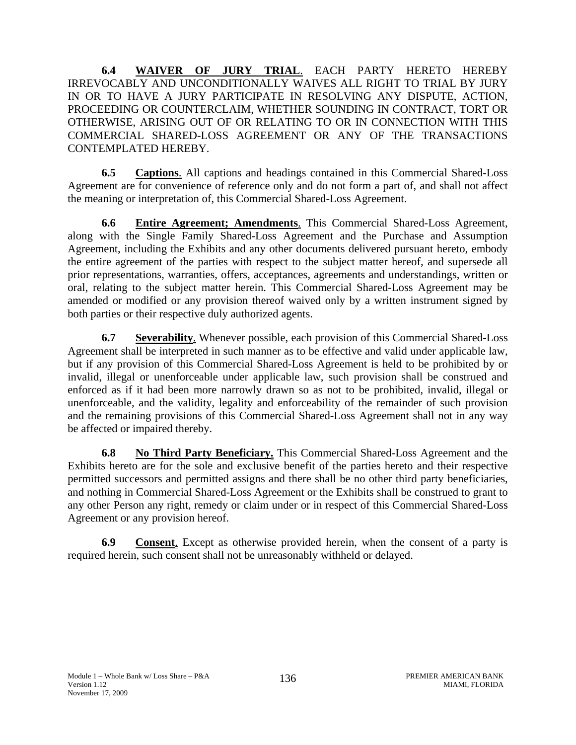**6.4 WAIVER OF JURY TRIAL**. EACH PARTY HERETO HEREBY IRREVOCABLY AND UNCONDITIONALLY WAIVES ALL RIGHT TO TRIAL BY JURY IN OR TO HAVE A JURY PARTICIPATE IN RESOLVING ANY DISPUTE, ACTION, PROCEEDING OR COUNTERCLAIM, WHETHER SOUNDING IN CONTRACT, TORT OR OTHERWISE, ARISING OUT OF OR RELATING TO OR IN CONNECTION WITH THIS COMMERCIAL SHARED-LOSS AGREEMENT OR ANY OF THE TRANSACTIONS CONTEMPLATED HEREBY.

**6.5 Captions**. All captions and headings contained in this Commercial Shared-Loss Agreement are for convenience of reference only and do not form a part of, and shall not affect the meaning or interpretation of, this Commercial Shared-Loss Agreement.

**6.6 Entire Agreement; Amendments**. This Commercial Shared-Loss Agreement, along with the Single Family Shared-Loss Agreement and the Purchase and Assumption Agreement, including the Exhibits and any other documents delivered pursuant hereto, embody the entire agreement of the parties with respect to the subject matter hereof, and supersede all prior representations, warranties, offers, acceptances, agreements and understandings, written or oral, relating to the subject matter herein. This Commercial Shared-Loss Agreement may be amended or modified or any provision thereof waived only by a written instrument signed by both parties or their respective duly authorized agents.

**6.7 Severability**. Whenever possible, each provision of this Commercial Shared-Loss Agreement shall be interpreted in such manner as to be effective and valid under applicable law, but if any provision of this Commercial Shared-Loss Agreement is held to be prohibited by or invalid, illegal or unenforceable under applicable law, such provision shall be construed and enforced as if it had been more narrowly drawn so as not to be prohibited, invalid, illegal or unenforceable, and the validity, legality and enforceability of the remainder of such provision and the remaining provisions of this Commercial Shared-Loss Agreement shall not in any way be affected or impaired thereby.

**6.8 No Third Party Beneficiary.** This Commercial Shared-Loss Agreement and the Exhibits hereto are for the sole and exclusive benefit of the parties hereto and their respective permitted successors and permitted assigns and there shall be no other third party beneficiaries, and nothing in Commercial Shared-Loss Agreement or the Exhibits shall be construed to grant to any other Person any right, remedy or claim under or in respect of this Commercial Shared-Loss Agreement or any provision hereof.

**6.9 Consent**. Except as otherwise provided herein, when the consent of a party is required herein, such consent shall not be unreasonably withheld or delayed.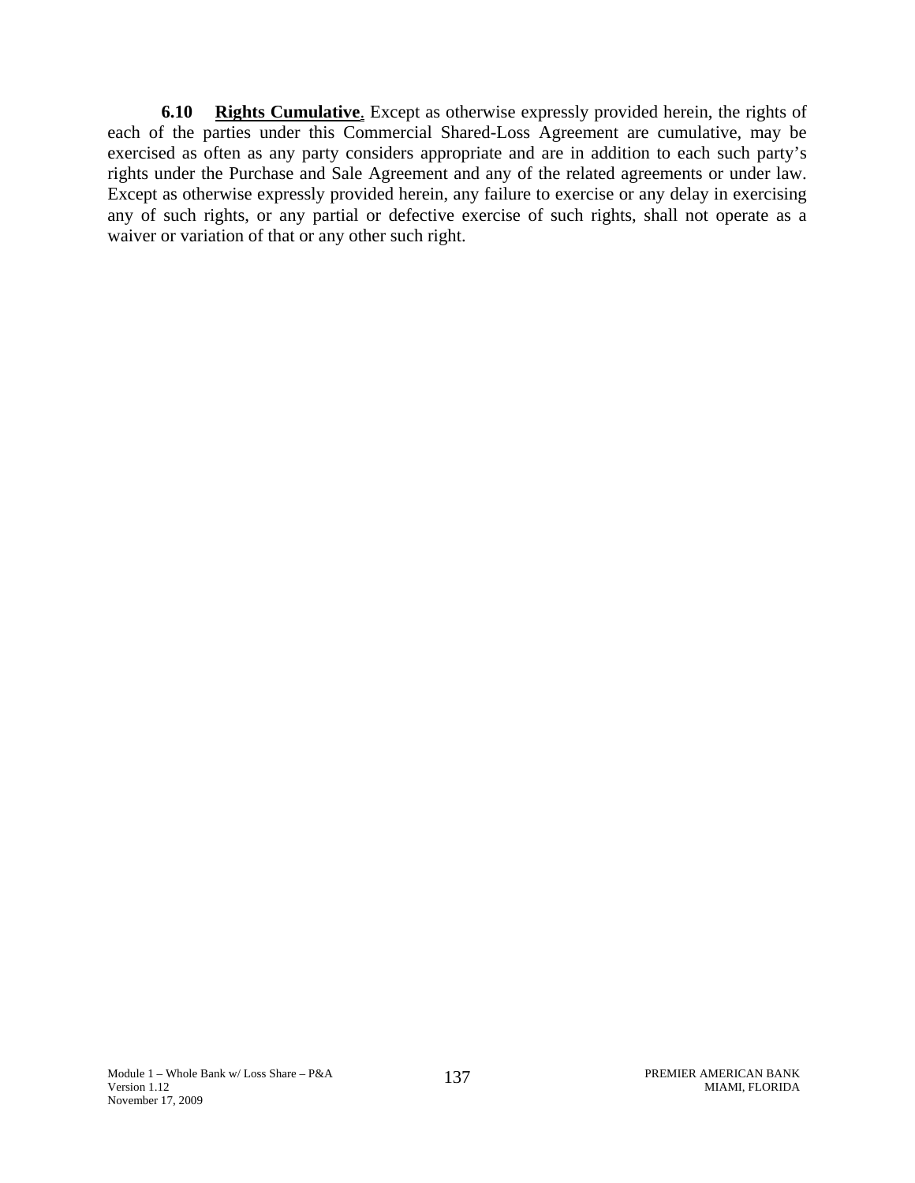**6.10 Rights Cumulative**. Except as otherwise expressly provided herein, the rights of each of the parties under this Commercial Shared-Loss Agreement are cumulative, may be exercised as often as any party considers appropriate and are in addition to each such party's rights under the Purchase and Sale Agreement and any of the related agreements or under law. Except as otherwise expressly provided herein, any failure to exercise or any delay in exercising any of such rights, or any partial or defective exercise of such rights, shall not operate as a waiver or variation of that or any other such right.